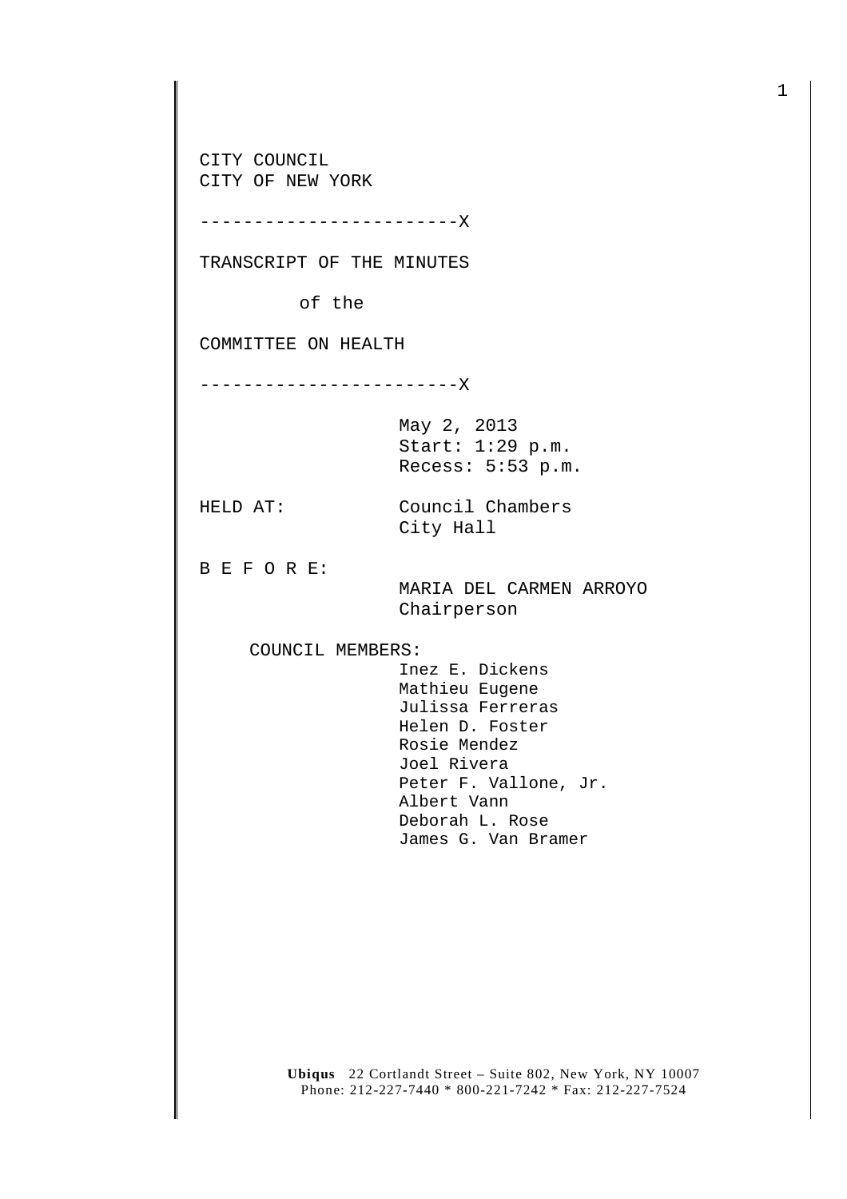CITY COUNCIL
CITY OF NEW YORK

------------------------X

TRANSCRIPT OF THE MINUTES

of the

COMMITTEE ON HEALTH

------------------------X

May 2, 2013
Start: 1:29 p.m.
Recess: 5:53 p.m.

HELD AT: Council Chambers
City Hall

B E F O R E:

MARIA DEL CARMEN ARROYO
Chairperson

COUNCIL MEMBERS:

Inez E. Dickens
Mathieu Eugene
Julissa Ferreras
Helen D. Foster
Rosie Mendez
Joel Rivera
Peter F. Vallone, Jr.
Albert Vann
Deborah L. Rose
James G. Van Bramer

**Ubiqus** 22 Cortlandt Street – Suite 802, New York, NY 10007
Phone: 212-227-7440 * 800-221-7242 * Fax: 212-227-7524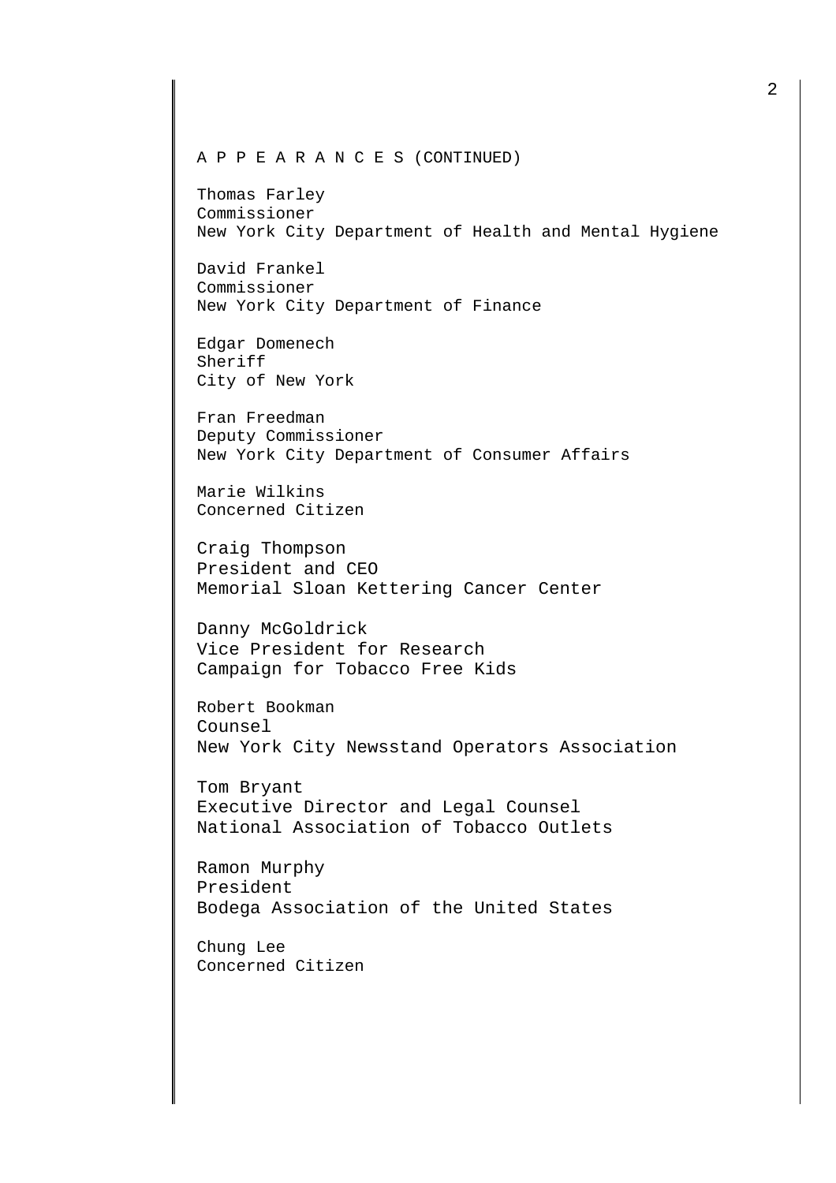A P P E A R A N C E S (CONTINUED)

Thomas Farley
Commissioner
New York City Department of Health and Mental Hygiene

David Frankel
Commissioner
New York City Department of Finance

Edgar Domenech
Sheriff
City of New York

Fran Freedman
Deputy Commissioner
New York City Department of Consumer Affairs

Marie Wilkins
Concerned Citizen

Craig Thompson
President and CEO
Memorial Sloan Kettering Cancer Center

Danny McGoldrick
Vice President for Research
Campaign for Tobacco Free Kids

Robert Bookman
Counsel
New York City Newsstand Operators Association

Tom Bryant
Executive Director and Legal Counsel
National Association of Tobacco Outlets

Ramon Murphy
President
Bodega Association of the United States

Chung Lee
Concerned Citizen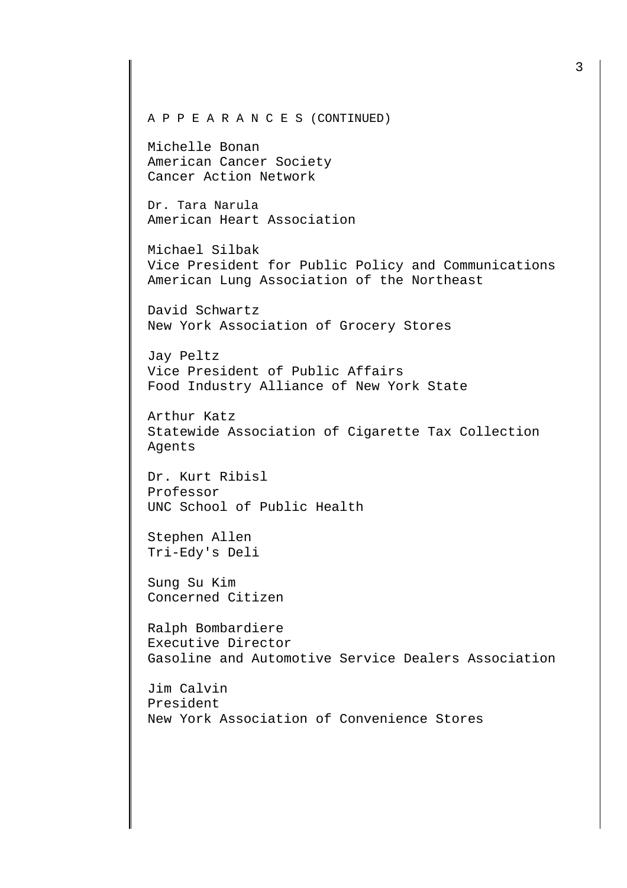A P P E A R A N C E S (CONTINUED)

Michelle Bonan
American Cancer Society
Cancer Action Network

Dr. Tara Narula
American Heart Association

Michael Silbak
Vice President for Public Policy and Communications
American Lung Association of the Northeast

David Schwartz
New York Association of Grocery Stores

Jay Peltz
Vice President of Public Affairs
Food Industry Alliance of New York State

Arthur Katz
Statewide Association of Cigarette Tax Collection Agents

Dr. Kurt Ribisl
Professor
UNC School of Public Health

Stephen Allen
Tri-Edy's Deli

Sung Su Kim
Concerned Citizen

Ralph Bombardiere
Executive Director
Gasoline and Automotive Service Dealers Association

Jim Calvin
President
New York Association of Convenience Stores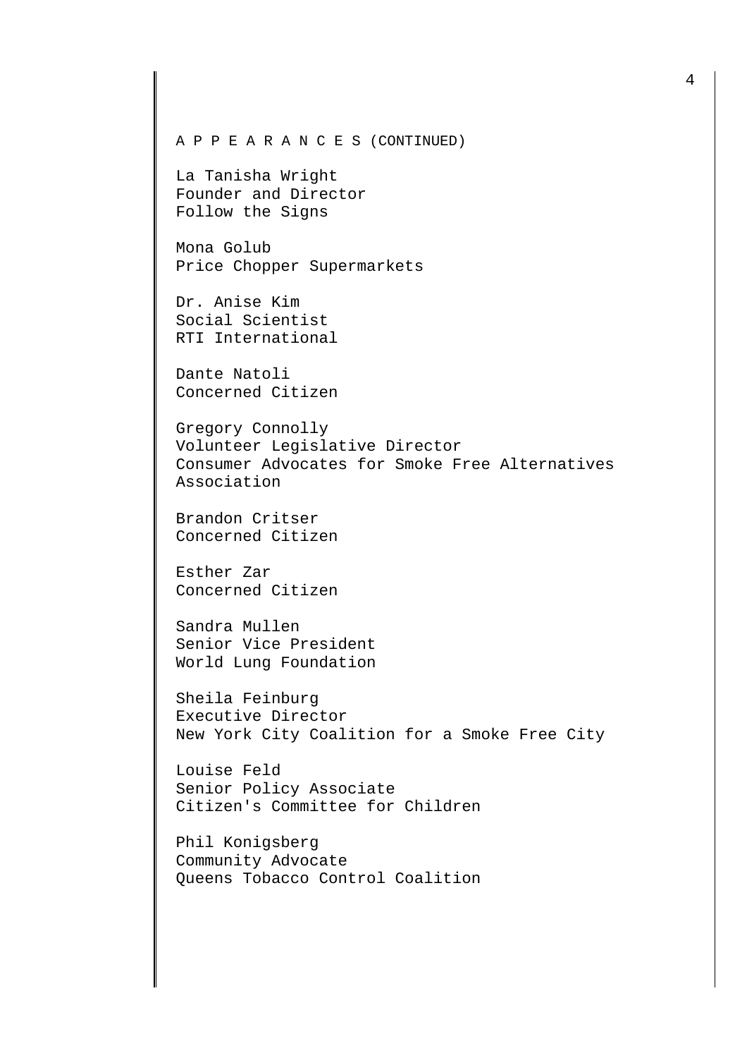A P P E A R A N C E S (CONTINUED)

La Tanisha Wright
Founder and Director
Follow the Signs

Mona Golub
Price Chopper Supermarkets

Dr. Anise Kim
Social Scientist
RTI International

Dante Natoli
Concerned Citizen

Gregory Connolly
Volunteer Legislative Director
Consumer Advocates for Smoke Free Alternatives Association

Brandon Critser
Concerned Citizen

Esther Zar
Concerned Citizen

Sandra Mullen
Senior Vice President
World Lung Foundation

Sheila Feinburg
Executive Director
New York City Coalition for a Smoke Free City

Louise Feld
Senior Policy Associate
Citizen's Committee for Children

Phil Konigsberg
Community Advocate
Queens Tobacco Control Coalition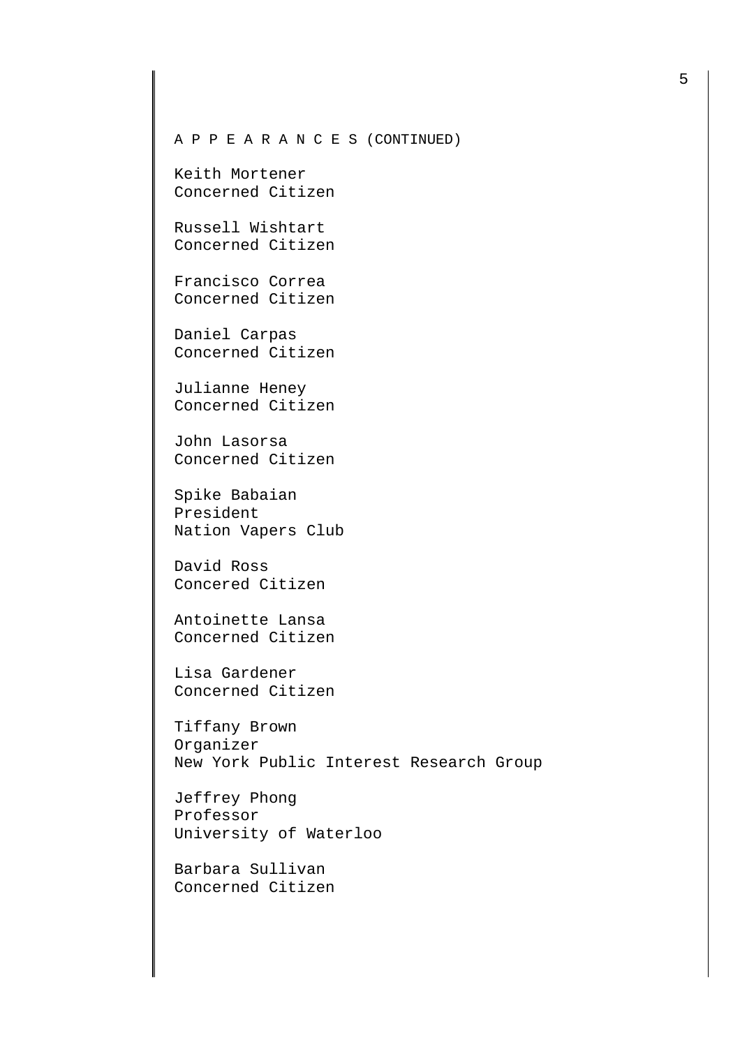A P P E A R A N C E S (CONTINUED)

Keith Mortener
Concerned Citizen

Russell Wishtart
Concerned Citizen

Francisco Correa
Concerned Citizen

Daniel Carpas
Concerned Citizen

Julianne Heney
Concerned Citizen

John Lasorsa
Concerned Citizen

Spike Babaian
President
Nation Vapers Club

David Ross
Concered Citizen

Antoinette Lansa
Concerned Citizen

Lisa Gardener
Concerned Citizen

Tiffany Brown
Organizer
New York Public Interest Research Group

Jeffrey Phong
Professor
University of Waterloo

Barbara Sullivan
Concerned Citizen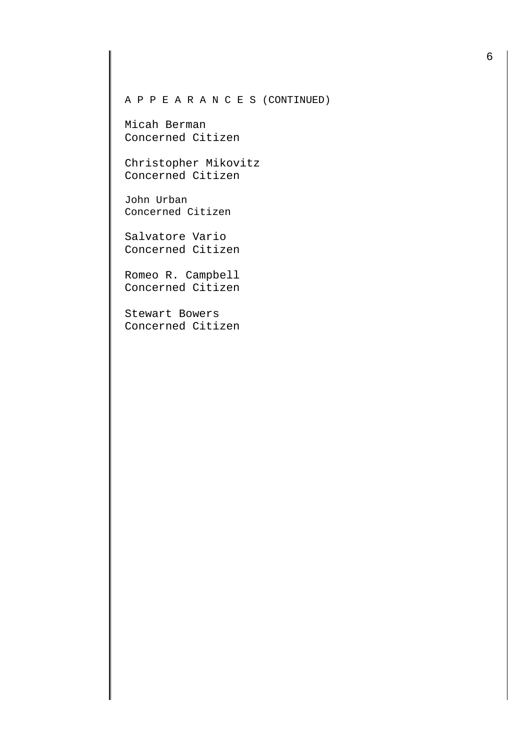A P P E A R A N C E S (CONTINUED)

Micah Berman
Concerned Citizen

Christopher Mikovitz
Concerned Citizen

John Urban
Concerned Citizen

Salvatore Vario
Concerned Citizen

Romeo R. Campbell
Concerned Citizen

Stewart Bowers
Concerned Citizen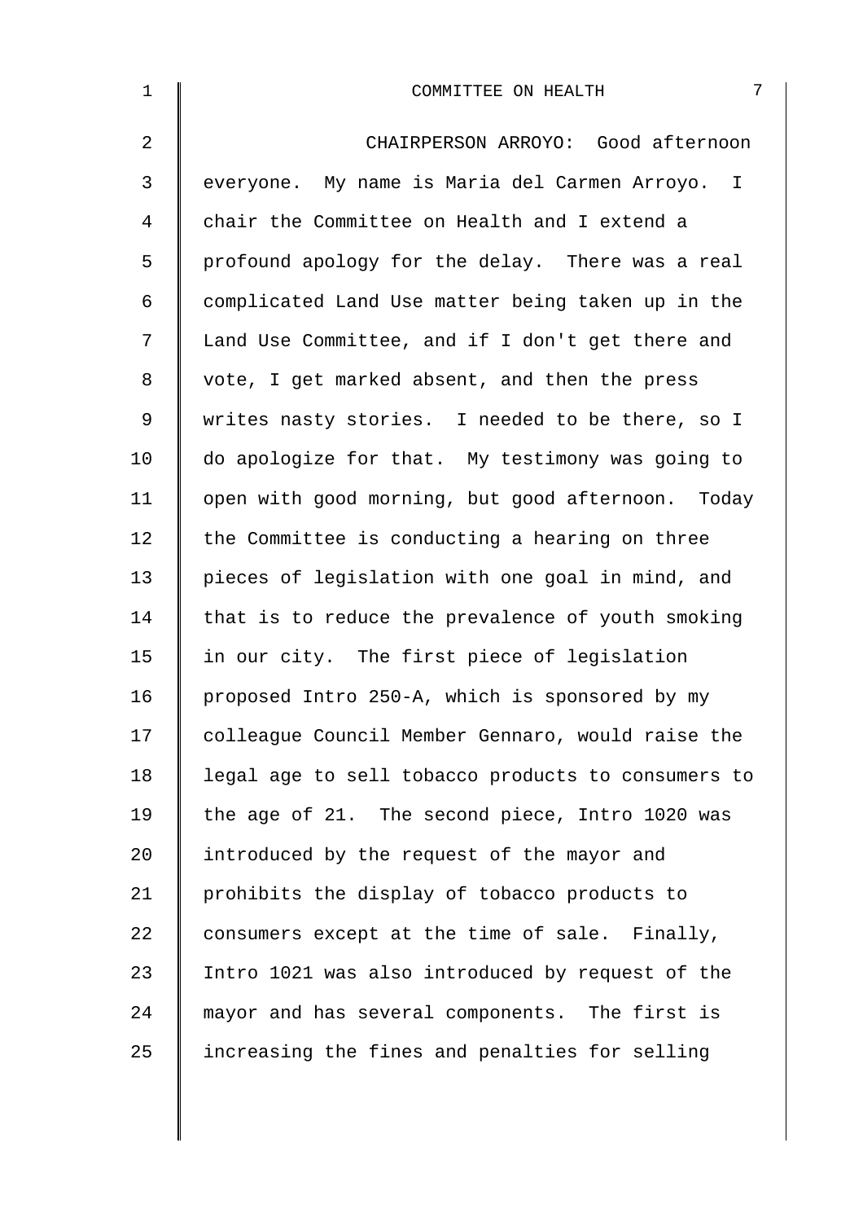CHAIRPERSON ARROYO: Good afternoon everyone. My name is Maria del Carmen Arroyo. I chair the Committee on Health and I extend a profound apology for the delay. There was a real complicated Land Use matter being taken up in the Land Use Committee, and if I don't get there and vote, I get marked absent, and then the press writes nasty stories. I needed to be there, so I do apologize for that. My testimony was going to open with good morning, but good afternoon. Today the Committee is conducting a hearing on three pieces of legislation with one goal in mind, and that is to reduce the prevalence of youth smoking in our city. The first piece of legislation proposed Intro 250-A, which is sponsored by my colleague Council Member Gennaro, would raise the legal age to sell tobacco products to consumers to the age of 21. The second piece, Intro 1020 was introduced by the request of the mayor and prohibits the display of tobacco products to consumers except at the time of sale. Finally, Intro 1021 was also introduced by request of the mayor and has several components. The first is increasing the fines and penalties for selling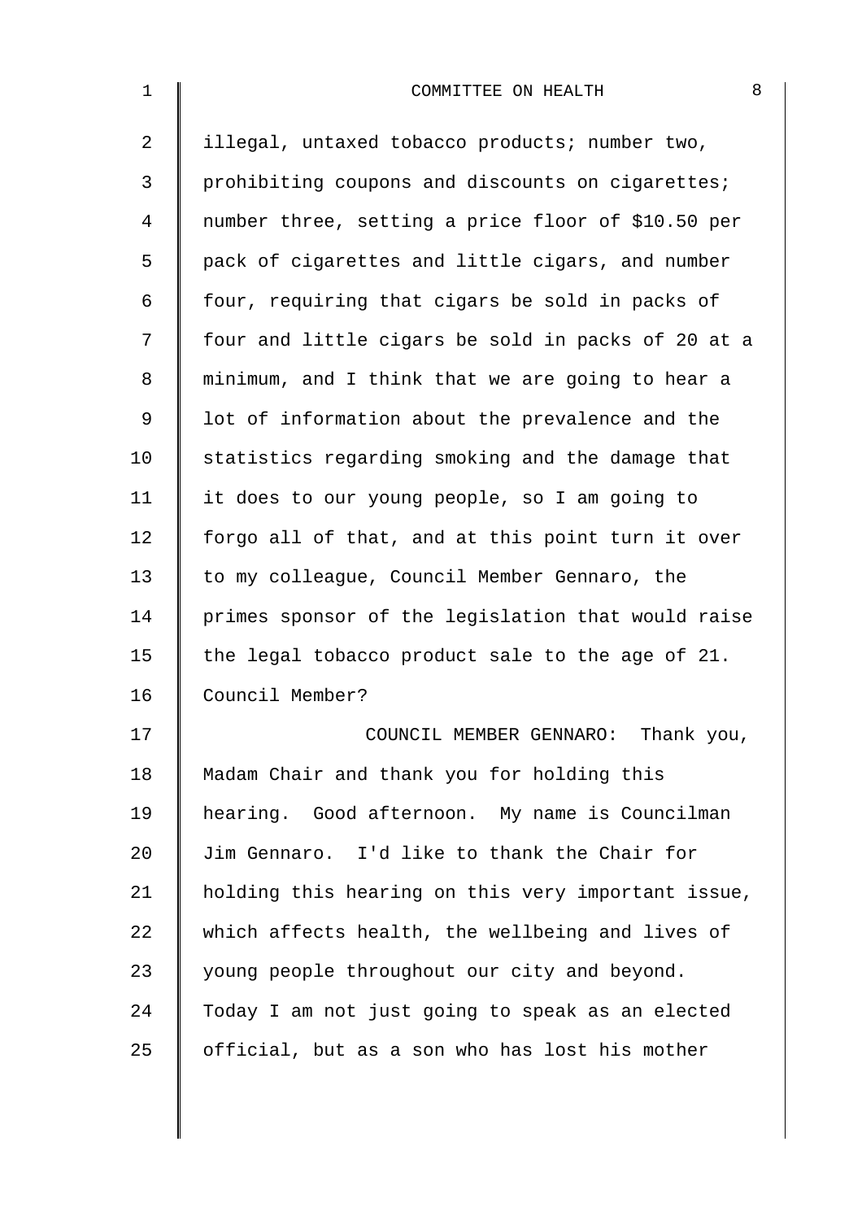illegal, untaxed tobacco products; number two, prohibiting coupons and discounts on cigarettes; number three, setting a price floor of $10.50 per pack of cigarettes and little cigars, and number four, requiring that cigars be sold in packs of four and little cigars be sold in packs of 20 at a minimum, and I think that we are going to hear a lot of information about the prevalence and the statistics regarding smoking and the damage that it does to our young people, so I am going to forgo all of that, and at this point turn it over to my colleague, Council Member Gennaro, the primes sponsor of the legislation that would raise the legal tobacco product sale to the age of 21. Council Member?

COUNCIL MEMBER GENNARO: Thank you, Madam Chair and thank you for holding this hearing. Good afternoon. My name is Councilman Jim Gennaro. I'd like to thank the Chair for holding this hearing on this very important issue, which affects health, the wellbeing and lives of young people throughout our city and beyond. Today I am not just going to speak as an elected official, but as a son who has lost his mother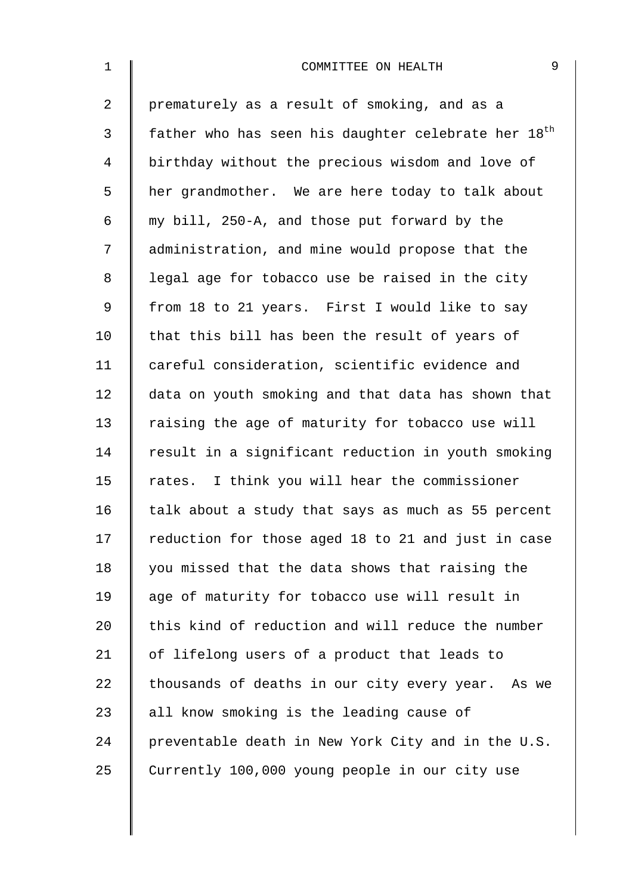prematurely as a result of smoking, and as a father who has seen his daughter celebrate her 18th birthday without the precious wisdom and love of her grandmother. We are here today to talk about my bill, 250-A, and those put forward by the administration, and mine would propose that the legal age for tobacco use be raised in the city from 18 to 21 years. First I would like to say that this bill has been the result of years of careful consideration, scientific evidence and data on youth smoking and that data has shown that raising the age of maturity for tobacco use will result in a significant reduction in youth smoking rates. I think you will hear the commissioner talk about a study that says as much as 55 percent reduction for those aged 18 to 21 and just in case you missed that the data shows that raising the age of maturity for tobacco use will result in this kind of reduction and will reduce the number of lifelong users of a product that leads to thousands of deaths in our city every year. As we all know smoking is the leading cause of preventable death in New York City and in the U.S. Currently 100,000 young people in our city use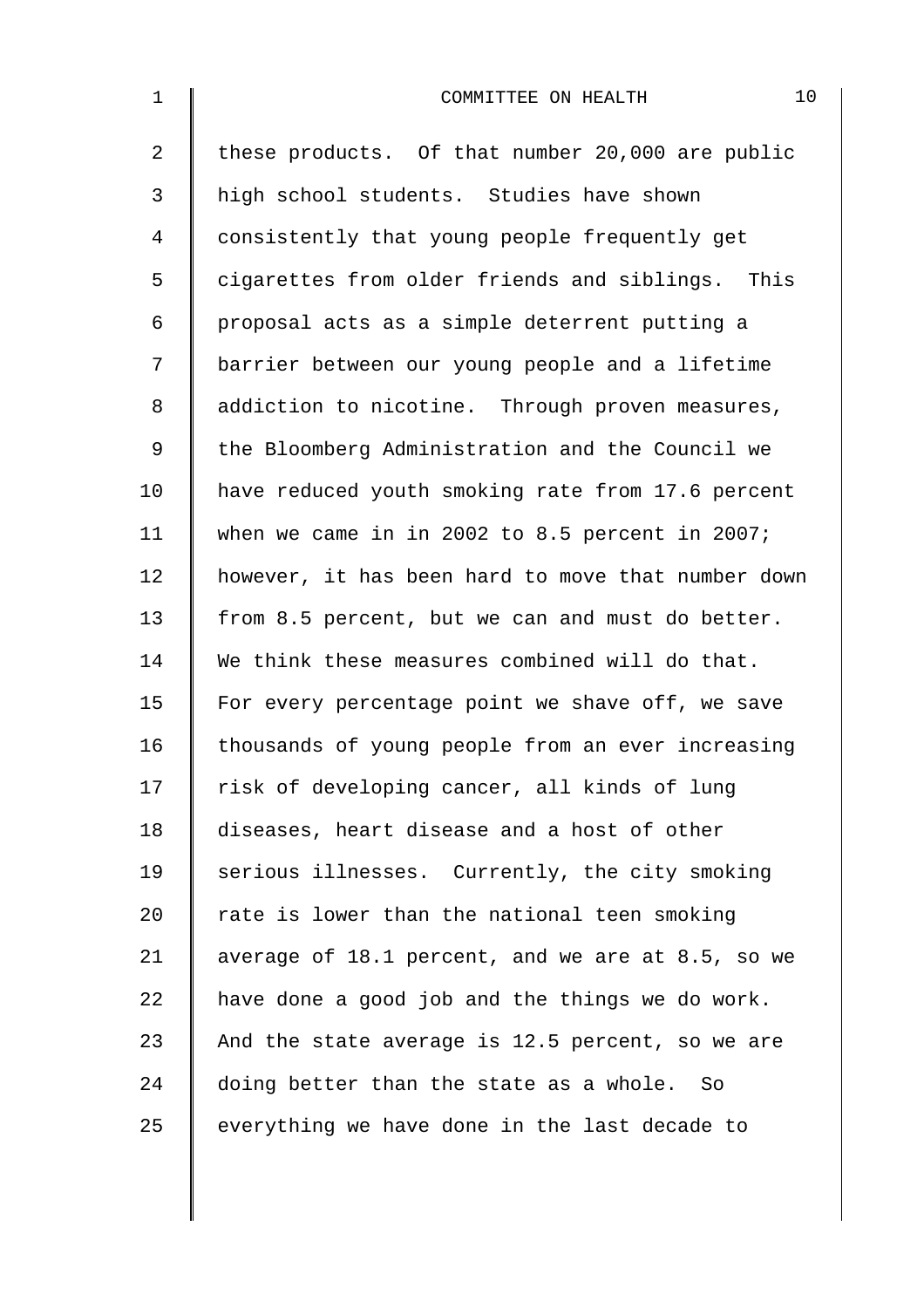these products. Of that number 20,000 are public high school students. Studies have shown consistently that young people frequently get cigarettes from older friends and siblings. This proposal acts as a simple deterrent putting a barrier between our young people and a lifetime addiction to nicotine. Through proven measures, the Bloomberg Administration and the Council we have reduced youth smoking rate from 17.6 percent when we came in in 2002 to 8.5 percent in 2007; however, it has been hard to move that number down from 8.5 percent, but we can and must do better. We think these measures combined will do that. For every percentage point we shave off, we save thousands of young people from an ever increasing risk of developing cancer, all kinds of lung diseases, heart disease and a host of other serious illnesses. Currently, the city smoking rate is lower than the national teen smoking average of 18.1 percent, and we are at 8.5, so we have done a good job and the things we do work. And the state average is 12.5 percent, so we are doing better than the state as a whole. So everything we have done in the last decade to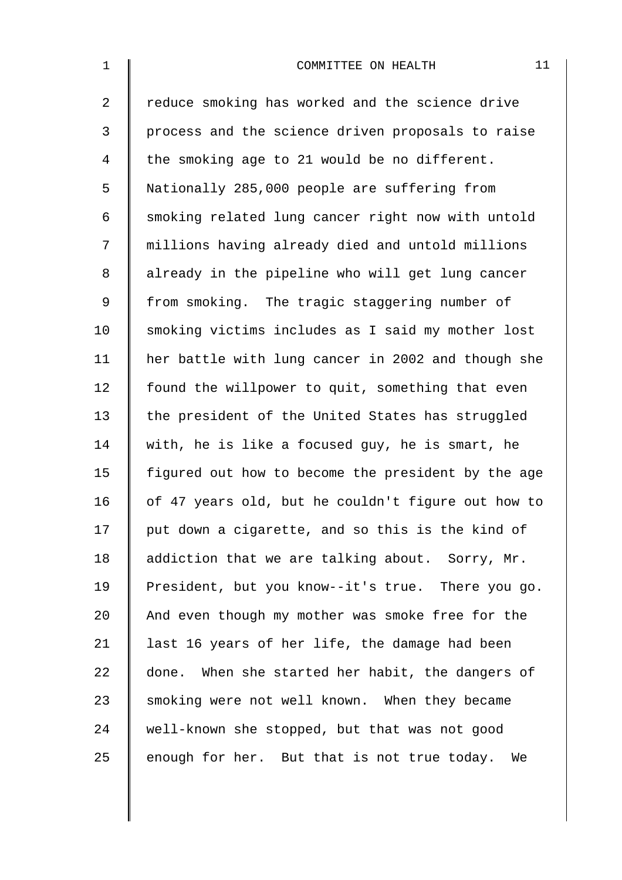reduce smoking has worked and the science drive process and the science driven proposals to raise the smoking age to 21 would be no different. Nationally 285,000 people are suffering from smoking related lung cancer right now with untold millions having already died and untold millions already in the pipeline who will get lung cancer from smoking. The tragic staggering number of smoking victims includes as I said my mother lost her battle with lung cancer in 2002 and though she found the willpower to quit, something that even the president of the United States has struggled with, he is like a focused guy, he is smart, he figured out how to become the president by the age of 47 years old, but he couldn't figure out how to put down a cigarette, and so this is the kind of addiction that we are talking about. Sorry, Mr. President, but you know--it's true. There you go. And even though my mother was smoke free for the last 16 years of her life, the damage had been done. When she started her habit, the dangers of smoking were not well known. When they became well-known she stopped, but that was not good enough for her. But that is not true today. We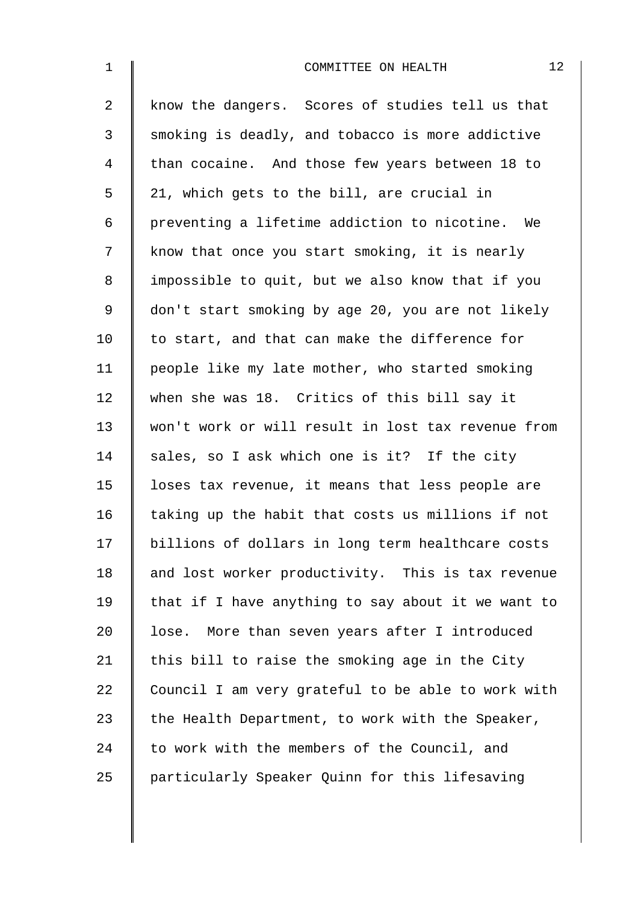know the dangers. Scores of studies tell us that smoking is deadly, and tobacco is more addictive than cocaine. And those few years between 18 to 21, which gets to the bill, are crucial in preventing a lifetime addiction to nicotine. We know that once you start smoking, it is nearly impossible to quit, but we also know that if you don't start smoking by age 20, you are not likely to start, and that can make the difference for people like my late mother, who started smoking when she was 18. Critics of this bill say it won't work or will result in lost tax revenue from sales, so I ask which one is it? If the city loses tax revenue, it means that less people are taking up the habit that costs us millions if not billions of dollars in long term healthcare costs and lost worker productivity. This is tax revenue that if I have anything to say about it we want to lose. More than seven years after I introduced this bill to raise the smoking age in the City Council I am very grateful to be able to work with the Health Department, to work with the Speaker, to work with the members of the Council, and particularly Speaker Quinn for this lifesaving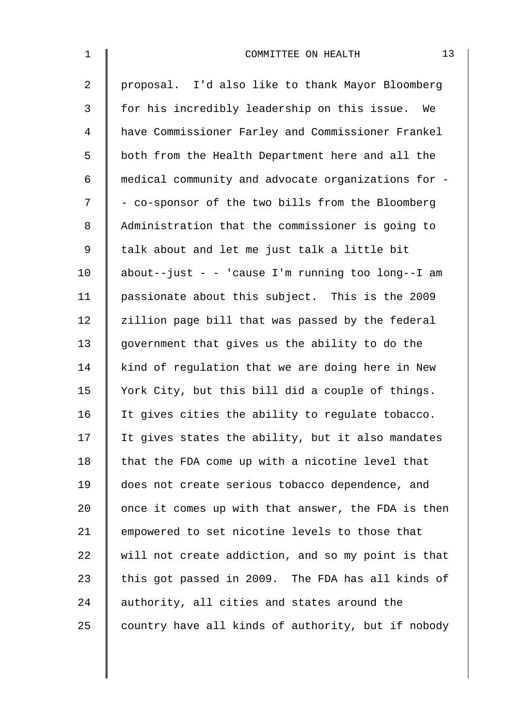proposal. I'd also like to thank Mayor Bloomberg for his incredibly leadership on this issue. We have Commissioner Farley and Commissioner Frankel both from the Health Department here and all the medical community and advocate organizations for - - co-sponsor of the two bills from the Bloomberg Administration that the commissioner is going to talk about and let me just talk a little bit about--just - - 'cause I'm running too long--I am passionate about this subject. This is the 2009 zillion page bill that was passed by the federal government that gives us the ability to do the kind of regulation that we are doing here in New York City, but this bill did a couple of things. It gives cities the ability to regulate tobacco. It gives states the ability, but it also mandates that the FDA come up with a nicotine level that does not create serious tobacco dependence, and once it comes up with that answer, the FDA is then empowered to set nicotine levels to those that will not create addiction, and so my point is that this got passed in 2009. The FDA has all kinds of authority, all cities and states around the country have all kinds of authority, but if nobody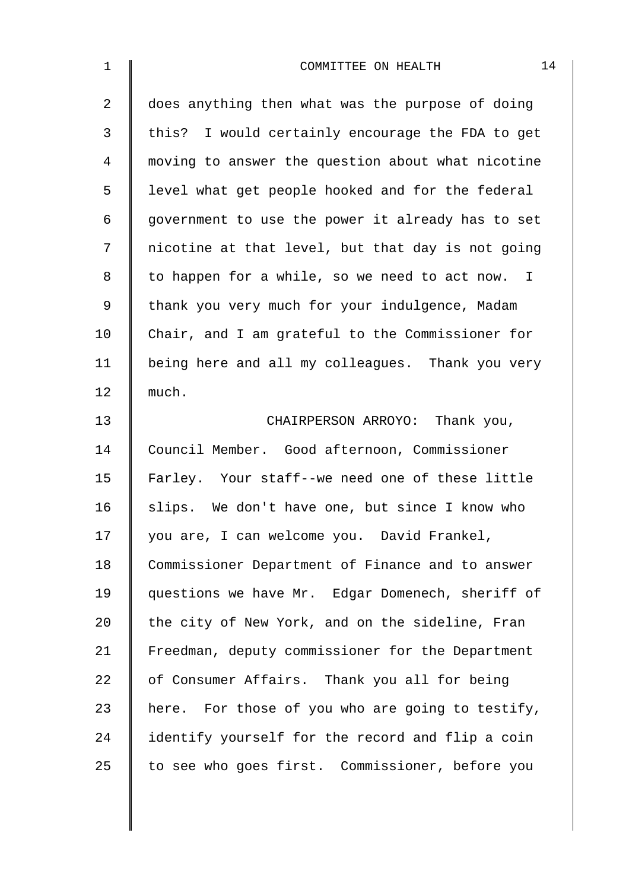does anything then what was the purpose of doing this? I would certainly encourage the FDA to get moving to answer the question about what nicotine level what get people hooked and for the federal government to use the power it already has to set nicotine at that level, but that day is not going to happen for a while, so we need to act now. I thank you very much for your indulgence, Madam Chair, and I am grateful to the Commissioner for being here and all my colleagues. Thank you very much.

CHAIRPERSON ARROYO: Thank you, Council Member. Good afternoon, Commissioner Farley. Your staff--we need one of these little slips. We don't have one, but since I know who you are, I can welcome you. David Frankel, Commissioner Department of Finance and to answer questions we have Mr. Edgar Domenech, sheriff of the city of New York, and on the sideline, Fran Freedman, deputy commissioner for the Department of Consumer Affairs. Thank you all for being here. For those of you who are going to testify, identify yourself for the record and flip a coin to see who goes first. Commissioner, before you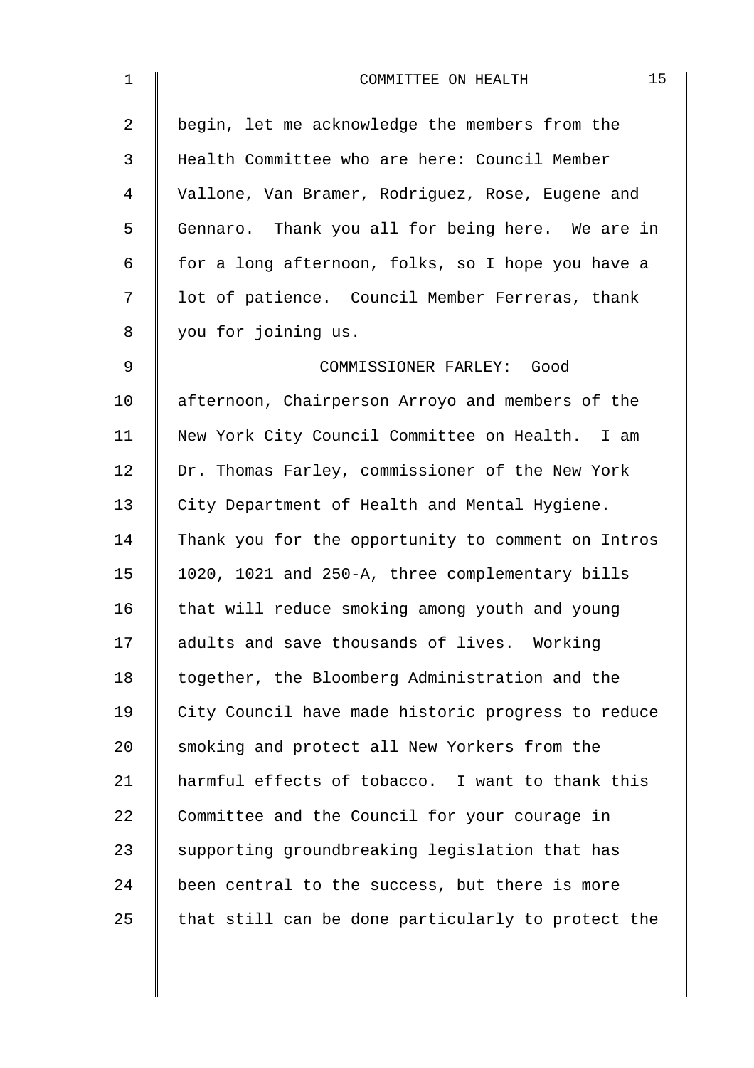begin, let me acknowledge the members from the Health Committee who are here: Council Member Vallone, Van Bramer, Rodriguez, Rose, Eugene and Gennaro. Thank you all for being here. We are in for a long afternoon, folks, so I hope you have a lot of patience. Council Member Ferreras, thank you for joining us.

COMMISSIONER FARLEY: Good afternoon, Chairperson Arroyo and members of the New York City Council Committee on Health. I am Dr. Thomas Farley, commissioner of the New York City Department of Health and Mental Hygiene. Thank you for the opportunity to comment on Intros 1020, 1021 and 250-A, three complementary bills that will reduce smoking among youth and young adults and save thousands of lives. Working together, the Bloomberg Administration and the City Council have made historic progress to reduce smoking and protect all New Yorkers from the harmful effects of tobacco. I want to thank this Committee and the Council for your courage in supporting groundbreaking legislation that has been central to the success, but there is more that still can be done particularly to protect the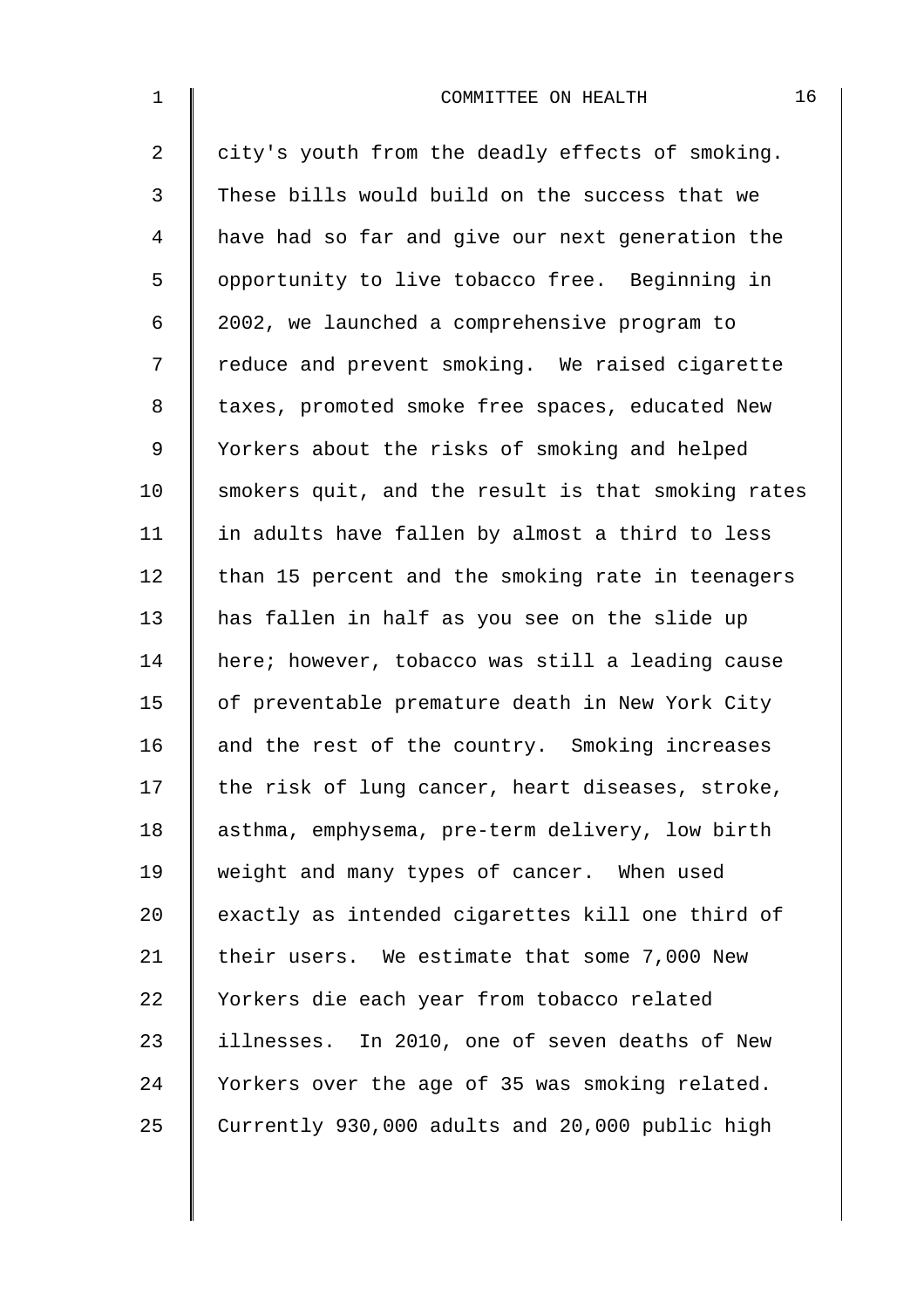city's youth from the deadly effects of smoking. These bills would build on the success that we have had so far and give our next generation the opportunity to live tobacco free. Beginning in 2002, we launched a comprehensive program to reduce and prevent smoking. We raised cigarette taxes, promoted smoke free spaces, educated New Yorkers about the risks of smoking and helped smokers quit, and the result is that smoking rates in adults have fallen by almost a third to less than 15 percent and the smoking rate in teenagers has fallen in half as you see on the slide up here; however, tobacco was still a leading cause of preventable premature death in New York City and the rest of the country. Smoking increases the risk of lung cancer, heart diseases, stroke, asthma, emphysema, pre-term delivery, low birth weight and many types of cancer. When used exactly as intended cigarettes kill one third of their users. We estimate that some 7,000 New Yorkers die each year from tobacco related illnesses. In 2010, one of seven deaths of New Yorkers over the age of 35 was smoking related. Currently 930,000 adults and 20,000 public high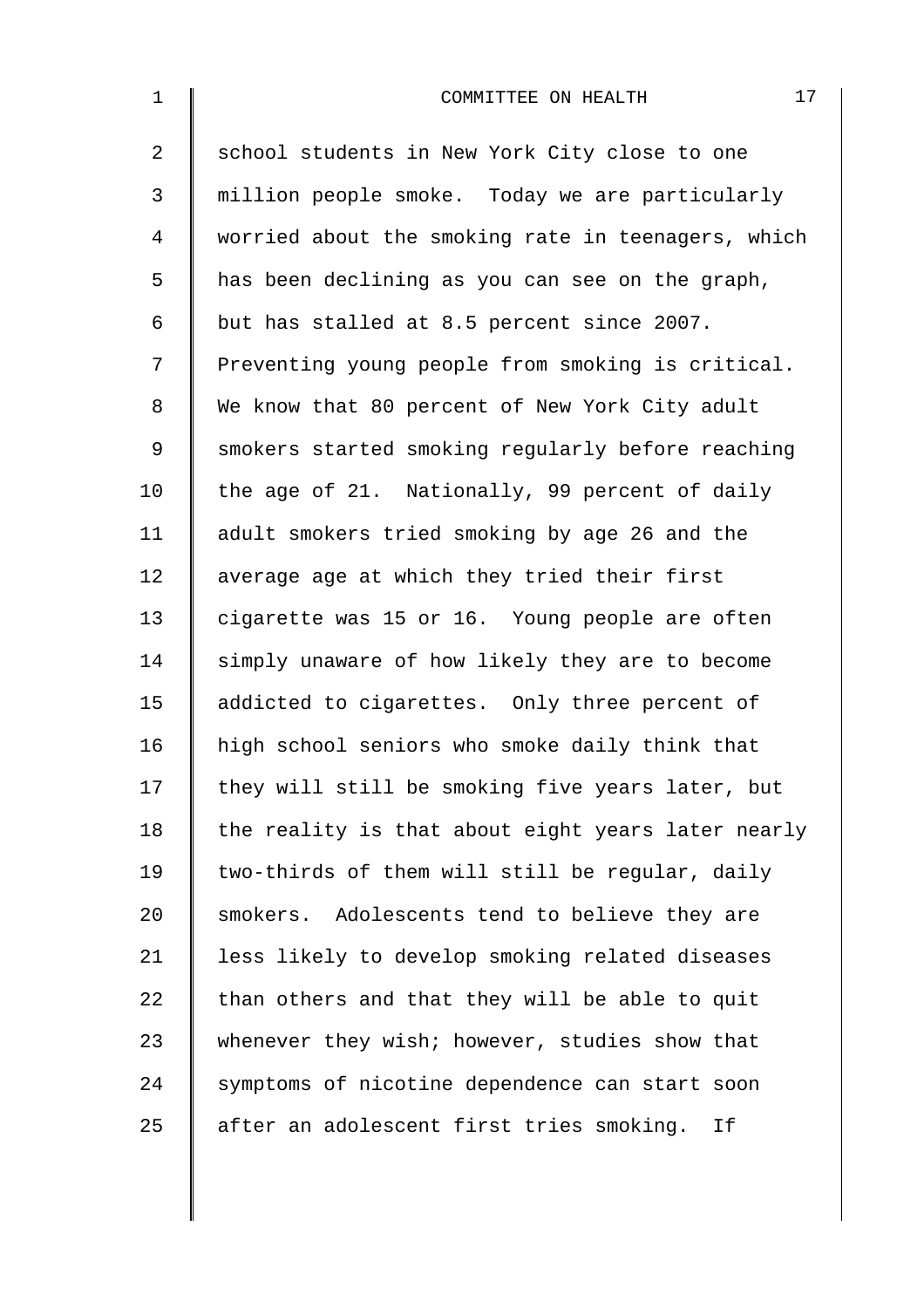school students in New York City close to one million people smoke. Today we are particularly worried about the smoking rate in teenagers, which has been declining as you can see on the graph, but has stalled at 8.5 percent since 2007. Preventing young people from smoking is critical. We know that 80 percent of New York City adult smokers started smoking regularly before reaching the age of 21. Nationally, 99 percent of daily adult smokers tried smoking by age 26 and the average age at which they tried their first cigarette was 15 or 16. Young people are often simply unaware of how likely they are to become addicted to cigarettes. Only three percent of high school seniors who smoke daily think that they will still be smoking five years later, but the reality is that about eight years later nearly two-thirds of them will still be regular, daily smokers. Adolescents tend to believe they are less likely to develop smoking related diseases than others and that they will be able to quit whenever they wish; however, studies show that symptoms of nicotine dependence can start soon after an adolescent first tries smoking. If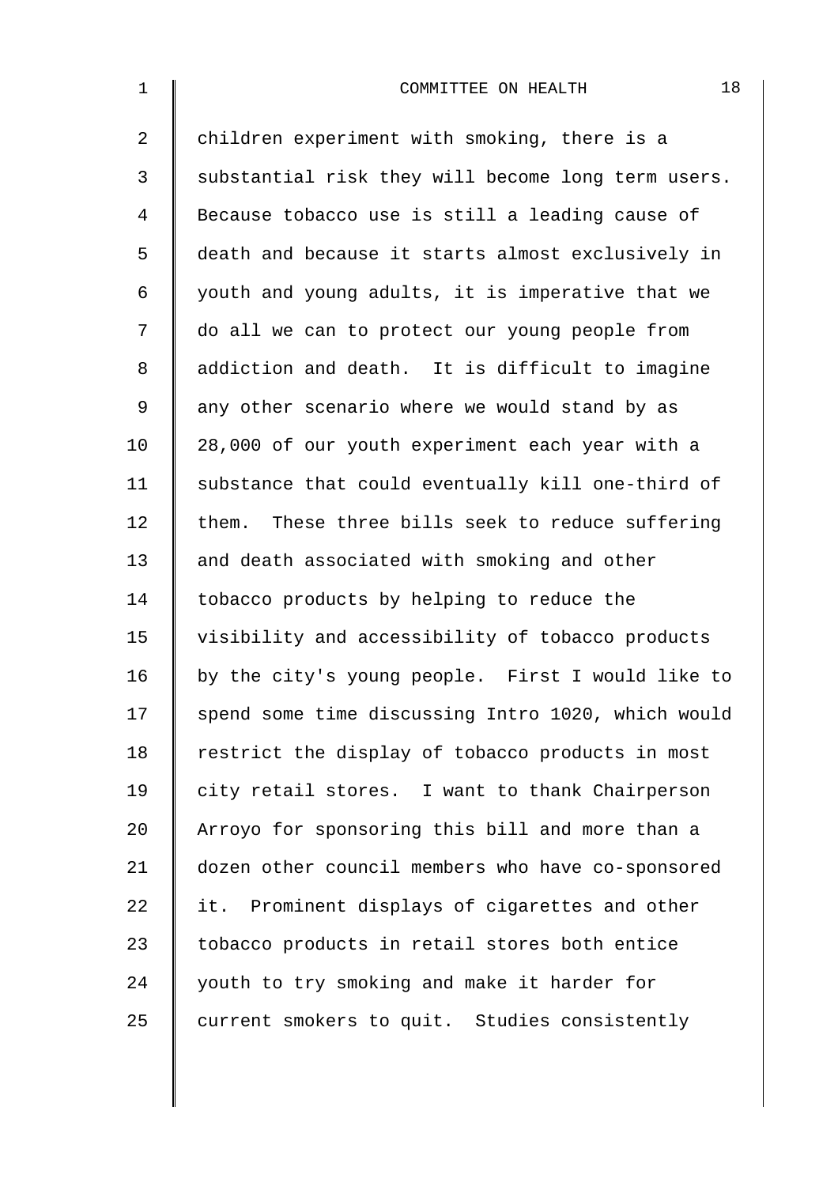children experiment with smoking, there is a substantial risk they will become long term users. Because tobacco use is still a leading cause of death and because it starts almost exclusively in youth and young adults, it is imperative that we do all we can to protect our young people from addiction and death. It is difficult to imagine any other scenario where we would stand by as 28,000 of our youth experiment each year with a substance that could eventually kill one-third of them. These three bills seek to reduce suffering and death associated with smoking and other tobacco products by helping to reduce the visibility and accessibility of tobacco products by the city's young people. First I would like to spend some time discussing Intro 1020, which would restrict the display of tobacco products in most city retail stores. I want to thank Chairperson Arroyo for sponsoring this bill and more than a dozen other council members who have co-sponsored it. Prominent displays of cigarettes and other tobacco products in retail stores both entice youth to try smoking and make it harder for current smokers to quit. Studies consistently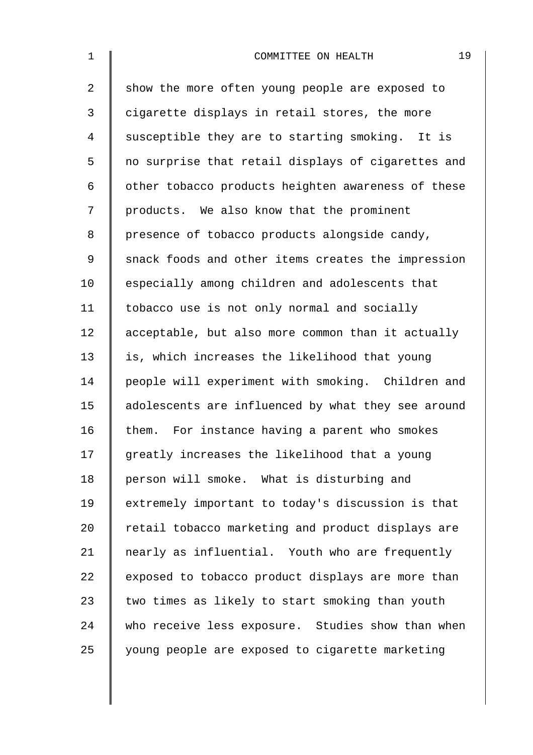show the more often young people are exposed to cigarette displays in retail stores, the more susceptible they are to starting smoking. It is no surprise that retail displays of cigarettes and other tobacco products heighten awareness of these products. We also know that the prominent presence of tobacco products alongside candy, snack foods and other items creates the impression especially among children and adolescents that tobacco use is not only normal and socially acceptable, but also more common than it actually is, which increases the likelihood that young people will experiment with smoking. Children and adolescents are influenced by what they see around them. For instance having a parent who smokes greatly increases the likelihood that a young person will smoke. What is disturbing and extremely important to today's discussion is that retail tobacco marketing and product displays are nearly as influential. Youth who are frequently exposed to tobacco product displays are more than two times as likely to start smoking than youth who receive less exposure. Studies show than when young people are exposed to cigarette marketing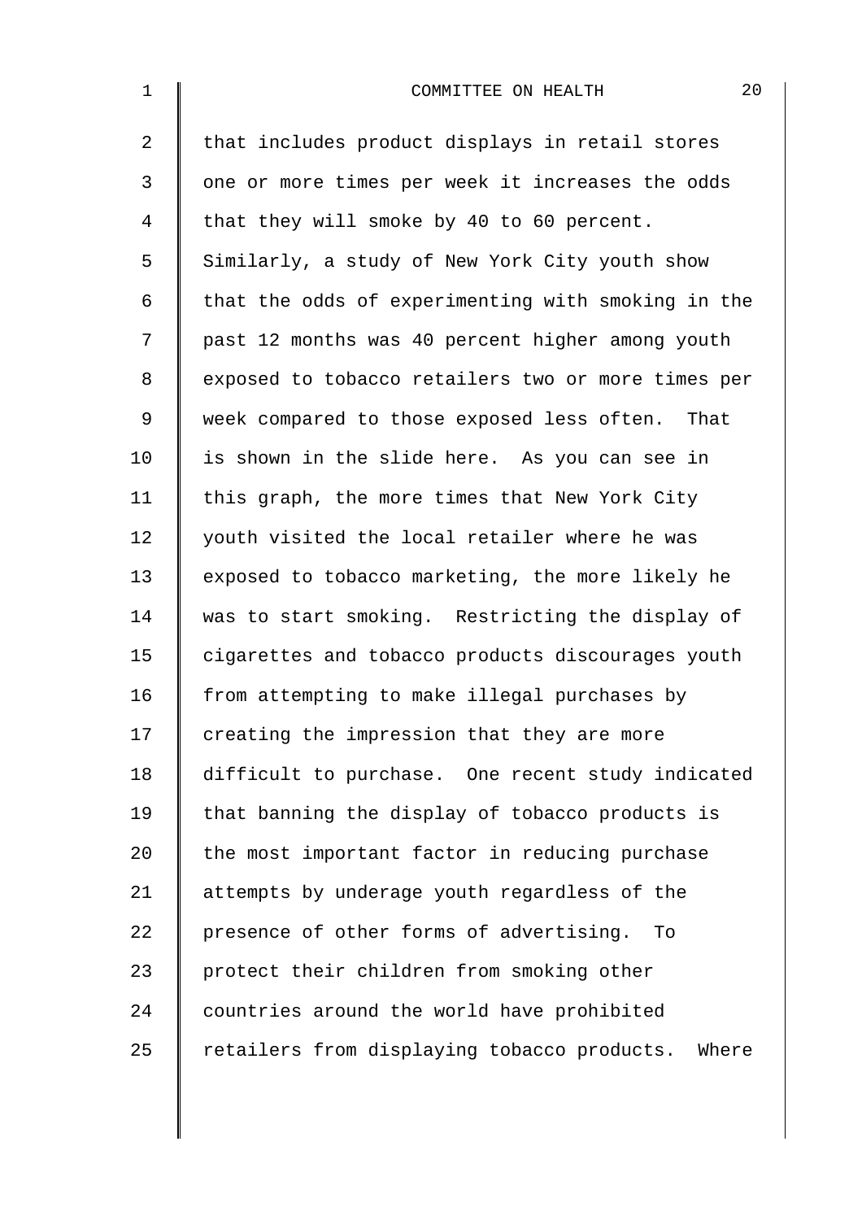that includes product displays in retail stores one or more times per week it increases the odds that they will smoke by 40 to 60 percent. Similarly, a study of New York City youth show that the odds of experimenting with smoking in the past 12 months was 40 percent higher among youth exposed to tobacco retailers two or more times per week compared to those exposed less often. That is shown in the slide here. As you can see in this graph, the more times that New York City youth visited the local retailer where he was exposed to tobacco marketing, the more likely he was to start smoking. Restricting the display of cigarettes and tobacco products discourages youth from attempting to make illegal purchases by creating the impression that they are more difficult to purchase. One recent study indicated that banning the display of tobacco products is the most important factor in reducing purchase attempts by underage youth regardless of the presence of other forms of advertising. To protect their children from smoking other countries around the world have prohibited retailers from displaying tobacco products. Where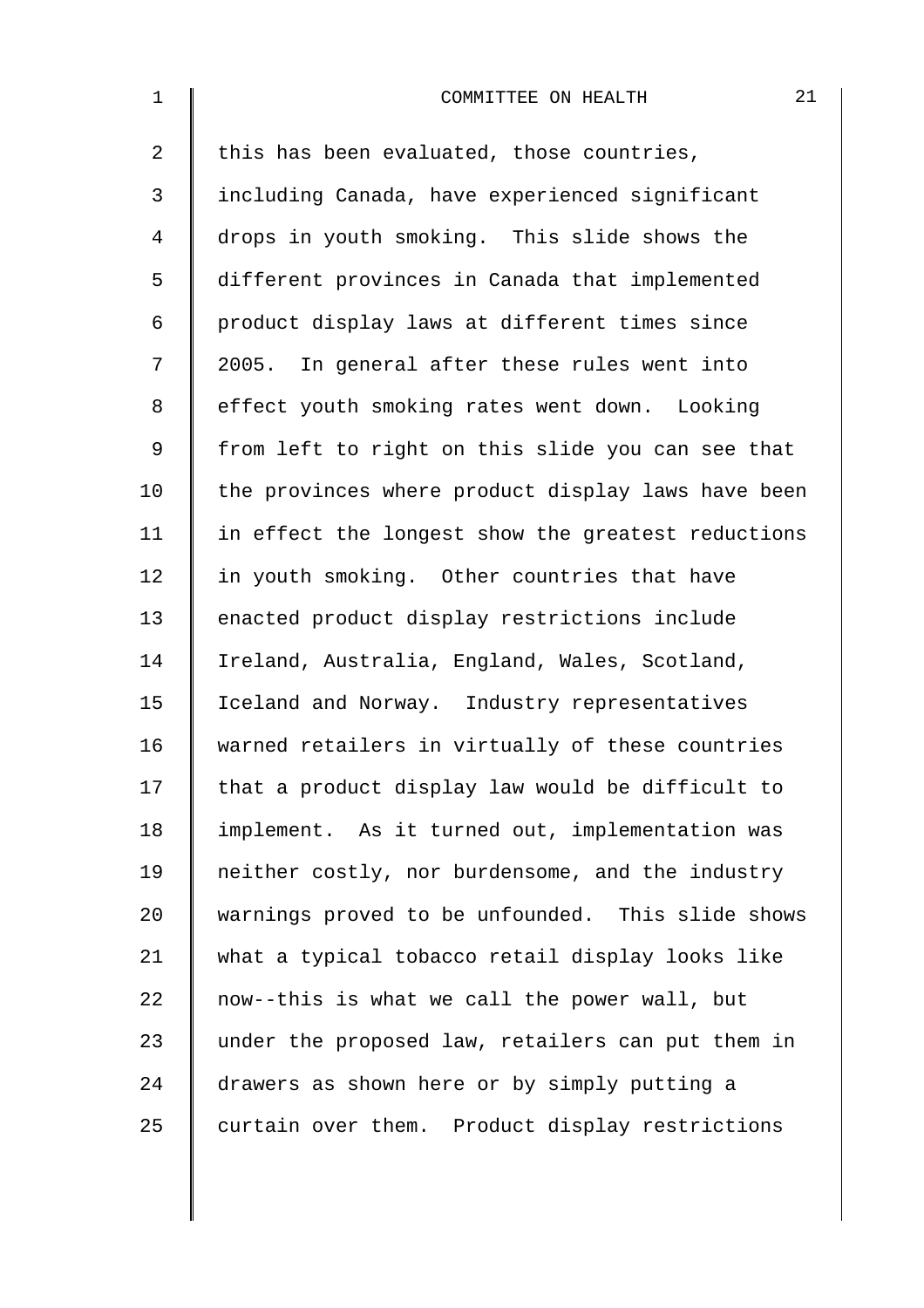this has been evaluated, those countries, including Canada, have experienced significant drops in youth smoking. This slide shows the different provinces in Canada that implemented product display laws at different times since 2005. In general after these rules went into effect youth smoking rates went down. Looking from left to right on this slide you can see that the provinces where product display laws have been in effect the longest show the greatest reductions in youth smoking. Other countries that have enacted product display restrictions include Ireland, Australia, England, Wales, Scotland, Iceland and Norway. Industry representatives warned retailers in virtually of these countries that a product display law would be difficult to implement. As it turned out, implementation was neither costly, nor burdensome, and the industry warnings proved to be unfounded. This slide shows what a typical tobacco retail display looks like now--this is what we call the power wall, but under the proposed law, retailers can put them in drawers as shown here or by simply putting a curtain over them. Product display restrictions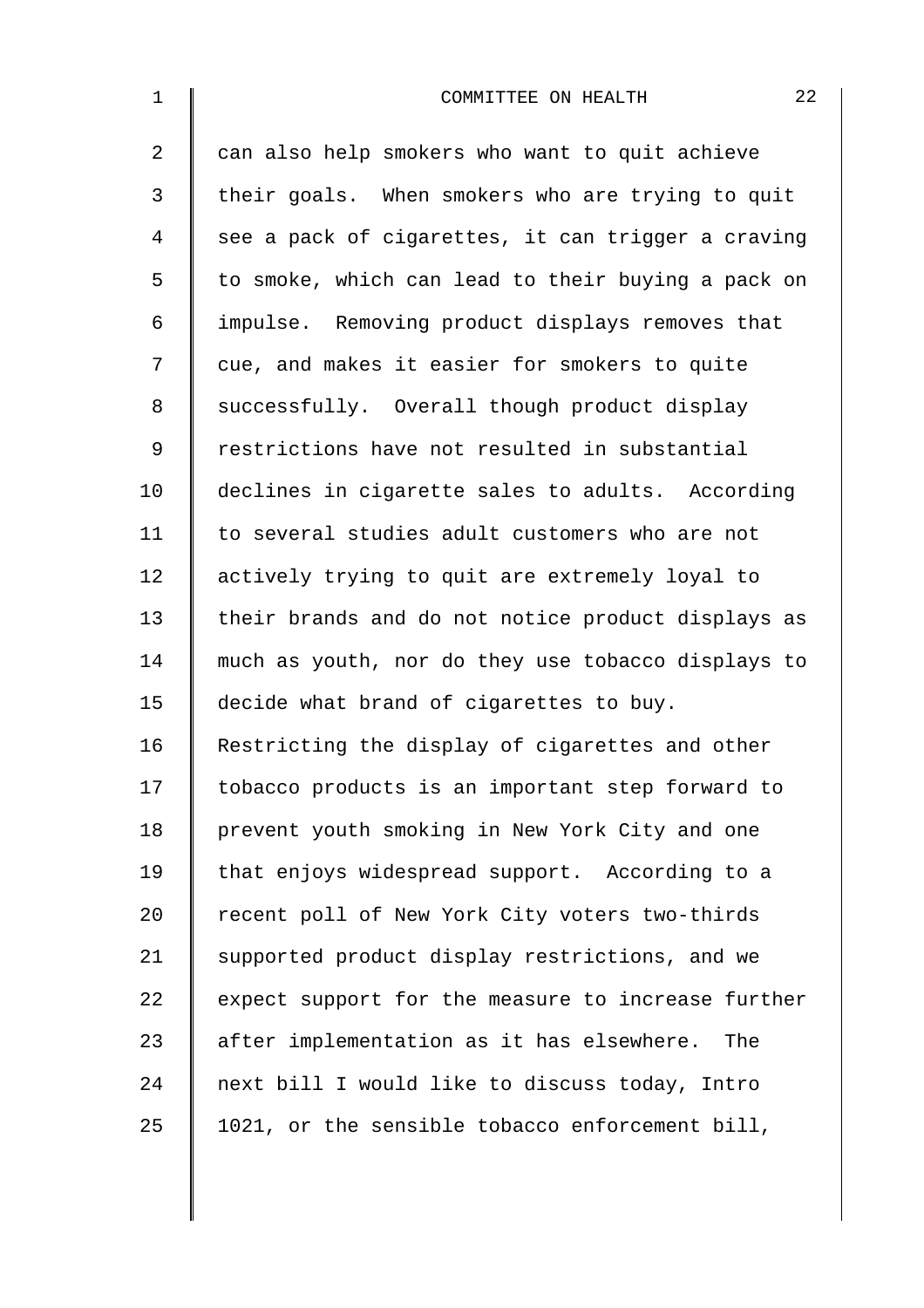can also help smokers who want to quit achieve their goals. When smokers who are trying to quit see a pack of cigarettes, it can trigger a craving to smoke, which can lead to their buying a pack on impulse. Removing product displays removes that cue, and makes it easier for smokers to quite successfully. Overall though product display restrictions have not resulted in substantial declines in cigarette sales to adults. According to several studies adult customers who are not actively trying to quit are extremely loyal to their brands and do not notice product displays as much as youth, nor do they use tobacco displays to decide what brand of cigarettes to buy. Restricting the display of cigarettes and other tobacco products is an important step forward to prevent youth smoking in New York City and one that enjoys widespread support. According to a recent poll of New York City voters two-thirds supported product display restrictions, and we expect support for the measure to increase further after implementation as it has elsewhere. The next bill I would like to discuss today, Intro 1021, or the sensible tobacco enforcement bill,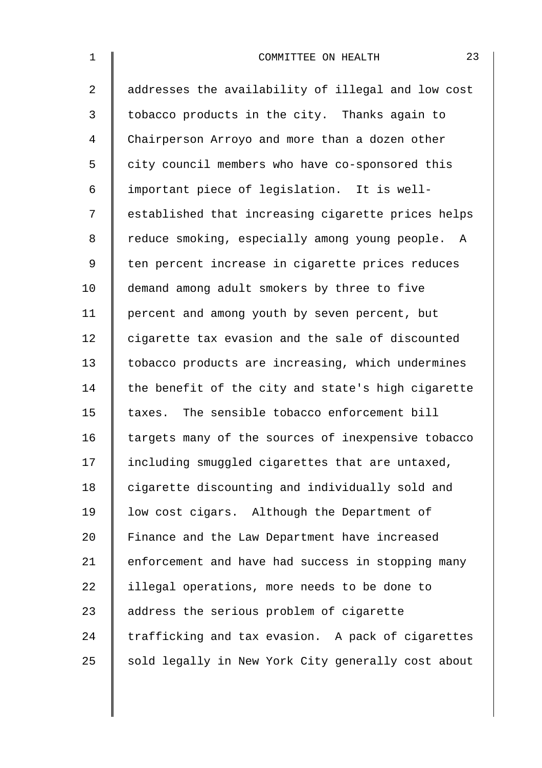addresses the availability of illegal and low cost tobacco products in the city. Thanks again to Chairperson Arroyo and more than a dozen other city council members who have co-sponsored this important piece of legislation. It is well-established that increasing cigarette prices helps reduce smoking, especially among young people. A ten percent increase in cigarette prices reduces demand among adult smokers by three to five percent and among youth by seven percent, but cigarette tax evasion and the sale of discounted tobacco products are increasing, which undermines the benefit of the city and state's high cigarette taxes. The sensible tobacco enforcement bill targets many of the sources of inexpensive tobacco including smuggled cigarettes that are untaxed, cigarette discounting and individually sold and low cost cigars. Although the Department of Finance and the Law Department have increased enforcement and have had success in stopping many illegal operations, more needs to be done to address the serious problem of cigarette trafficking and tax evasion. A pack of cigarettes sold legally in New York City generally cost about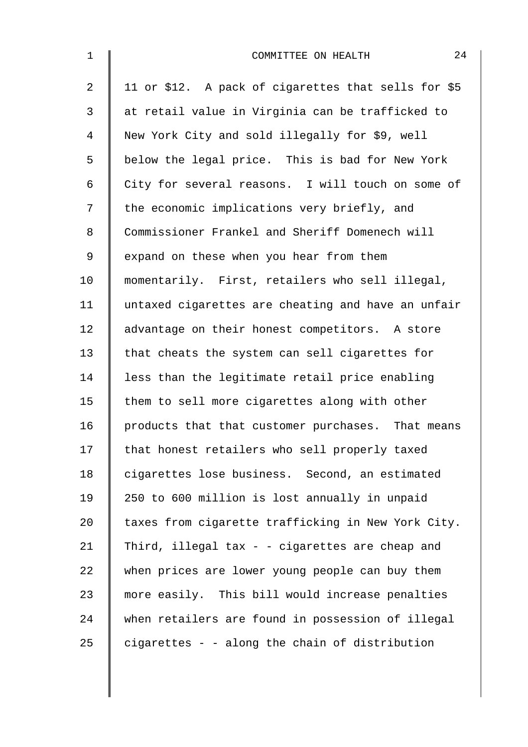11 or $12. A pack of cigarettes that sells for $5 at retail value in Virginia can be trafficked to New York City and sold illegally for $9, well below the legal price. This is bad for New York City for several reasons. I will touch on some of the economic implications very briefly, and Commissioner Frankel and Sheriff Domenech will expand on these when you hear from them momentarily. First, retailers who sell illegal, untaxed cigarettes are cheating and have an unfair advantage on their honest competitors. A store that cheats the system can sell cigarettes for less than the legitimate retail price enabling them to sell more cigarettes along with other products that that customer purchases. That means that honest retailers who sell properly taxed cigarettes lose business. Second, an estimated 250 to 600 million is lost annually in unpaid taxes from cigarette trafficking in New York City. Third, illegal tax - - cigarettes are cheap and when prices are lower young people can buy them more easily. This bill would increase penalties when retailers are found in possession of illegal cigarettes - - along the chain of distribution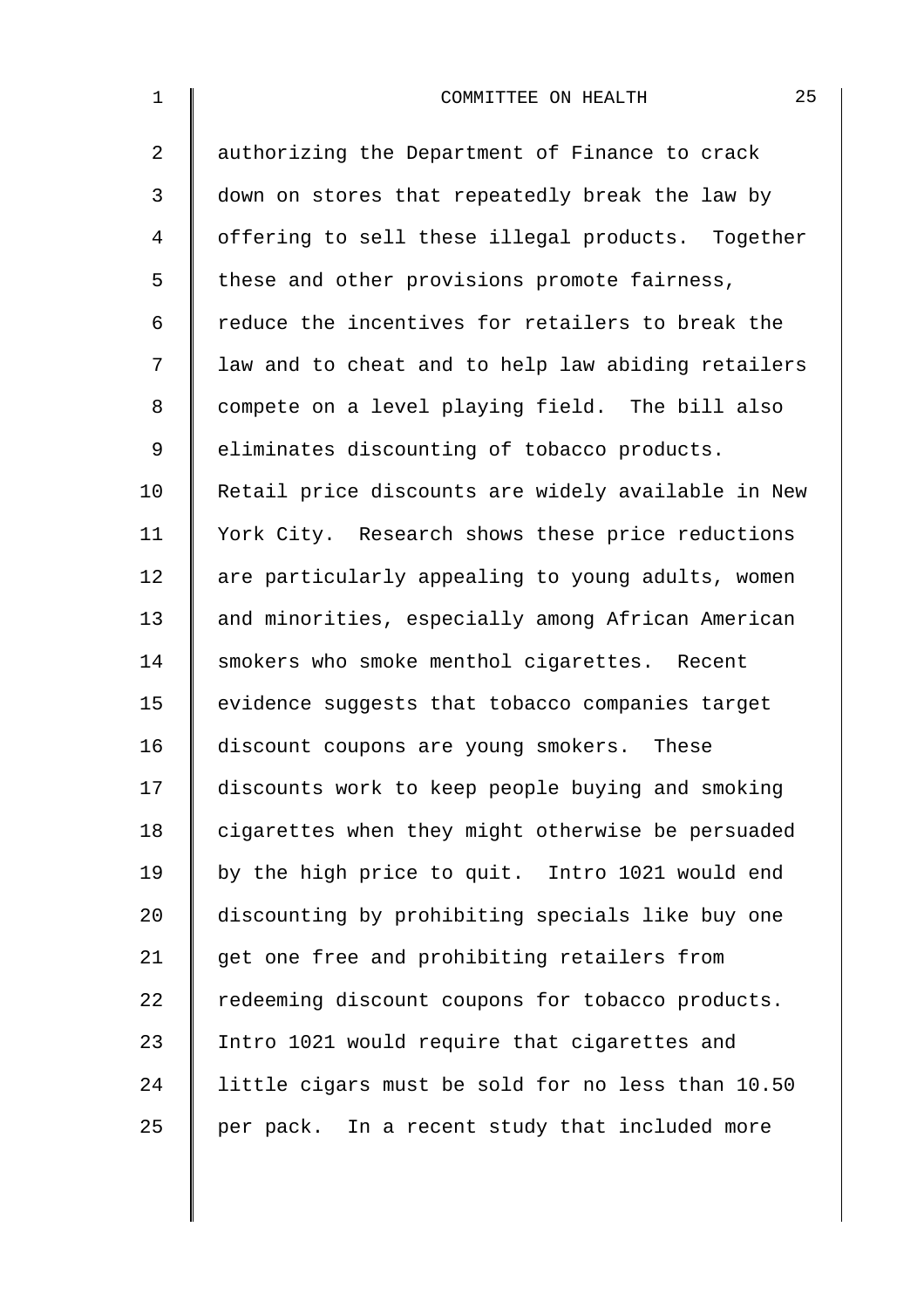authorizing the Department of Finance to crack down on stores that repeatedly break the law by offering to sell these illegal products. Together these and other provisions promote fairness, reduce the incentives for retailers to break the law and to cheat and to help law abiding retailers compete on a level playing field. The bill also eliminates discounting of tobacco products. Retail price discounts are widely available in New York City. Research shows these price reductions are particularly appealing to young adults, women and minorities, especially among African American smokers who smoke menthol cigarettes. Recent evidence suggests that tobacco companies target discount coupons are young smokers. These discounts work to keep people buying and smoking cigarettes when they might otherwise be persuaded by the high price to quit. Intro 1021 would end discounting by prohibiting specials like buy one get one free and prohibiting retailers from redeeming discount coupons for tobacco products. Intro 1021 would require that cigarettes and little cigars must be sold for no less than 10.50 per pack. In a recent study that included more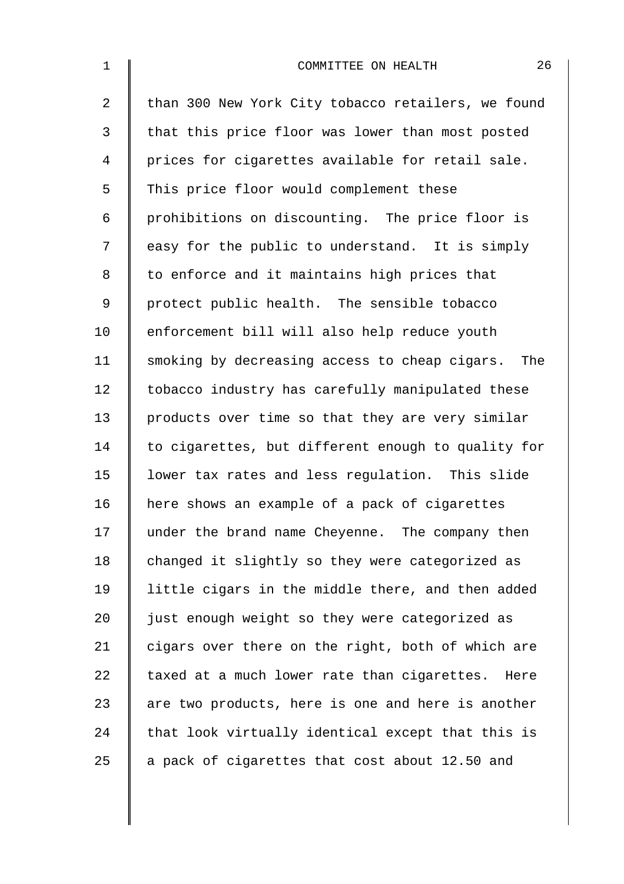than 300 New York City tobacco retailers, we found that this price floor was lower than most posted prices for cigarettes available for retail sale. This price floor would complement these prohibitions on discounting. The price floor is easy for the public to understand. It is simply to enforce and it maintains high prices that protect public health. The sensible tobacco enforcement bill will also help reduce youth smoking by decreasing access to cheap cigars. The tobacco industry has carefully manipulated these products over time so that they are very similar to cigarettes, but different enough to quality for lower tax rates and less regulation. This slide here shows an example of a pack of cigarettes under the brand name Cheyenne. The company then changed it slightly so they were categorized as little cigars in the middle there, and then added just enough weight so they were categorized as cigars over there on the right, both of which are taxed at a much lower rate than cigarettes. Here are two products, here is one and here is another that look virtually identical except that this is a pack of cigarettes that cost about 12.50 and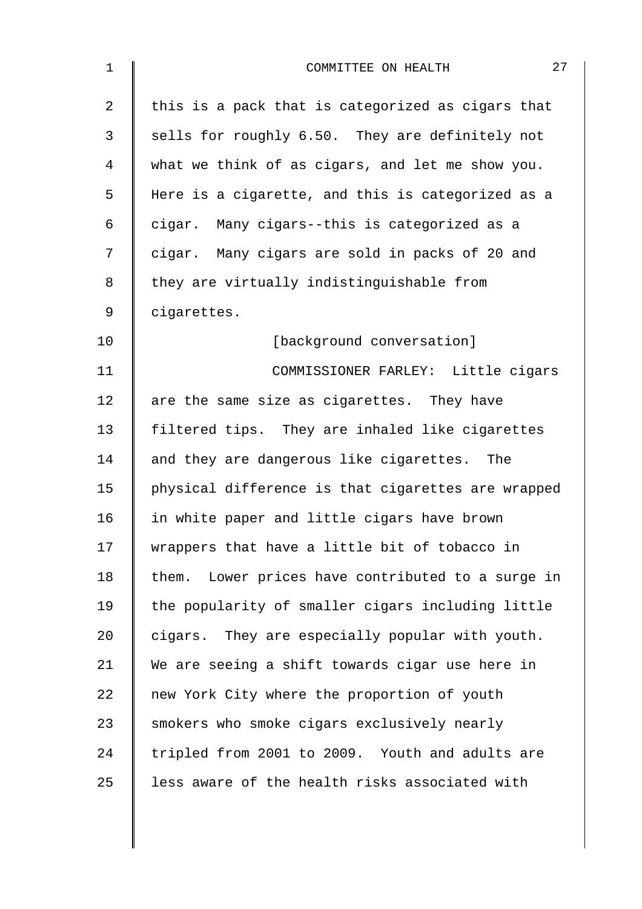this is a pack that is categorized as cigars that sells for roughly 6.50. They are definitely not what we think of as cigars, and let me show you. Here is a cigarette, and this is categorized as a cigar. Many cigars--this is categorized as a cigar. Many cigars are sold in packs of 20 and they are virtually indistinguishable from cigarettes.

[background conversation]

COMMISSIONER FARLEY: Little cigars are the same size as cigarettes. They have filtered tips. They are inhaled like cigarettes and they are dangerous like cigarettes. The physical difference is that cigarettes are wrapped in white paper and little cigars have brown wrappers that have a little bit of tobacco in them. Lower prices have contributed to a surge in the popularity of smaller cigars including little cigars. They are especially popular with youth. We are seeing a shift towards cigar use here in new York City where the proportion of youth smokers who smoke cigars exclusively nearly tripled from 2001 to 2009. Youth and adults are less aware of the health risks associated with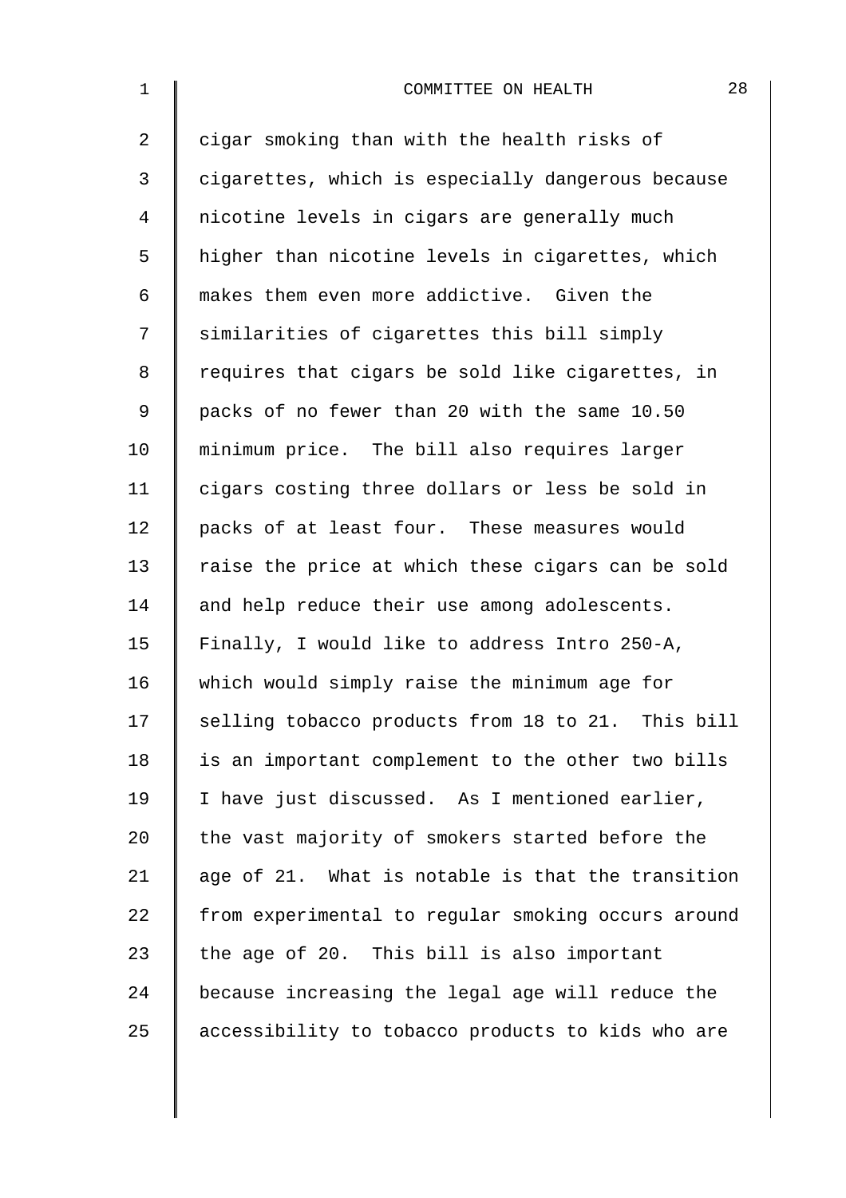cigar smoking than with the health risks of cigarettes, which is especially dangerous because nicotine levels in cigars are generally much higher than nicotine levels in cigarettes, which makes them even more addictive. Given the similarities of cigarettes this bill simply requires that cigars be sold like cigarettes, in packs of no fewer than 20 with the same 10.50 minimum price. The bill also requires larger cigars costing three dollars or less be sold in packs of at least four. These measures would raise the price at which these cigars can be sold and help reduce their use among adolescents. Finally, I would like to address Intro 250-A, which would simply raise the minimum age for selling tobacco products from 18 to 21. This bill is an important complement to the other two bills I have just discussed. As I mentioned earlier, the vast majority of smokers started before the age of 21. What is notable is that the transition from experimental to regular smoking occurs around the age of 20. This bill is also important because increasing the legal age will reduce the accessibility to tobacco products to kids who are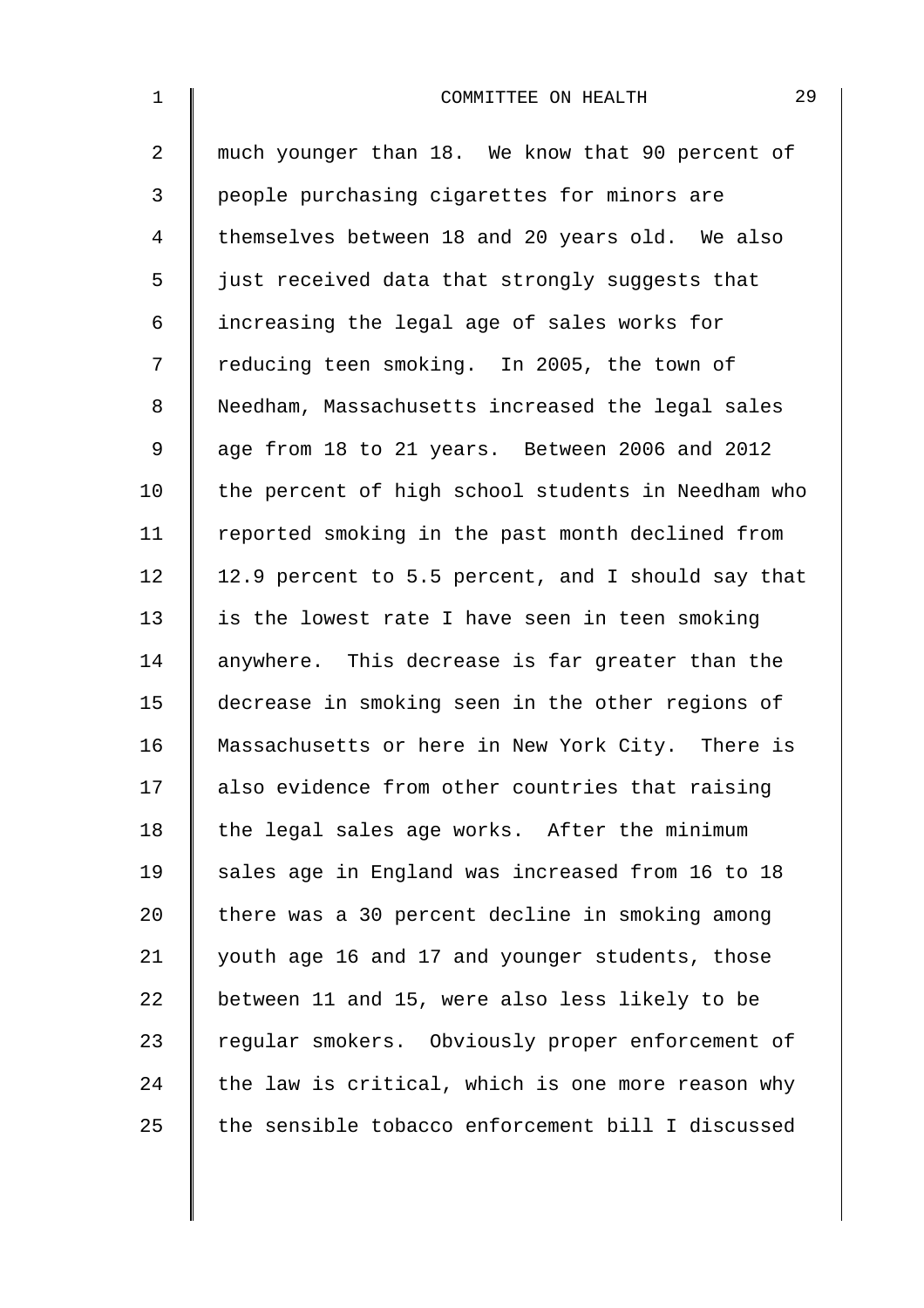much younger than 18. We know that 90 percent of people purchasing cigarettes for minors are themselves between 18 and 20 years old. We also just received data that strongly suggests that increasing the legal age of sales works for reducing teen smoking. In 2005, the town of Needham, Massachusetts increased the legal sales age from 18 to 21 years. Between 2006 and 2012 the percent of high school students in Needham who reported smoking in the past month declined from 12.9 percent to 5.5 percent, and I should say that is the lowest rate I have seen in teen smoking anywhere. This decrease is far greater than the decrease in smoking seen in the other regions of Massachusetts or here in New York City. There is also evidence from other countries that raising the legal sales age works. After the minimum sales age in England was increased from 16 to 18 there was a 30 percent decline in smoking among youth age 16 and 17 and younger students, those between 11 and 15, were also less likely to be regular smokers. Obviously proper enforcement of the law is critical, which is one more reason why the sensible tobacco enforcement bill I discussed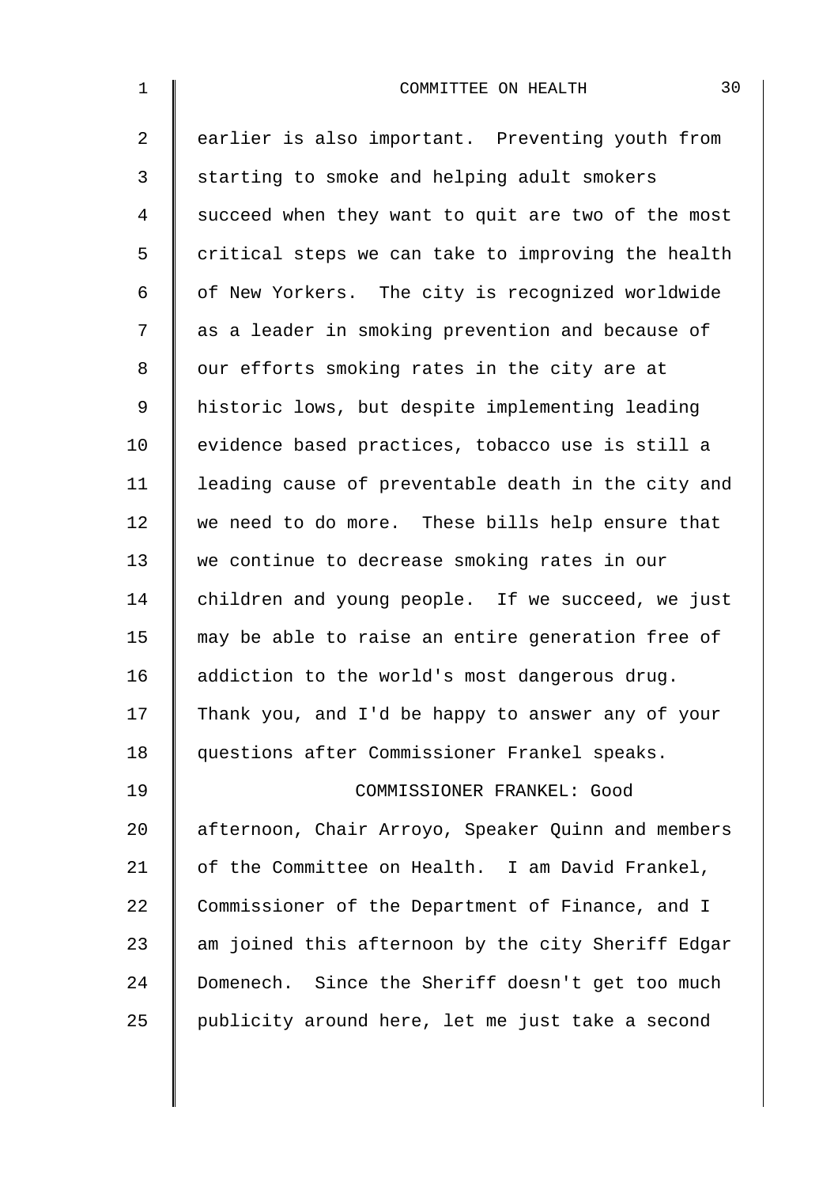earlier is also important. Preventing youth from starting to smoke and helping adult smokers succeed when they want to quit are two of the most critical steps we can take to improving the health of New Yorkers. The city is recognized worldwide as a leader in smoking prevention and because of our efforts smoking rates in the city are at historic lows, but despite implementing leading evidence based practices, tobacco use is still a leading cause of preventable death in the city and we need to do more. These bills help ensure that we continue to decrease smoking rates in our children and young people. If we succeed, we just may be able to raise an entire generation free of addiction to the world's most dangerous drug. Thank you, and I'd be happy to answer any of your questions after Commissioner Frankel speaks.

COMMISSIONER FRANKEL: Good afternoon, Chair Arroyo, Speaker Quinn and members of the Committee on Health. I am David Frankel, Commissioner of the Department of Finance, and I am joined this afternoon by the city Sheriff Edgar Domenech. Since the Sheriff doesn't get too much publicity around here, let me just take a second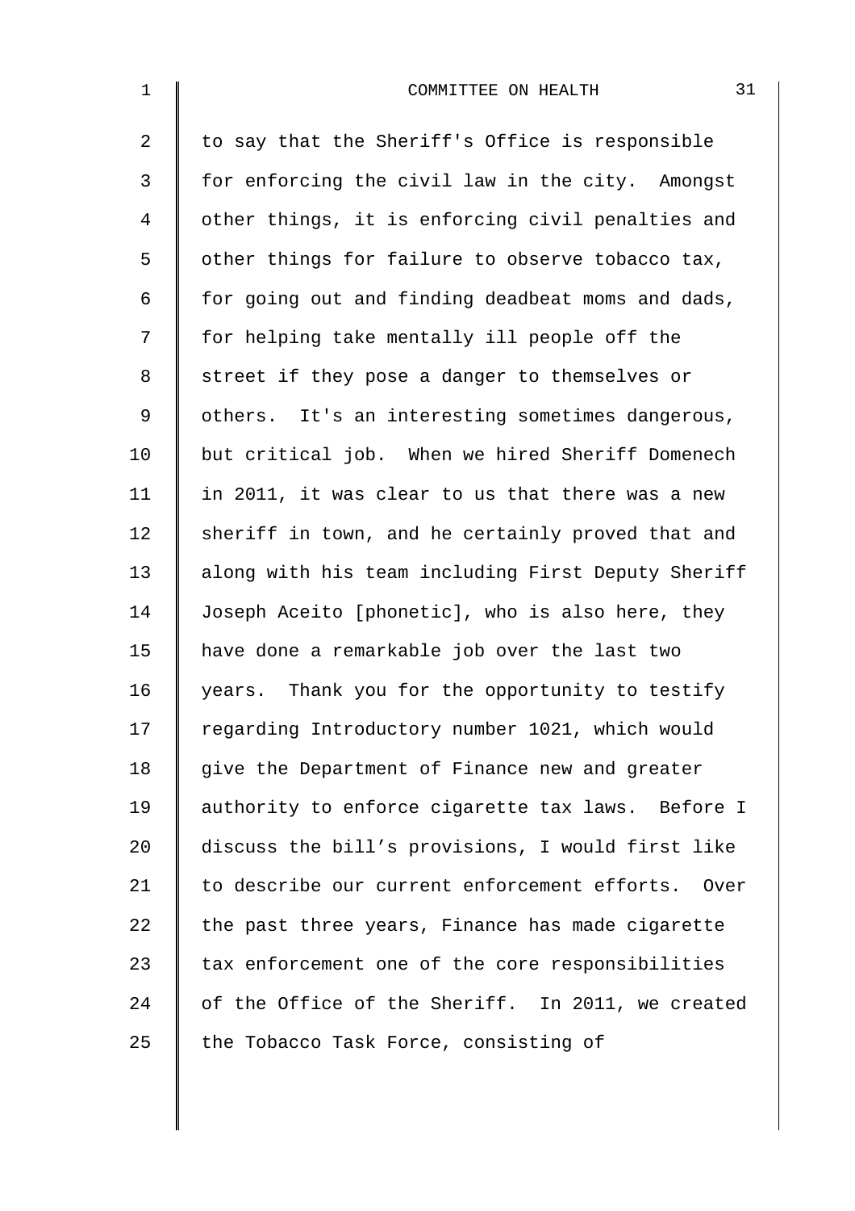to say that the Sheriff's Office is responsible for enforcing the civil law in the city. Amongst other things, it is enforcing civil penalties and other things for failure to observe tobacco tax, for going out and finding deadbeat moms and dads, for helping take mentally ill people off the street if they pose a danger to themselves or others. It's an interesting sometimes dangerous, but critical job. When we hired Sheriff Domenech in 2011, it was clear to us that there was a new sheriff in town, and he certainly proved that and along with his team including First Deputy Sheriff Joseph Aceito [phonetic], who is also here, they have done a remarkable job over the last two years. Thank you for the opportunity to testify regarding Introductory number 1021, which would give the Department of Finance new and greater authority to enforce cigarette tax laws. Before I discuss the bill's provisions, I would first like to describe our current enforcement efforts. Over the past three years, Finance has made cigarette tax enforcement one of the core responsibilities of the Office of the Sheriff. In 2011, we created the Tobacco Task Force, consisting of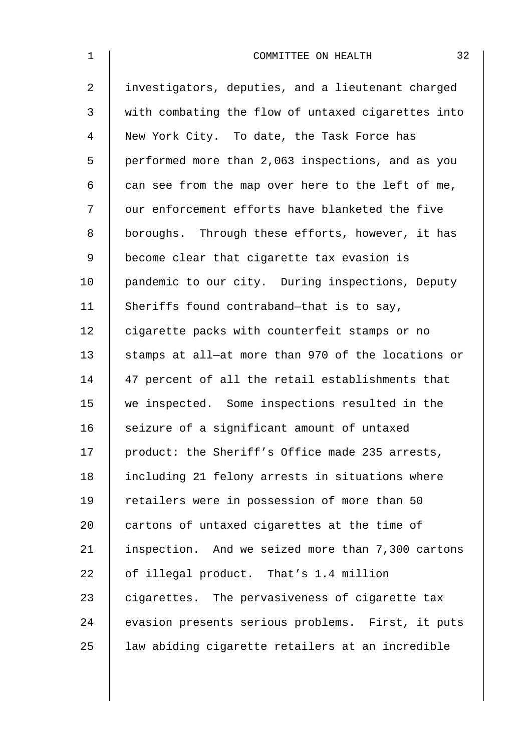investigators, deputies, and a lieutenant charged with combating the flow of untaxed cigarettes into New York City. To date, the Task Force has performed more than 2,063 inspections, and as you can see from the map over here to the left of me, our enforcement efforts have blanketed the five boroughs. Through these efforts, however, it has become clear that cigarette tax evasion is pandemic to our city. During inspections, Deputy Sheriffs found contraband—that is to say, cigarette packs with counterfeit stamps or no stamps at all—at more than 970 of the locations or 47 percent of all the retail establishments that we inspected. Some inspections resulted in the seizure of a significant amount of untaxed product: the Sheriff's Office made 235 arrests, including 21 felony arrests in situations where retailers were in possession of more than 50 cartons of untaxed cigarettes at the time of inspection. And we seized more than 7,300 cartons of illegal product. That's 1.4 million cigarettes. The pervasiveness of cigarette tax evasion presents serious problems. First, it puts law abiding cigarette retailers at an incredible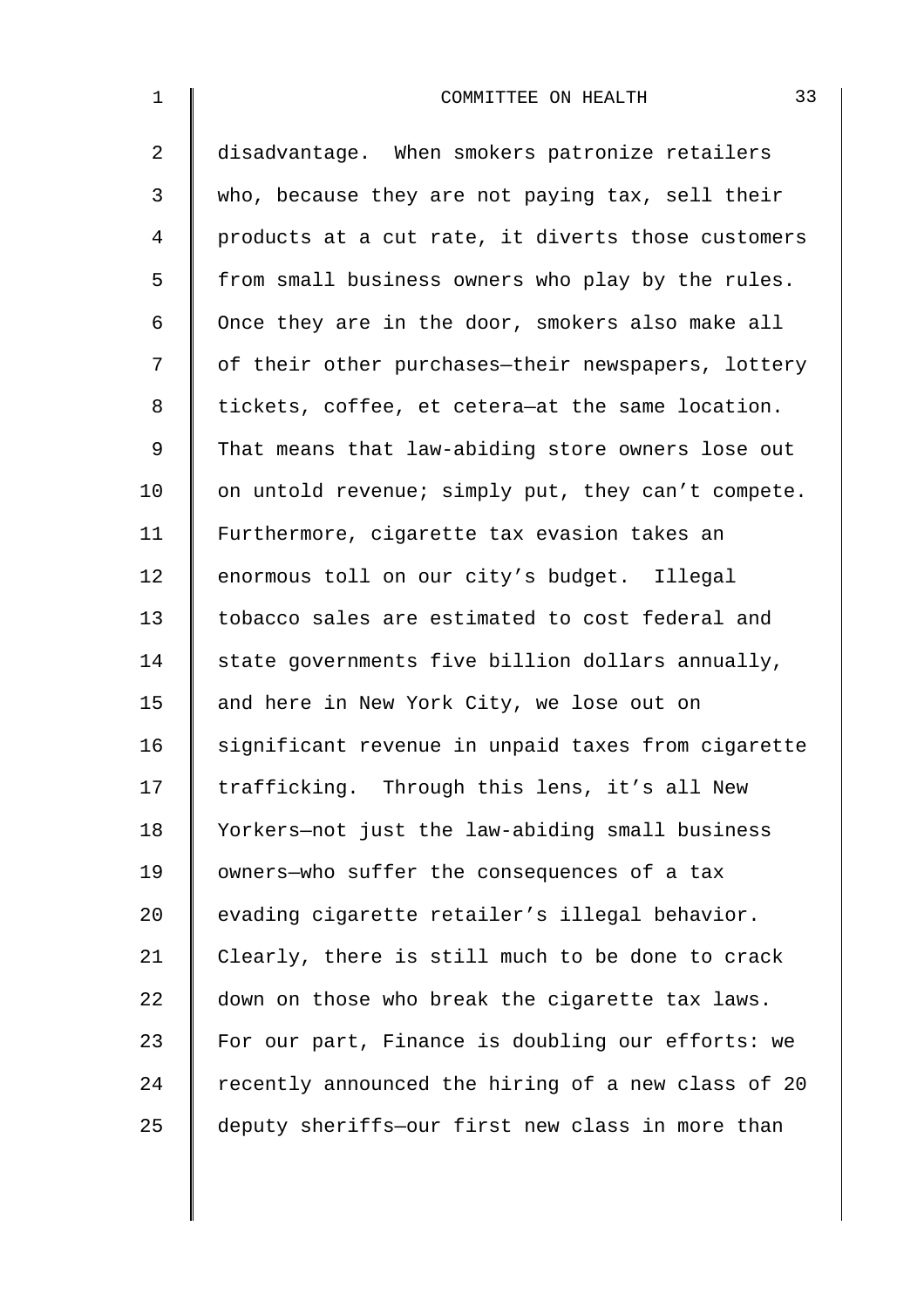disadvantage. When smokers patronize retailers who, because they are not paying tax, sell their products at a cut rate, it diverts those customers from small business owners who play by the rules. Once they are in the door, smokers also make all of their other purchases—their newspapers, lottery tickets, coffee, et cetera—at the same location. That means that law-abiding store owners lose out on untold revenue; simply put, they can't compete. Furthermore, cigarette tax evasion takes an enormous toll on our city's budget. Illegal tobacco sales are estimated to cost federal and state governments five billion dollars annually, and here in New York City, we lose out on significant revenue in unpaid taxes from cigarette trafficking. Through this lens, it's all New Yorkers—not just the law-abiding small business owners—who suffer the consequences of a tax evading cigarette retailer's illegal behavior. Clearly, there is still much to be done to crack down on those who break the cigarette tax laws. For our part, Finance is doubling our efforts: we recently announced the hiring of a new class of 20 deputy sheriffs—our first new class in more than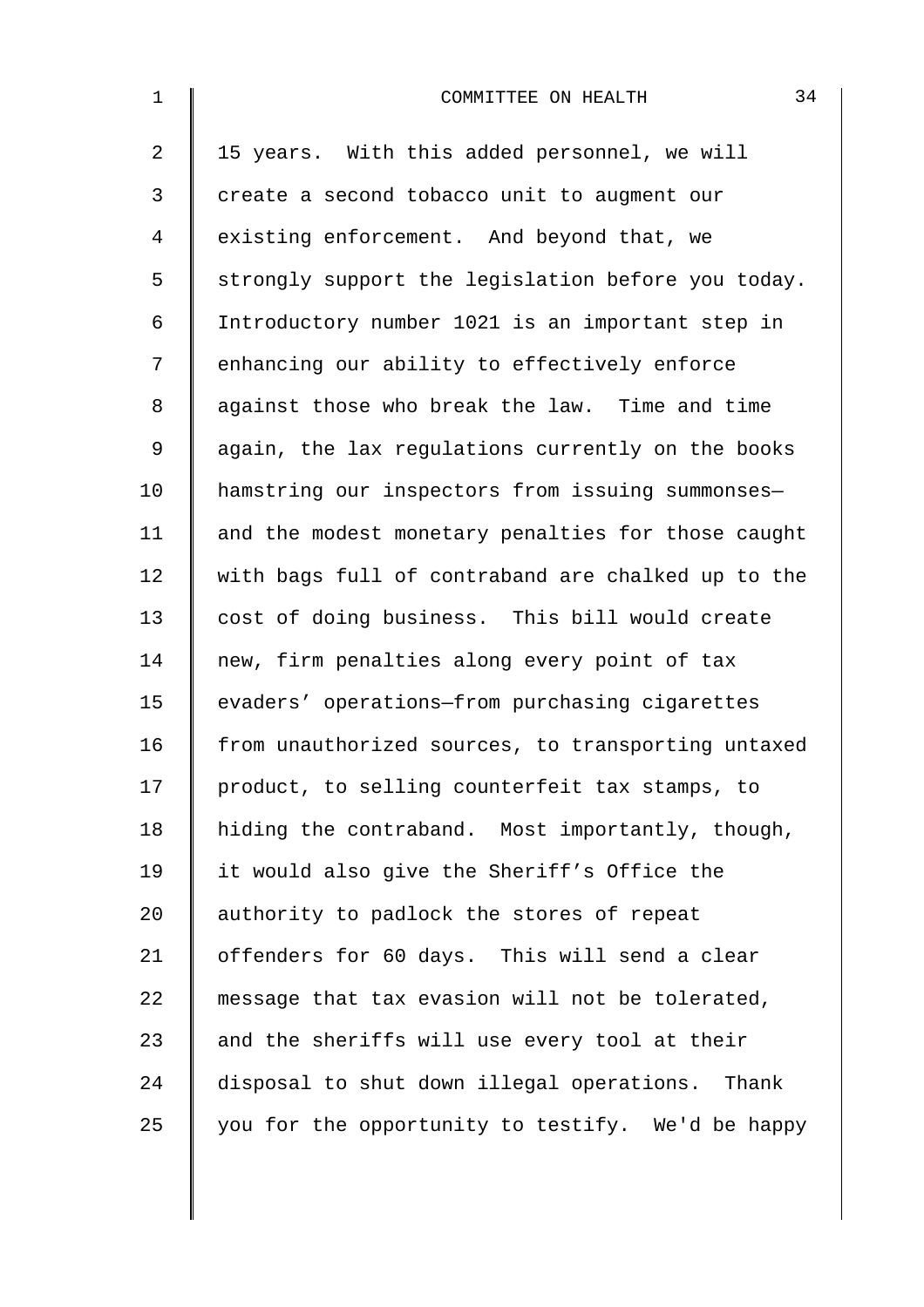15 years. With this added personnel, we will create a second tobacco unit to augment our existing enforcement. And beyond that, we strongly support the legislation before you today. Introductory number 1021 is an important step in enhancing our ability to effectively enforce against those who break the law. Time and time again, the lax regulations currently on the books hamstring our inspectors from issuing summonses— and the modest monetary penalties for those caught with bags full of contraband are chalked up to the cost of doing business. This bill would create new, firm penalties along every point of tax evaders' operations—from purchasing cigarettes from unauthorized sources, to transporting untaxed product, to selling counterfeit tax stamps, to hiding the contraband. Most importantly, though, it would also give the Sheriff's Office the authority to padlock the stores of repeat offenders for 60 days. This will send a clear message that tax evasion will not be tolerated, and the sheriffs will use every tool at their disposal to shut down illegal operations. Thank you for the opportunity to testify. We'd be happy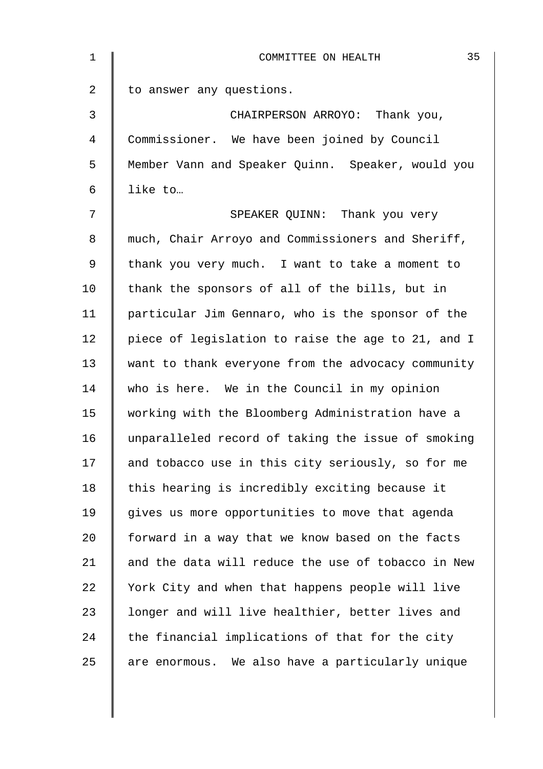to answer any questions.

CHAIRPERSON ARROYO: Thank you, Commissioner. We have been joined by Council Member Vann and Speaker Quinn. Speaker, would you like to…

SPEAKER QUINN: Thank you very much, Chair Arroyo and Commissioners and Sheriff, thank you very much. I want to take a moment to thank the sponsors of all of the bills, but in particular Jim Gennaro, who is the sponsor of the piece of legislation to raise the age to 21, and I want to thank everyone from the advocacy community who is here. We in the Council in my opinion working with the Bloomberg Administration have a unparalleled record of taking the issue of smoking and tobacco use in this city seriously, so for me this hearing is incredibly exciting because it gives us more opportunities to move that agenda forward in a way that we know based on the facts and the data will reduce the use of tobacco in New York City and when that happens people will live longer and will live healthier, better lives and the financial implications of that for the city are enormous. We also have a particularly unique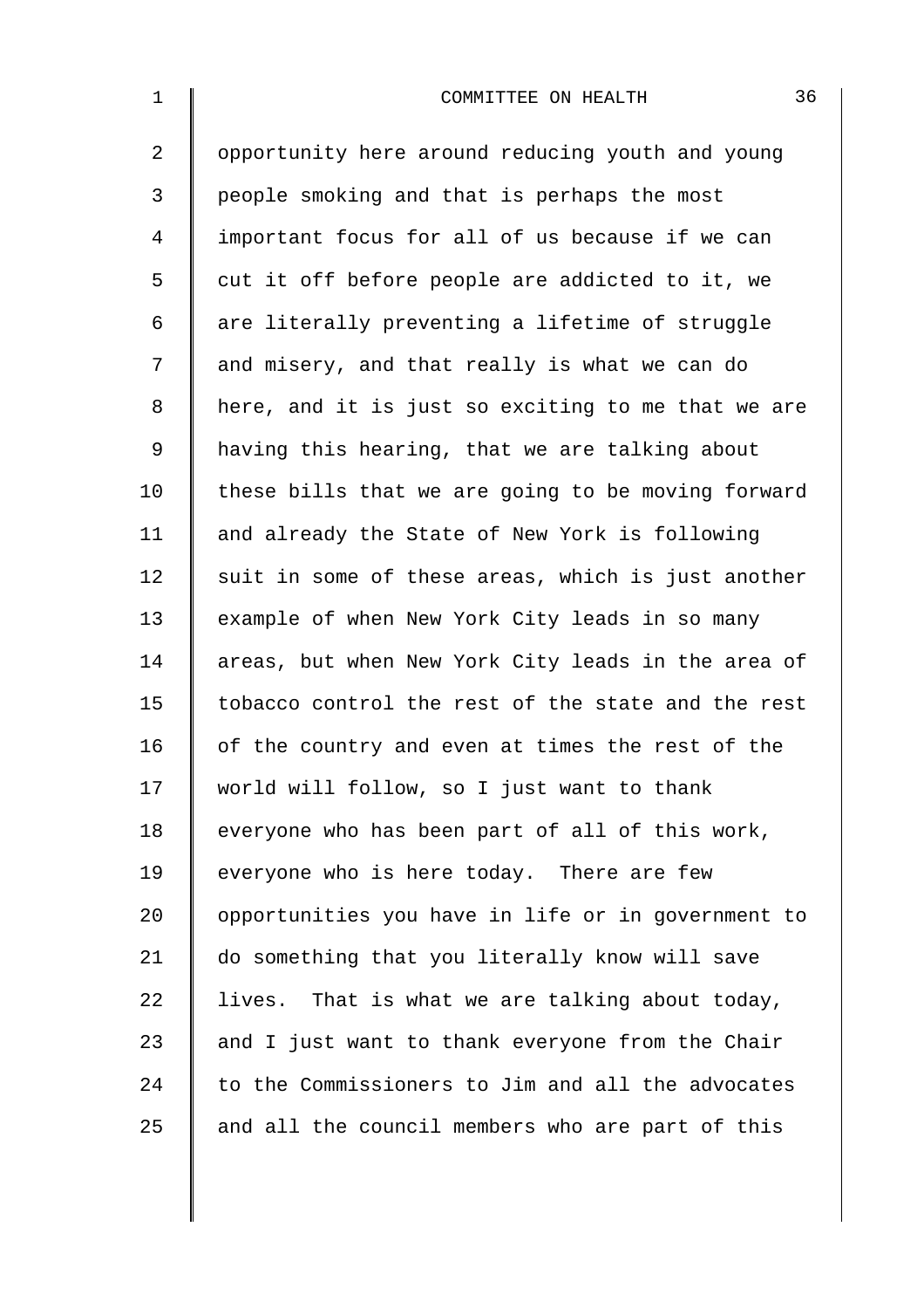opportunity here around reducing youth and young people smoking and that is perhaps the most important focus for all of us because if we can cut it off before people are addicted to it, we are literally preventing a lifetime of struggle and misery, and that really is what we can do here, and it is just so exciting to me that we are having this hearing, that we are talking about these bills that we are going to be moving forward and already the State of New York is following suit in some of these areas, which is just another example of when New York City leads in so many areas, but when New York City leads in the area of tobacco control the rest of the state and the rest of the country and even at times the rest of the world will follow, so I just want to thank everyone who has been part of all of this work, everyone who is here today. There are few opportunities you have in life or in government to do something that you literally know will save lives. That is what we are talking about today, and I just want to thank everyone from the Chair to the Commissioners to Jim and all the advocates and all the council members who are part of this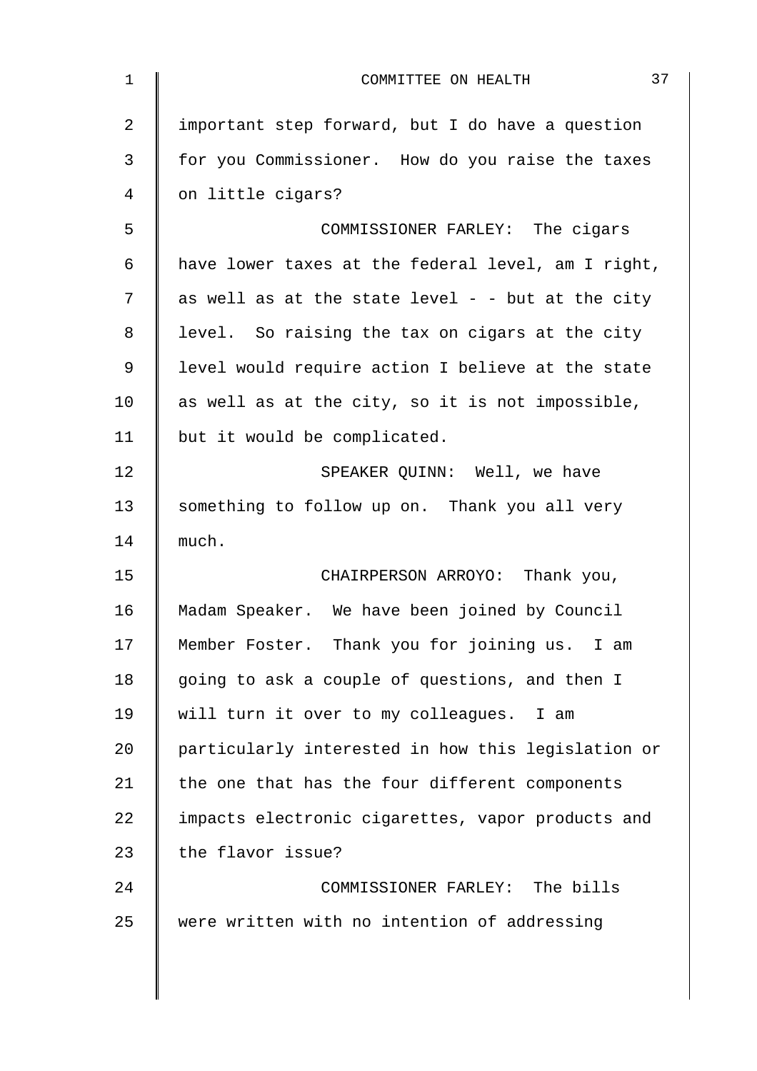important step forward, but I do have a question for you Commissioner. How do you raise the taxes on little cigars?

COMMISSIONER FARLEY: The cigars have lower taxes at the federal level, am I right, as well as at the state level - - but at the city level. So raising the tax on cigars at the city level would require action I believe at the state as well as at the city, so it is not impossible, but it would be complicated.

SPEAKER QUINN: Well, we have something to follow up on. Thank you all very much.

CHAIRPERSON ARROYO: Thank you, Madam Speaker. We have been joined by Council Member Foster. Thank you for joining us. I am going to ask a couple of questions, and then I will turn it over to my colleagues. I am particularly interested in how this legislation or the one that has the four different components impacts electronic cigarettes, vapor products and the flavor issue?

COMMISSIONER FARLEY: The bills were written with no intention of addressing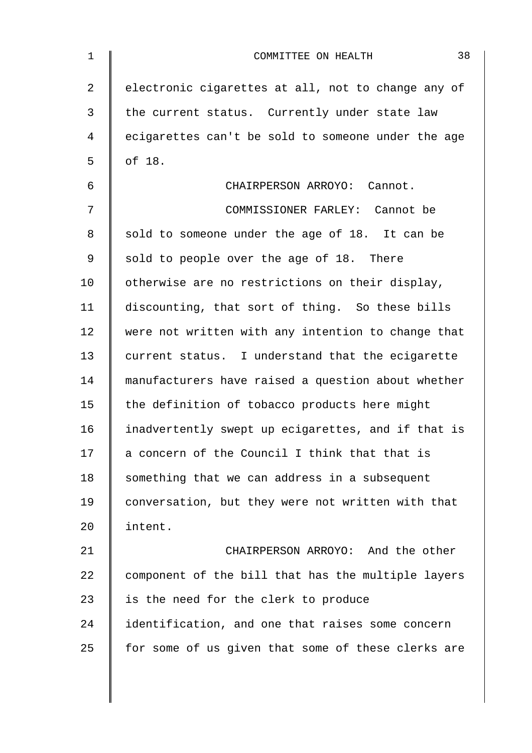electronic cigarettes at all, not to change any of the current status. Currently under state law ecigarettes can't be sold to someone under the age of 18.

CHAIRPERSON ARROYO: Cannot.

COMMISSIONER FARLEY: Cannot be sold to someone under the age of 18. It can be sold to people over the age of 18. There otherwise are no restrictions on their display, discounting, that sort of thing. So these bills were not written with any intention to change that current status. I understand that the ecigarette manufacturers have raised a question about whether the definition of tobacco products here might inadvertently swept up ecigarettes, and if that is a concern of the Council I think that that is something that we can address in a subsequent conversation, but they were not written with that intent.

CHAIRPERSON ARROYO: And the other component of the bill that has the multiple layers is the need for the clerk to produce identification, and one that raises some concern for some of us given that some of these clerks are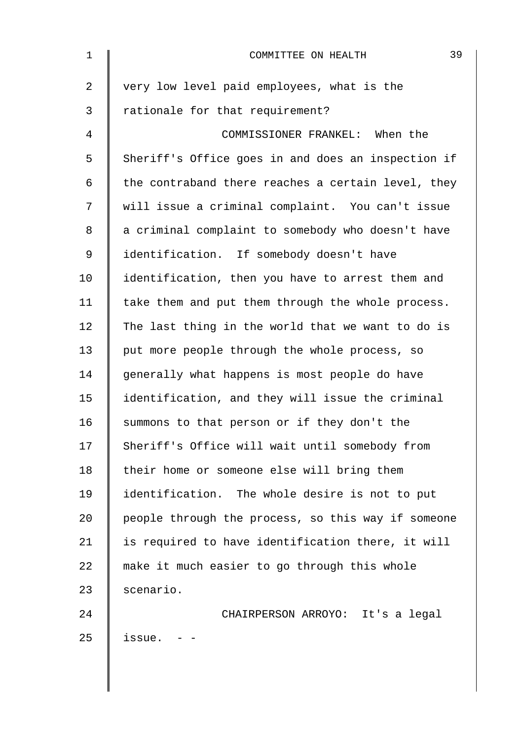very low level paid employees, what is the rationale for that requirement?

COMMISSIONER FRANKEL: When the Sheriff's Office goes in and does an inspection if the contraband there reaches a certain level, they will issue a criminal complaint. You can't issue a criminal complaint to somebody who doesn't have identification. If somebody doesn't have identification, then you have to arrest them and take them and put them through the whole process. The last thing in the world that we want to do is put more people through the whole process, so generally what happens is most people do have identification, and they will issue the criminal summons to that person or if they don't the Sheriff's Office will wait until somebody from their home or someone else will bring them identification. The whole desire is not to put people through the process, so this way if someone is required to have identification there, it will make it much easier to go through this whole scenario.

CHAIRPERSON ARROYO: It's a legal issue. - -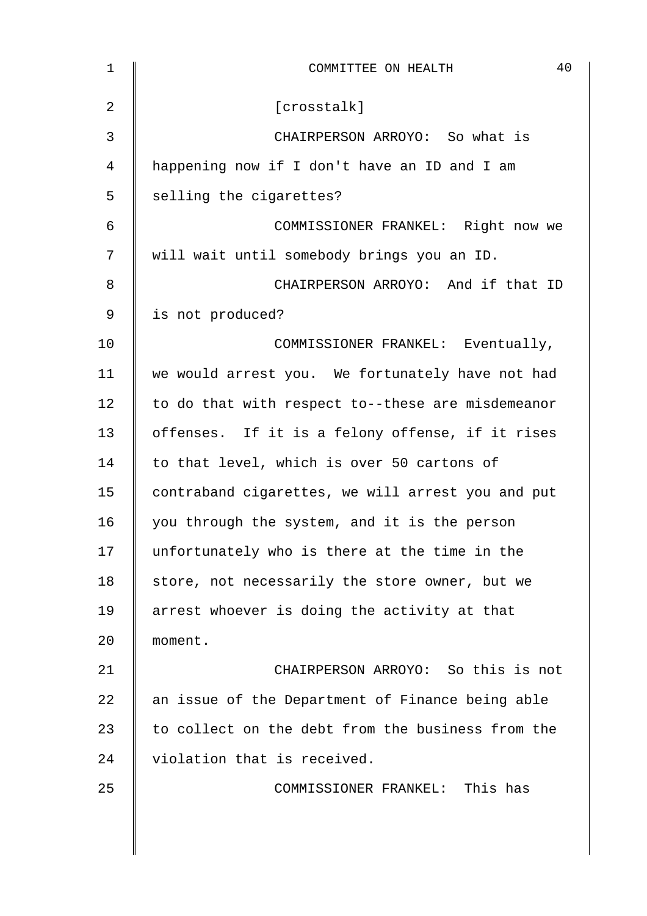[crosstalk]

CHAIRPERSON ARROYO: So what is happening now if I don't have an ID and I am selling the cigarettes?

COMMISSIONER FRANKEL: Right now we will wait until somebody brings you an ID.

CHAIRPERSON ARROYO: And if that ID is not produced?

COMMISSIONER FRANKEL: Eventually, we would arrest you. We fortunately have not had to do that with respect to--these are misdemeanor offenses. If it is a felony offense, if it rises to that level, which is over 50 cartons of contraband cigarettes, we will arrest you and put you through the system, and it is the person unfortunately who is there at the time in the store, not necessarily the store owner, but we arrest whoever is doing the activity at that moment.

CHAIRPERSON ARROYO: So this is not an issue of the Department of Finance being able to collect on the debt from the business from the violation that is received.

COMMISSIONER FRANKEL: This has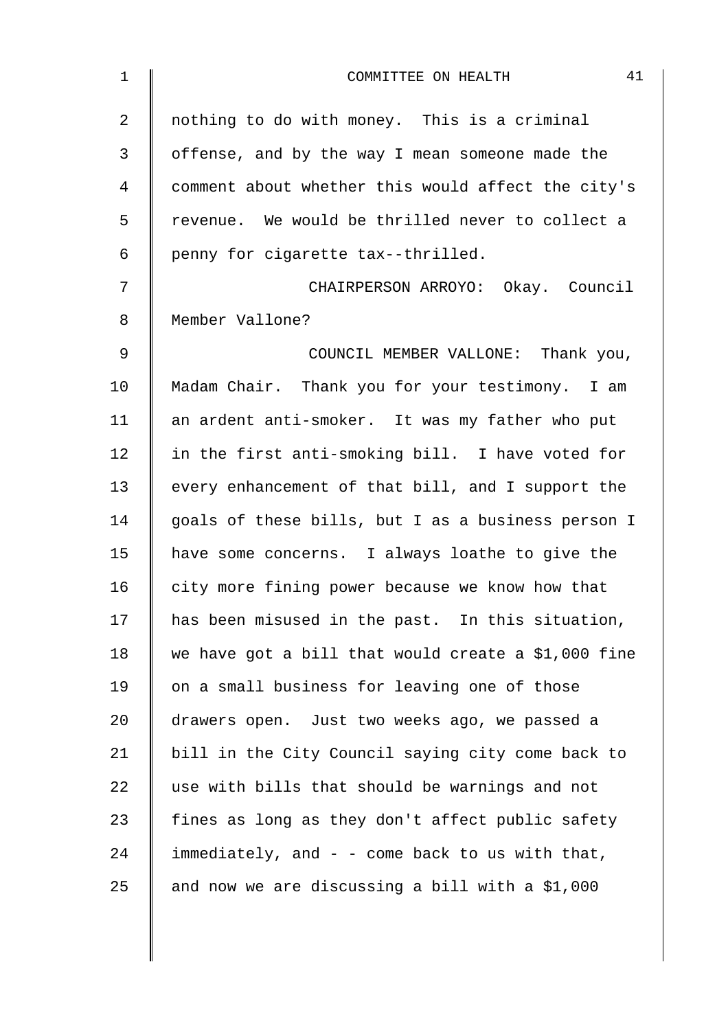nothing to do with money. This is a criminal offense, and by the way I mean someone made the comment about whether this would affect the city's revenue. We would be thrilled never to collect a penny for cigarette tax--thrilled.

CHAIRPERSON ARROYO: Okay. Council Member Vallone?

COUNCIL MEMBER VALLONE: Thank you, Madam Chair. Thank you for your testimony. I am an ardent anti-smoker. It was my father who put in the first anti-smoking bill. I have voted for every enhancement of that bill, and I support the goals of these bills, but I as a business person I have some concerns. I always loathe to give the city more fining power because we know how that has been misused in the past. In this situation, we have got a bill that would create a $1,000 fine on a small business for leaving one of those drawers open. Just two weeks ago, we passed a bill in the City Council saying city come back to use with bills that should be warnings and not fines as long as they don't affect public safety immediately, and - - come back to us with that, and now we are discussing a bill with a $1,000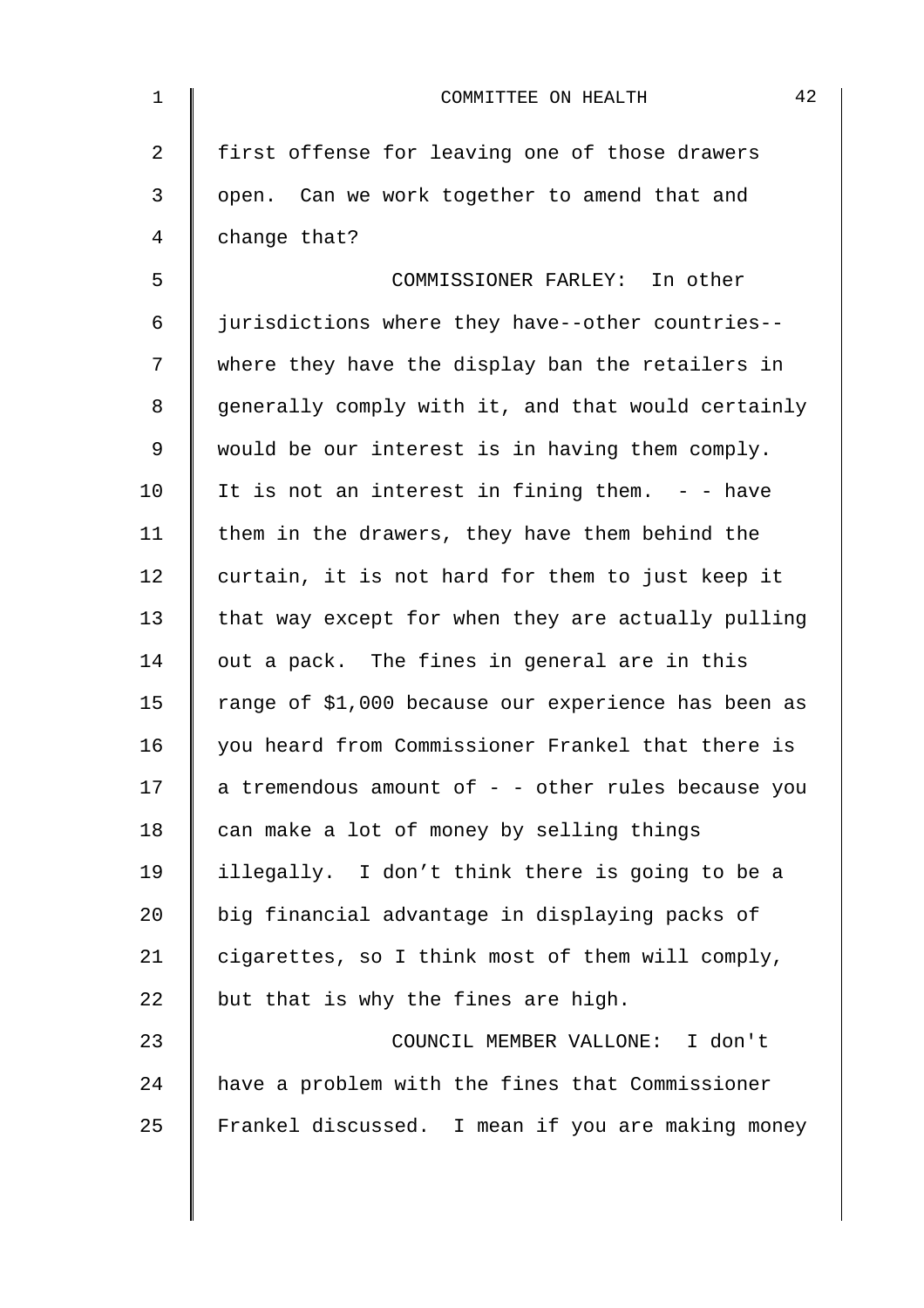first offense for leaving one of those drawers open. Can we work together to amend that and change that?

COMMISSIONER FARLEY: In other jurisdictions where they have--other countries--where they have the display ban the retailers in generally comply with it, and that would certainly would be our interest is in having them comply. It is not an interest in fining them. - - have them in the drawers, they have them behind the curtain, it is not hard for them to just keep it that way except for when they are actually pulling out a pack. The fines in general are in this range of $1,000 because our experience has been as you heard from Commissioner Frankel that there is a tremendous amount of - - other rules because you can make a lot of money by selling things illegally. I don't think there is going to be a big financial advantage in displaying packs of cigarettes, so I think most of them will comply, but that is why the fines are high.

COUNCIL MEMBER VALLONE: I don't have a problem with the fines that Commissioner Frankel discussed. I mean if you are making money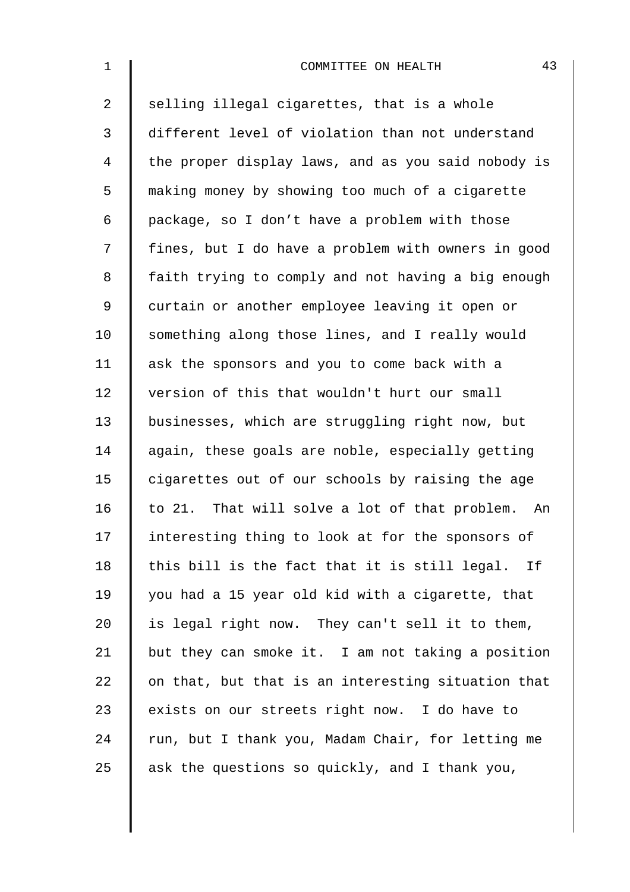selling illegal cigarettes, that is a whole different level of violation than not understand the proper display laws, and as you said nobody is making money by showing too much of a cigarette package, so I don't have a problem with those fines, but I do have a problem with owners in good faith trying to comply and not having a big enough curtain or another employee leaving it open or something along those lines, and I really would ask the sponsors and you to come back with a version of this that wouldn't hurt our small businesses, which are struggling right now, but again, these goals are noble, especially getting cigarettes out of our schools by raising the age to 21. That will solve a lot of that problem. An interesting thing to look at for the sponsors of this bill is the fact that it is still legal. If you had a 15 year old kid with a cigarette, that is legal right now. They can't sell it to them, but they can smoke it. I am not taking a position on that, but that is an interesting situation that exists on our streets right now. I do have to run, but I thank you, Madam Chair, for letting me ask the questions so quickly, and I thank you,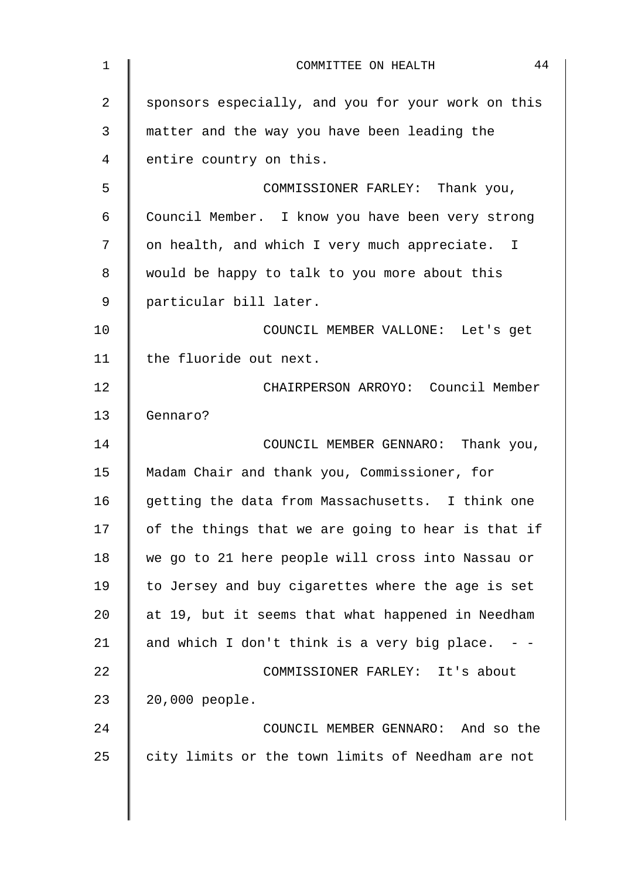sponsors especially, and you for your work on this matter and the way you have been leading the entire country on this.

COMMISSIONER FARLEY: Thank you, Council Member. I know you have been very strong on health, and which I very much appreciate. I would be happy to talk to you more about this particular bill later.

COUNCIL MEMBER VALLONE: Let's get the fluoride out next.

CHAIRPERSON ARROYO: Council Member Gennaro?

COUNCIL MEMBER GENNARO: Thank you, Madam Chair and thank you, Commissioner, for getting the data from Massachusetts. I think one of the things that we are going to hear is that if we go to 21 here people will cross into Nassau or to Jersey and buy cigarettes where the age is set at 19, but it seems that what happened in Needham and which I don't think is a very big place. - -

COMMISSIONER FARLEY: It's about 20,000 people.

COUNCIL MEMBER GENNARO: And so the city limits or the town limits of Needham are not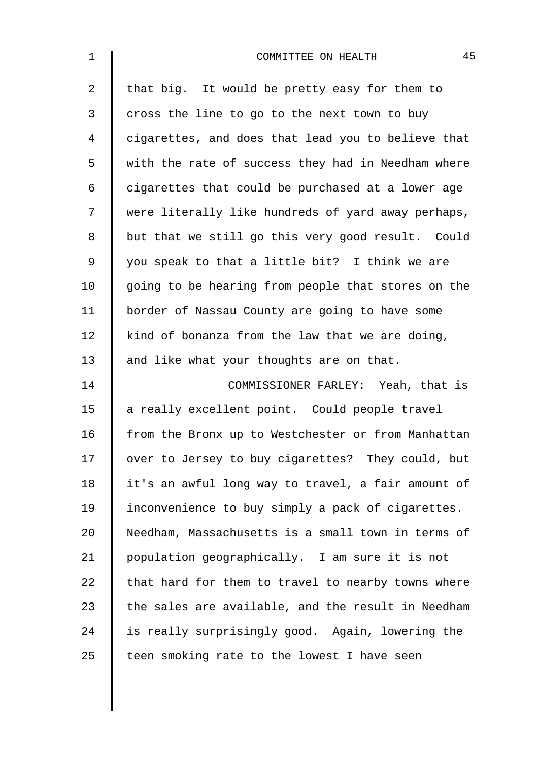that big. It would be pretty easy for them to cross the line to go to the next town to buy cigarettes, and does that lead you to believe that with the rate of success they had in Needham where cigarettes that could be purchased at a lower age were literally like hundreds of yard away perhaps, but that we still go this very good result. Could you speak to that a little bit? I think we are going to be hearing from people that stores on the border of Nassau County are going to have some kind of bonanza from the law that we are doing, and like what your thoughts are on that.

COMMISSIONER FARLEY: Yeah, that is a really excellent point. Could people travel from the Bronx up to Westchester or from Manhattan over to Jersey to buy cigarettes? They could, but it's an awful long way to travel, a fair amount of inconvenience to buy simply a pack of cigarettes. Needham, Massachusetts is a small town in terms of population geographically. I am sure it is not that hard for them to travel to nearby towns where the sales are available, and the result in Needham is really surprisingly good. Again, lowering the teen smoking rate to the lowest I have seen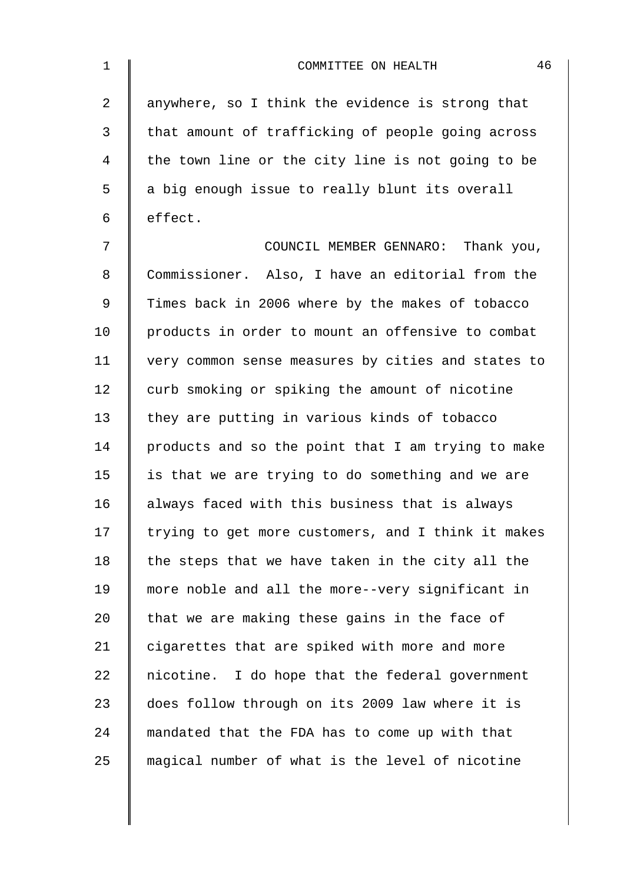anywhere, so I think the evidence is strong that that amount of trafficking of people going across the town line or the city line is not going to be a big enough issue to really blunt its overall effect.

COUNCIL MEMBER GENNARO: Thank you, Commissioner. Also, I have an editorial from the Times back in 2006 where by the makes of tobacco products in order to mount an offensive to combat very common sense measures by cities and states to curb smoking or spiking the amount of nicotine they are putting in various kinds of tobacco products and so the point that I am trying to make is that we are trying to do something and we are always faced with this business that is always trying to get more customers, and I think it makes the steps that we have taken in the city all the more noble and all the more--very significant in that we are making these gains in the face of cigarettes that are spiked with more and more nicotine. I do hope that the federal government does follow through on its 2009 law where it is mandated that the FDA has to come up with that magical number of what is the level of nicotine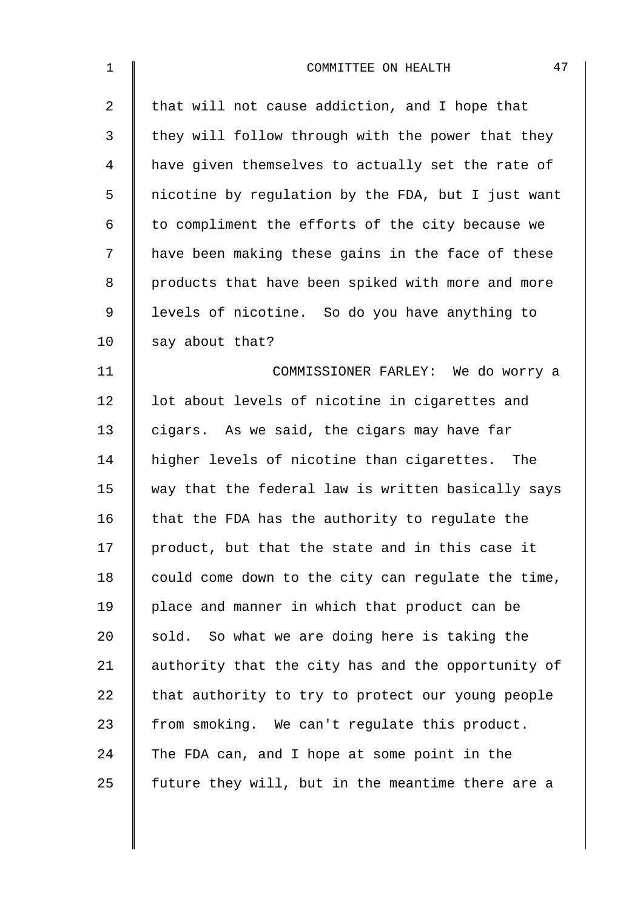that will not cause addiction, and I hope that they will follow through with the power that they have given themselves to actually set the rate of nicotine by regulation by the FDA, but I just want to compliment the efforts of the city because we have been making these gains in the face of these products that have been spiked with more and more levels of nicotine. So do you have anything to say about that?

COMMISSIONER FARLEY: We do worry a lot about levels of nicotine in cigarettes and cigars. As we said, the cigars may have far higher levels of nicotine than cigarettes. The way that the federal law is written basically says that the FDA has the authority to regulate the product, but that the state and in this case it could come down to the city can regulate the time, place and manner in which that product can be sold. So what we are doing here is taking the authority that the city has and the opportunity of that authority to try to protect our young people from smoking. We can't regulate this product. The FDA can, and I hope at some point in the future they will, but in the meantime there are a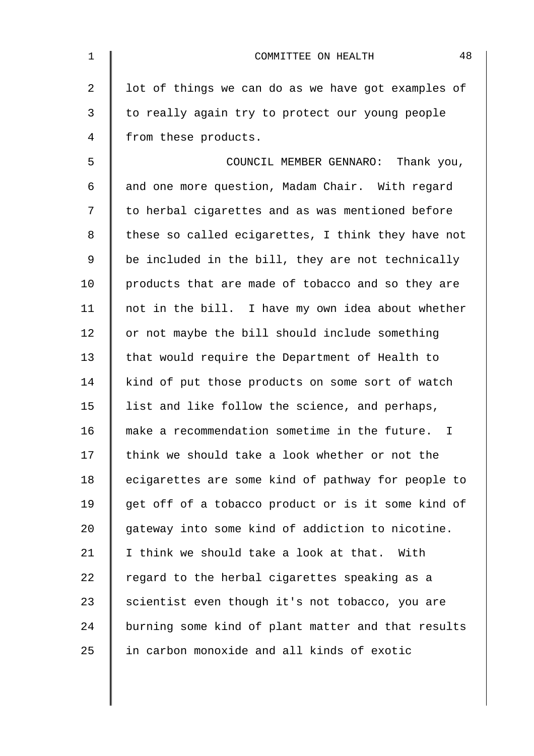lot of things we can do as we have got examples of to really again try to protect our young people from these products.

COUNCIL MEMBER GENNARO: Thank you, and one more question, Madam Chair. With regard to herbal cigarettes and as was mentioned before these so called ecigarettes, I think they have not be included in the bill, they are not technically products that are made of tobacco and so they are not in the bill. I have my own idea about whether or not maybe the bill should include something that would require the Department of Health to kind of put those products on some sort of watch list and like follow the science, and perhaps, make a recommendation sometime in the future. I think we should take a look whether or not the ecigarettes are some kind of pathway for people to get off of a tobacco product or is it some kind of gateway into some kind of addiction to nicotine. I think we should take a look at that. With regard to the herbal cigarettes speaking as a scientist even though it's not tobacco, you are burning some kind of plant matter and that results in carbon monoxide and all kinds of exotic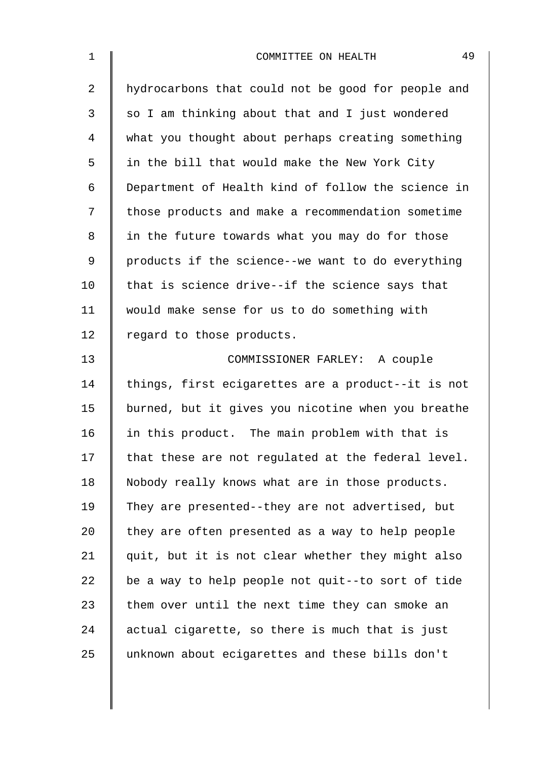hydrocarbons that could not be good for people and so I am thinking about that and I just wondered what you thought about perhaps creating something in the bill that would make the New York City Department of Health kind of follow the science in those products and make a recommendation sometime in the future towards what you may do for those products if the science--we want to do everything that is science drive--if the science says that would make sense for us to do something with regard to those products.

COMMISSIONER FARLEY: A couple things, first ecigarettes are a product--it is not burned, but it gives you nicotine when you breathe in this product. The main problem with that is that these are not regulated at the federal level. Nobody really knows what are in those products. They are presented--they are not advertised, but they are often presented as a way to help people quit, but it is not clear whether they might also be a way to help people not quit--to sort of tide them over until the next time they can smoke an actual cigarette, so there is much that is just unknown about ecigarettes and these bills don't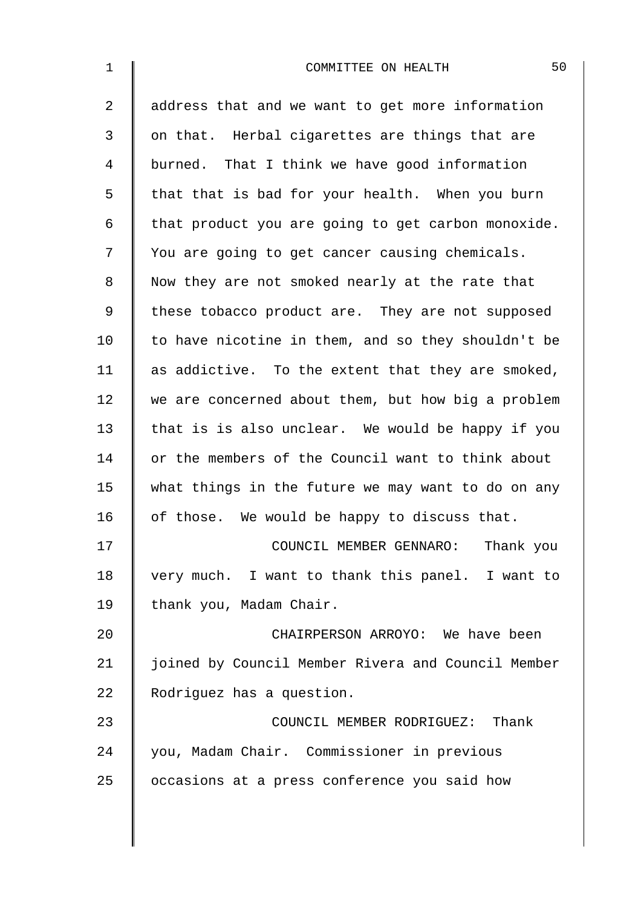address that and we want to get more information on that. Herbal cigarettes are things that are burned. That I think we have good information that that is bad for your health. When you burn that product you are going to get carbon monoxide. You are going to get cancer causing chemicals. Now they are not smoked nearly at the rate that these tobacco product are. They are not supposed to have nicotine in them, and so they shouldn't be as addictive. To the extent that they are smoked, we are concerned about them, but how big a problem that is is also unclear. We would be happy if you or the members of the Council want to think about what things in the future we may want to do on any of those. We would be happy to discuss that.

COUNCIL MEMBER GENNARO: Thank you very much. I want to thank this panel. I want to thank you, Madam Chair.

CHAIRPERSON ARROYO: We have been joined by Council Member Rivera and Council Member Rodriguez has a question.

COUNCIL MEMBER RODRIGUEZ: Thank you, Madam Chair. Commissioner in previous occasions at a press conference you said how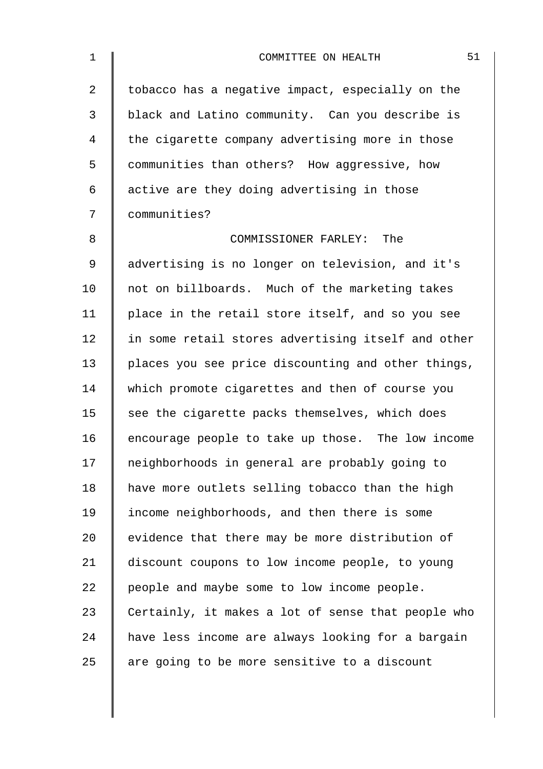tobacco has a negative impact, especially on the black and Latino community. Can you describe is the cigarette company advertising more in those communities than others? How aggressive, how active are they doing advertising in those communities?

COMMISSIONER FARLEY: The advertising is no longer on television, and it's not on billboards. Much of the marketing takes place in the retail store itself, and so you see in some retail stores advertising itself and other places you see price discounting and other things, which promote cigarettes and then of course you see the cigarette packs themselves, which does encourage people to take up those. The low income neighborhoods in general are probably going to have more outlets selling tobacco than the high income neighborhoods, and then there is some evidence that there may be more distribution of discount coupons to low income people, to young people and maybe some to low income people. Certainly, it makes a lot of sense that people who have less income are always looking for a bargain are going to be more sensitive to a discount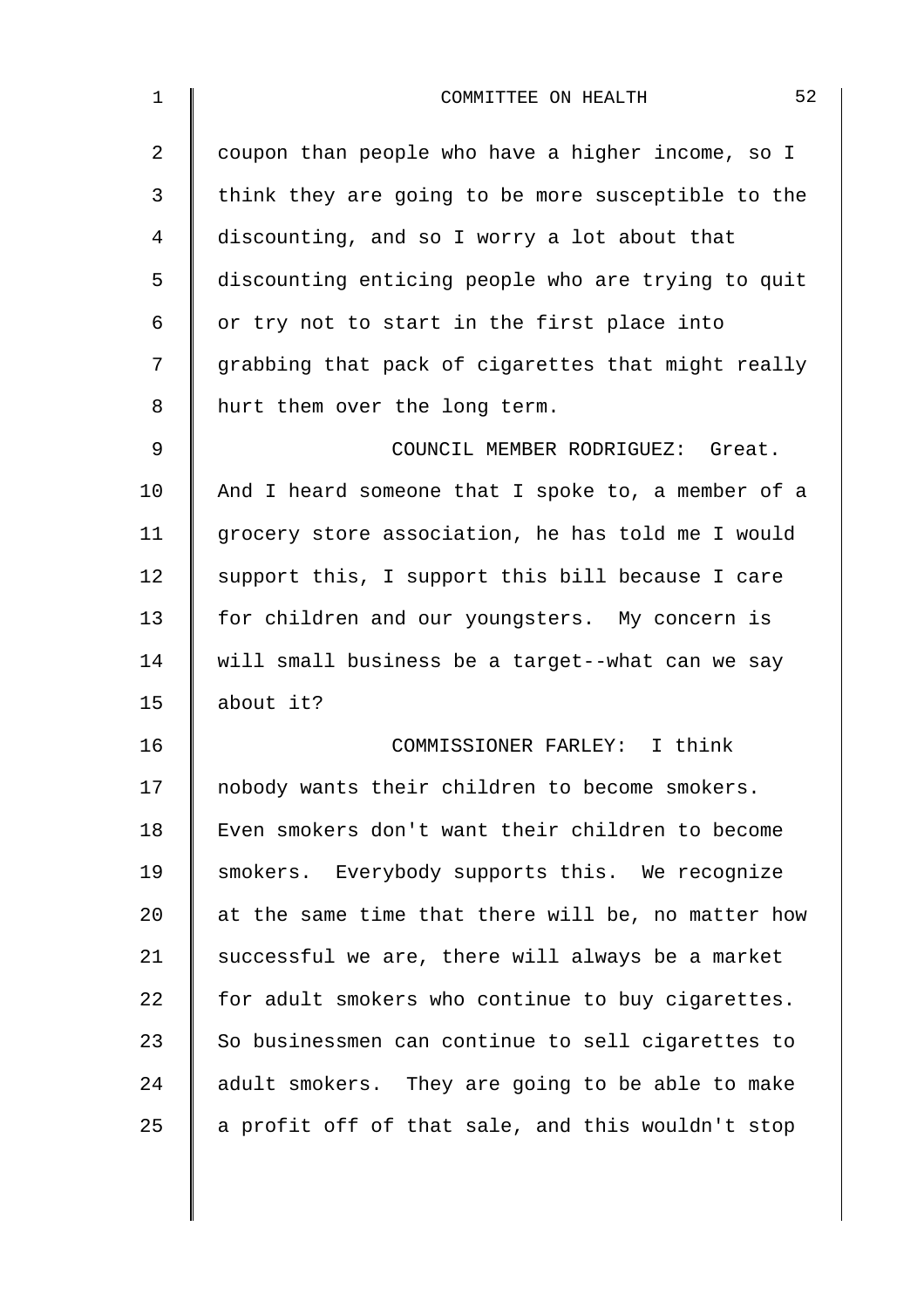coupon than people who have a higher income, so I think they are going to be more susceptible to the discounting, and so I worry a lot about that discounting enticing people who are trying to quit or try not to start in the first place into grabbing that pack of cigarettes that might really hurt them over the long term.

COUNCIL MEMBER RODRIGUEZ: Great. And I heard someone that I spoke to, a member of a grocery store association, he has told me I would support this, I support this bill because I care for children and our youngsters. My concern is will small business be a target--what can we say about it?

COMMISSIONER FARLEY: I think nobody wants their children to become smokers. Even smokers don't want their children to become smokers. Everybody supports this. We recognize at the same time that there will be, no matter how successful we are, there will always be a market for adult smokers who continue to buy cigarettes. So businessmen can continue to sell cigarettes to adult smokers. They are going to be able to make a profit off of that sale, and this wouldn't stop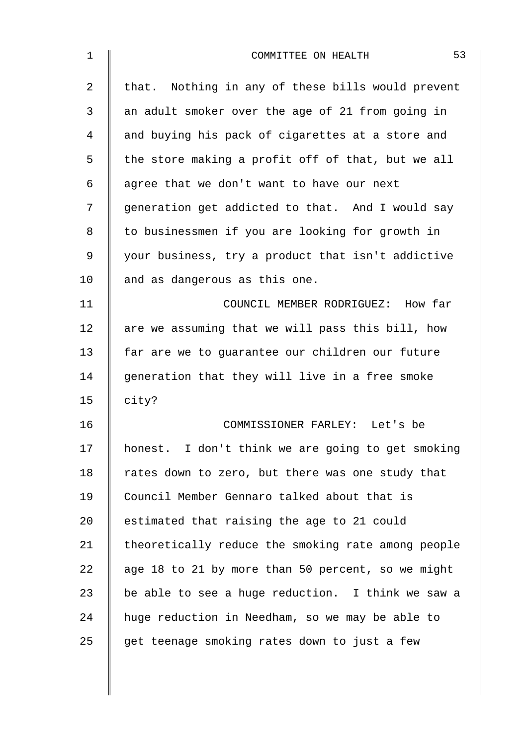that. Nothing in any of these bills would prevent an adult smoker over the age of 21 from going in and buying his pack of cigarettes at a store and the store making a profit off of that, but we all agree that we don't want to have our next generation get addicted to that. And I would say to businessmen if you are looking for growth in your business, try a product that isn't addictive and as dangerous as this one.

COUNCIL MEMBER RODRIGUEZ: How far are we assuming that we will pass this bill, how far are we to guarantee our children our future generation that they will live in a free smoke city?

COMMISSIONER FARLEY: Let's be honest. I don't think we are going to get smoking rates down to zero, but there was one study that Council Member Gennaro talked about that is estimated that raising the age to 21 could theoretically reduce the smoking rate among people age 18 to 21 by more than 50 percent, so we might be able to see a huge reduction. I think we saw a huge reduction in Needham, so we may be able to get teenage smoking rates down to just a few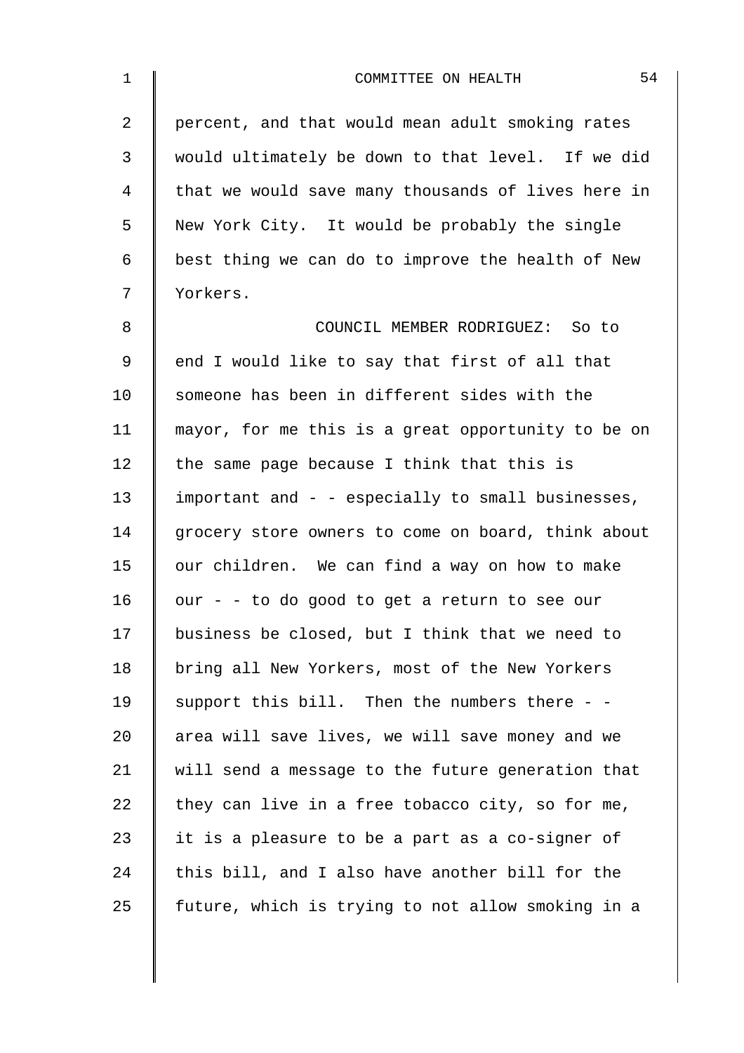percent, and that would mean adult smoking rates would ultimately be down to that level. If we did that we would save many thousands of lives here in New York City. It would be probably the single best thing we can do to improve the health of New Yorkers.

COUNCIL MEMBER RODRIGUEZ: So to end I would like to say that first of all that someone has been in different sides with the mayor, for me this is a great opportunity to be on the same page because I think that this is important and - - especially to small businesses, grocery store owners to come on board, think about our children. We can find a way on how to make our - - to do good to get a return to see our business be closed, but I think that we need to bring all New Yorkers, most of the New Yorkers support this bill. Then the numbers there - - area will save lives, we will save money and we will send a message to the future generation that they can live in a free tobacco city, so for me, it is a pleasure to be a part as a co-signer of this bill, and I also have another bill for the future, which is trying to not allow smoking in a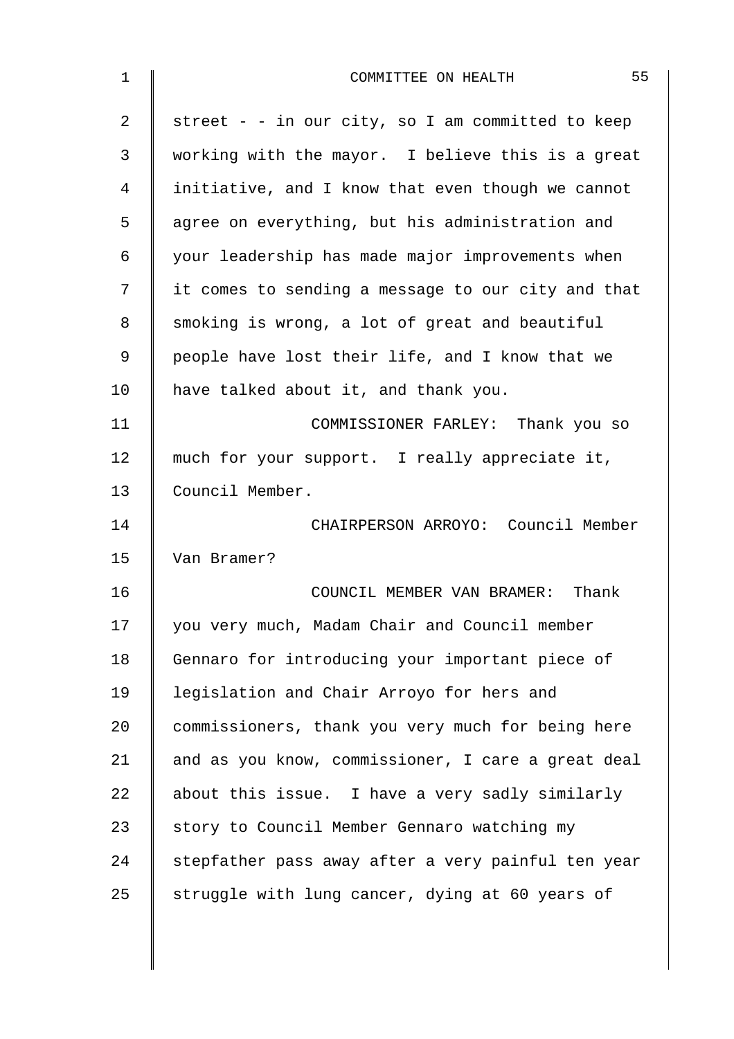street - - in our city, so I am committed to keep working with the mayor. I believe this is a great initiative, and I know that even though we cannot agree on everything, but his administration and your leadership has made major improvements when it comes to sending a message to our city and that smoking is wrong, a lot of great and beautiful people have lost their life, and I know that we have talked about it, and thank you.

COMMISSIONER FARLEY: Thank you so much for your support. I really appreciate it, Council Member.

CHAIRPERSON ARROYO: Council Member Van Bramer?

COUNCIL MEMBER VAN BRAMER: Thank you very much, Madam Chair and Council member Gennaro for introducing your important piece of legislation and Chair Arroyo for hers and commissioners, thank you very much for being here and as you know, commissioner, I care a great deal about this issue. I have a very sadly similarly story to Council Member Gennaro watching my stepfather pass away after a very painful ten year struggle with lung cancer, dying at 60 years of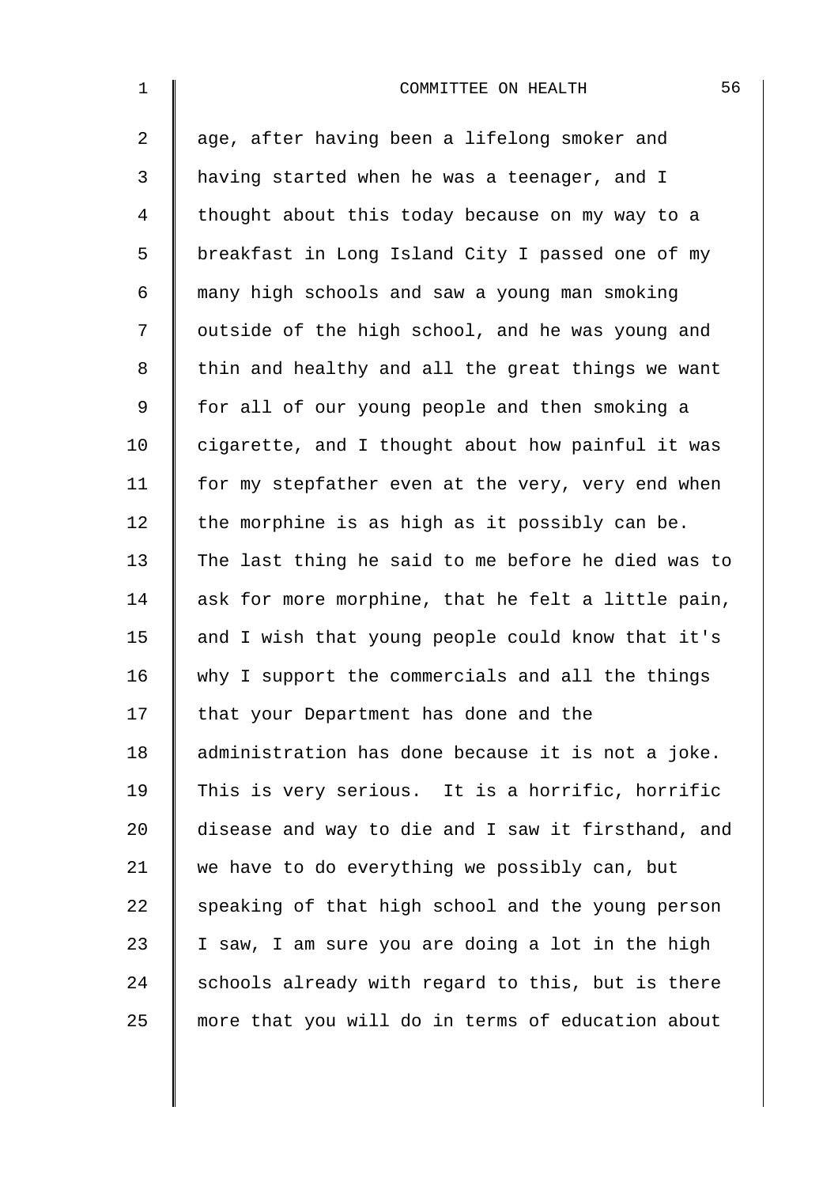age, after having been a lifelong smoker and having started when he was a teenager, and I thought about this today because on my way to a breakfast in Long Island City I passed one of my many high schools and saw a young man smoking outside of the high school, and he was young and thin and healthy and all the great things we want for all of our young people and then smoking a cigarette, and I thought about how painful it was for my stepfather even at the very, very end when the morphine is as high as it possibly can be. The last thing he said to me before he died was to ask for more morphine, that he felt a little pain, and I wish that young people could know that it's why I support the commercials and all the things that your Department has done and the administration has done because it is not a joke. This is very serious. It is a horrific, horrific disease and way to die and I saw it firsthand, and we have to do everything we possibly can, but speaking of that high school and the young person I saw, I am sure you are doing a lot in the high schools already with regard to this, but is there more that you will do in terms of education about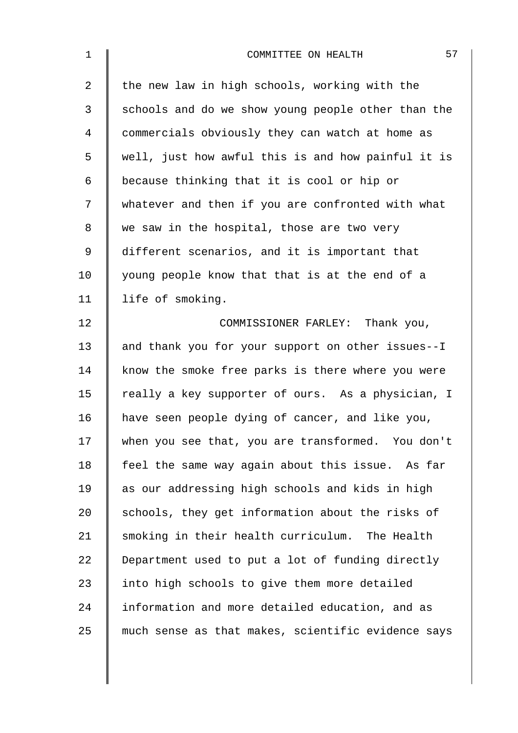the new law in high schools, working with the schools and do we show young people other than the commercials obviously they can watch at home as well, just how awful this is and how painful it is because thinking that it is cool or hip or whatever and then if you are confronted with what we saw in the hospital, those are two very different scenarios, and it is important that young people know that that is at the end of a life of smoking.

COMMISSIONER FARLEY: Thank you, and thank you for your support on other issues--I know the smoke free parks is there where you were really a key supporter of ours. As a physician, I have seen people dying of cancer, and like you, when you see that, you are transformed. You don't feel the same way again about this issue. As far as our addressing high schools and kids in high schools, they get information about the risks of smoking in their health curriculum. The Health Department used to put a lot of funding directly into high schools to give them more detailed information and more detailed education, and as much sense as that makes, scientific evidence says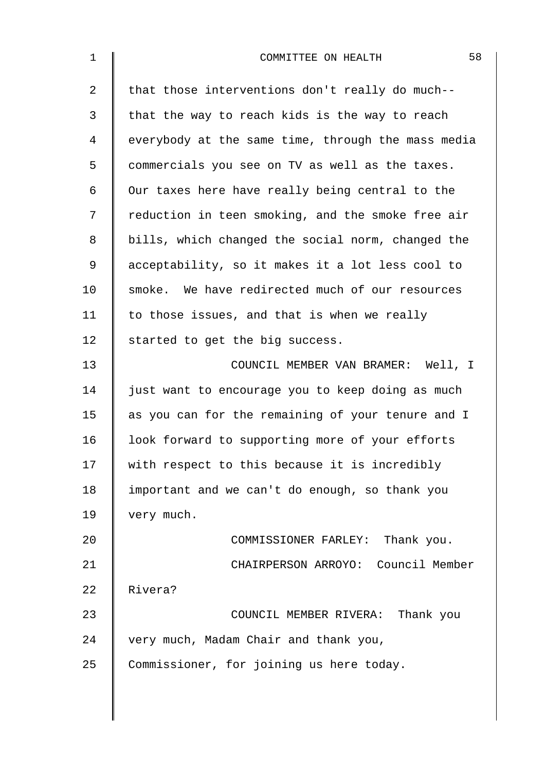that those interventions don't really do much-- that the way to reach kids is the way to reach everybody at the same time, through the mass media commercials you see on TV as well as the taxes. Our taxes here have really being central to the reduction in teen smoking, and the smoke free air bills, which changed the social norm, changed the acceptability, so it makes it a lot less cool to smoke. We have redirected much of our resources to those issues, and that is when we really started to get the big success.

COUNCIL MEMBER VAN BRAMER: Well, I just want to encourage you to keep doing as much as you can for the remaining of your tenure and I look forward to supporting more of your efforts with respect to this because it is incredibly important and we can't do enough, so thank you very much.

COMMISSIONER FARLEY: Thank you.

CHAIRPERSON ARROYO: Council Member Rivera?

COUNCIL MEMBER RIVERA: Thank you very much, Madam Chair and thank you, Commissioner, for joining us here today.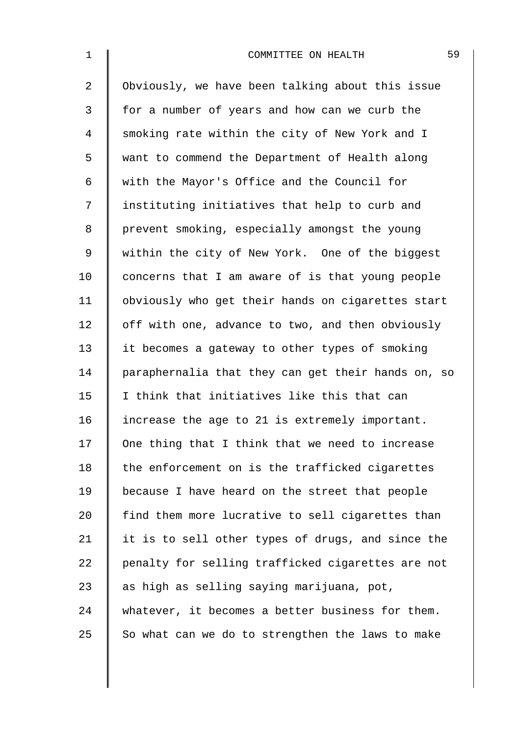Obviously, we have been talking about this issue for a number of years and how can we curb the smoking rate within the city of New York and I want to commend the Department of Health along with the Mayor's Office and the Council for instituting initiatives that help to curb and prevent smoking, especially amongst the young within the city of New York. One of the biggest concerns that I am aware of is that young people obviously who get their hands on cigarettes start off with one, advance to two, and then obviously it becomes a gateway to other types of smoking paraphernalia that they can get their hands on, so I think that initiatives like this that can increase the age to 21 is extremely important. One thing that I think that we need to increase the enforcement on is the trafficked cigarettes because I have heard on the street that people find them more lucrative to sell cigarettes than it is to sell other types of drugs, and since the penalty for selling trafficked cigarettes are not as high as selling saying marijuana, pot, whatever, it becomes a better business for them. So what can we do to strengthen the laws to make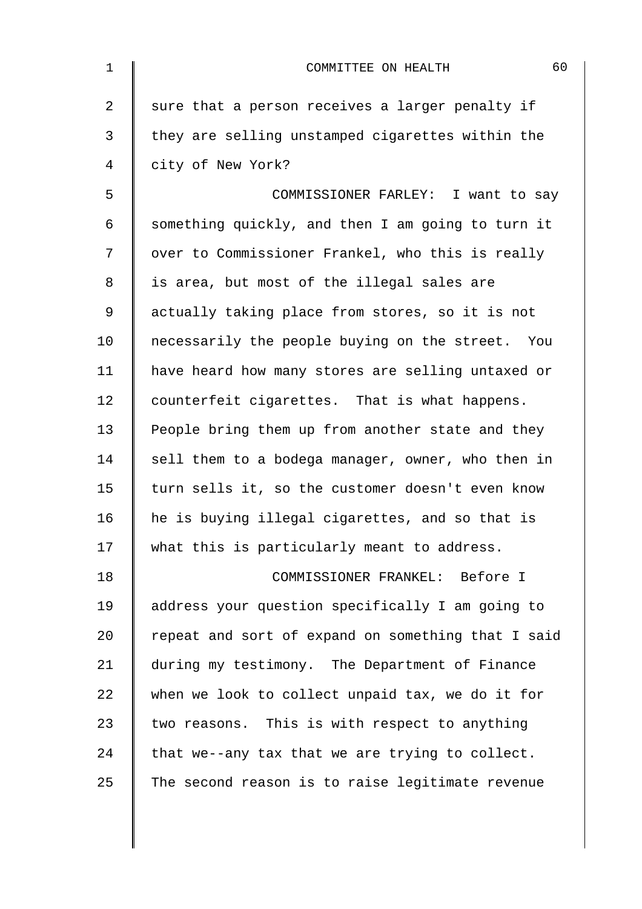sure that a person receives a larger penalty if they are selling unstamped cigarettes within the city of New York?

COMMISSIONER FARLEY: I want to say something quickly, and then I am going to turn it over to Commissioner Frankel, who this is really is area, but most of the illegal sales are actually taking place from stores, so it is not necessarily the people buying on the street. You have heard how many stores are selling untaxed or counterfeit cigarettes. That is what happens. People bring them up from another state and they sell them to a bodega manager, owner, who then in turn sells it, so the customer doesn't even know he is buying illegal cigarettes, and so that is what this is particularly meant to address.

COMMISSIONER FRANKEL: Before I address your question specifically I am going to repeat and sort of expand on something that I said during my testimony. The Department of Finance when we look to collect unpaid tax, we do it for two reasons. This is with respect to anything that we--any tax that we are trying to collect. The second reason is to raise legitimate revenue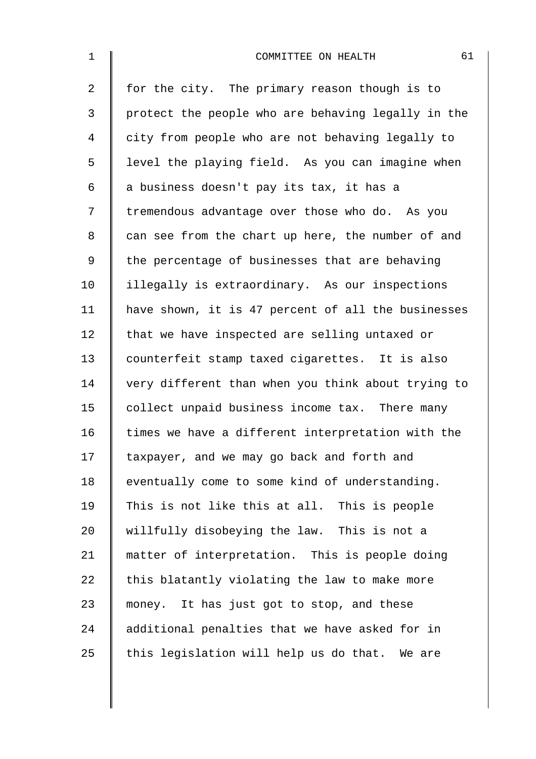for the city. The primary reason though is to protect the people who are behaving legally in the city from people who are not behaving legally to level the playing field. As you can imagine when a business doesn't pay its tax, it has a tremendous advantage over those who do. As you can see from the chart up here, the number of and the percentage of businesses that are behaving illegally is extraordinary. As our inspections have shown, it is 47 percent of all the businesses that we have inspected are selling untaxed or counterfeit stamp taxed cigarettes. It is also very different than when you think about trying to collect unpaid business income tax. There many times we have a different interpretation with the taxpayer, and we may go back and forth and eventually come to some kind of understanding. This is not like this at all. This is people willfully disobeying the law. This is not a matter of interpretation. This is people doing this blatantly violating the law to make more money. It has just got to stop, and these additional penalties that we have asked for in this legislation will help us do that. We are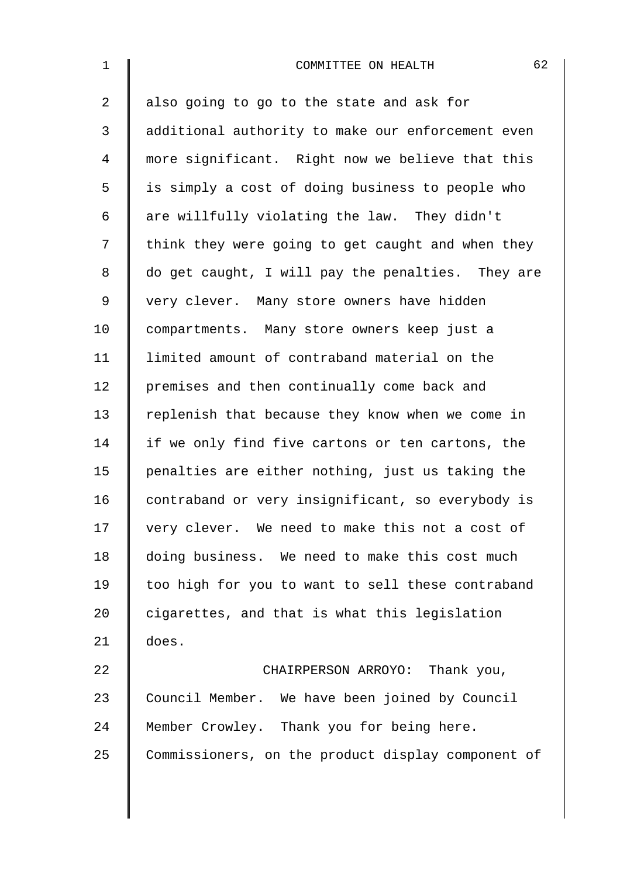also going to go to the state and ask for additional authority to make our enforcement even more significant. Right now we believe that this is simply a cost of doing business to people who are willfully violating the law. They didn't think they were going to get caught and when they do get caught, I will pay the penalties. They are very clever. Many store owners have hidden compartments. Many store owners keep just a limited amount of contraband material on the premises and then continually come back and replenish that because they know when we come in if we only find five cartons or ten cartons, the penalties are either nothing, just us taking the contraband or very insignificant, so everybody is very clever. We need to make this not a cost of doing business. We need to make this cost much too high for you to want to sell these contraband cigarettes, and that is what this legislation does.

CHAIRPERSON ARROYO: Thank you, Council Member. We have been joined by Council Member Crowley. Thank you for being here. Commissioners, on the product display component of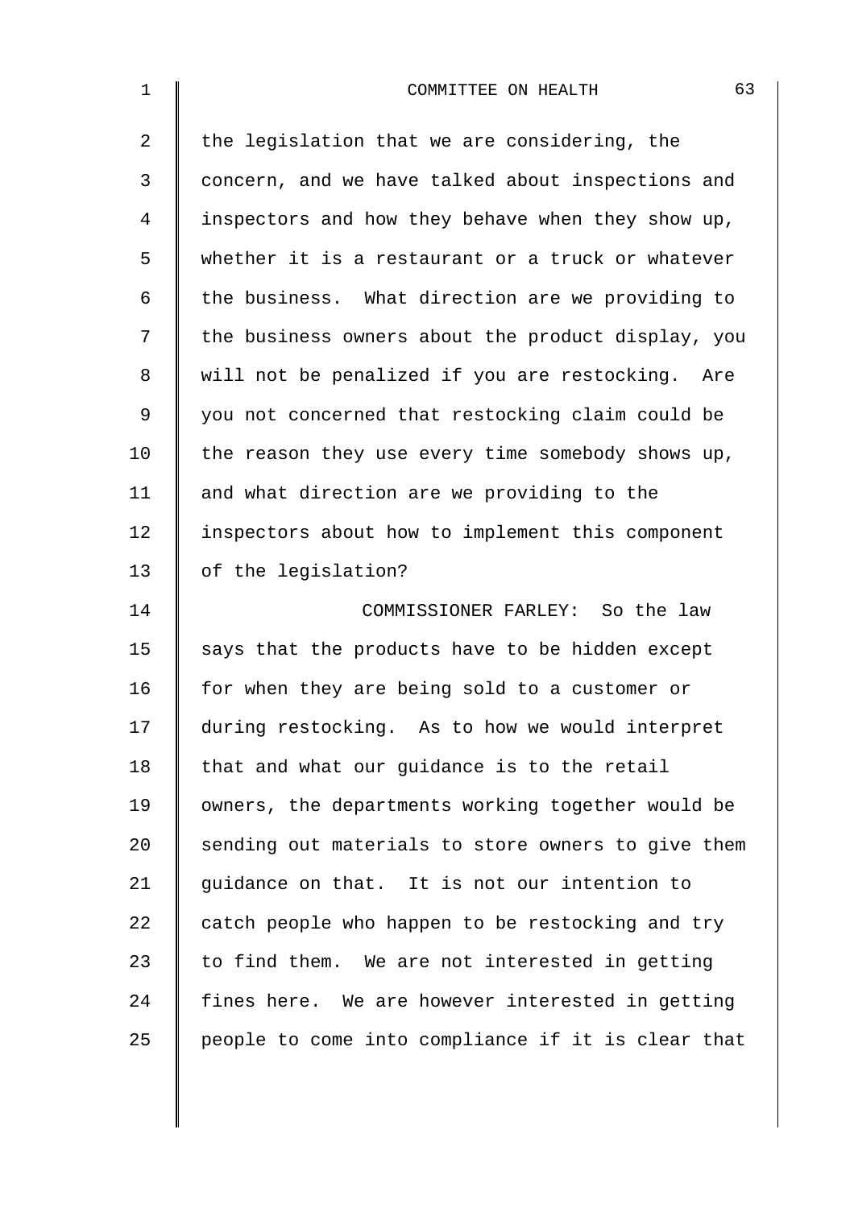the legislation that we are considering, the concern, and we have talked about inspections and inspectors and how they behave when they show up, whether it is a restaurant or a truck or whatever the business. What direction are we providing to the business owners about the product display, you will not be penalized if you are restocking. Are you not concerned that restocking claim could be the reason they use every time somebody shows up, and what direction are we providing to the inspectors about how to implement this component of the legislation?

COMMISSIONER FARLEY: So the law says that the products have to be hidden except for when they are being sold to a customer or during restocking. As to how we would interpret that and what our guidance is to the retail owners, the departments working together would be sending out materials to store owners to give them guidance on that. It is not our intention to catch people who happen to be restocking and try to find them. We are not interested in getting fines here. We are however interested in getting people to come into compliance if it is clear that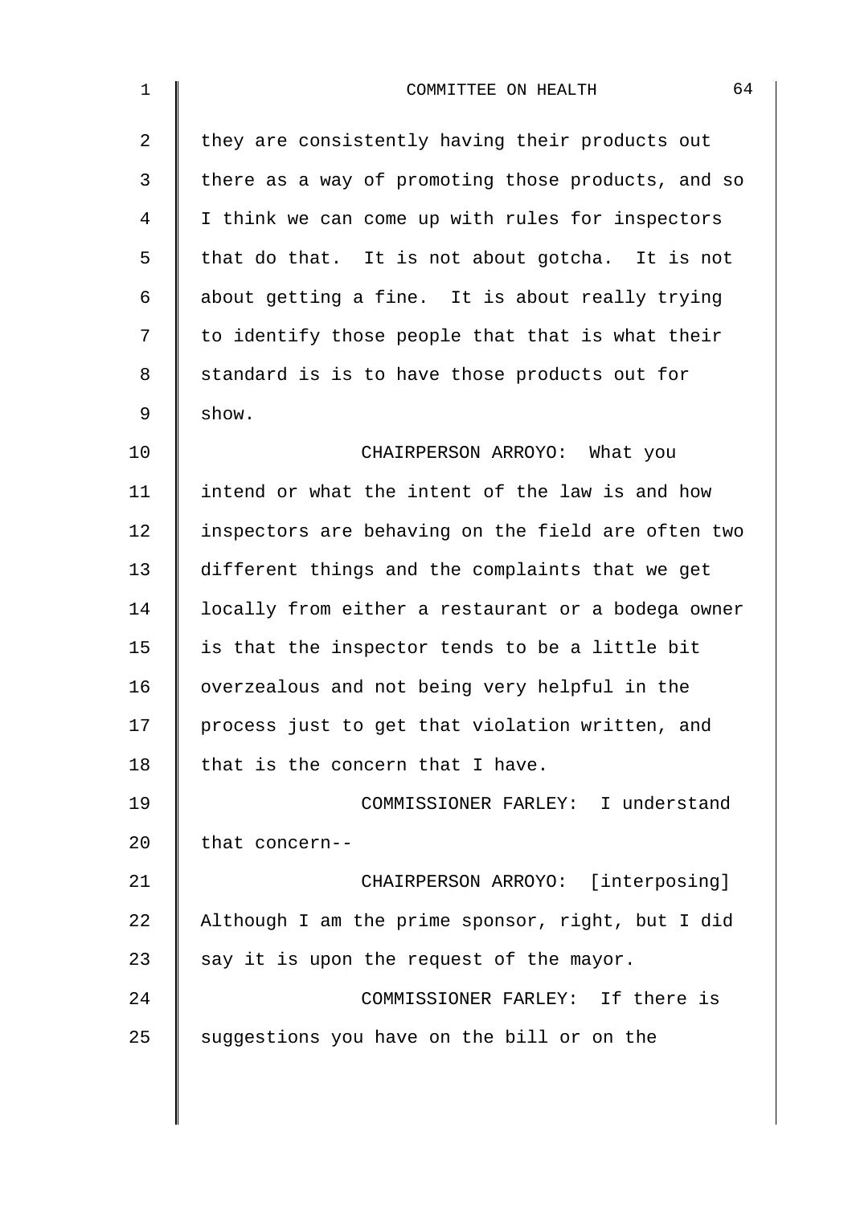they are consistently having their products out there as a way of promoting those products, and so I think we can come up with rules for inspectors that do that. It is not about gotcha. It is not about getting a fine. It is about really trying to identify those people that that is what their standard is is to have those products out for show.

CHAIRPERSON ARROYO: What you intend or what the intent of the law is and how inspectors are behaving on the field are often two different things and the complaints that we get locally from either a restaurant or a bodega owner is that the inspector tends to be a little bit overzealous and not being very helpful in the process just to get that violation written, and that is the concern that I have.

COMMISSIONER FARLEY: I understand that concern--

CHAIRPERSON ARROYO: [interposing] Although I am the prime sponsor, right, but I did say it is upon the request of the mayor.

COMMISSIONER FARLEY: If there is suggestions you have on the bill or on the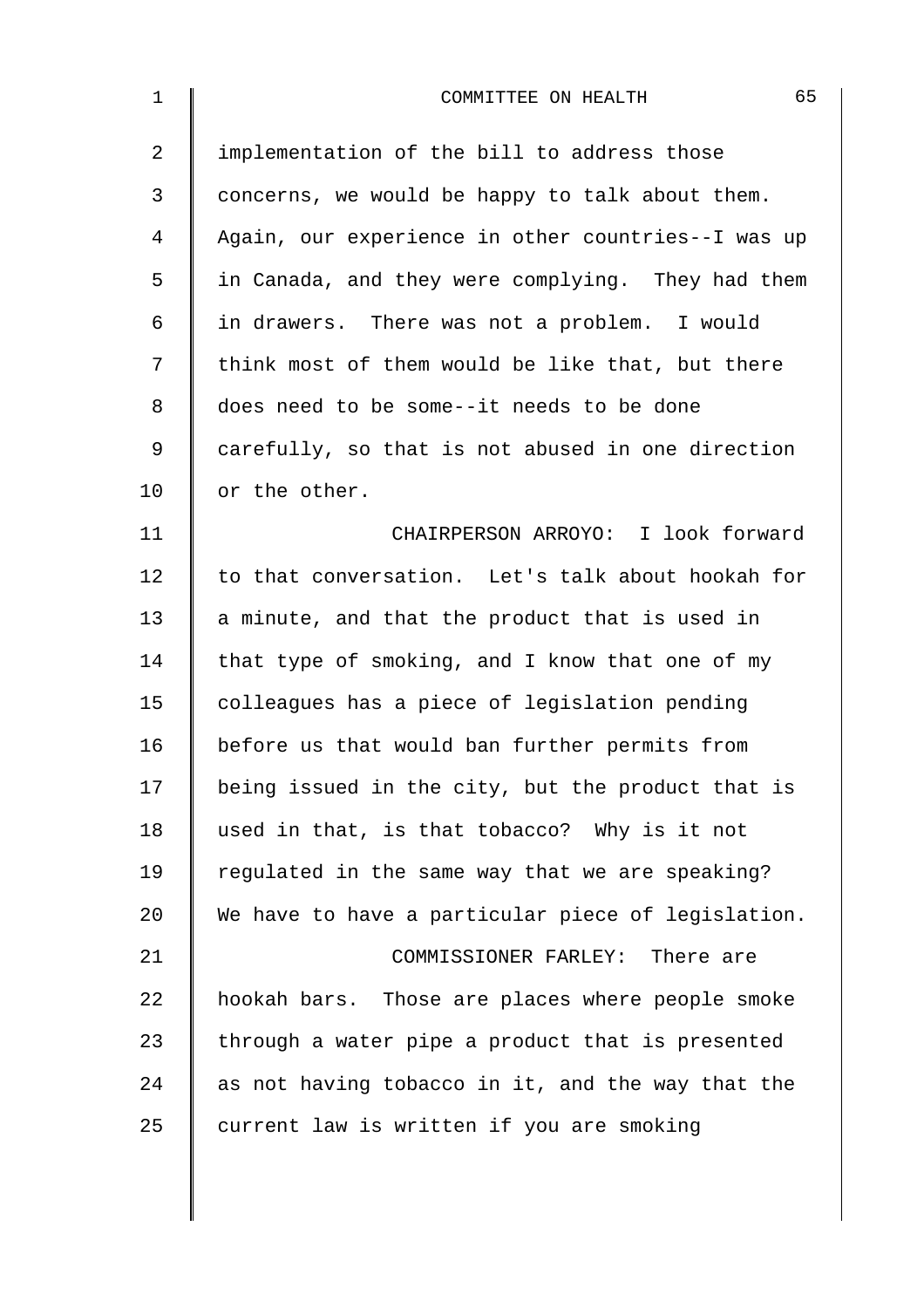implementation of the bill to address those concerns, we would be happy to talk about them. Again, our experience in other countries--I was up in Canada, and they were complying. They had them in drawers. There was not a problem. I would think most of them would be like that, but there does need to be some--it needs to be done carefully, so that is not abused in one direction or the other.

CHAIRPERSON ARROYO: I look forward to that conversation. Let's talk about hookah for a minute, and that the product that is used in that type of smoking, and I know that one of my colleagues has a piece of legislation pending before us that would ban further permits from being issued in the city, but the product that is used in that, is that tobacco? Why is it not regulated in the same way that we are speaking? We have to have a particular piece of legislation.

COMMISSIONER FARLEY: There are hookah bars. Those are places where people smoke through a water pipe a product that is presented as not having tobacco in it, and the way that the current law is written if you are smoking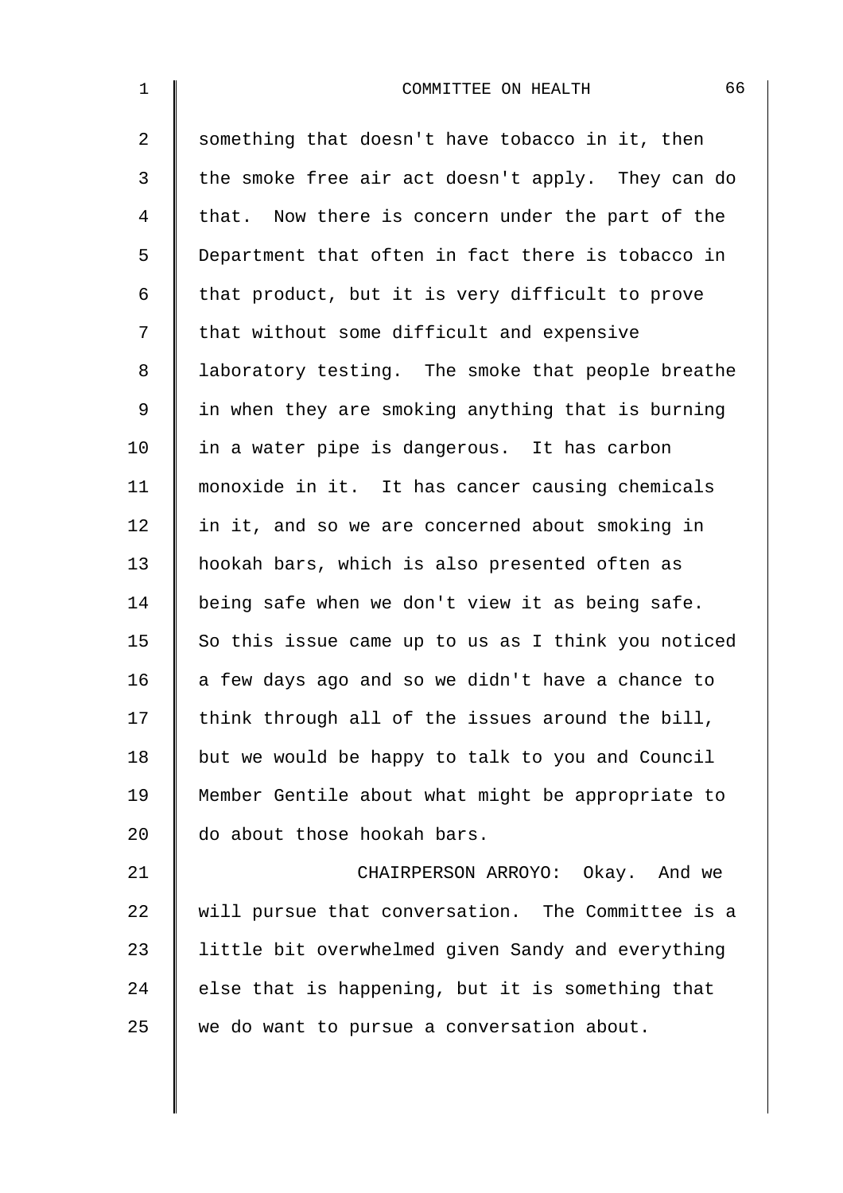something that doesn't have tobacco in it, then the smoke free air act doesn't apply. They can do that. Now there is concern under the part of the Department that often in fact there is tobacco in that product, but it is very difficult to prove that without some difficult and expensive laboratory testing. The smoke that people breathe in when they are smoking anything that is burning in a water pipe is dangerous. It has carbon monoxide in it. It has cancer causing chemicals in it, and so we are concerned about smoking in hookah bars, which is also presented often as being safe when we don't view it as being safe. So this issue came up to us as I think you noticed a few days ago and so we didn't have a chance to think through all of the issues around the bill, but we would be happy to talk to you and Council Member Gentile about what might be appropriate to do about those hookah bars.

CHAIRPERSON ARROYO: Okay. And we will pursue that conversation. The Committee is a little bit overwhelmed given Sandy and everything else that is happening, but it is something that we do want to pursue a conversation about.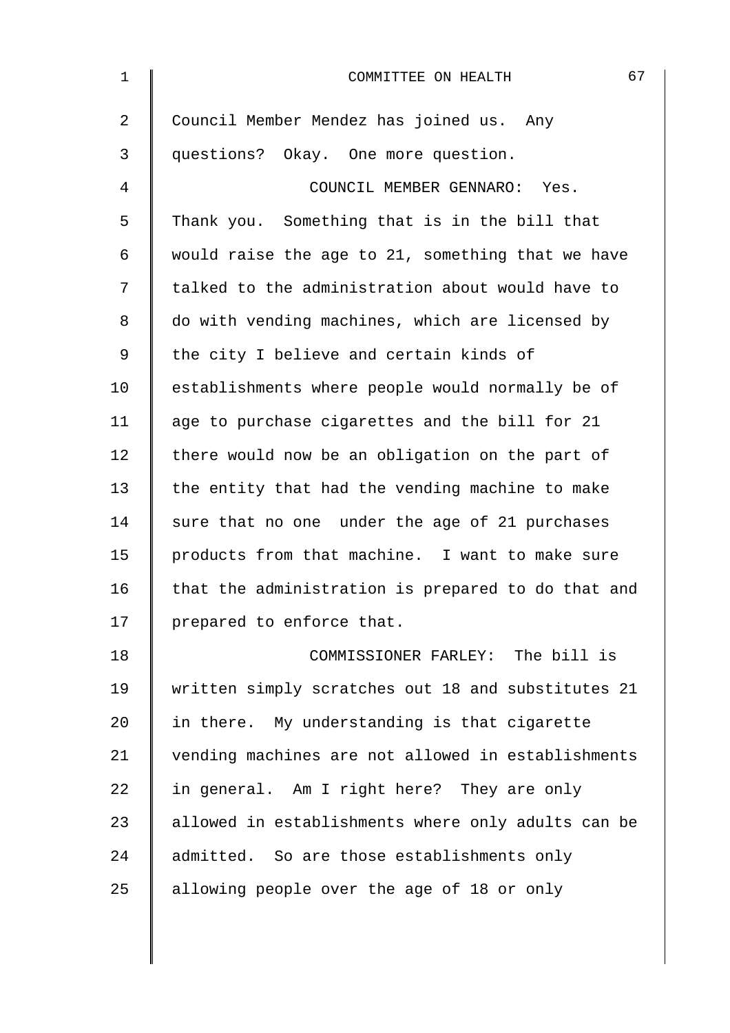Council Member Mendez has joined us. Any questions? Okay. One more question.

COUNCIL MEMBER GENNARO: Yes. Thank you. Something that is in the bill that would raise the age to 21, something that we have talked to the administration about would have to do with vending machines, which are licensed by the city I believe and certain kinds of establishments where people would normally be of age to purchase cigarettes and the bill for 21 there would now be an obligation on the part of the entity that had the vending machine to make sure that no one under the age of 21 purchases products from that machine. I want to make sure that the administration is prepared to do that and prepared to enforce that.

COMMISSIONER FARLEY: The bill is written simply scratches out 18 and substitutes 21 in there. My understanding is that cigarette vending machines are not allowed in establishments in general. Am I right here? They are only allowed in establishments where only adults can be admitted. So are those establishments only allowing people over the age of 18 or only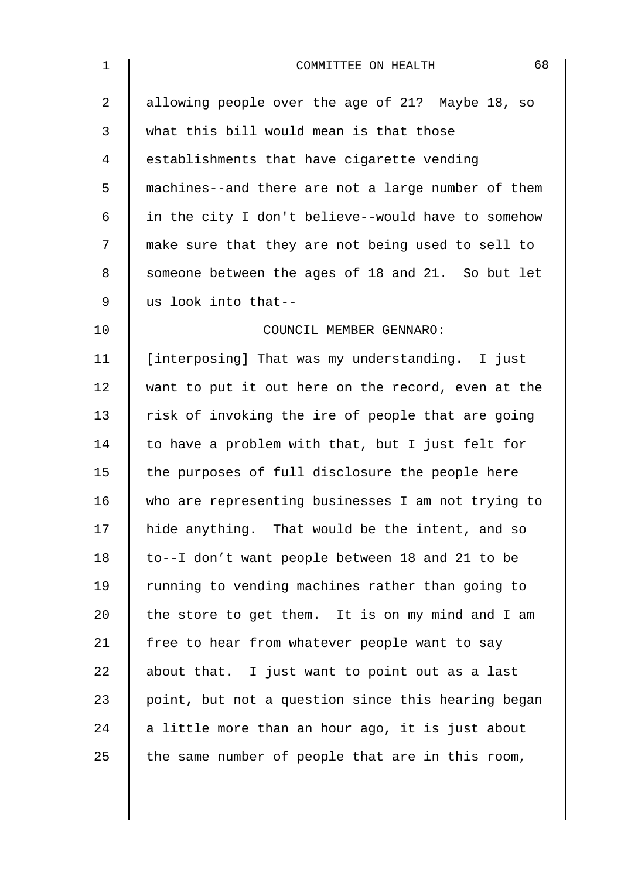allowing people over the age of 21? Maybe 18, so what this bill would mean is that those establishments that have cigarette vending machines--and there are not a large number of them in the city I don't believe--would have to somehow make sure that they are not being used to sell to someone between the ages of 18 and 21. So but let us look into that--

COUNCIL MEMBER GENNARO:

[interposing] That was my understanding. I just want to put it out here on the record, even at the risk of invoking the ire of people that are going to have a problem with that, but I just felt for the purposes of full disclosure the people here who are representing businesses I am not trying to hide anything. That would be the intent, and so to--I don't want people between 18 and 21 to be running to vending machines rather than going to the store to get them. It is on my mind and I am free to hear from whatever people want to say about that. I just want to point out as a last point, but not a question since this hearing began a little more than an hour ago, it is just about the same number of people that are in this room,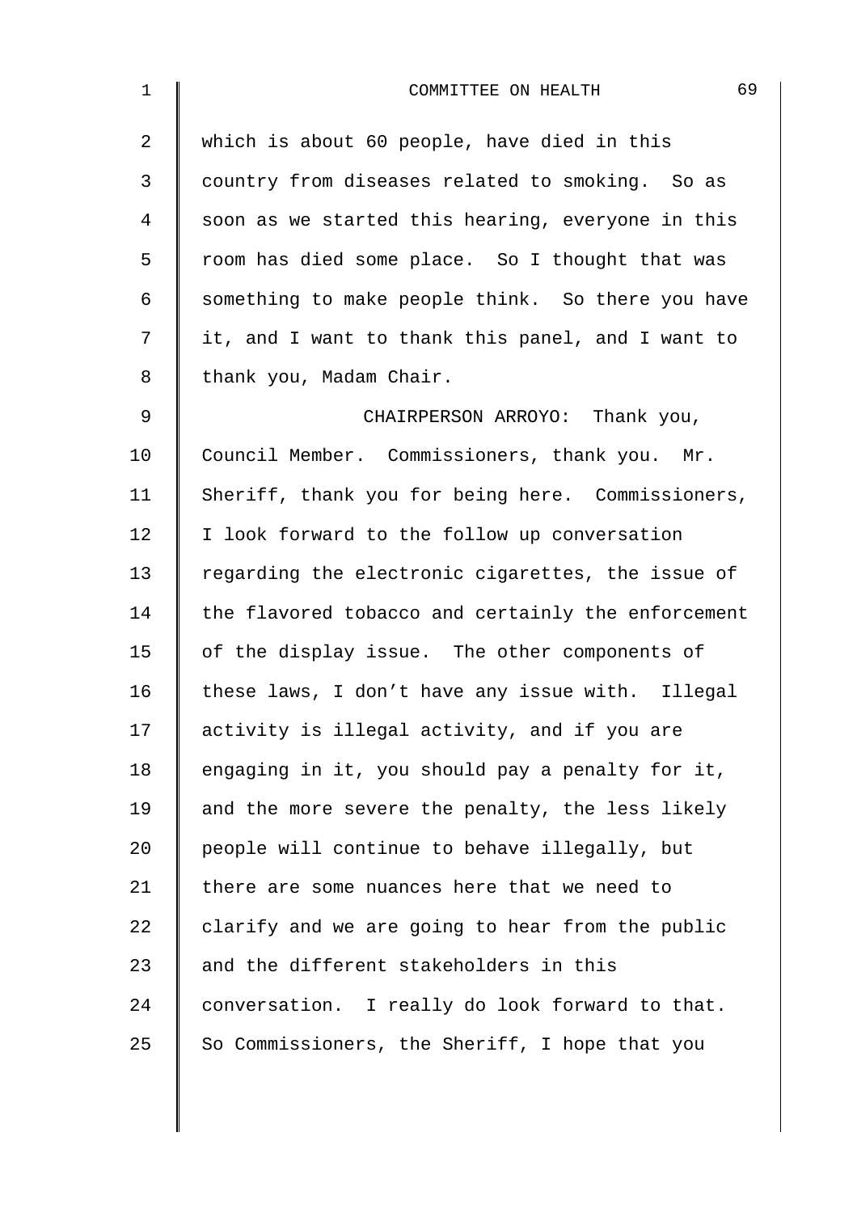which is about 60 people, have died in this country from diseases related to smoking. So as soon as we started this hearing, everyone in this room has died some place. So I thought that was something to make people think. So there you have it, and I want to thank this panel, and I want to thank you, Madam Chair.

CHAIRPERSON ARROYO: Thank you, Council Member. Commissioners, thank you. Mr. Sheriff, thank you for being here. Commissioners, I look forward to the follow up conversation regarding the electronic cigarettes, the issue of the flavored tobacco and certainly the enforcement of the display issue. The other components of these laws, I don't have any issue with. Illegal activity is illegal activity, and if you are engaging in it, you should pay a penalty for it, and the more severe the penalty, the less likely people will continue to behave illegally, but there are some nuances here that we need to clarify and we are going to hear from the public and the different stakeholders in this conversation. I really do look forward to that. So Commissioners, the Sheriff, I hope that you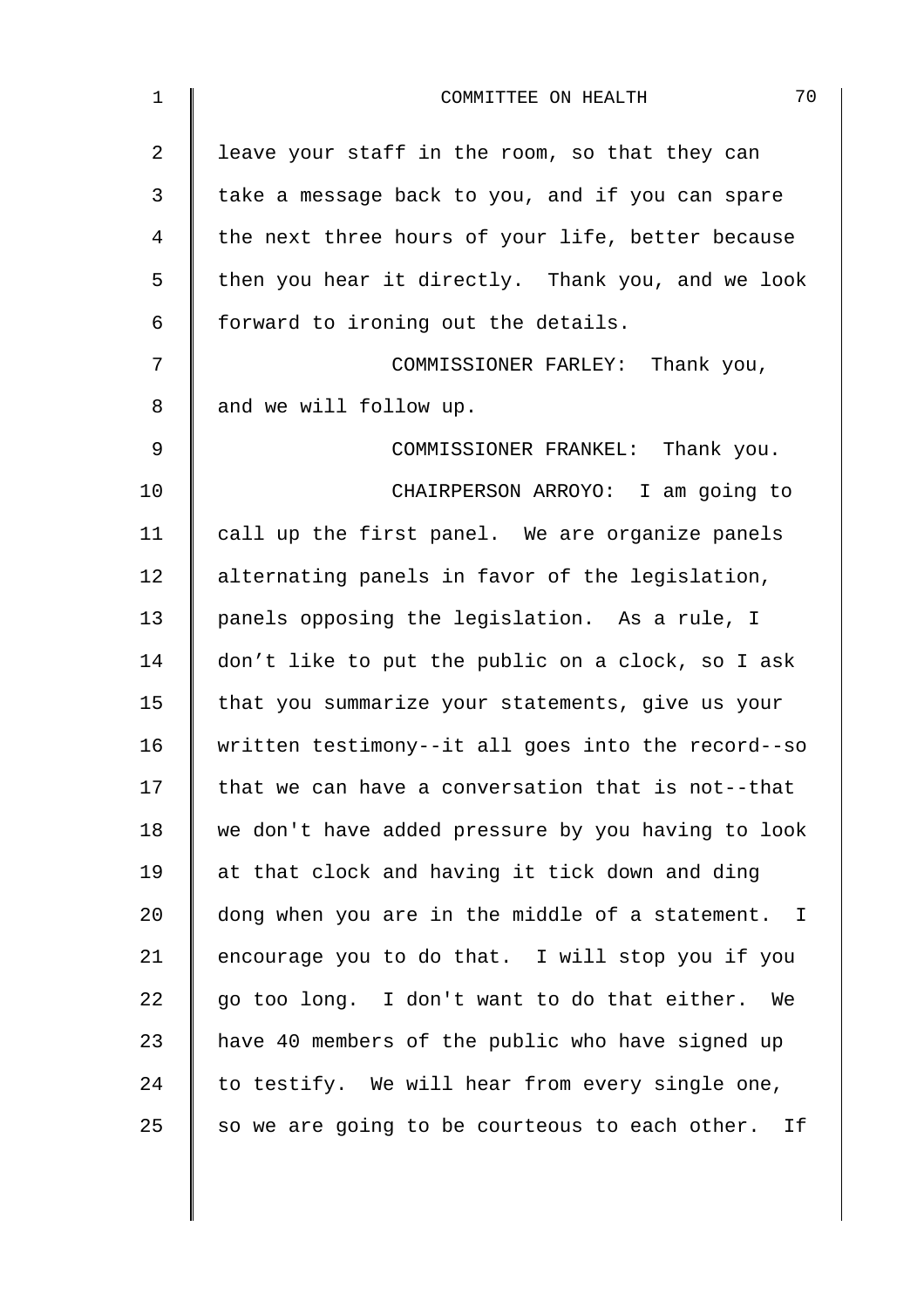leave your staff in the room, so that they can take a message back to you, and if you can spare the next three hours of your life, better because then you hear it directly. Thank you, and we look forward to ironing out the details.

COMMISSIONER FARLEY: Thank you, and we will follow up.

COMMISSIONER FRANKEL: Thank you.

CHAIRPERSON ARROYO: I am going to call up the first panel. We are organize panels alternating panels in favor of the legislation, panels opposing the legislation. As a rule, I don't like to put the public on a clock, so I ask that you summarize your statements, give us your written testimony--it all goes into the record--so that we can have a conversation that is not--that we don't have added pressure by you having to look at that clock and having it tick down and ding dong when you are in the middle of a statement. I encourage you to do that. I will stop you if you go too long. I don't want to do that either. We have 40 members of the public who have signed up to testify. We will hear from every single one, so we are going to be courteous to each other. If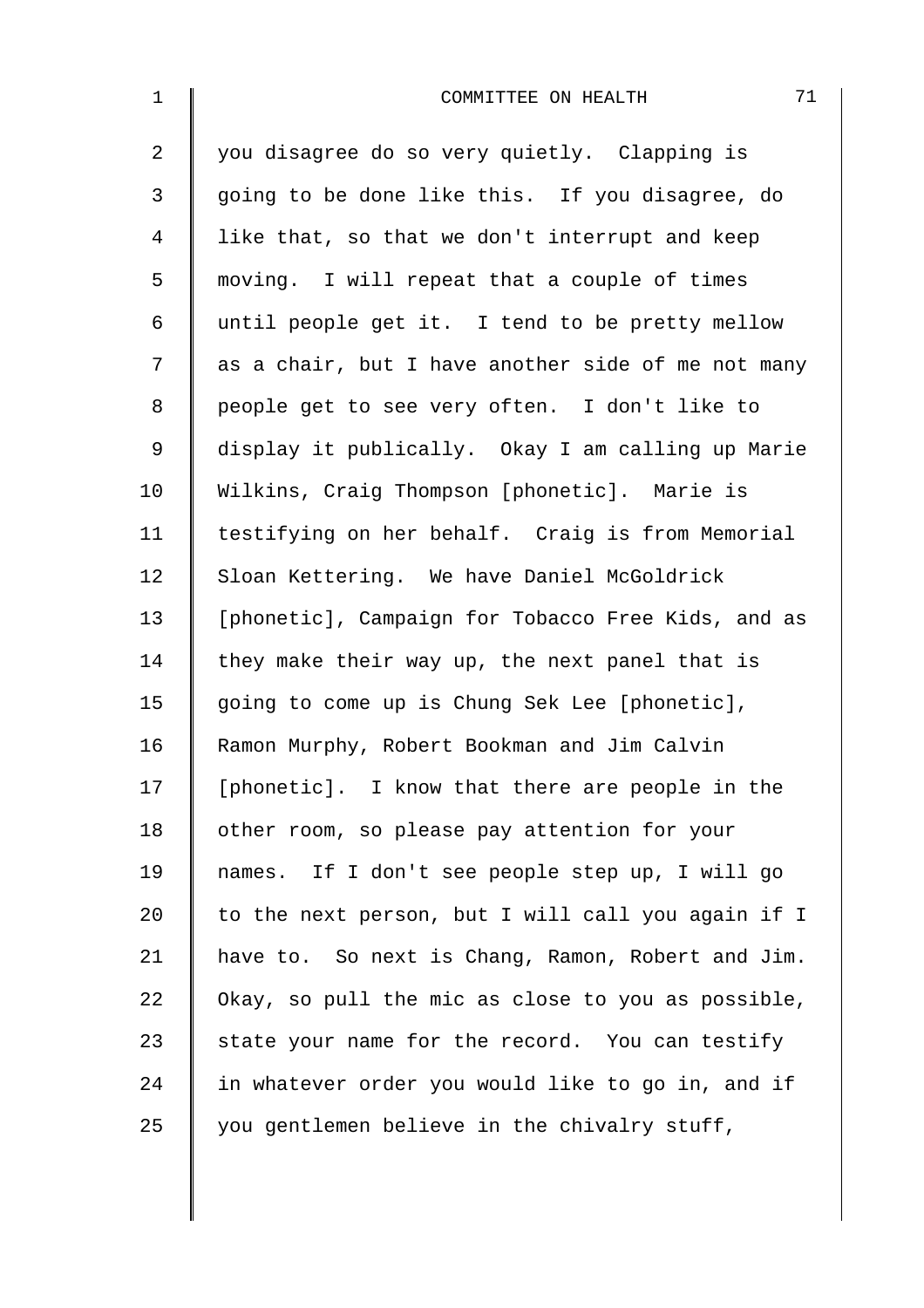you disagree do so very quietly. Clapping is going to be done like this. If you disagree, do like that, so that we don't interrupt and keep moving. I will repeat that a couple of times until people get it. I tend to be pretty mellow as a chair, but I have another side of me not many people get to see very often. I don't like to display it publically. Okay I am calling up Marie Wilkins, Craig Thompson [phonetic]. Marie is testifying on her behalf. Craig is from Memorial Sloan Kettering. We have Daniel McGoldrick [phonetic], Campaign for Tobacco Free Kids, and as they make their way up, the next panel that is going to come up is Chung Sek Lee [phonetic], Ramon Murphy, Robert Bookman and Jim Calvin [phonetic]. I know that there are people in the other room, so please pay attention for your names. If I don't see people step up, I will go to the next person, but I will call you again if I have to. So next is Chang, Ramon, Robert and Jim. Okay, so pull the mic as close to you as possible, state your name for the record. You can testify in whatever order you would like to go in, and if you gentlemen believe in the chivalry stuff,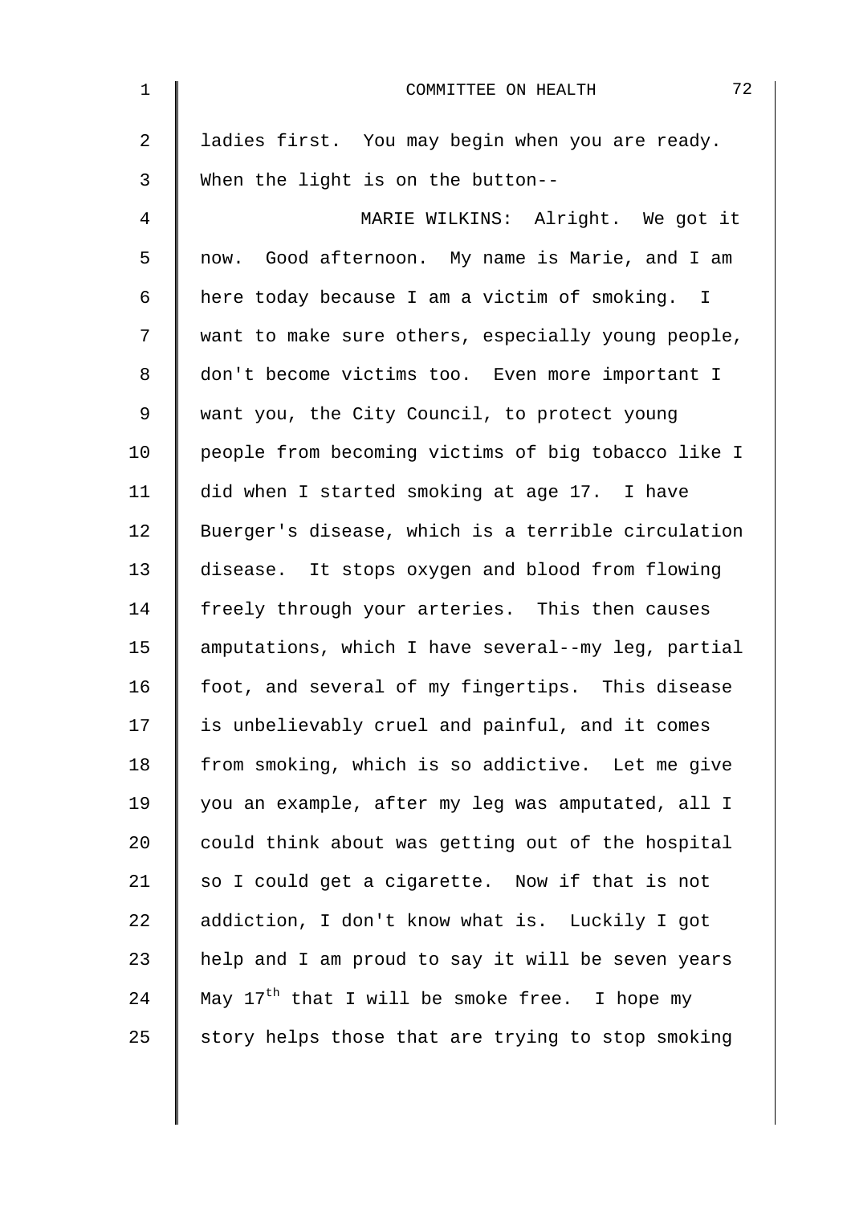ladies first. You may begin when you are ready. When the light is on the button--

MARIE WILKINS: Alright. We got it now. Good afternoon. My name is Marie, and I am here today because I am a victim of smoking. I want to make sure others, especially young people, don't become victims too. Even more important I want you, the City Council, to protect young people from becoming victims of big tobacco like I did when I started smoking at age 17. I have Buerger's disease, which is a terrible circulation disease. It stops oxygen and blood from flowing freely through your arteries. This then causes amputations, which I have several--my leg, partial foot, and several of my fingertips. This disease is unbelievably cruel and painful, and it comes from smoking, which is so addictive. Let me give you an example, after my leg was amputated, all I could think about was getting out of the hospital so I could get a cigarette. Now if that is not addiction, I don't know what is. Luckily I got help and I am proud to say it will be seven years May 17th that I will be smoke free. I hope my story helps those that are trying to stop smoking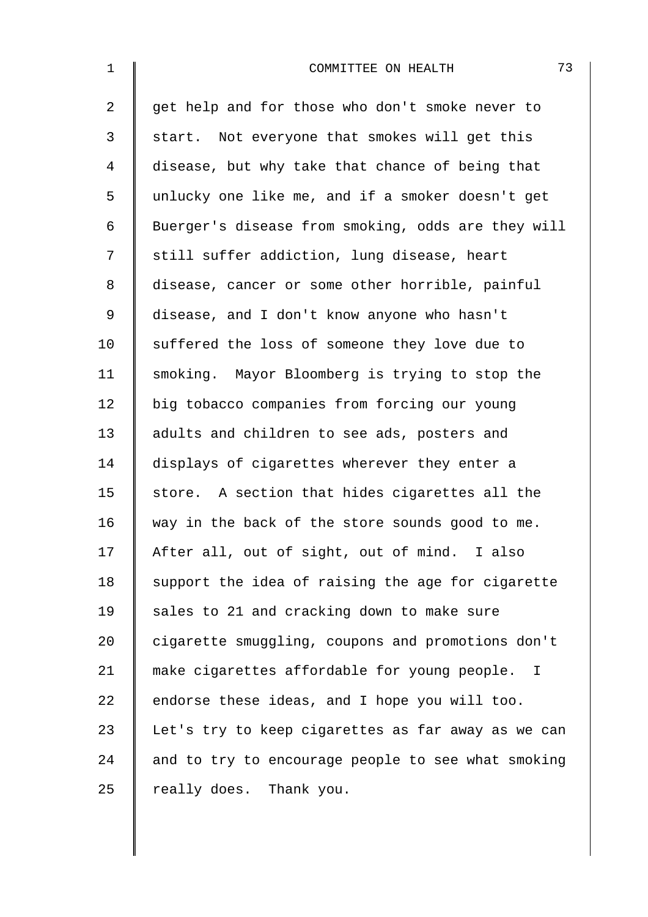get help and for those who don't smoke never to start. Not everyone that smokes will get this disease, but why take that chance of being that unlucky one like me, and if a smoker doesn't get Buerger's disease from smoking, odds are they will still suffer addiction, lung disease, heart disease, cancer or some other horrible, painful disease, and I don't know anyone who hasn't suffered the loss of someone they love due to smoking. Mayor Bloomberg is trying to stop the big tobacco companies from forcing our young adults and children to see ads, posters and displays of cigarettes wherever they enter a store. A section that hides cigarettes all the way in the back of the store sounds good to me. After all, out of sight, out of mind. I also support the idea of raising the age for cigarette sales to 21 and cracking down to make sure cigarette smuggling, coupons and promotions don't make cigarettes affordable for young people. I endorse these ideas, and I hope you will too. Let's try to keep cigarettes as far away as we can and to try to encourage people to see what smoking really does. Thank you.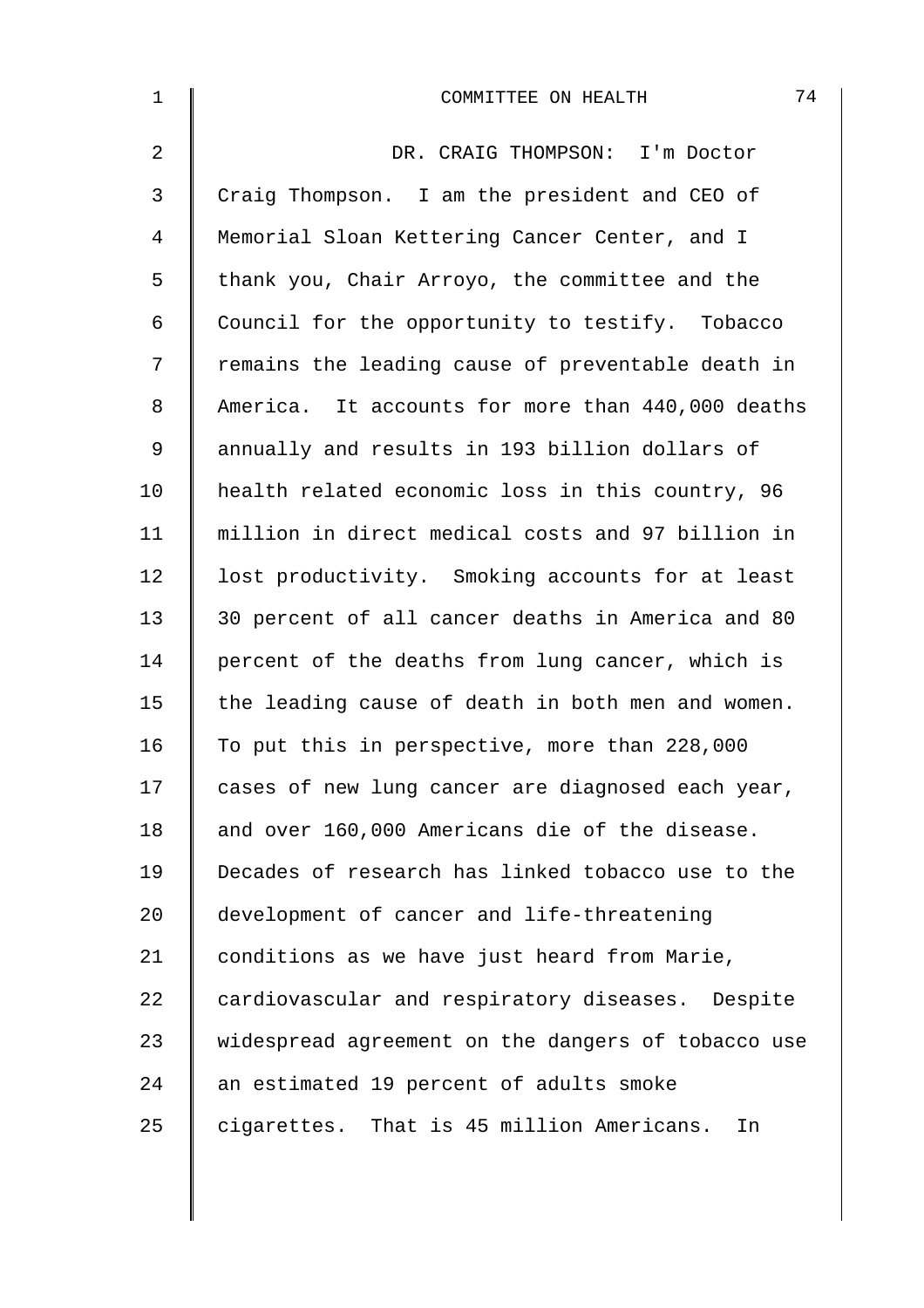DR. CRAIG THOMPSON: I'm Doctor Craig Thompson. I am the president and CEO of Memorial Sloan Kettering Cancer Center, and I thank you, Chair Arroyo, the committee and the Council for the opportunity to testify. Tobacco remains the leading cause of preventable death in America. It accounts for more than 440,000 deaths annually and results in 193 billion dollars of health related economic loss in this country, 96 million in direct medical costs and 97 billion in lost productivity. Smoking accounts for at least 30 percent of all cancer deaths in America and 80 percent of the deaths from lung cancer, which is the leading cause of death in both men and women. To put this in perspective, more than 228,000 cases of new lung cancer are diagnosed each year, and over 160,000 Americans die of the disease. Decades of research has linked tobacco use to the development of cancer and life-threatening conditions as we have just heard from Marie, cardiovascular and respiratory diseases. Despite widespread agreement on the dangers of tobacco use an estimated 19 percent of adults smoke cigarettes. That is 45 million Americans. In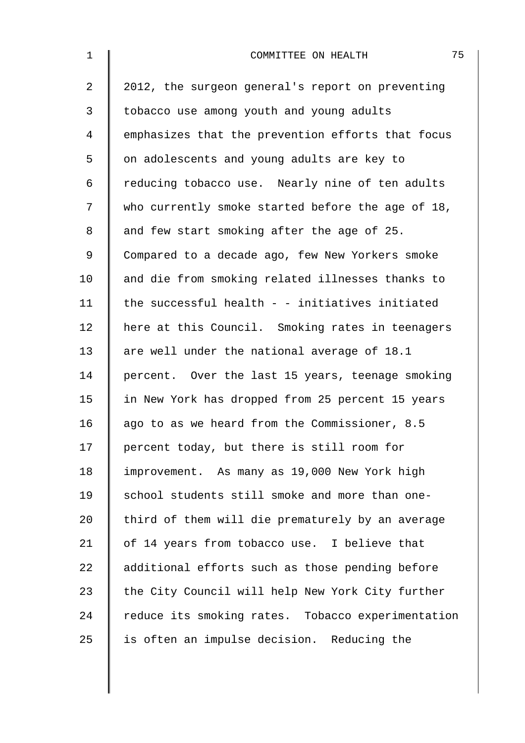2012, the surgeon general's report on preventing tobacco use among youth and young adults emphasizes that the prevention efforts that focus on adolescents and young adults are key to reducing tobacco use. Nearly nine of ten adults who currently smoke started before the age of 18, and few start smoking after the age of 25. Compared to a decade ago, few New Yorkers smoke and die from smoking related illnesses thanks to the successful health - - initiatives initiated here at this Council. Smoking rates in teenagers are well under the national average of 18.1 percent. Over the last 15 years, teenage smoking in New York has dropped from 25 percent 15 years ago to as we heard from the Commissioner, 8.5 percent today, but there is still room for improvement. As many as 19,000 New York high school students still smoke and more than one-third of them will die prematurely by an average of 14 years from tobacco use. I believe that additional efforts such as those pending before the City Council will help New York City further reduce its smoking rates. Tobacco experimentation is often an impulse decision. Reducing the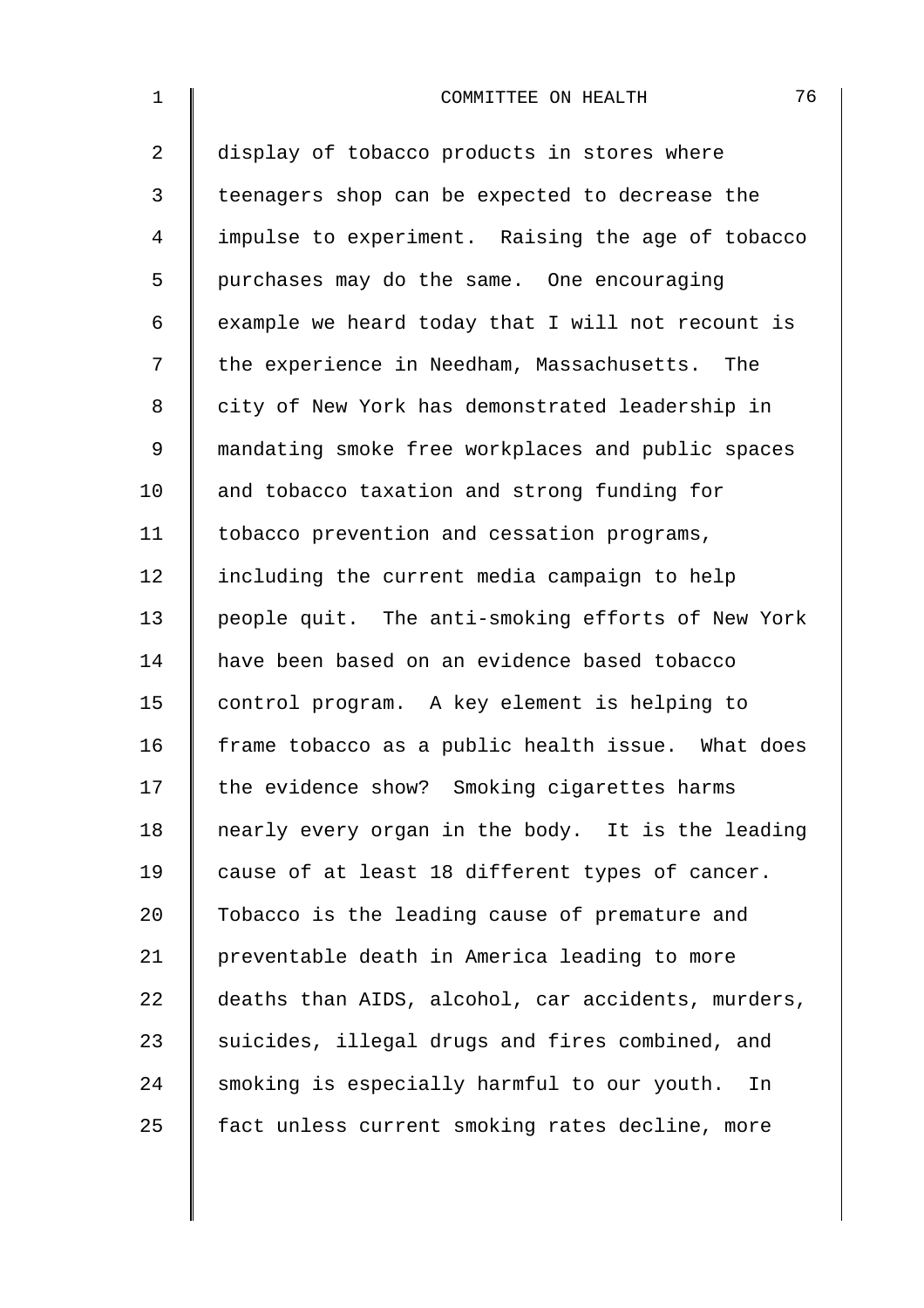display of tobacco products in stores where teenagers shop can be expected to decrease the impulse to experiment. Raising the age of tobacco purchases may do the same. One encouraging example we heard today that I will not recount is the experience in Needham, Massachusetts. The city of New York has demonstrated leadership in mandating smoke free workplaces and public spaces and tobacco taxation and strong funding for tobacco prevention and cessation programs, including the current media campaign to help people quit. The anti-smoking efforts of New York have been based on an evidence based tobacco control program. A key element is helping to frame tobacco as a public health issue. What does the evidence show? Smoking cigarettes harms nearly every organ in the body. It is the leading cause of at least 18 different types of cancer. Tobacco is the leading cause of premature and preventable death in America leading to more deaths than AIDS, alcohol, car accidents, murders, suicides, illegal drugs and fires combined, and smoking is especially harmful to our youth. In fact unless current smoking rates decline, more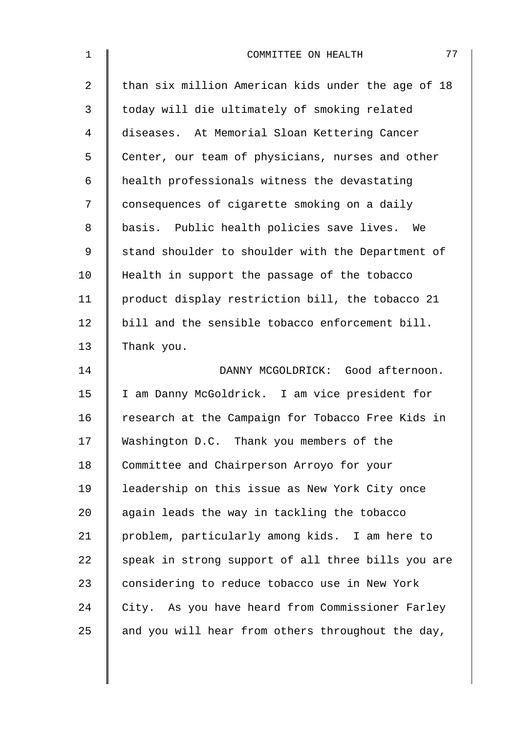than six million American kids under the age of 18 today will die ultimately of smoking related diseases. At Memorial Sloan Kettering Cancer Center, our team of physicians, nurses and other health professionals witness the devastating consequences of cigarette smoking on a daily basis. Public health policies save lives. We stand shoulder to shoulder with the Department of Health in support the passage of the tobacco product display restriction bill, the tobacco 21 bill and the sensible tobacco enforcement bill. Thank you.

DANNY MCGOLDRICK: Good afternoon. I am Danny McGoldrick. I am vice president for research at the Campaign for Tobacco Free Kids in Washington D.C. Thank you members of the Committee and Chairperson Arroyo for your leadership on this issue as New York City once again leads the way in tackling the tobacco problem, particularly among kids. I am here to speak in strong support of all three bills you are considering to reduce tobacco use in New York City. As you have heard from Commissioner Farley and you will hear from others throughout the day,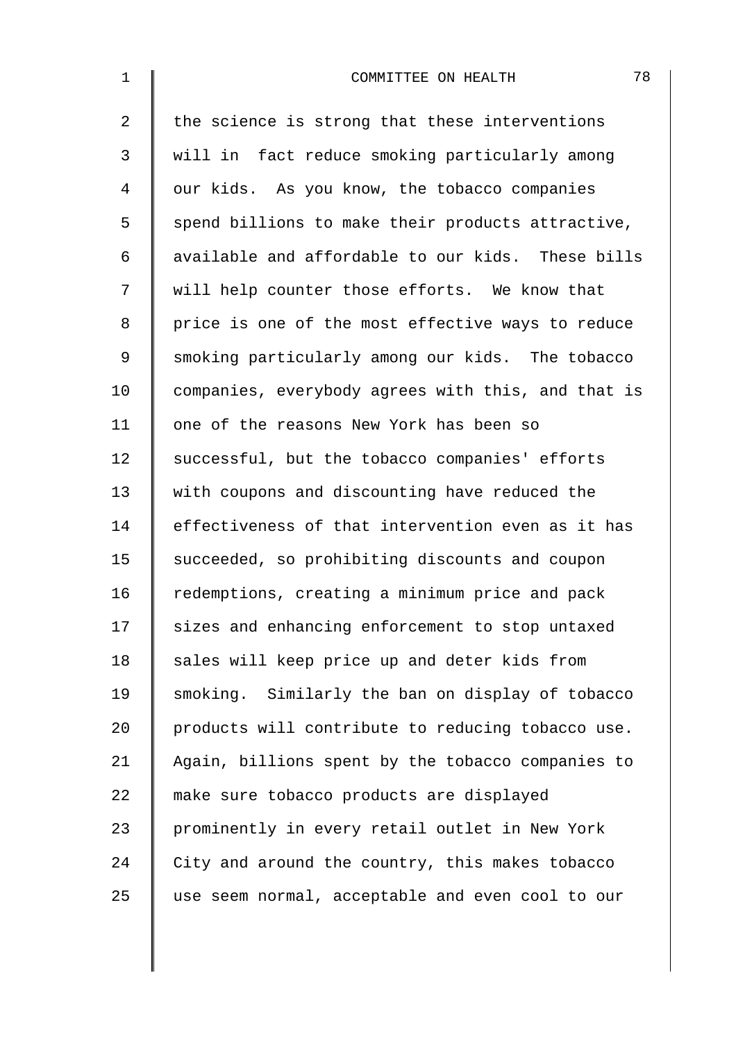the science is strong that these interventions will in fact reduce smoking particularly among our kids. As you know, the tobacco companies spend billions to make their products attractive, available and affordable to our kids. These bills will help counter those efforts. We know that price is one of the most effective ways to reduce smoking particularly among our kids. The tobacco companies, everybody agrees with this, and that is one of the reasons New York has been so successful, but the tobacco companies' efforts with coupons and discounting have reduced the effectiveness of that intervention even as it has succeeded, so prohibiting discounts and coupon redemptions, creating a minimum price and pack sizes and enhancing enforcement to stop untaxed sales will keep price up and deter kids from smoking. Similarly the ban on display of tobacco products will contribute to reducing tobacco use. Again, billions spent by the tobacco companies to make sure tobacco products are displayed prominently in every retail outlet in New York City and around the country, this makes tobacco use seem normal, acceptable and even cool to our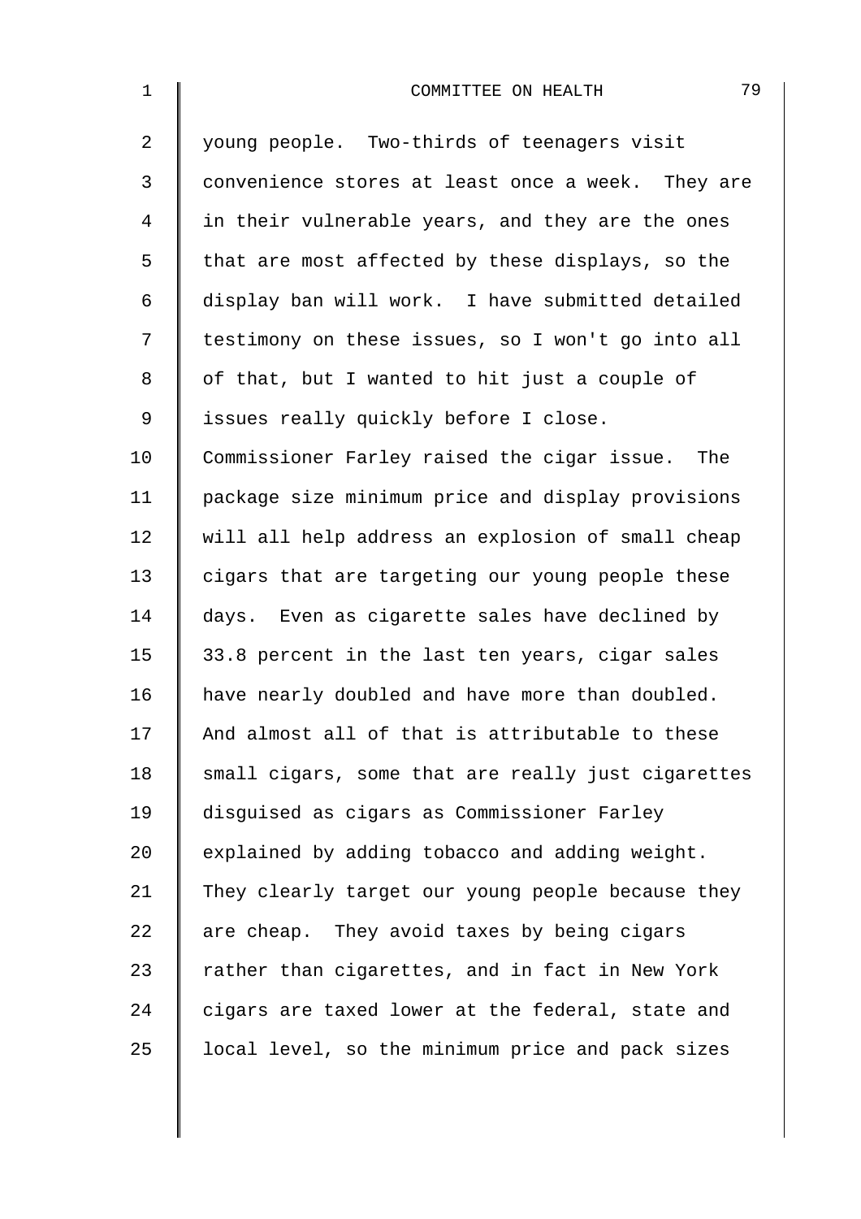young people. Two-thirds of teenagers visit convenience stores at least once a week. They are in their vulnerable years, and they are the ones that are most affected by these displays, so the display ban will work. I have submitted detailed testimony on these issues, so I won't go into all of that, but I wanted to hit just a couple of issues really quickly before I close.

Commissioner Farley raised the cigar issue. The package size minimum price and display provisions will all help address an explosion of small cheap cigars that are targeting our young people these days. Even as cigarette sales have declined by 33.8 percent in the last ten years, cigar sales have nearly doubled and have more than doubled. And almost all of that is attributable to these small cigars, some that are really just cigarettes disguised as cigars as Commissioner Farley explained by adding tobacco and adding weight. They clearly target our young people because they are cheap. They avoid taxes by being cigars rather than cigarettes, and in fact in New York cigars are taxed lower at the federal, state and local level, so the minimum price and pack sizes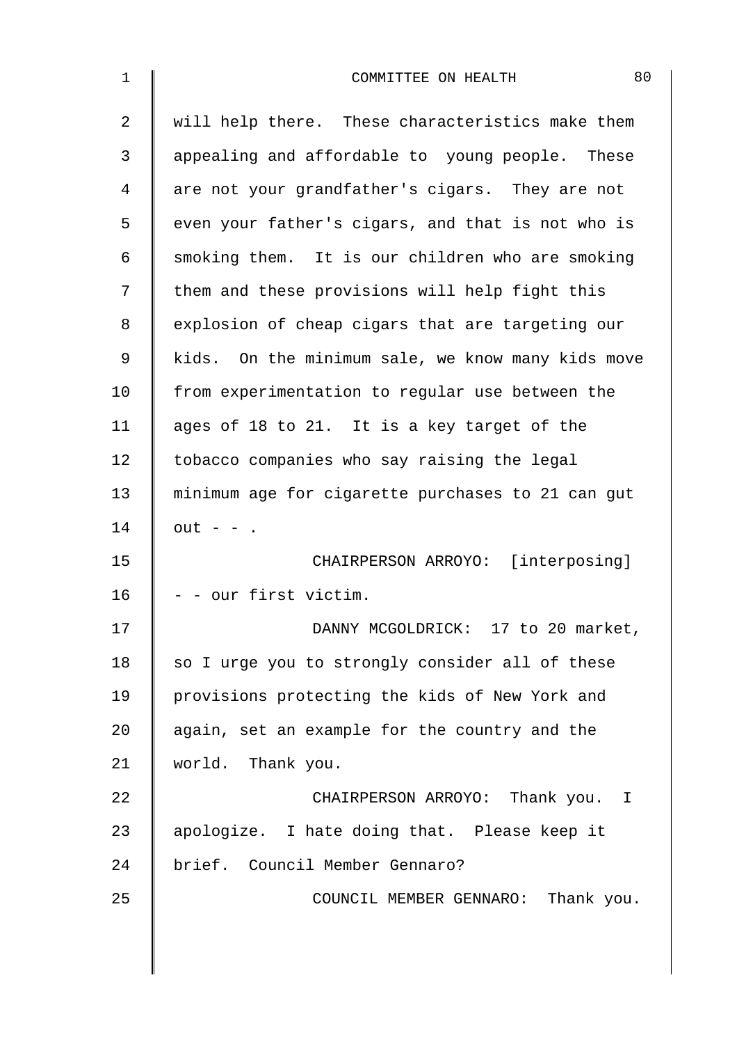will help there. These characteristics make them appealing and affordable to young people. These are not your grandfather's cigars. They are not even your father's cigars, and that is not who is smoking them. It is our children who are smoking them and these provisions will help fight this explosion of cheap cigars that are targeting our kids. On the minimum sale, we know many kids move from experimentation to regular use between the ages of 18 to 21. It is a key target of the tobacco companies who say raising the legal minimum age for cigarette purchases to 21 can gut out - - .

CHAIRPERSON ARROYO: [interposing] - - our first victim.

DANNY MCGOLDRICK: 17 to 20 market, so I urge you to strongly consider all of these provisions protecting the kids of New York and again, set an example for the country and the world. Thank you.

CHAIRPERSON ARROYO: Thank you. I apologize. I hate doing that. Please keep it brief. Council Member Gennaro?

COUNCIL MEMBER GENNARO: Thank you.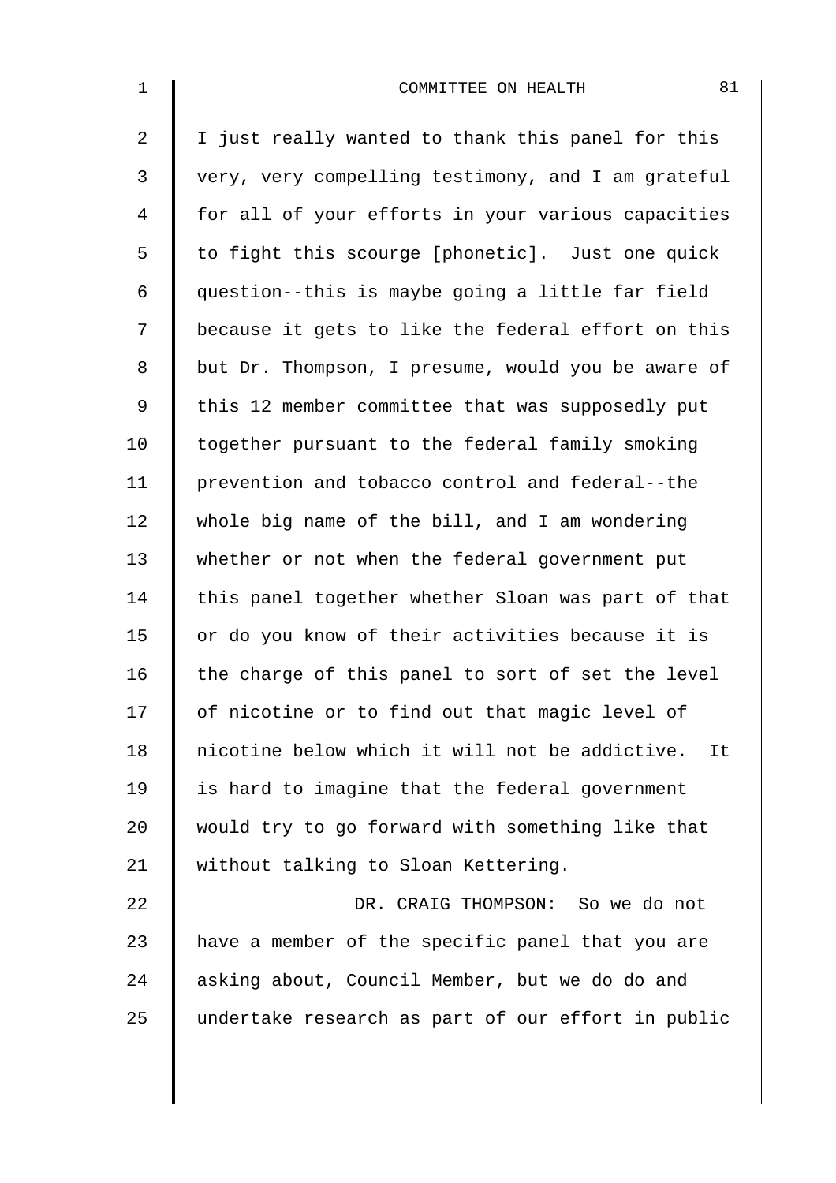I just really wanted to thank this panel for this very, very compelling testimony, and I am grateful for all of your efforts in your various capacities to fight this scourge [phonetic]. Just one quick question--this is maybe going a little far field because it gets to like the federal effort on this but Dr. Thompson, I presume, would you be aware of this 12 member committee that was supposedly put together pursuant to the federal family smoking prevention and tobacco control and federal--the whole big name of the bill, and I am wondering whether or not when the federal government put this panel together whether Sloan was part of that or do you know of their activities because it is the charge of this panel to sort of set the level of nicotine or to find out that magic level of nicotine below which it will not be addictive. It is hard to imagine that the federal government would try to go forward with something like that without talking to Sloan Kettering.

DR. CRAIG THOMPSON: So we do not have a member of the specific panel that you are asking about, Council Member, but we do do and undertake research as part of our effort in public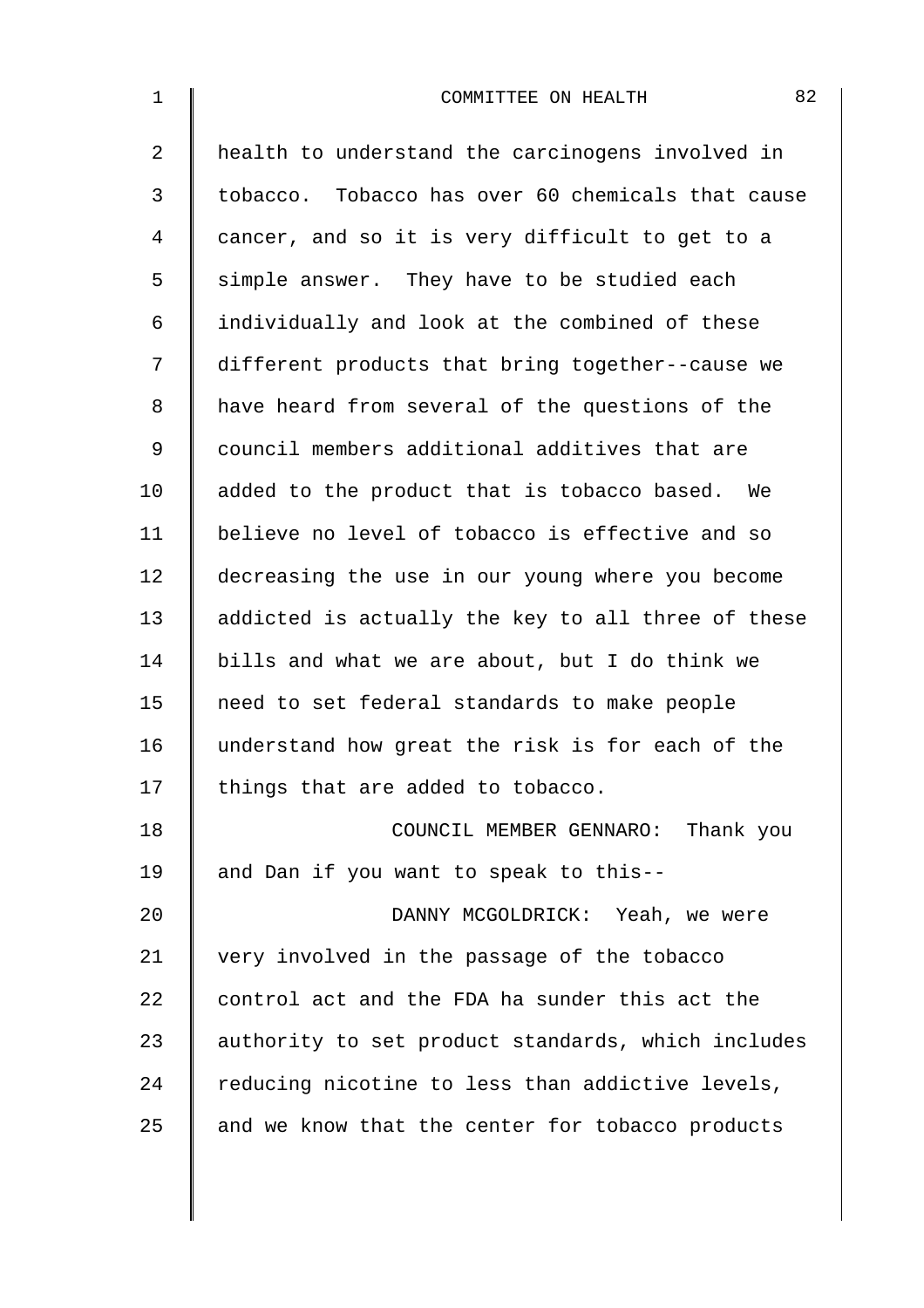health to understand the carcinogens involved in tobacco. Tobacco has over 60 chemicals that cause cancer, and so it is very difficult to get to a simple answer. They have to be studied each individually and look at the combined of these different products that bring together--cause we have heard from several of the questions of the council members additional additives that are added to the product that is tobacco based. We believe no level of tobacco is effective and so decreasing the use in our young where you become addicted is actually the key to all three of these bills and what we are about, but I do think we need to set federal standards to make people understand how great the risk is for each of the things that are added to tobacco.

COUNCIL MEMBER GENNARO: Thank you and Dan if you want to speak to this--

DANNY MCGOLDRICK: Yeah, we were very involved in the passage of the tobacco control act and the FDA ha sunder this act the authority to set product standards, which includes reducing nicotine to less than addictive levels, and we know that the center for tobacco products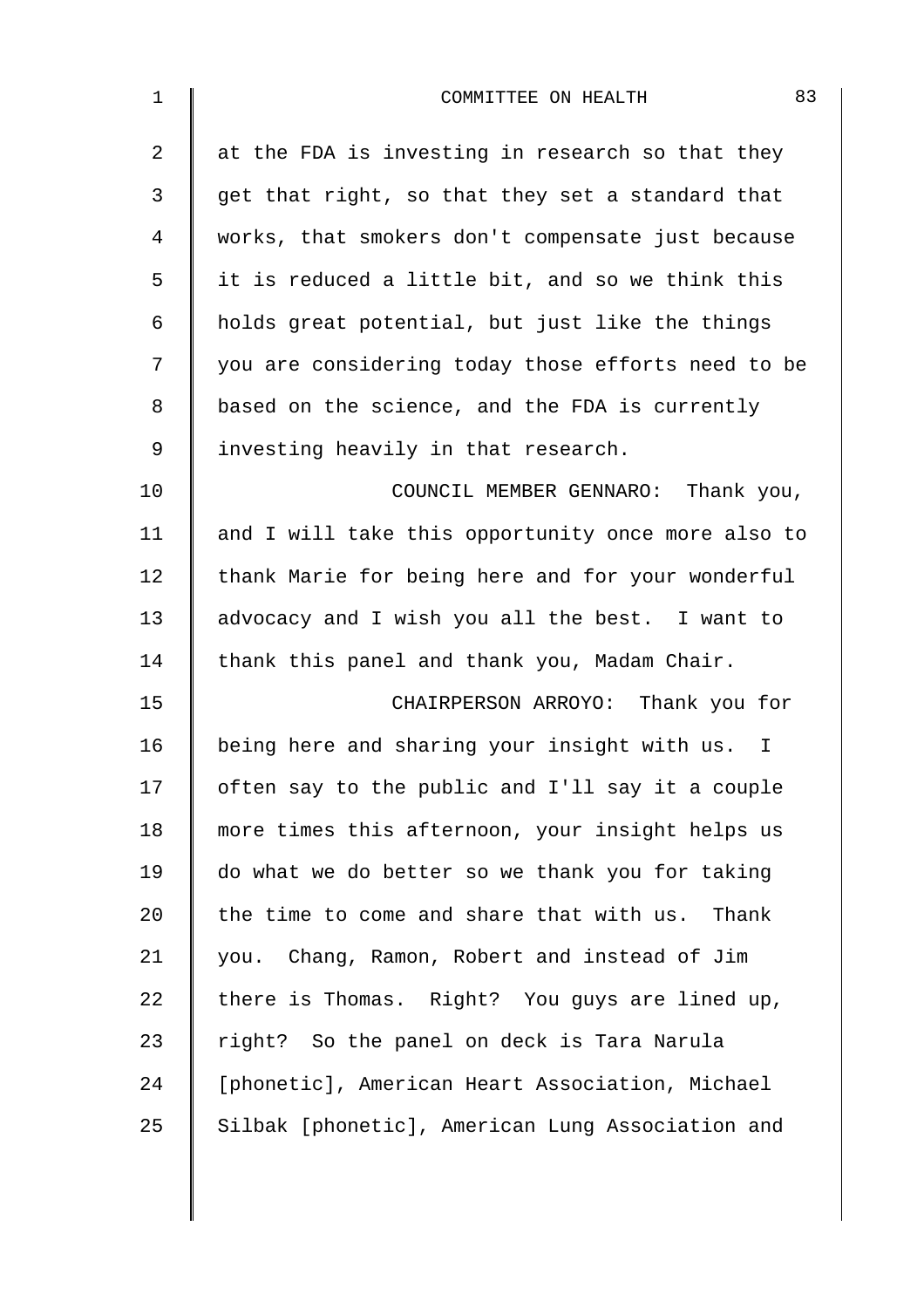at the FDA is investing in research so that they get that right, so that they set a standard that works, that smokers don't compensate just because it is reduced a little bit, and so we think this holds great potential, but just like the things you are considering today those efforts need to be based on the science, and the FDA is currently investing heavily in that research.

COUNCIL MEMBER GENNARO: Thank you, and I will take this opportunity once more also to thank Marie for being here and for your wonderful advocacy and I wish you all the best. I want to thank this panel and thank you, Madam Chair.

CHAIRPERSON ARROYO: Thank you for being here and sharing your insight with us. I often say to the public and I'll say it a couple more times this afternoon, your insight helps us do what we do better so we thank you for taking the time to come and share that with us. Thank you. Chang, Ramon, Robert and instead of Jim there is Thomas. Right? You guys are lined up, right? So the panel on deck is Tara Narula [phonetic], American Heart Association, Michael Silbak [phonetic], American Lung Association and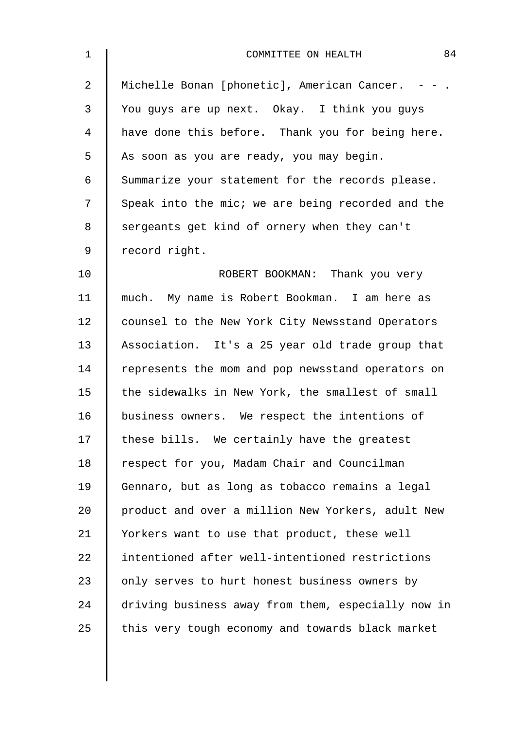Michelle Bonan [phonetic], American Cancer. - - . You guys are up next. Okay. I think you guys have done this before. Thank you for being here. As soon as you are ready, you may begin. Summarize your statement for the records please. Speak into the mic; we are being recorded and the sergeants get kind of ornery when they can't record right.

ROBERT BOOKMAN: Thank you very much. My name is Robert Bookman. I am here as counsel to the New York City Newsstand Operators Association. It's a 25 year old trade group that represents the mom and pop newsstand operators on the sidewalks in New York, the smallest of small business owners. We respect the intentions of these bills. We certainly have the greatest respect for you, Madam Chair and Councilman Gennaro, but as long as tobacco remains a legal product and over a million New Yorkers, adult New Yorkers want to use that product, these well intentioned after well-intentioned restrictions only serves to hurt honest business owners by driving business away from them, especially now in this very tough economy and towards black market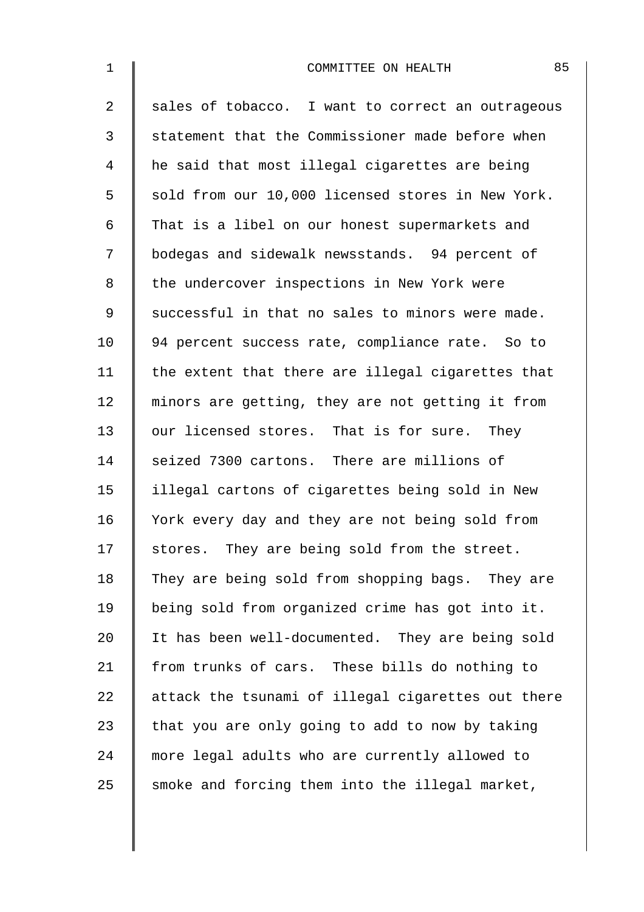sales of tobacco. I want to correct an outrageous statement that the Commissioner made before when he said that most illegal cigarettes are being sold from our 10,000 licensed stores in New York. That is a libel on our honest supermarkets and bodegas and sidewalk newsstands. 94 percent of the undercover inspections in New York were successful in that no sales to minors were made. 94 percent success rate, compliance rate. So to the extent that there are illegal cigarettes that minors are getting, they are not getting it from our licensed stores. That is for sure. They seized 7300 cartons. There are millions of illegal cartons of cigarettes being sold in New York every day and they are not being sold from stores. They are being sold from the street. They are being sold from shopping bags. They are being sold from organized crime has got into it. It has been well-documented. They are being sold from trunks of cars. These bills do nothing to attack the tsunami of illegal cigarettes out there that you are only going to add to now by taking more legal adults who are currently allowed to smoke and forcing them into the illegal market,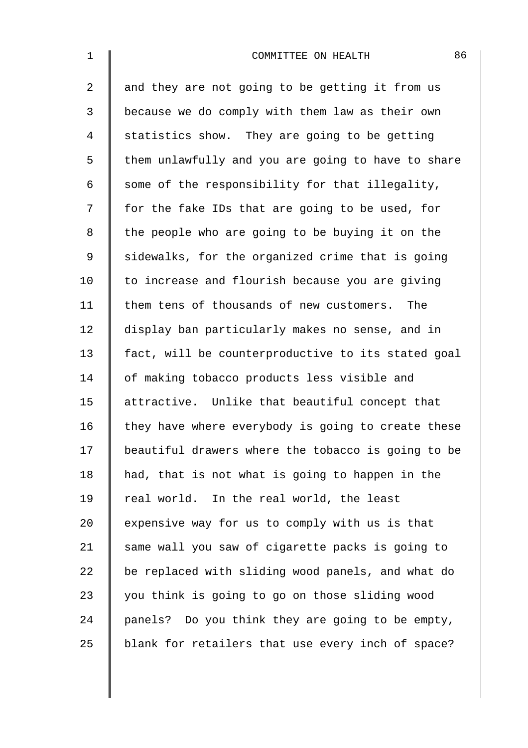and they are not going to be getting it from us because we do comply with them law as their own statistics show. They are going to be getting them unlawfully and you are going to have to share some of the responsibility for that illegality, for the fake IDs that are going to be used, for the people who are going to be buying it on the sidewalks, for the organized crime that is going to increase and flourish because you are giving them tens of thousands of new customers. The display ban particularly makes no sense, and in fact, will be counterproductive to its stated goal of making tobacco products less visible and attractive. Unlike that beautiful concept that they have where everybody is going to create these beautiful drawers where the tobacco is going to be had, that is not what is going to happen in the real world. In the real world, the least expensive way for us to comply with us is that same wall you saw of cigarette packs is going to be replaced with sliding wood panels, and what do you think is going to go on those sliding wood panels? Do you think they are going to be empty, blank for retailers that use every inch of space?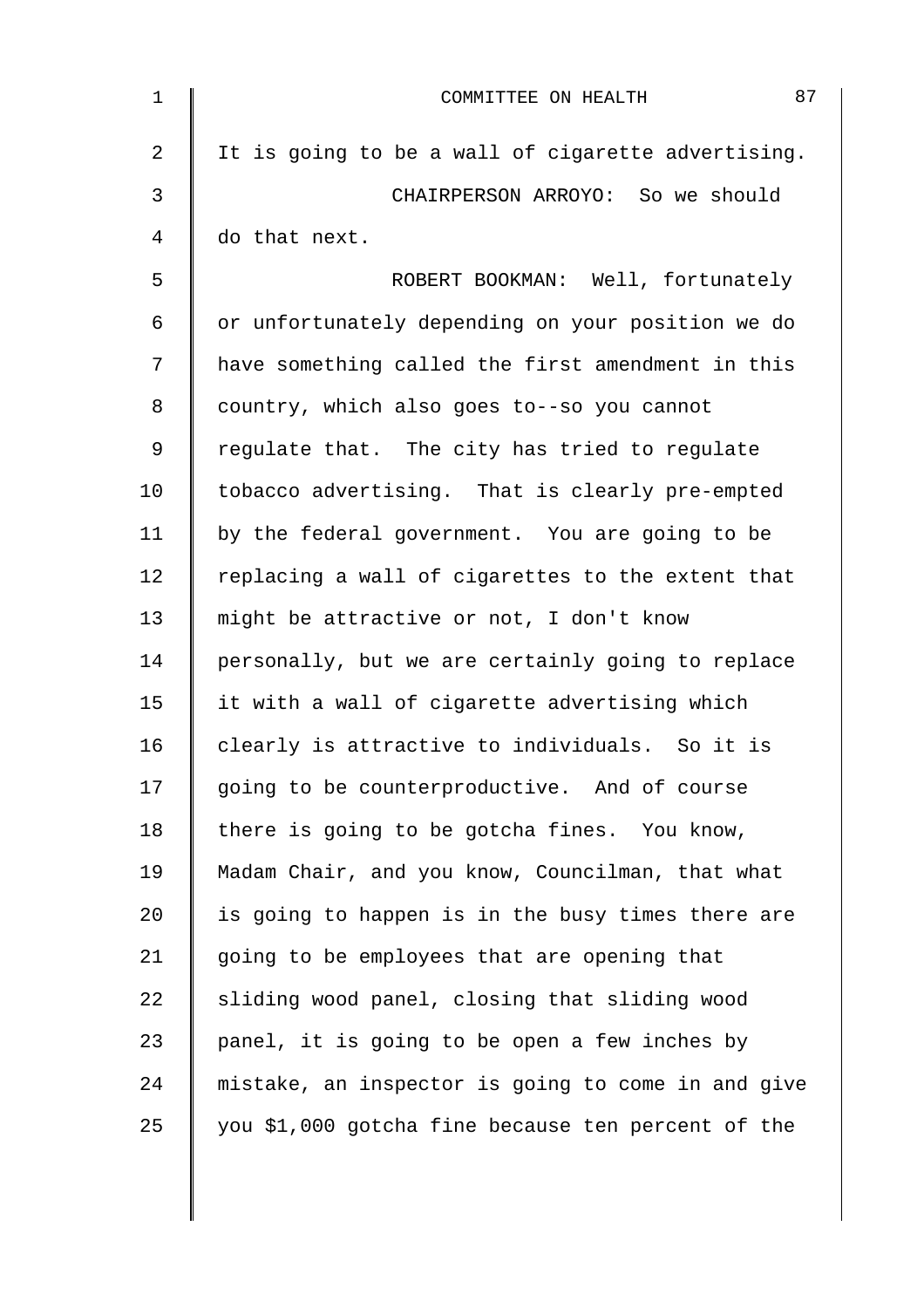It is going to be a wall of cigarette advertising.

CHAIRPERSON ARROYO: So we should do that next.

ROBERT BOOKMAN: Well, fortunately or unfortunately depending on your position we do have something called the first amendment in this country, which also goes to--so you cannot regulate that. The city has tried to regulate tobacco advertising. That is clearly pre-empted by the federal government. You are going to be replacing a wall of cigarettes to the extent that might be attractive or not, I don't know personally, but we are certainly going to replace it with a wall of cigarette advertising which clearly is attractive to individuals. So it is going to be counterproductive. And of course there is going to be gotcha fines. You know, Madam Chair, and you know, Councilman, that what is going to happen is in the busy times there are going to be employees that are opening that sliding wood panel, closing that sliding wood panel, it is going to be open a few inches by mistake, an inspector is going to come in and give you $1,000 gotcha fine because ten percent of the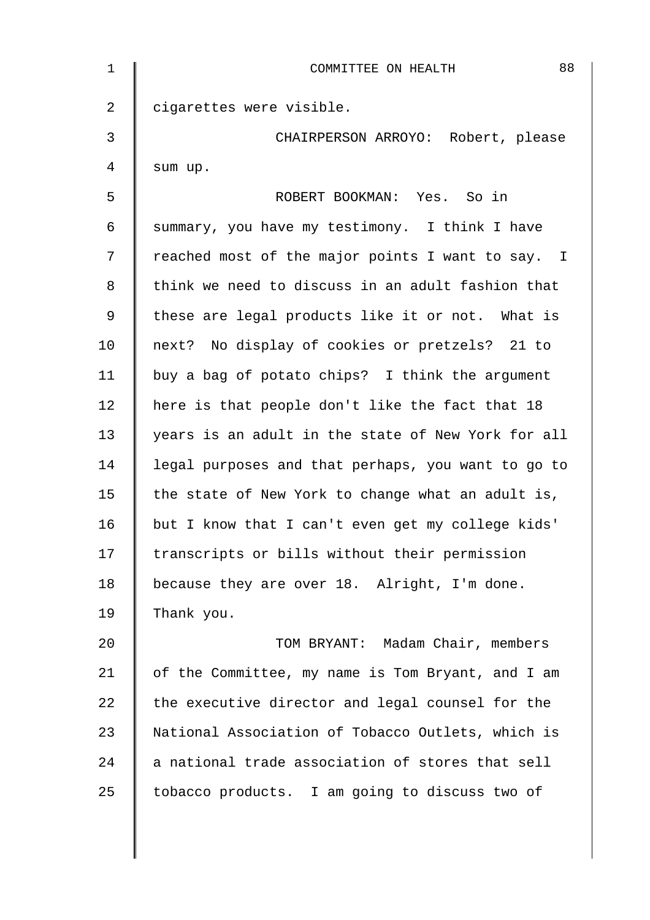cigarettes were visible.

CHAIRPERSON ARROYO: Robert, please sum up.

ROBERT BOOKMAN: Yes. So in summary, you have my testimony. I think I have reached most of the major points I want to say. I think we need to discuss in an adult fashion that these are legal products like it or not. What is next? No display of cookies or pretzels? 21 to buy a bag of potato chips? I think the argument here is that people don't like the fact that 18 years is an adult in the state of New York for all legal purposes and that perhaps, you want to go to the state of New York to change what an adult is, but I know that I can't even get my college kids' transcripts or bills without their permission because they are over 18. Alright, I'm done. Thank you.

TOM BRYANT: Madam Chair, members of the Committee, my name is Tom Bryant, and I am the executive director and legal counsel for the National Association of Tobacco Outlets, which is a national trade association of stores that sell tobacco products. I am going to discuss two of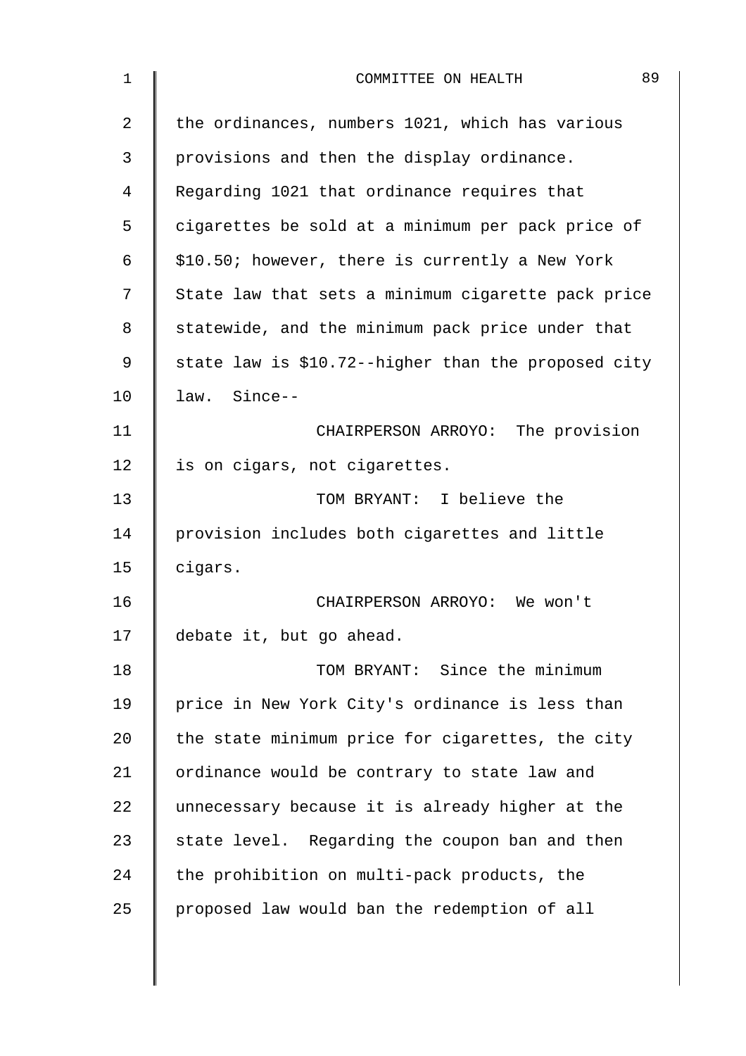the ordinances, numbers 1021, which has various provisions and then the display ordinance. Regarding 1021 that ordinance requires that cigarettes be sold at a minimum per pack price of $10.50; however, there is currently a New York State law that sets a minimum cigarette pack price statewide, and the minimum pack price under that state law is $10.72--higher than the proposed city law. Since--

CHAIRPERSON ARROYO: The provision is on cigars, not cigarettes.

TOM BRYANT: I believe the provision includes both cigarettes and little cigars.

CHAIRPERSON ARROYO: We won't debate it, but go ahead.

TOM BRYANT: Since the minimum price in New York City's ordinance is less than the state minimum price for cigarettes, the city ordinance would be contrary to state law and unnecessary because it is already higher at the state level. Regarding the coupon ban and then the prohibition on multi-pack products, the proposed law would ban the redemption of all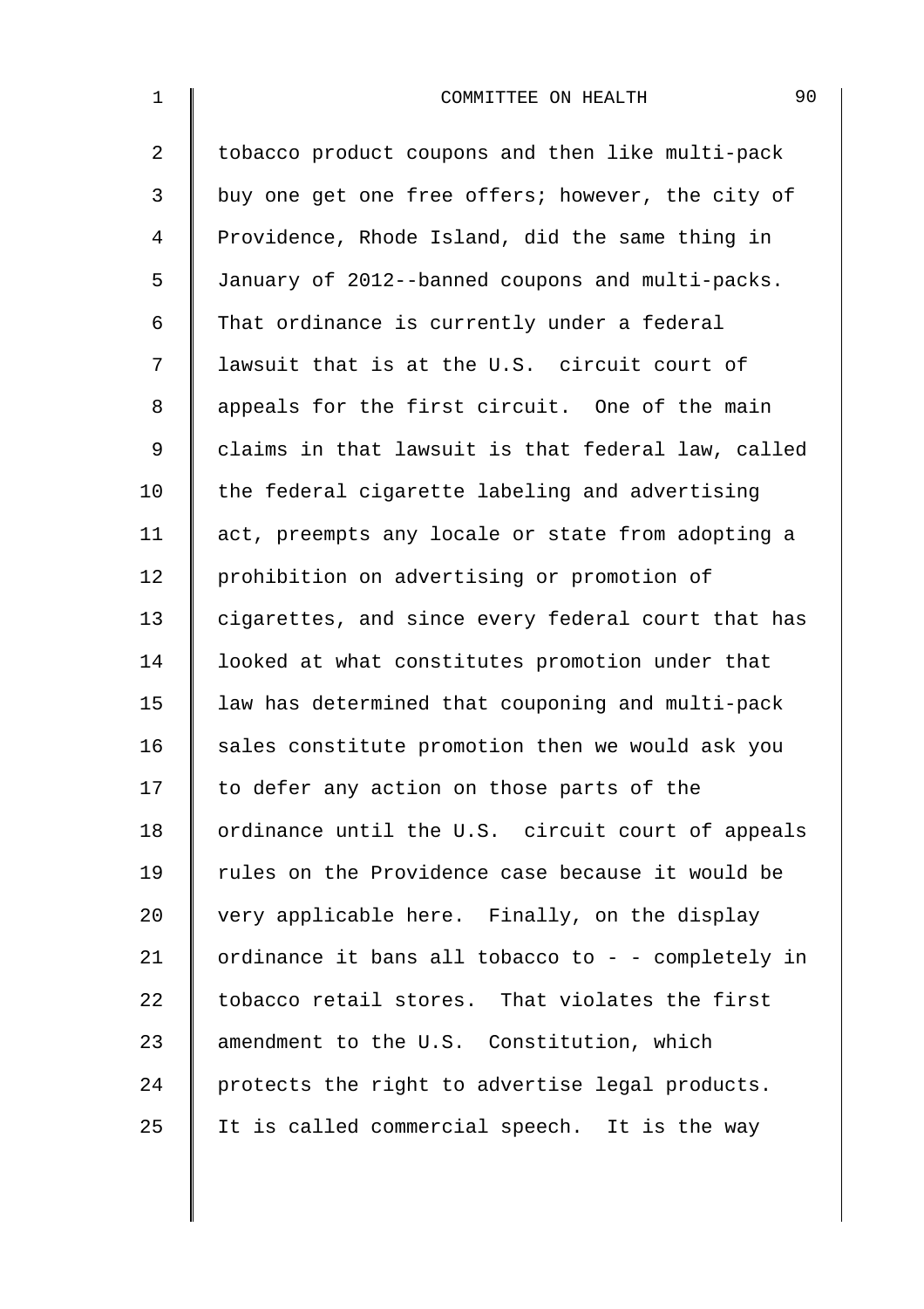tobacco product coupons and then like multi-pack buy one get one free offers; however, the city of Providence, Rhode Island, did the same thing in January of 2012--banned coupons and multi-packs. That ordinance is currently under a federal lawsuit that is at the U.S. circuit court of appeals for the first circuit. One of the main claims in that lawsuit is that federal law, called the federal cigarette labeling and advertising act, preempts any locale or state from adopting a prohibition on advertising or promotion of cigarettes, and since every federal court that has looked at what constitutes promotion under that law has determined that couponing and multi-pack sales constitute promotion then we would ask you to defer any action on those parts of the ordinance until the U.S. circuit court of appeals rules on the Providence case because it would be very applicable here. Finally, on the display ordinance it bans all tobacco to - - completely in tobacco retail stores. That violates the first amendment to the U.S. Constitution, which protects the right to advertise legal products. It is called commercial speech. It is the way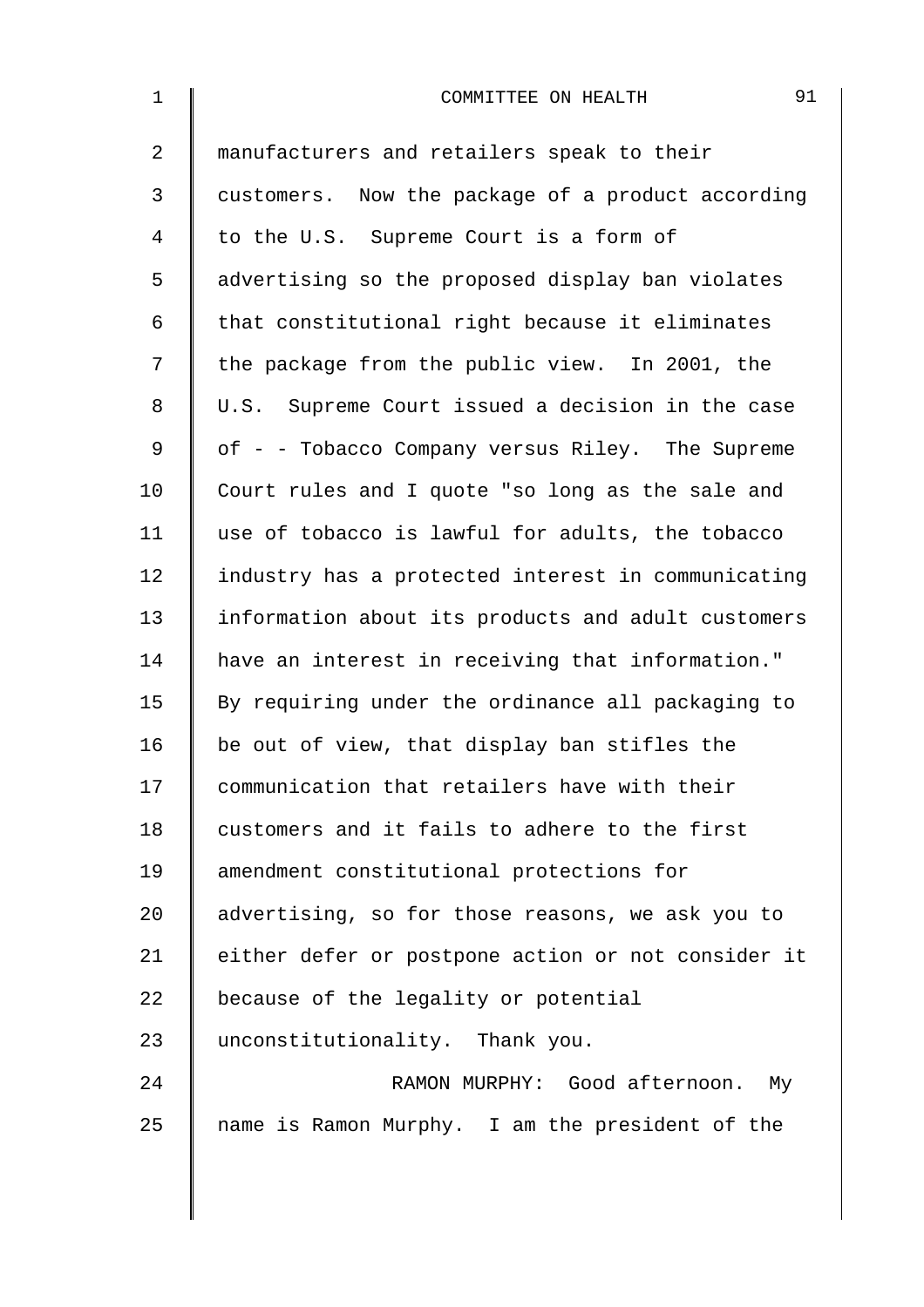manufacturers and retailers speak to their customers. Now the package of a product according to the U.S. Supreme Court is a form of advertising so the proposed display ban violates that constitutional right because it eliminates the package from the public view. In 2001, the U.S. Supreme Court issued a decision in the case of - - Tobacco Company versus Riley. The Supreme Court rules and I quote "so long as the sale and use of tobacco is lawful for adults, the tobacco industry has a protected interest in communicating information about its products and adult customers have an interest in receiving that information." By requiring under the ordinance all packaging to be out of view, that display ban stifles the communication that retailers have with their customers and it fails to adhere to the first amendment constitutional protections for advertising, so for those reasons, we ask you to either defer or postpone action or not consider it because of the legality or potential unconstitutionality. Thank you.

RAMON MURPHY: Good afternoon. My name is Ramon Murphy. I am the president of the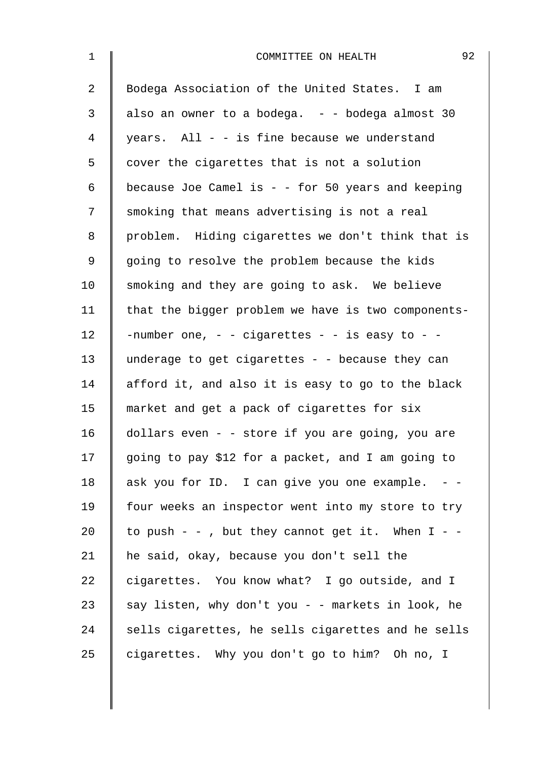Bodega Association of the United States. I am also an owner to a bodega. - - bodega almost 30 years. All - - is fine because we understand cover the cigarettes that is not a solution because Joe Camel is - - for 50 years and keeping smoking that means advertising is not a real problem. Hiding cigarettes we don't think that is going to resolve the problem because the kids smoking and they are going to ask. We believe that the bigger problem we have is two components--number one, - - cigarettes - - is easy to - - underage to get cigarettes - - because they can afford it, and also it is easy to go to the black market and get a pack of cigarettes for six dollars even - - store if you are going, you are going to pay $12 for a packet, and I am going to ask you for ID. I can give you one example. - - four weeks an inspector went into my store to try to push - - , but they cannot get it. When I - - he said, okay, because you don't sell the cigarettes. You know what? I go outside, and I say listen, why don't you - - markets in look, he sells cigarettes, he sells cigarettes and he sells cigarettes. Why you don't go to him? Oh no, I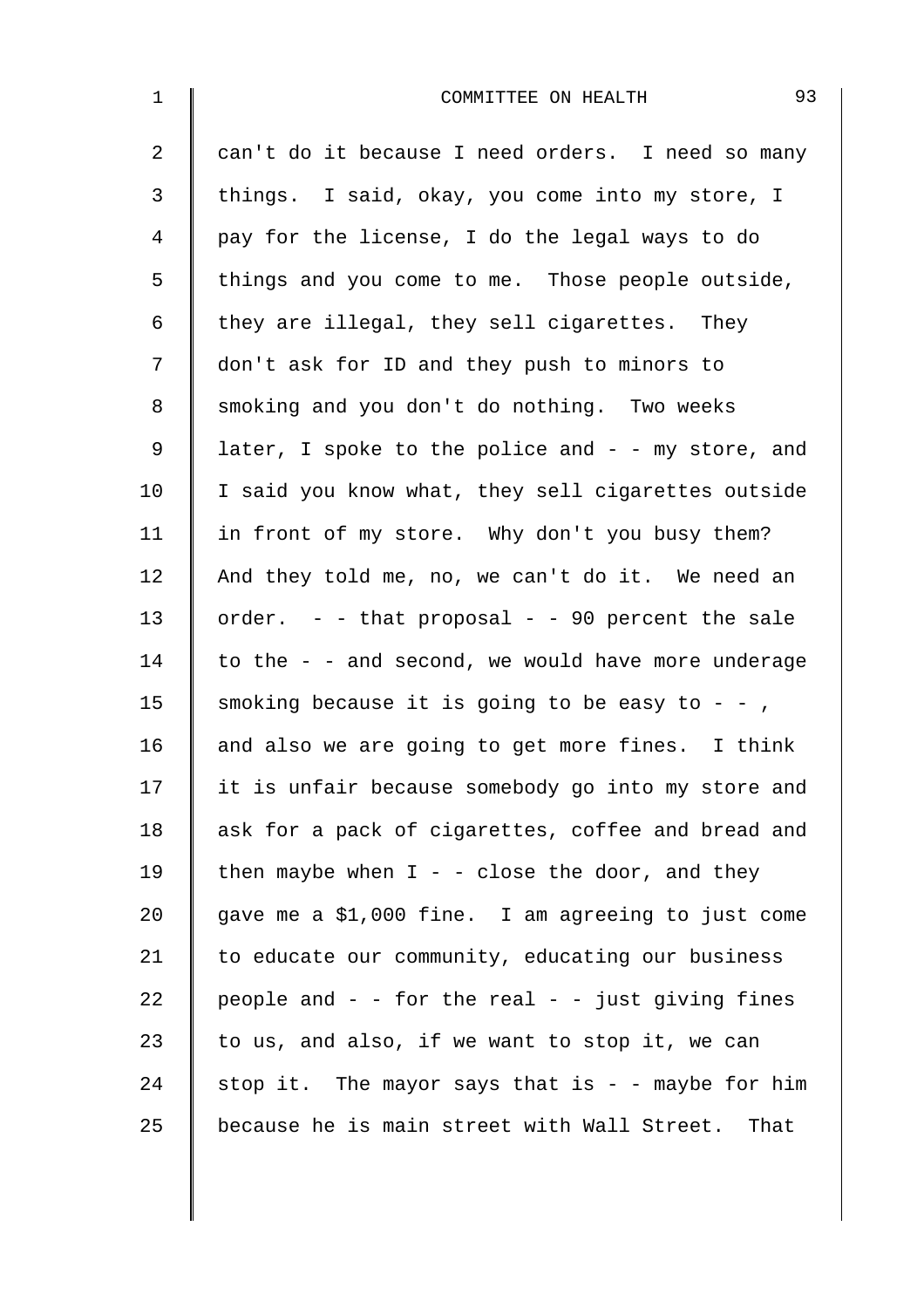can't do it because I need orders. I need so many things. I said, okay, you come into my store, I pay for the license, I do the legal ways to do things and you come to me. Those people outside, they are illegal, they sell cigarettes. They don't ask for ID and they push to minors to smoking and you don't do nothing. Two weeks later, I spoke to the police and - - my store, and I said you know what, they sell cigarettes outside in front of my store. Why don't you busy them? And they told me, no, we can't do it. We need an order. - - that proposal - - 90 percent the sale to the - - and second, we would have more underage smoking because it is going to be easy to - - , and also we are going to get more fines. I think it is unfair because somebody go into my store and ask for a pack of cigarettes, coffee and bread and then maybe when I - - close the door, and they gave me a $1,000 fine. I am agreeing to just come to educate our community, educating our business people and - - for the real - - just giving fines to us, and also, if we want to stop it, we can stop it. The mayor says that is - - maybe for him because he is main street with Wall Street. That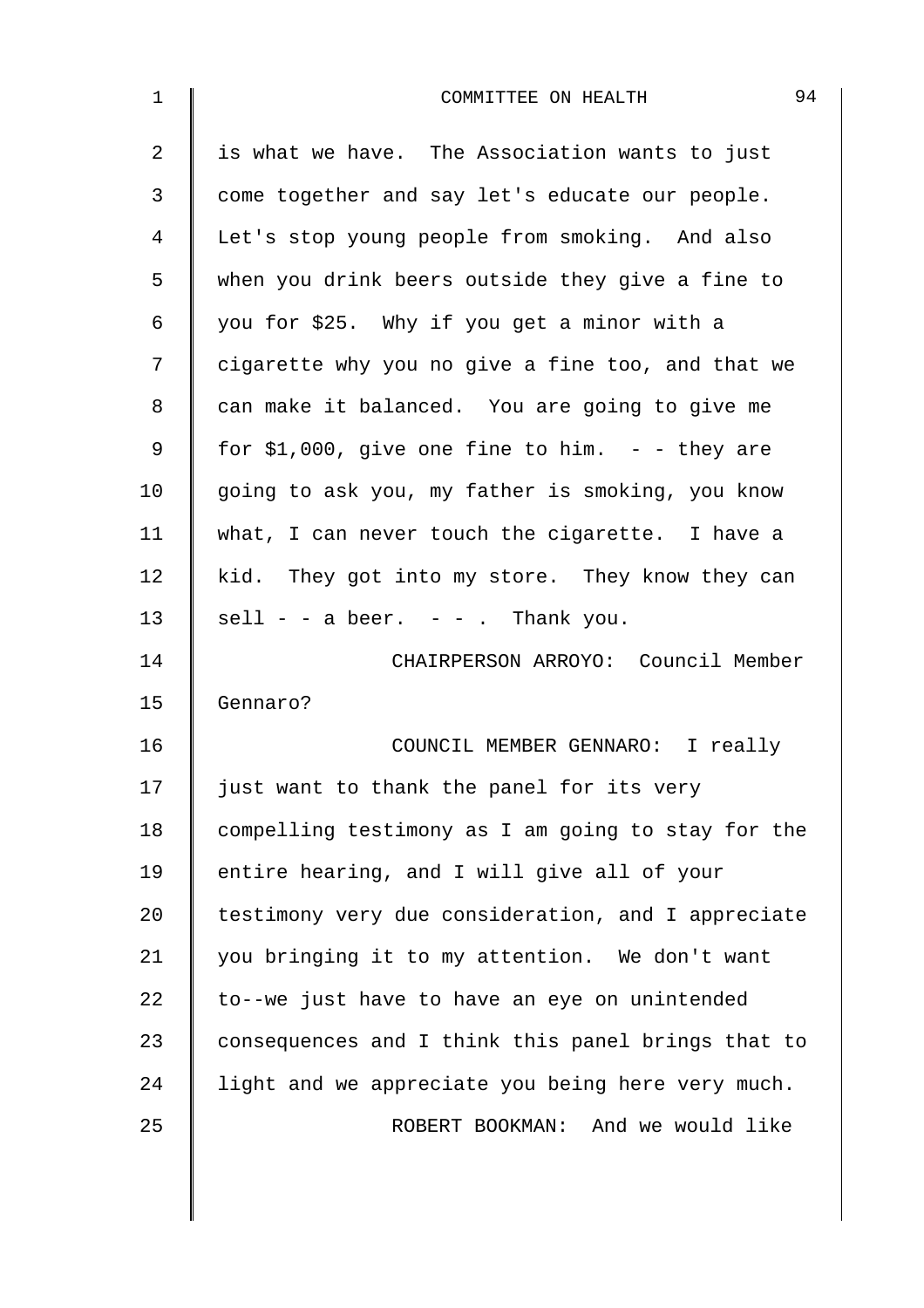is what we have. The Association wants to just come together and say let's educate our people. Let's stop young people from smoking. And also when you drink beers outside they give a fine to you for $25. Why if you get a minor with a cigarette why you no give a fine too, and that we can make it balanced. You are going to give me for $1,000, give one fine to him. - - they are going to ask you, my father is smoking, you know what, I can never touch the cigarette. I have a kid. They got into my store. They know they can sell - - a beer. - - . Thank you.

CHAIRPERSON ARROYO: Council Member Gennaro?

COUNCIL MEMBER GENNARO: I really just want to thank the panel for its very compelling testimony as I am going to stay for the entire hearing, and I will give all of your testimony very due consideration, and I appreciate you bringing it to my attention. We don't want to--we just have to have an eye on unintended consequences and I think this panel brings that to light and we appreciate you being here very much.

ROBERT BOOKMAN: And we would like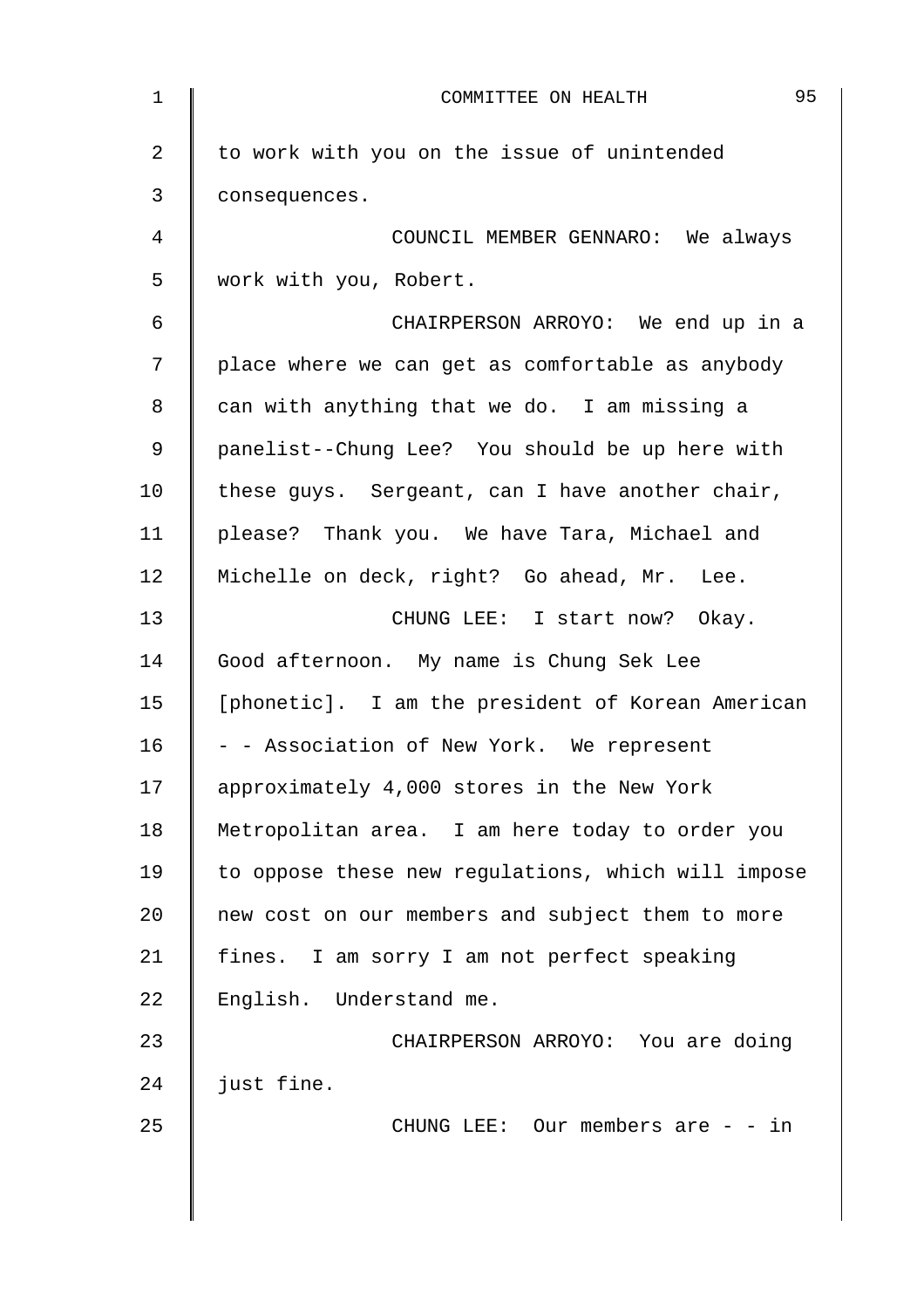to work with you on the issue of unintended consequences.

COUNCIL MEMBER GENNARO: We always work with you, Robert.

CHAIRPERSON ARROYO: We end up in a place where we can get as comfortable as anybody can with anything that we do. I am missing a panelist--Chung Lee? You should be up here with these guys. Sergeant, can I have another chair, please? Thank you. We have Tara, Michael and Michelle on deck, right? Go ahead, Mr. Lee.

CHUNG LEE: I start now? Okay. Good afternoon. My name is Chung Sek Lee [phonetic]. I am the president of Korean American - - Association of New York. We represent approximately 4,000 stores in the New York Metropolitan area. I am here today to order you to oppose these new regulations, which will impose new cost on our members and subject them to more fines. I am sorry I am not perfect speaking English. Understand me.

CHAIRPERSON ARROYO: You are doing just fine.

CHUNG LEE: Our members are - - in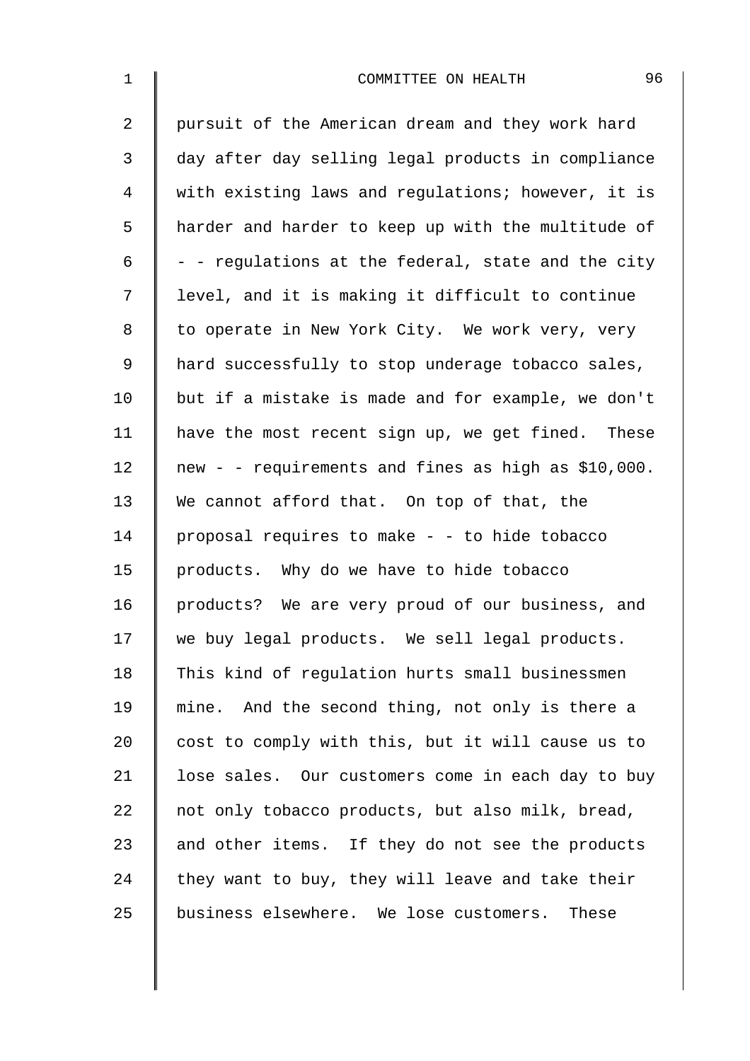pursuit of the American dream and they work hard day after day selling legal products in compliance with existing laws and regulations; however, it is harder and harder to keep up with the multitude of - - regulations at the federal, state and the city level, and it is making it difficult to continue to operate in New York City. We work very, very hard successfully to stop underage tobacco sales, but if a mistake is made and for example, we don't have the most recent sign up, we get fined. These new - - requirements and fines as high as $10,000. We cannot afford that. On top of that, the proposal requires to make - - to hide tobacco products. Why do we have to hide tobacco products? We are very proud of our business, and we buy legal products. We sell legal products. This kind of regulation hurts small businessmen mine. And the second thing, not only is there a cost to comply with this, but it will cause us to lose sales. Our customers come in each day to buy not only tobacco products, but also milk, bread, and other items. If they do not see the products they want to buy, they will leave and take their business elsewhere. We lose customers. These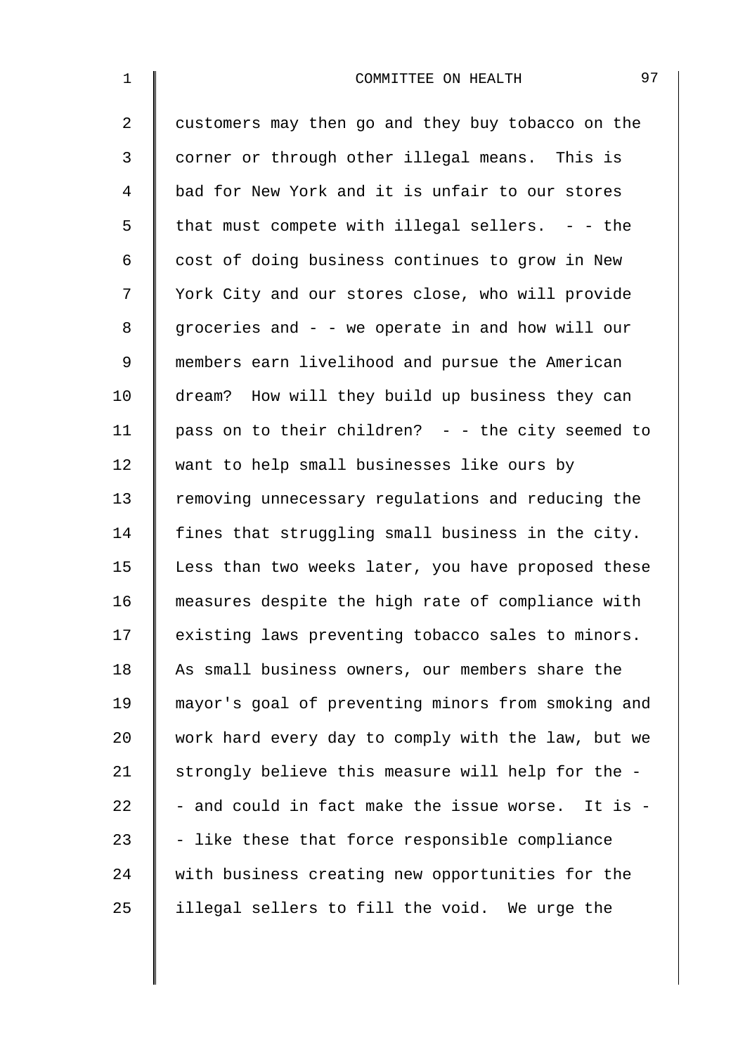customers may then go and they buy tobacco on the corner or through other illegal means. This is bad for New York and it is unfair to our stores that must compete with illegal sellers. - - the cost of doing business continues to grow in New York City and our stores close, who will provide groceries and - - we operate in and how will our members earn livelihood and pursue the American dream? How will they build up business they can pass on to their children? - - the city seemed to want to help small businesses like ours by removing unnecessary regulations and reducing the fines that struggling small business in the city. Less than two weeks later, you have proposed these measures despite the high rate of compliance with existing laws preventing tobacco sales to minors. As small business owners, our members share the mayor's goal of preventing minors from smoking and work hard every day to comply with the law, but we strongly believe this measure will help for the - - and could in fact make the issue worse. It is - - like these that force responsible compliance with business creating new opportunities for the illegal sellers to fill the void. We urge the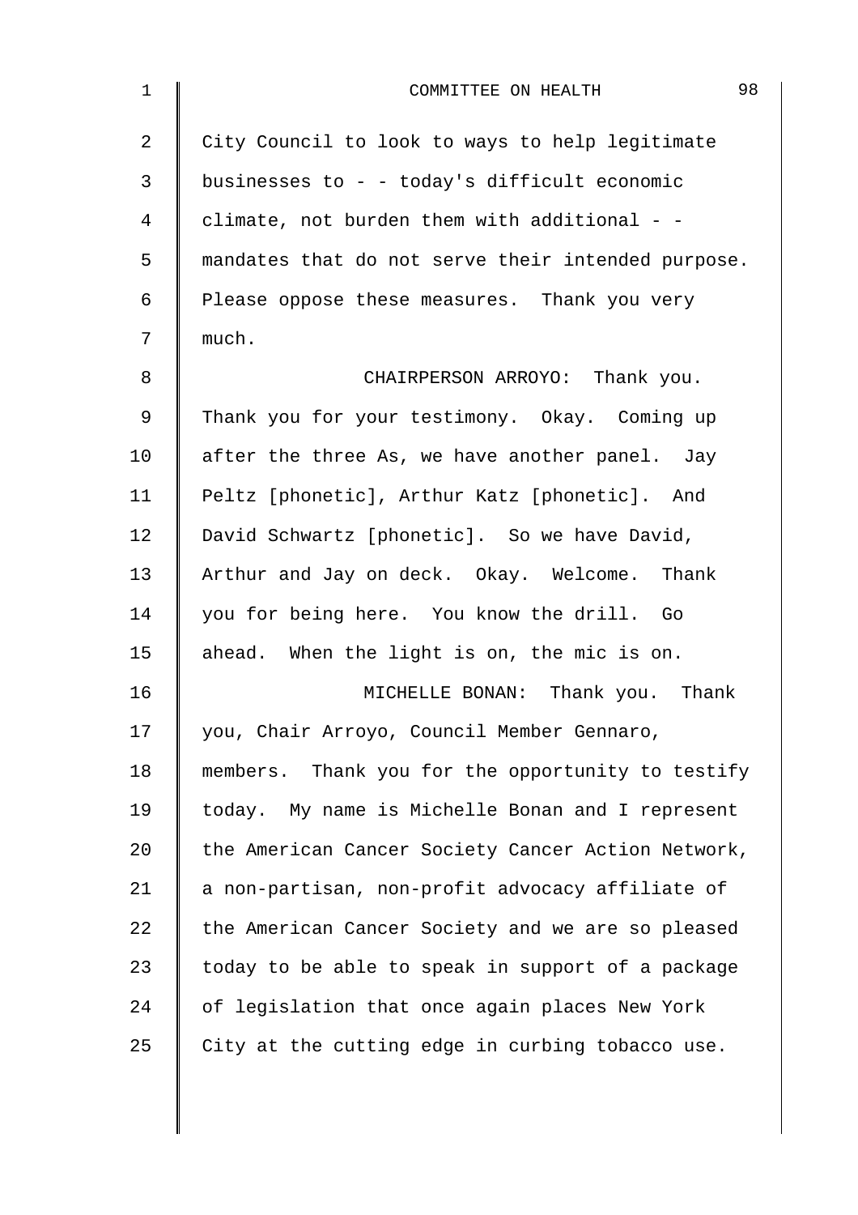City Council to look to ways to help legitimate businesses to - - today's difficult economic climate, not burden them with additional - - mandates that do not serve their intended purpose. Please oppose these measures. Thank you very much.

CHAIRPERSON ARROYO: Thank you. Thank you for your testimony. Okay. Coming up after the three As, we have another panel. Jay Peltz [phonetic], Arthur Katz [phonetic]. And David Schwartz [phonetic]. So we have David, Arthur and Jay on deck. Okay. Welcome. Thank you for being here. You know the drill. Go ahead. When the light is on, the mic is on.

MICHELLE BONAN: Thank you. Thank you, Chair Arroyo, Council Member Gennaro, members. Thank you for the opportunity to testify today. My name is Michelle Bonan and I represent the American Cancer Society Cancer Action Network, a non-partisan, non-profit advocacy affiliate of the American Cancer Society and we are so pleased today to be able to speak in support of a package of legislation that once again places New York City at the cutting edge in curbing tobacco use.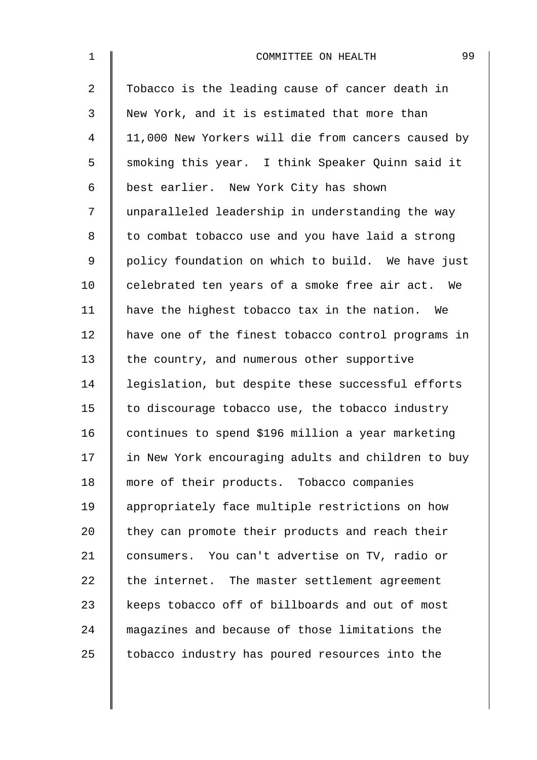Tobacco is the leading cause of cancer death in New York, and it is estimated that more than 11,000 New Yorkers will die from cancers caused by smoking this year. I think Speaker Quinn said it best earlier. New York City has shown unparalleled leadership in understanding the way to combat tobacco use and you have laid a strong policy foundation on which to build. We have just celebrated ten years of a smoke free air act. We have the highest tobacco tax in the nation. We have one of the finest tobacco control programs in the country, and numerous other supportive legislation, but despite these successful efforts to discourage tobacco use, the tobacco industry continues to spend $196 million a year marketing in New York encouraging adults and children to buy more of their products. Tobacco companies appropriately face multiple restrictions on how they can promote their products and reach their consumers. You can't advertise on TV, radio or the internet. The master settlement agreement keeps tobacco off of billboards and out of most magazines and because of those limitations the tobacco industry has poured resources into the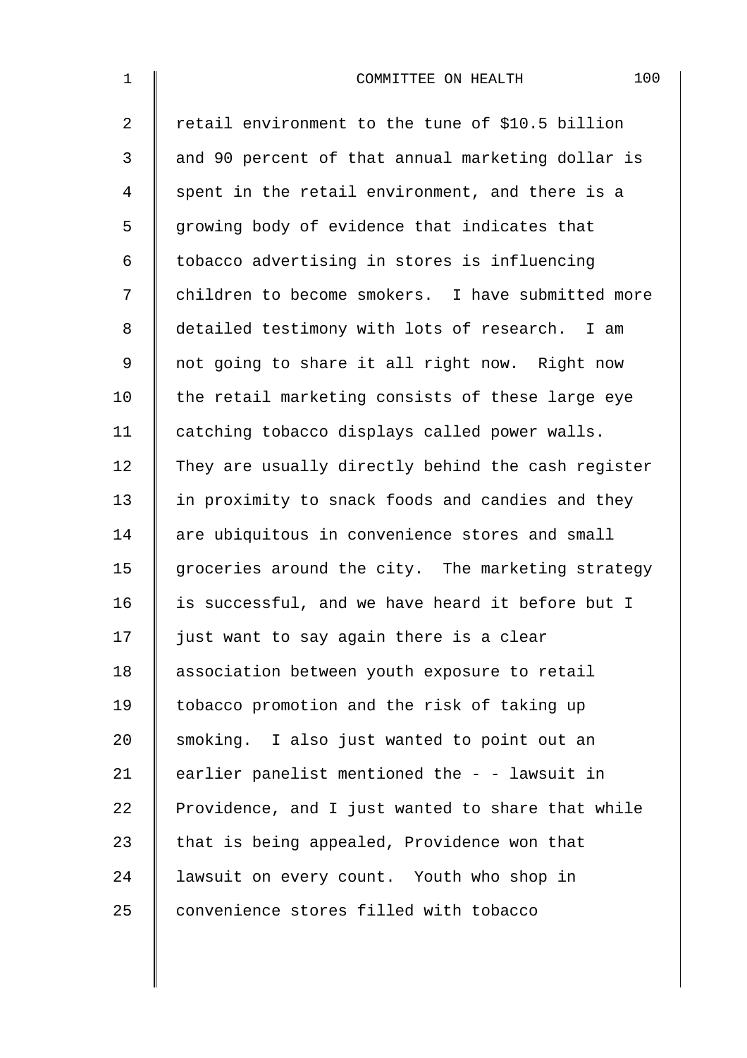retail environment to the tune of $10.5 billion and 90 percent of that annual marketing dollar is spent in the retail environment, and there is a growing body of evidence that indicates that tobacco advertising in stores is influencing children to become smokers. I have submitted more detailed testimony with lots of research. I am not going to share it all right now. Right now the retail marketing consists of these large eye catching tobacco displays called power walls. They are usually directly behind the cash register in proximity to snack foods and candies and they are ubiquitous in convenience stores and small groceries around the city. The marketing strategy is successful, and we have heard it before but I just want to say again there is a clear association between youth exposure to retail tobacco promotion and the risk of taking up smoking. I also just wanted to point out an earlier panelist mentioned the - - lawsuit in Providence, and I just wanted to share that while that is being appealed, Providence won that lawsuit on every count. Youth who shop in convenience stores filled with tobacco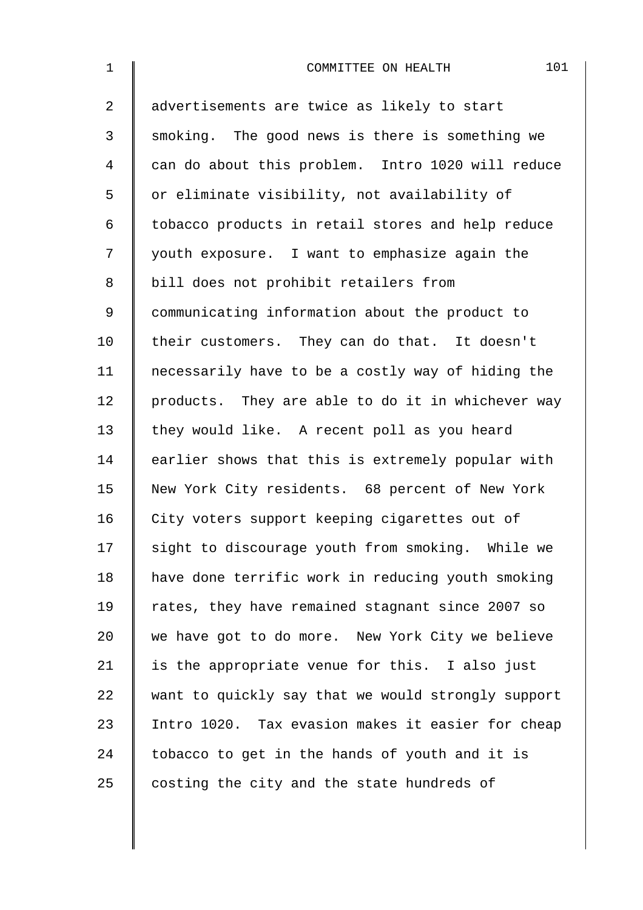advertisements are twice as likely to start smoking. The good news is there is something we can do about this problem. Intro 1020 will reduce or eliminate visibility, not availability of tobacco products in retail stores and help reduce youth exposure. I want to emphasize again the bill does not prohibit retailers from communicating information about the product to their customers. They can do that. It doesn't necessarily have to be a costly way of hiding the products. They are able to do it in whichever way they would like. A recent poll as you heard earlier shows that this is extremely popular with New York City residents. 68 percent of New York City voters support keeping cigarettes out of sight to discourage youth from smoking. While we have done terrific work in reducing youth smoking rates, they have remained stagnant since 2007 so we have got to do more. New York City we believe is the appropriate venue for this. I also just want to quickly say that we would strongly support Intro 1020. Tax evasion makes it easier for cheap tobacco to get in the hands of youth and it is costing the city and the state hundreds of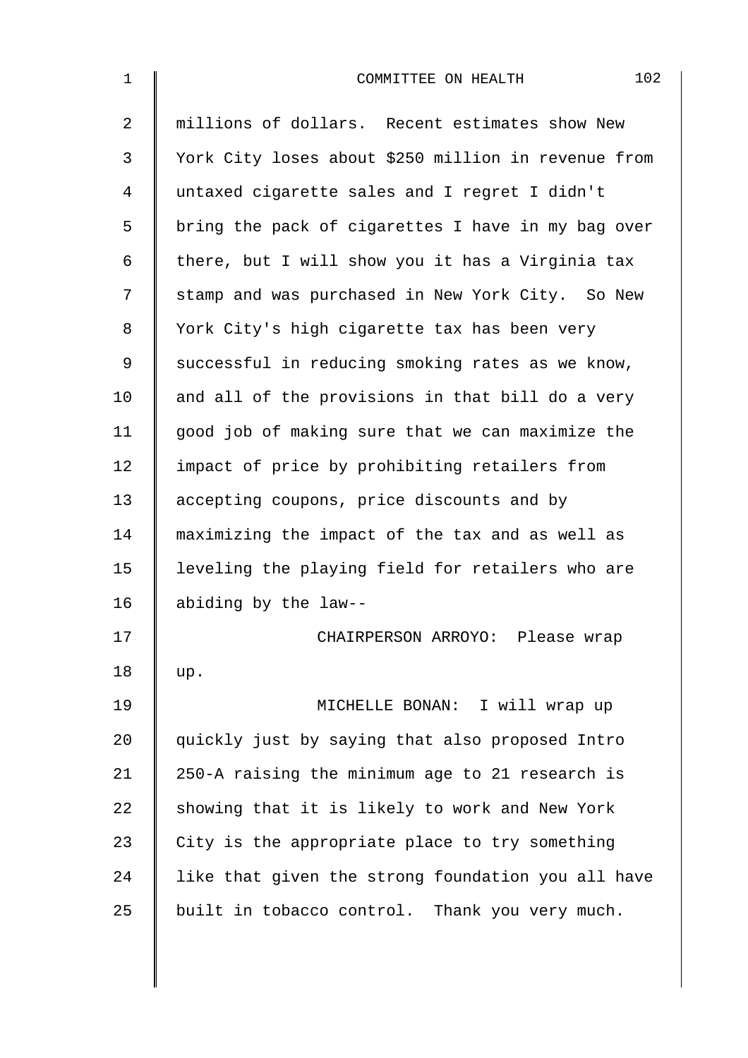millions of dollars. Recent estimates show New York City loses about $250 million in revenue from untaxed cigarette sales and I regret I didn't bring the pack of cigarettes I have in my bag over there, but I will show you it has a Virginia tax stamp and was purchased in New York City. So New York City's high cigarette tax has been very successful in reducing smoking rates as we know, and all of the provisions in that bill do a very good job of making sure that we can maximize the impact of price by prohibiting retailers from accepting coupons, price discounts and by maximizing the impact of the tax and as well as leveling the playing field for retailers who are abiding by the law--

CHAIRPERSON ARROYO: Please wrap up.

MICHELLE BONAN: I will wrap up quickly just by saying that also proposed Intro 250-A raising the minimum age to 21 research is showing that it is likely to work and New York City is the appropriate place to try something like that given the strong foundation you all have built in tobacco control. Thank you very much.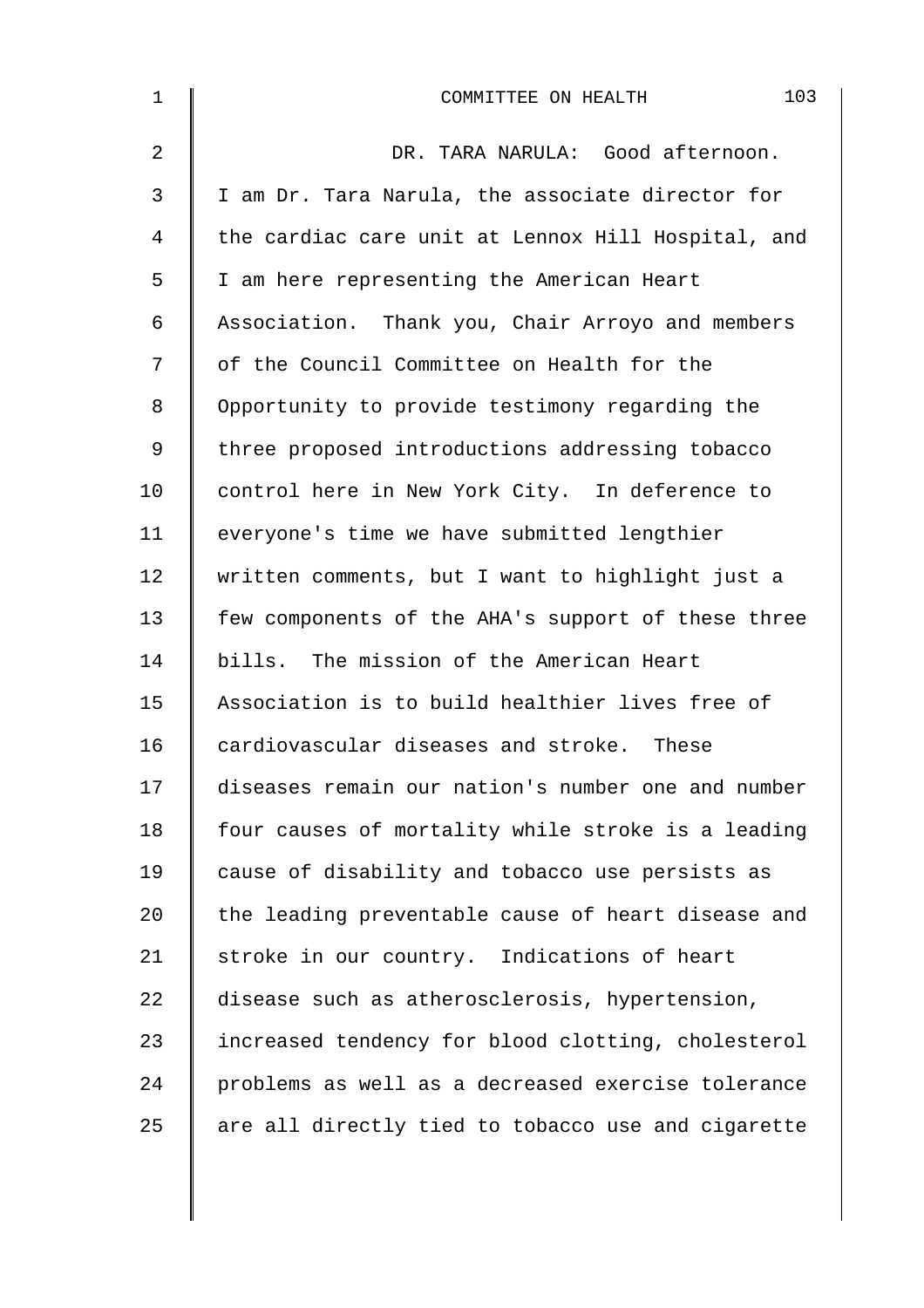DR. TARA NARULA: Good afternoon. I am Dr. Tara Narula, the associate director for the cardiac care unit at Lennox Hill Hospital, and I am here representing the American Heart Association. Thank you, Chair Arroyo and members of the Council Committee on Health for the Opportunity to provide testimony regarding the three proposed introductions addressing tobacco control here in New York City. In deference to everyone's time we have submitted lengthier written comments, but I want to highlight just a few components of the AHA's support of these three bills. The mission of the American Heart Association is to build healthier lives free of cardiovascular diseases and stroke. These diseases remain our nation's number one and number four causes of mortality while stroke is a leading cause of disability and tobacco use persists as the leading preventable cause of heart disease and stroke in our country. Indications of heart disease such as atherosclerosis, hypertension, increased tendency for blood clotting, cholesterol problems as well as a decreased exercise tolerance are all directly tied to tobacco use and cigarette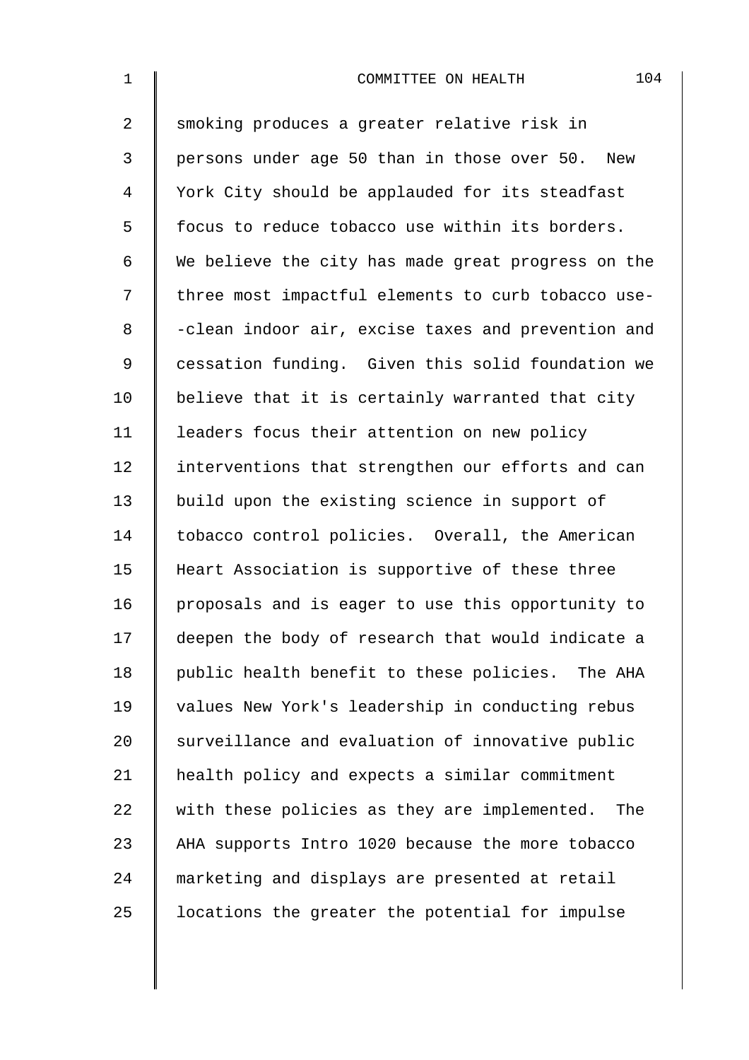smoking produces a greater relative risk in persons under age 50 than in those over 50. New York City should be applauded for its steadfast focus to reduce tobacco use within its borders. We believe the city has made great progress on the three most impactful elements to curb tobacco use--clean indoor air, excise taxes and prevention and cessation funding. Given this solid foundation we believe that it is certainly warranted that city leaders focus their attention on new policy interventions that strengthen our efforts and can build upon the existing science in support of tobacco control policies. Overall, the American Heart Association is supportive of these three proposals and is eager to use this opportunity to deepen the body of research that would indicate a public health benefit to these policies. The AHA values New York's leadership in conducting rebus surveillance and evaluation of innovative public health policy and expects a similar commitment with these policies as they are implemented. The AHA supports Intro 1020 because the more tobacco marketing and displays are presented at retail locations the greater the potential for impulse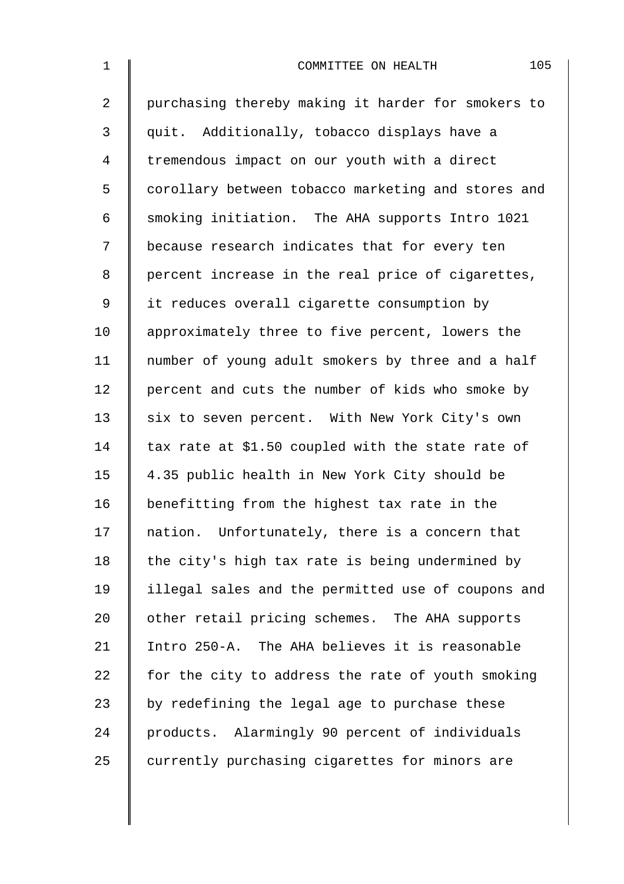purchasing thereby making it harder for smokers to quit. Additionally, tobacco displays have a tremendous impact on our youth with a direct corollary between tobacco marketing and stores and smoking initiation. The AHA supports Intro 1021 because research indicates that for every ten percent increase in the real price of cigarettes, it reduces overall cigarette consumption by approximately three to five percent, lowers the number of young adult smokers by three and a half percent and cuts the number of kids who smoke by six to seven percent. With New York City's own tax rate at $1.50 coupled with the state rate of 4.35 public health in New York City should be benefitting from the highest tax rate in the nation. Unfortunately, there is a concern that the city's high tax rate is being undermined by illegal sales and the permitted use of coupons and other retail pricing schemes. The AHA supports Intro 250-A. The AHA believes it is reasonable for the city to address the rate of youth smoking by redefining the legal age to purchase these products. Alarmingly 90 percent of individuals currently purchasing cigarettes for minors are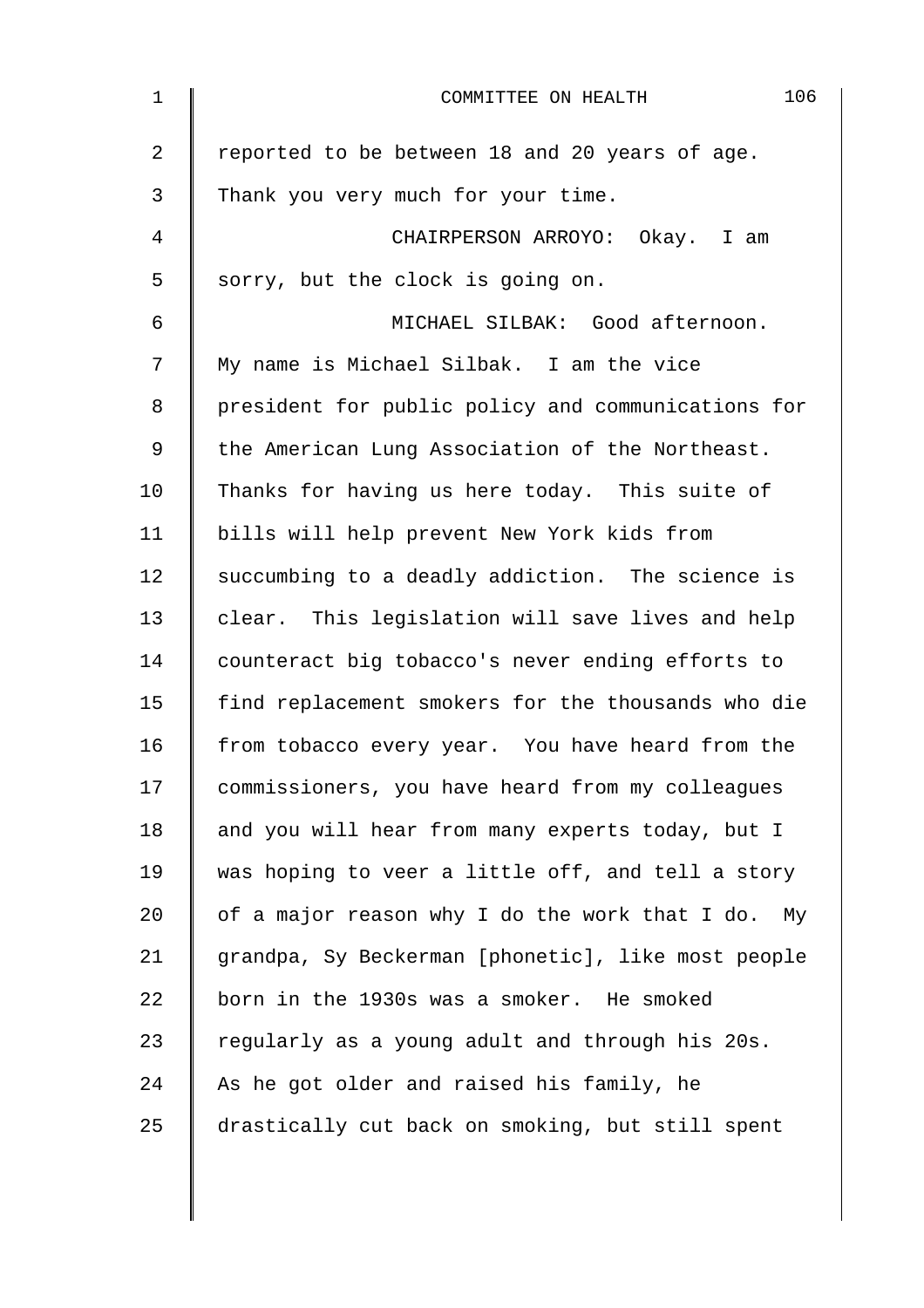reported to be between 18 and 20 years of age. Thank you very much for your time.

CHAIRPERSON ARROYO: Okay. I am sorry, but the clock is going on.

MICHAEL SILBAK: Good afternoon. My name is Michael Silbak. I am the vice president for public policy and communications for the American Lung Association of the Northeast. Thanks for having us here today. This suite of bills will help prevent New York kids from succumbing to a deadly addiction. The science is clear. This legislation will save lives and help counteract big tobacco's never ending efforts to find replacement smokers for the thousands who die from tobacco every year. You have heard from the commissioners, you have heard from my colleagues and you will hear from many experts today, but I was hoping to veer a little off, and tell a story of a major reason why I do the work that I do. My grandpa, Sy Beckerman [phonetic], like most people born in the 1930s was a smoker. He smoked regularly as a young adult and through his 20s. As he got older and raised his family, he drastically cut back on smoking, but still spent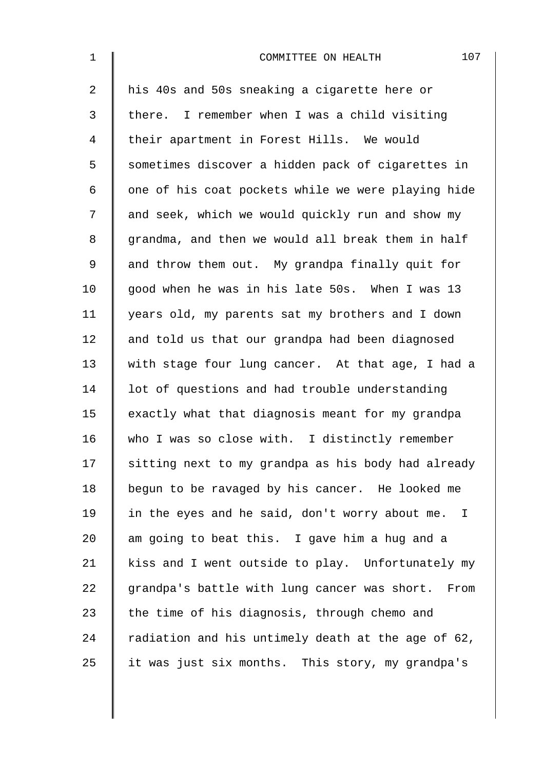his 40s and 50s sneaking a cigarette here or there. I remember when I was a child visiting their apartment in Forest Hills. We would sometimes discover a hidden pack of cigarettes in one of his coat pockets while we were playing hide and seek, which we would quickly run and show my grandma, and then we would all break them in half and throw them out. My grandpa finally quit for good when he was in his late 50s. When I was 13 years old, my parents sat my brothers and I down and told us that our grandpa had been diagnosed with stage four lung cancer. At that age, I had a lot of questions and had trouble understanding exactly what that diagnosis meant for my grandpa who I was so close with. I distinctly remember sitting next to my grandpa as his body had already begun to be ravaged by his cancer. He looked me in the eyes and he said, don't worry about me. I am going to beat this. I gave him a hug and a kiss and I went outside to play. Unfortunately my grandpa's battle with lung cancer was short. From the time of his diagnosis, through chemo and radiation and his untimely death at the age of 62, it was just six months. This story, my grandpa's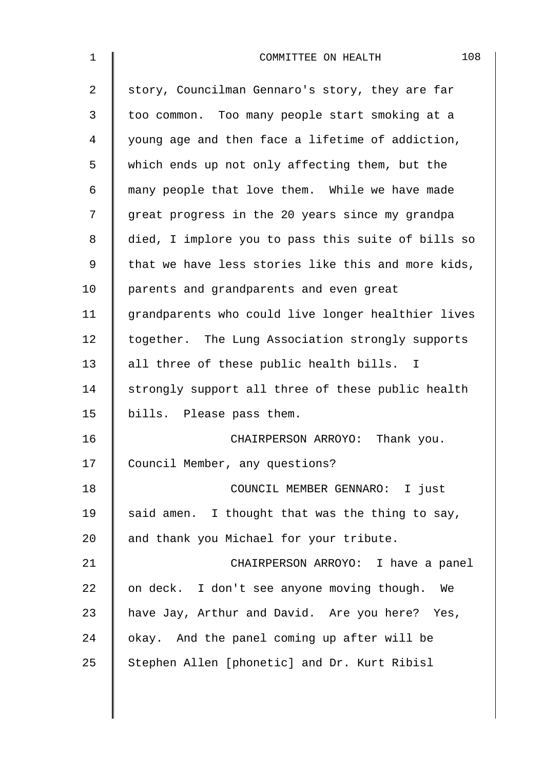story, Councilman Gennaro's story, they are far too common. Too many people start smoking at a young age and then face a lifetime of addiction, which ends up not only affecting them, but the many people that love them. While we have made great progress in the 20 years since my grandpa died, I implore you to pass this suite of bills so that we have less stories like this and more kids, parents and grandparents and even great grandparents who could live longer healthier lives together. The Lung Association strongly supports all three of these public health bills. I strongly support all three of these public health bills. Please pass them.

CHAIRPERSON ARROYO: Thank you. Council Member, any questions?

COUNCIL MEMBER GENNARO: I just said amen. I thought that was the thing to say, and thank you Michael for your tribute.

CHAIRPERSON ARROYO: I have a panel on deck. I don't see anyone moving though. We have Jay, Arthur and David. Are you here? Yes, okay. And the panel coming up after will be Stephen Allen [phonetic] and Dr. Kurt Ribisl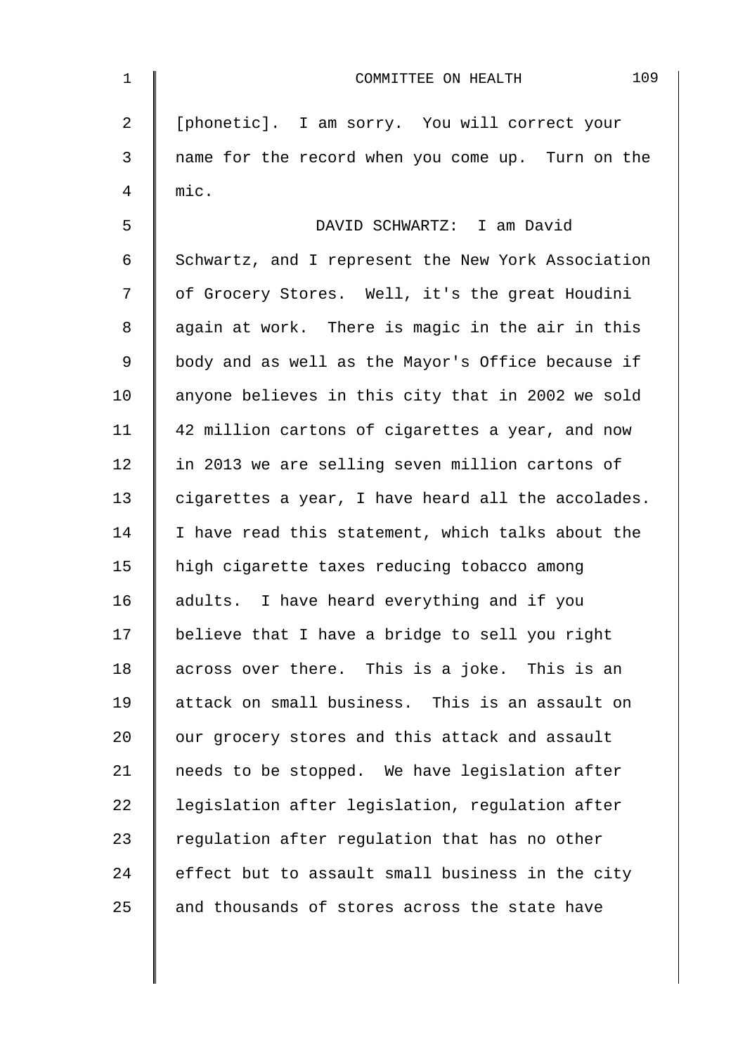[phonetic]. I am sorry. You will correct your name for the record when you come up. Turn on the mic.

DAVID SCHWARTZ: I am David Schwartz, and I represent the New York Association of Grocery Stores. Well, it's the great Houdini again at work. There is magic in the air in this body and as well as the Mayor's Office because if anyone believes in this city that in 2002 we sold 42 million cartons of cigarettes a year, and now in 2013 we are selling seven million cartons of cigarettes a year, I have heard all the accolades. I have read this statement, which talks about the high cigarette taxes reducing tobacco among adults. I have heard everything and if you believe that I have a bridge to sell you right across over there. This is a joke. This is an attack on small business. This is an assault on our grocery stores and this attack and assault needs to be stopped. We have legislation after legislation after legislation, regulation after regulation after regulation that has no other effect but to assault small business in the city and thousands of stores across the state have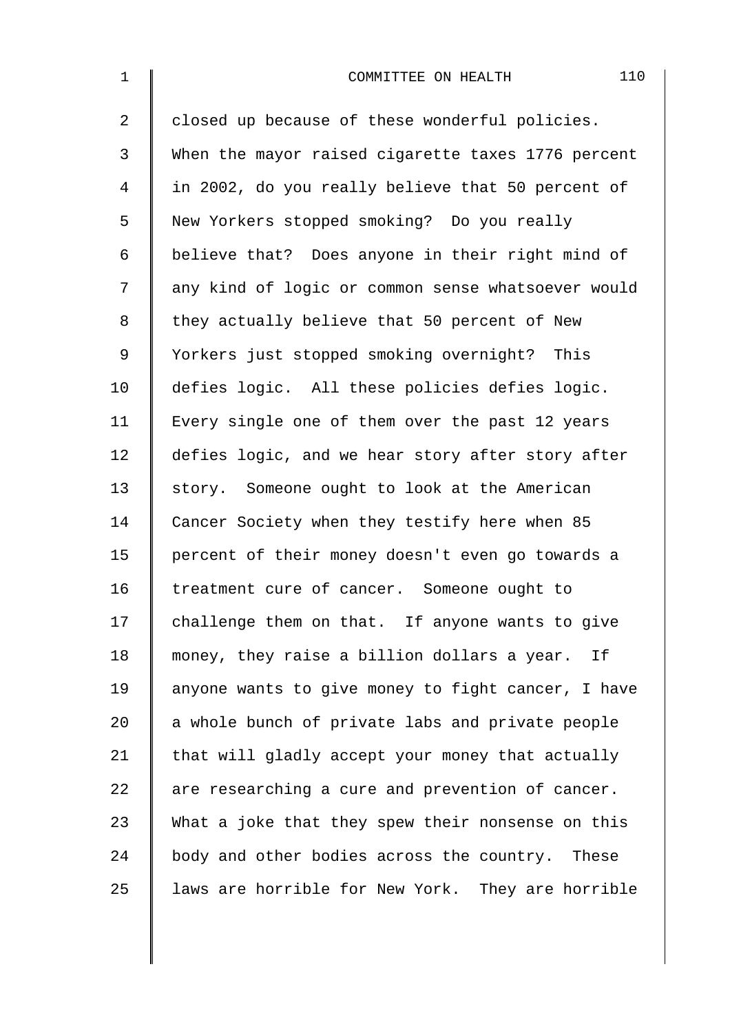closed up because of these wonderful policies. When the mayor raised cigarette taxes 1776 percent in 2002, do you really believe that 50 percent of New Yorkers stopped smoking? Do you really believe that? Does anyone in their right mind of any kind of logic or common sense whatsoever would they actually believe that 50 percent of New Yorkers just stopped smoking overnight? This defies logic. All these policies defies logic. Every single one of them over the past 12 years defies logic, and we hear story after story after story. Someone ought to look at the American Cancer Society when they testify here when 85 percent of their money doesn't even go towards a treatment cure of cancer. Someone ought to challenge them on that. If anyone wants to give money, they raise a billion dollars a year. If anyone wants to give money to fight cancer, I have a whole bunch of private labs and private people that will gladly accept your money that actually are researching a cure and prevention of cancer. What a joke that they spew their nonsense on this body and other bodies across the country. These laws are horrible for New York. They are horrible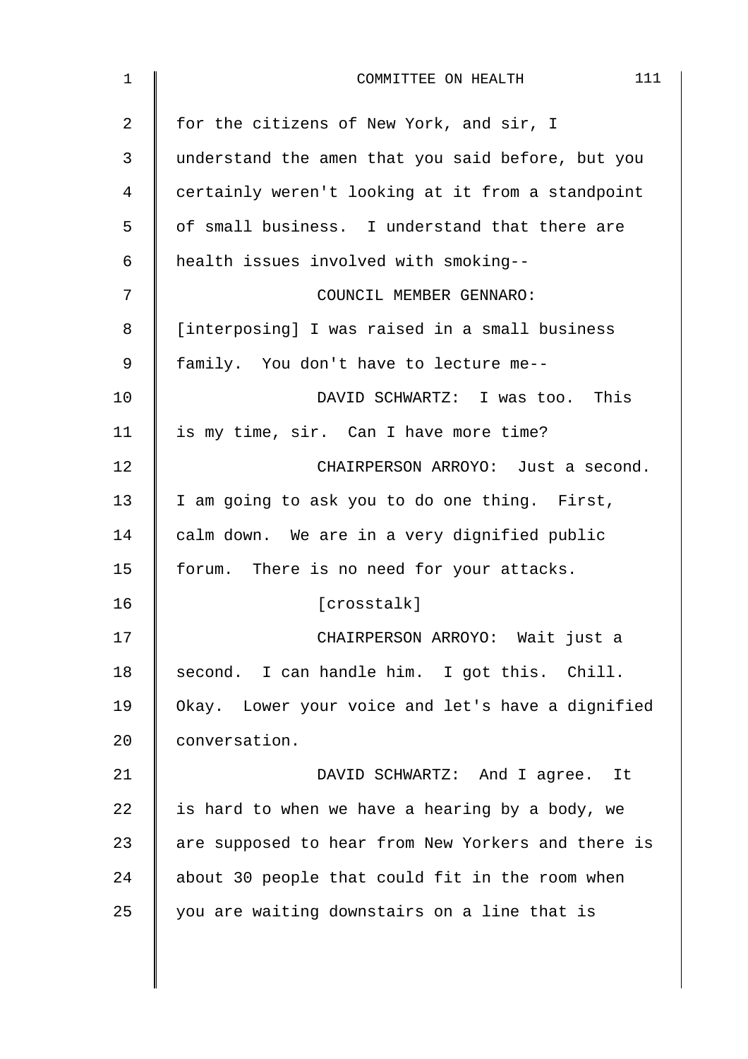for the citizens of New York, and sir, I understand the amen that you said before, but you certainly weren't looking at it from a standpoint of small business. I understand that there are health issues involved with smoking--

COUNCIL MEMBER GENNARO: [interposing] I was raised in a small business family. You don't have to lecture me--

DAVID SCHWARTZ: I was too. This is my time, sir. Can I have more time?

CHAIRPERSON ARROYO: Just a second. I am going to ask you to do one thing. First, calm down. We are in a very dignified public forum. There is no need for your attacks.

[crosstalk]

CHAIRPERSON ARROYO: Wait just a second. I can handle him. I got this. Chill. Okay. Lower your voice and let's have a dignified conversation.

DAVID SCHWARTZ: And I agree. It is hard to when we have a hearing by a body, we are supposed to hear from New Yorkers and there is about 30 people that could fit in the room when you are waiting downstairs on a line that is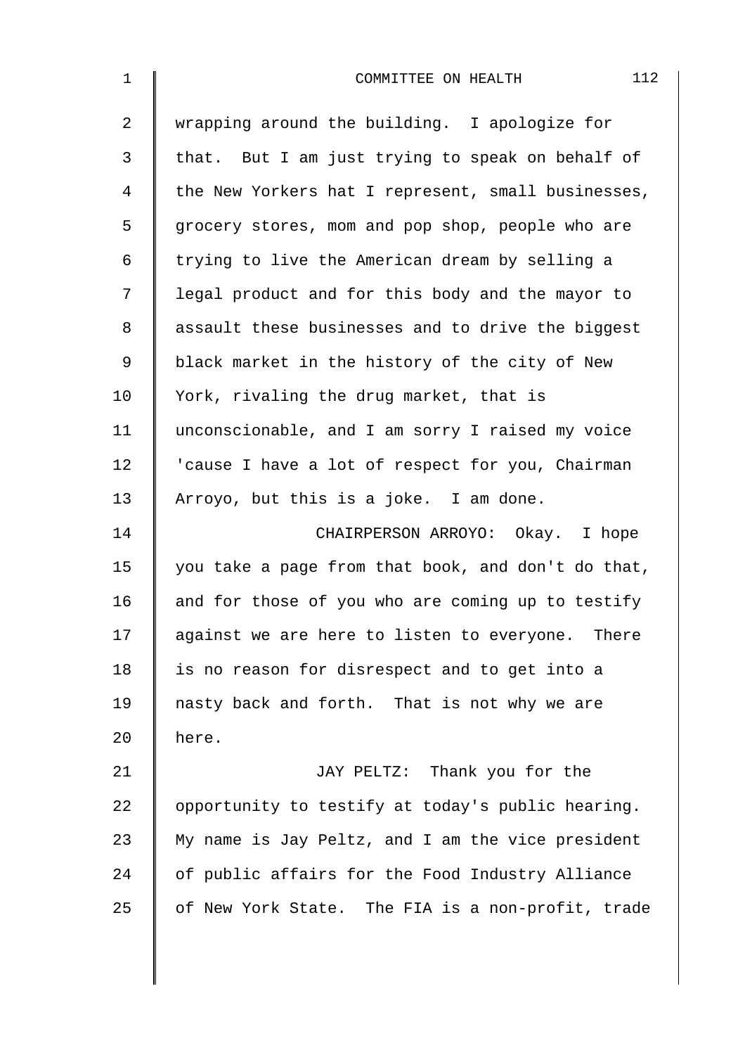wrapping around the building. I apologize for that. But I am just trying to speak on behalf of the New Yorkers hat I represent, small businesses, grocery stores, mom and pop shop, people who are trying to live the American dream by selling a legal product and for this body and the mayor to assault these businesses and to drive the biggest black market in the history of the city of New York, rivaling the drug market, that is unconscionable, and I am sorry I raised my voice 'cause I have a lot of respect for you, Chairman Arroyo, but this is a joke. I am done.

CHAIRPERSON ARROYO: Okay. I hope you take a page from that book, and don't do that, and for those of you who are coming up to testify against we are here to listen to everyone. There is no reason for disrespect and to get into a nasty back and forth. That is not why we are here.

JAY PELTZ: Thank you for the opportunity to testify at today's public hearing. My name is Jay Peltz, and I am the vice president of public affairs for the Food Industry Alliance of New York State. The FIA is a non-profit, trade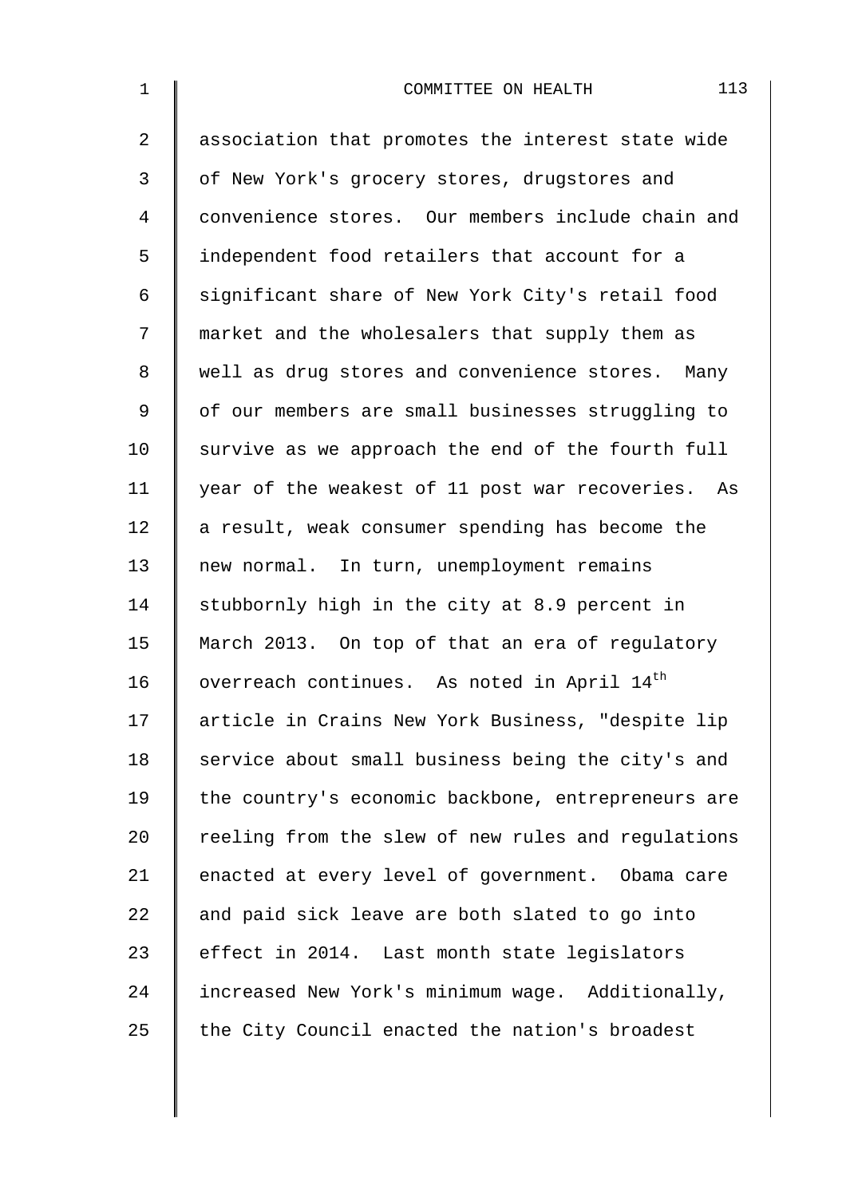association that promotes the interest state wide of New York's grocery stores, drugstores and convenience stores. Our members include chain and independent food retailers that account for a significant share of New York City's retail food market and the wholesalers that supply them as well as drug stores and convenience stores. Many of our members are small businesses struggling to survive as we approach the end of the fourth full year of the weakest of 11 post war recoveries. As a result, weak consumer spending has become the new normal. In turn, unemployment remains stubbornly high in the city at 8.9 percent in March 2013. On top of that an era of regulatory overreach continues. As noted in April 14th article in Crains New York Business, "despite lip service about small business being the city's and the country's economic backbone, entrepreneurs are reeling from the slew of new rules and regulations enacted at every level of government. Obama care and paid sick leave are both slated to go into effect in 2014. Last month state legislators increased New York's minimum wage. Additionally, the City Council enacted the nation's broadest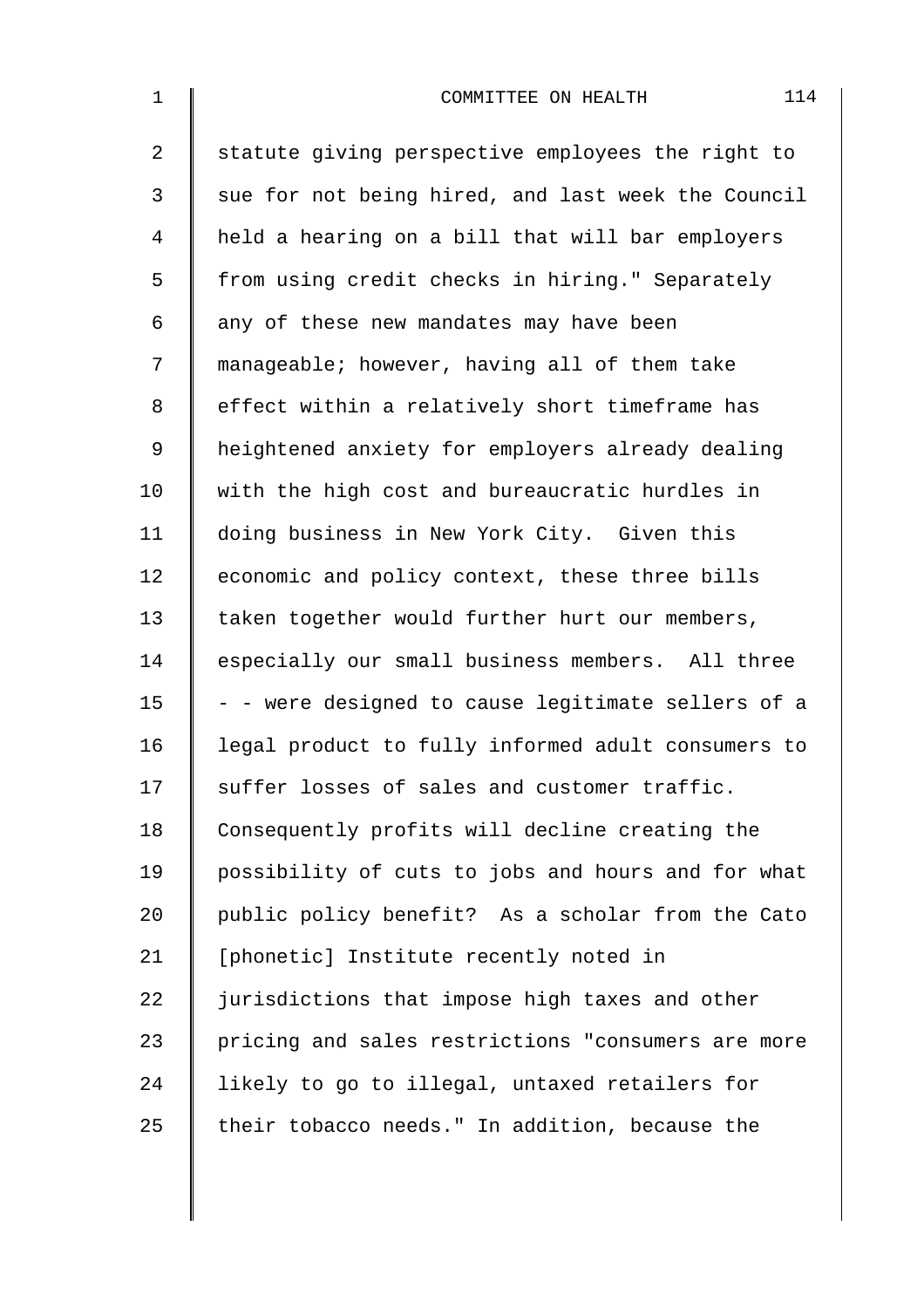statute giving perspective employees the right to sue for not being hired, and last week the Council held a hearing on a bill that will bar employers from using credit checks in hiring." Separately any of these new mandates may have been manageable; however, having all of them take effect within a relatively short timeframe has heightened anxiety for employers already dealing with the high cost and bureaucratic hurdles in doing business in New York City. Given this economic and policy context, these three bills taken together would further hurt our members, especially our small business members. All three - - were designed to cause legitimate sellers of a legal product to fully informed adult consumers to suffer losses of sales and customer traffic. Consequently profits will decline creating the possibility of cuts to jobs and hours and for what public policy benefit? As a scholar from the Cato [phonetic] Institute recently noted in jurisdictions that impose high taxes and other pricing and sales restrictions "consumers are more likely to go to illegal, untaxed retailers for their tobacco needs." In addition, because the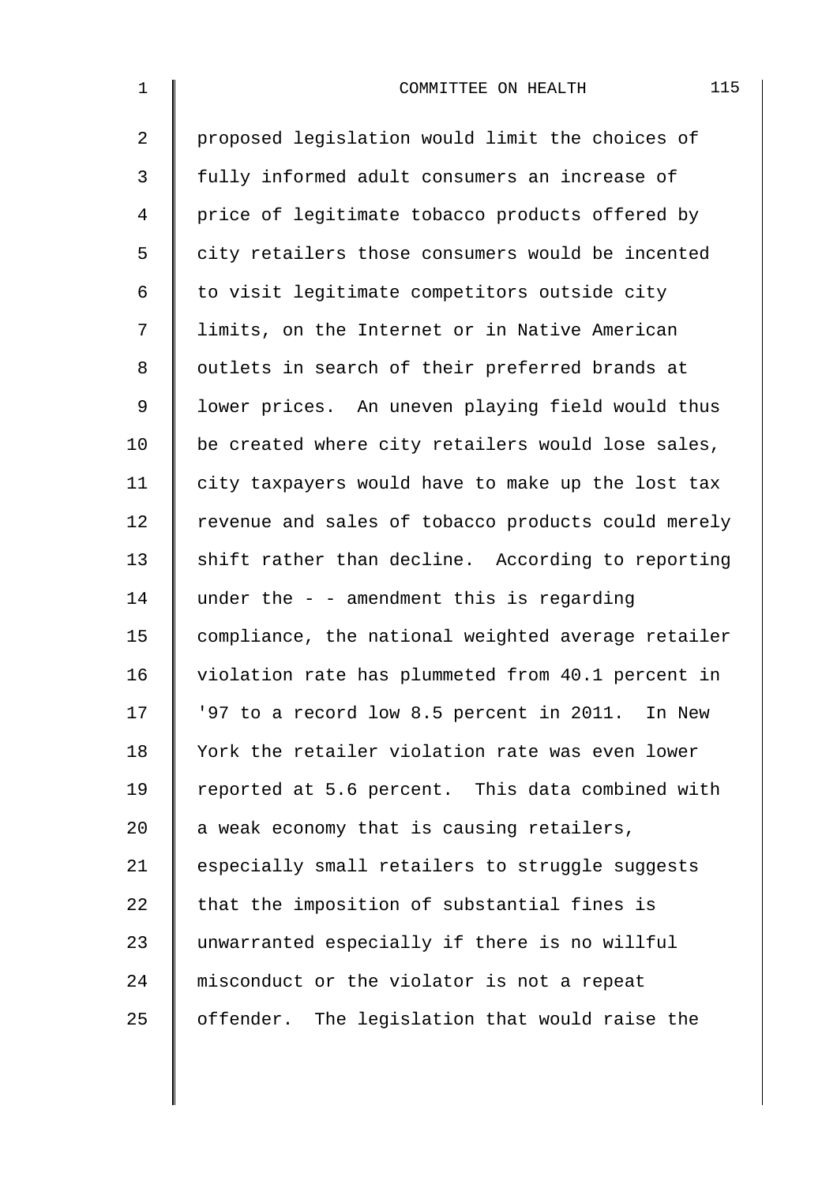proposed legislation would limit the choices of fully informed adult consumers an increase of price of legitimate tobacco products offered by city retailers those consumers would be incented to visit legitimate competitors outside city limits, on the Internet or in Native American outlets in search of their preferred brands at lower prices. An uneven playing field would thus be created where city retailers would lose sales, city taxpayers would have to make up the lost tax revenue and sales of tobacco products could merely shift rather than decline. According to reporting under the - - amendment this is regarding compliance, the national weighted average retailer violation rate has plummeted from 40.1 percent in '97 to a record low 8.5 percent in 2011. In New York the retailer violation rate was even lower reported at 5.6 percent. This data combined with a weak economy that is causing retailers, especially small retailers to struggle suggests that the imposition of substantial fines is unwarranted especially if there is no willful misconduct or the violator is not a repeat offender. The legislation that would raise the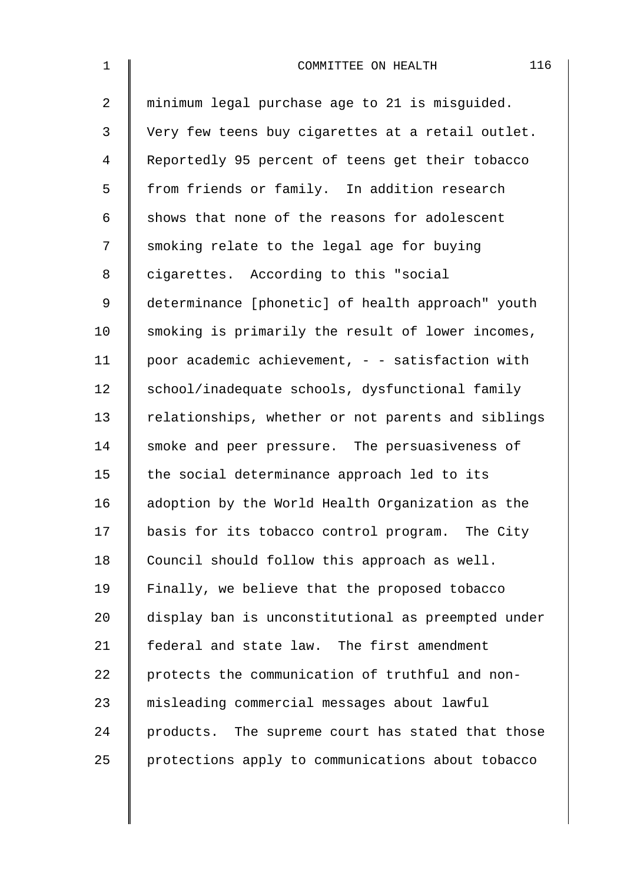minimum legal purchase age to 21 is misguided. Very few teens buy cigarettes at a retail outlet. Reportedly 95 percent of teens get their tobacco from friends or family. In addition research shows that none of the reasons for adolescent smoking relate to the legal age for buying cigarettes. According to this "social determinance [phonetic] of health approach" youth smoking is primarily the result of lower incomes, poor academic achievement, - - satisfaction with school/inadequate schools, dysfunctional family relationships, whether or not parents and siblings smoke and peer pressure. The persuasiveness of the social determinance approach led to its adoption by the World Health Organization as the basis for its tobacco control program. The City Council should follow this approach as well. Finally, we believe that the proposed tobacco display ban is unconstitutional as preempted under federal and state law. The first amendment protects the communication of truthful and non-misleading commercial messages about lawful products. The supreme court has stated that those protections apply to communications about tobacco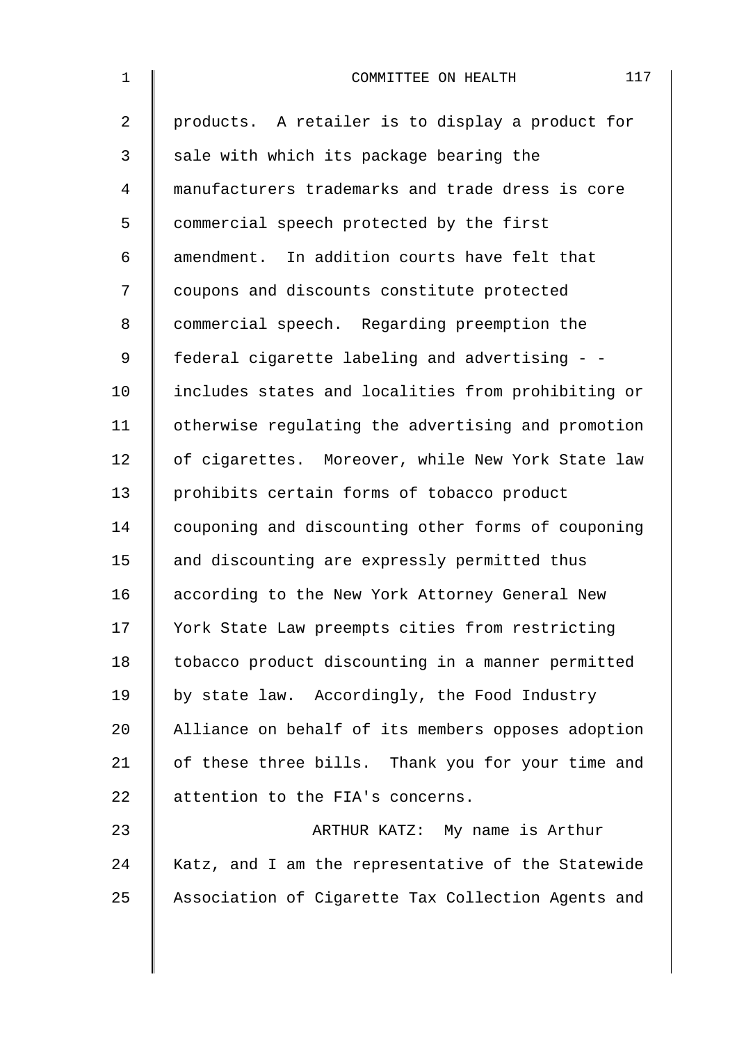products. A retailer is to display a product for sale with which its package bearing the manufacturers trademarks and trade dress is core commercial speech protected by the first amendment. In addition courts have felt that coupons and discounts constitute protected commercial speech. Regarding preemption the federal cigarette labeling and advertising - - includes states and localities from prohibiting or otherwise regulating the advertising and promotion of cigarettes. Moreover, while New York State law prohibits certain forms of tobacco product couponing and discounting other forms of couponing and discounting are expressly permitted thus according to the New York Attorney General New York State Law preempts cities from restricting tobacco product discounting in a manner permitted by state law. Accordingly, the Food Industry Alliance on behalf of its members opposes adoption of these three bills. Thank you for your time and attention to the FIA's concerns.

ARTHUR KATZ: My name is Arthur Katz, and I am the representative of the Statewide Association of Cigarette Tax Collection Agents and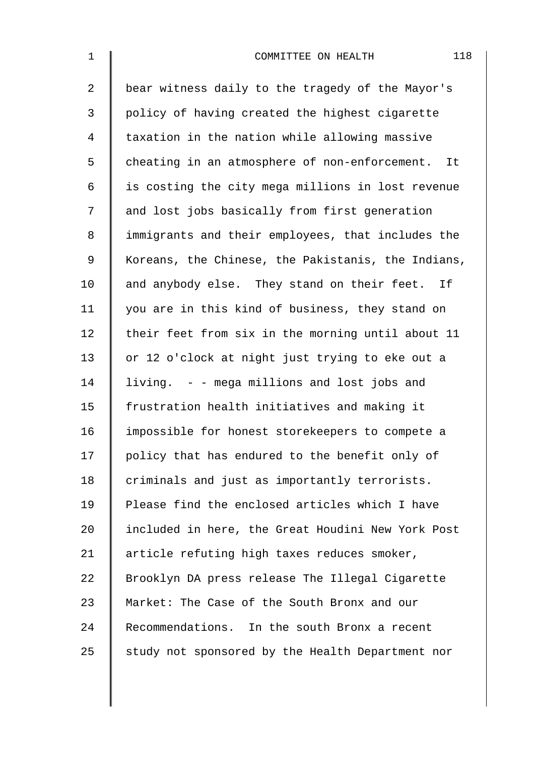bear witness daily to the tragedy of the Mayor's policy of having created the highest cigarette taxation in the nation while allowing massive cheating in an atmosphere of non-enforcement. It is costing the city mega millions in lost revenue and lost jobs basically from first generation immigrants and their employees, that includes the Koreans, the Chinese, the Pakistanis, the Indians, and anybody else. They stand on their feet. If you are in this kind of business, they stand on their feet from six in the morning until about 11 or 12 o'clock at night just trying to eke out a living. - - mega millions and lost jobs and frustration health initiatives and making it impossible for honest storekeepers to compete a policy that has endured to the benefit only of criminals and just as importantly terrorists. Please find the enclosed articles which I have included in here, the Great Houdini New York Post article refuting high taxes reduces smoker, Brooklyn DA press release The Illegal Cigarette Market: The Case of the South Bronx and our Recommendations. In the south Bronx a recent study not sponsored by the Health Department nor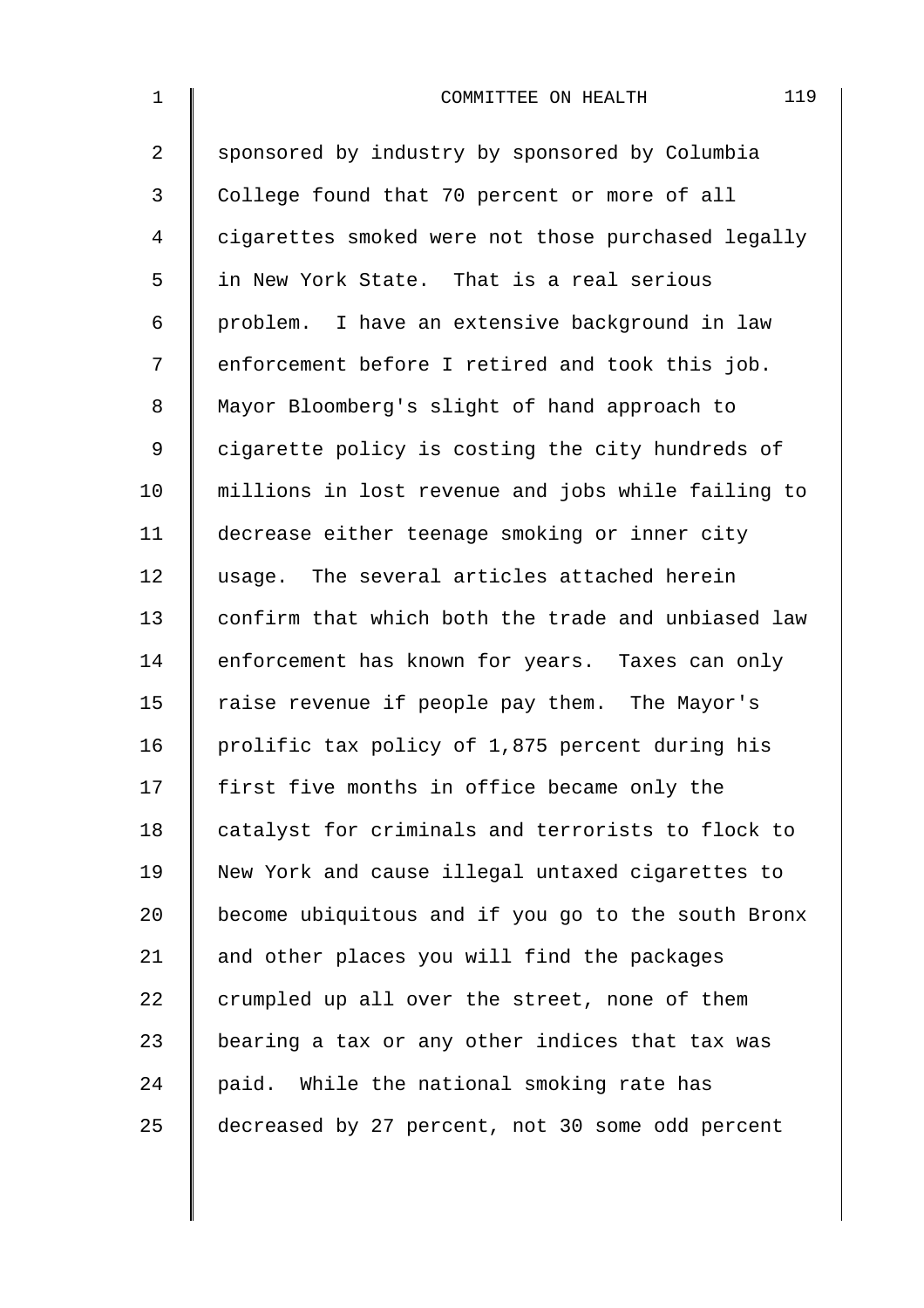sponsored by industry by sponsored by Columbia College found that 70 percent or more of all cigarettes smoked were not those purchased legally in New York State. That is a real serious problem. I have an extensive background in law enforcement before I retired and took this job. Mayor Bloomberg's slight of hand approach to cigarette policy is costing the city hundreds of millions in lost revenue and jobs while failing to decrease either teenage smoking or inner city usage. The several articles attached herein confirm that which both the trade and unbiased law enforcement has known for years. Taxes can only raise revenue if people pay them. The Mayor's prolific tax policy of 1,875 percent during his first five months in office became only the catalyst for criminals and terrorists to flock to New York and cause illegal untaxed cigarettes to become ubiquitous and if you go to the south Bronx and other places you will find the packages crumpled up all over the street, none of them bearing a tax or any other indices that tax was paid. While the national smoking rate has decreased by 27 percent, not 30 some odd percent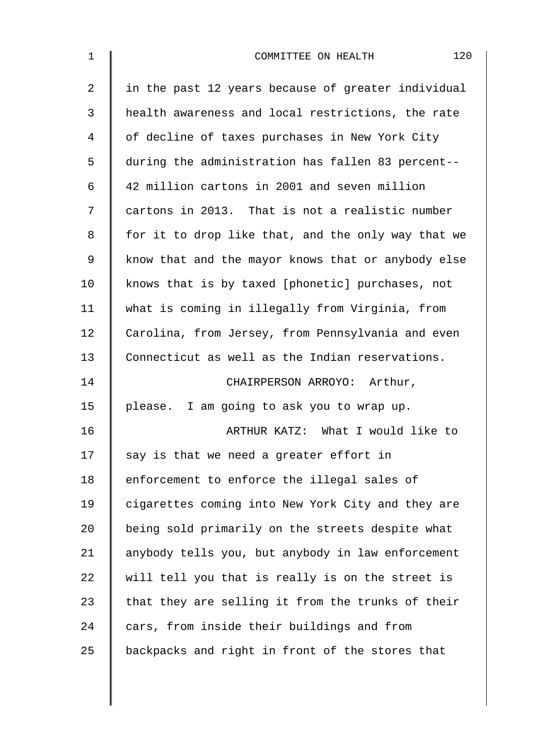in the past 12 years because of greater individual health awareness and local restrictions, the rate of decline of taxes purchases in New York City during the administration has fallen 83 percent-- 42 million cartons in 2001 and seven million cartons in 2013. That is not a realistic number for it to drop like that, and the only way that we know that and the mayor knows that or anybody else knows that is by taxed [phonetic] purchases, not what is coming in illegally from Virginia, from Carolina, from Jersey, from Pennsylvania and even Connecticut as well as the Indian reservations.

CHAIRPERSON ARROYO: Arthur, please. I am going to ask you to wrap up.

ARTHUR KATZ: What I would like to say is that we need a greater effort in enforcement to enforce the illegal sales of cigarettes coming into New York City and they are being sold primarily on the streets despite what anybody tells you, but anybody in law enforcement will tell you that is really is on the street is that they are selling it from the trunks of their cars, from inside their buildings and from backpacks and right in front of the stores that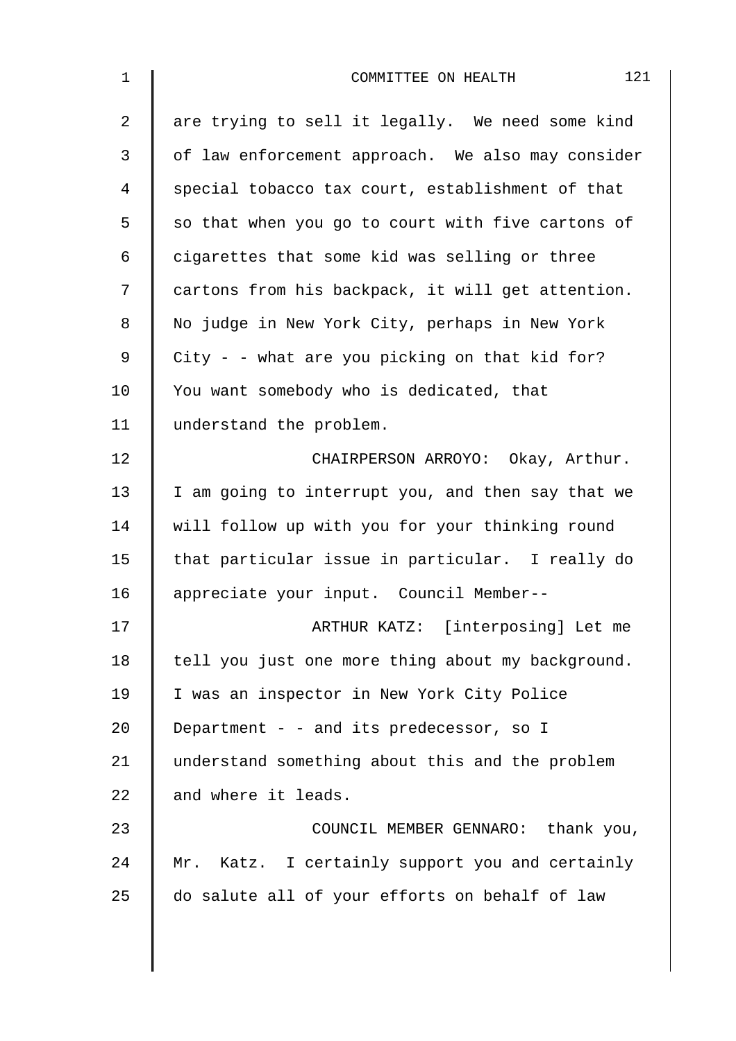are trying to sell it legally. We need some kind of law enforcement approach. We also may consider special tobacco tax court, establishment of that so that when you go to court with five cartons of cigarettes that some kid was selling or three cartons from his backpack, it will get attention. No judge in New York City, perhaps in New York City - - what are you picking on that kid for? You want somebody who is dedicated, that understand the problem.

CHAIRPERSON ARROYO: Okay, Arthur. I am going to interrupt you, and then say that we will follow up with you for your thinking round that particular issue in particular. I really do appreciate your input. Council Member--

ARTHUR KATZ: [interposing] Let me tell you just one more thing about my background. I was an inspector in New York City Police Department - - and its predecessor, so I understand something about this and the problem and where it leads.

COUNCIL MEMBER GENNARO: thank you, Mr. Katz. I certainly support you and certainly do salute all of your efforts on behalf of law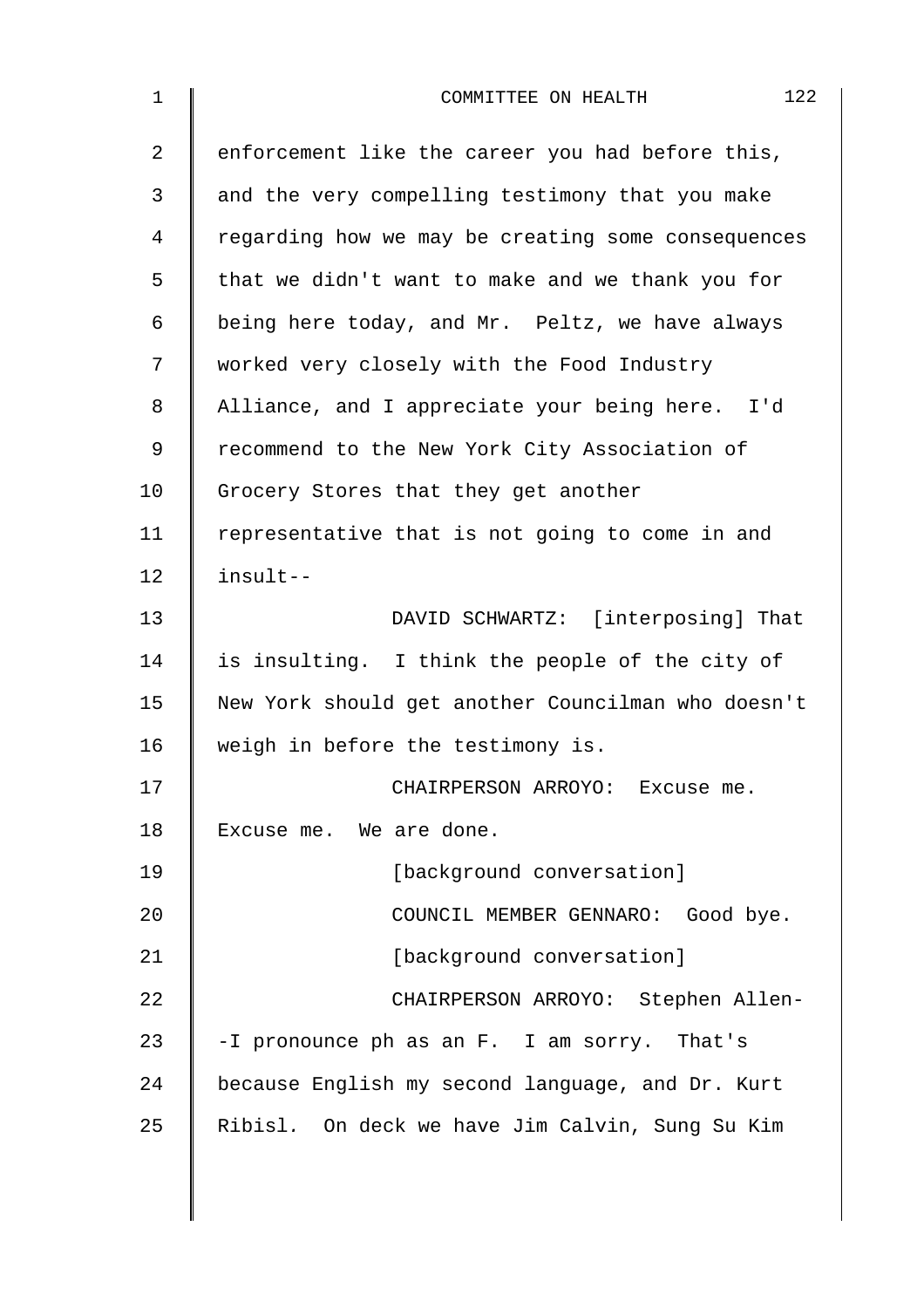enforcement like the career you had before this, and the very compelling testimony that you make regarding how we may be creating some consequences that we didn't want to make and we thank you for being here today, and Mr. Peltz, we have always worked very closely with the Food Industry Alliance, and I appreciate your being here. I'd recommend to the New York City Association of Grocery Stores that they get another representative that is not going to come in and insult--

DAVID SCHWARTZ: [interposing] That is insulting. I think the people of the city of New York should get another Councilman who doesn't weigh in before the testimony is.

CHAIRPERSON ARROYO: Excuse me. Excuse me. We are done.

[background conversation]

COUNCIL MEMBER GENNARO: Good bye.

[background conversation]

CHAIRPERSON ARROYO: Stephen Allen--I pronounce ph as an F. I am sorry. That's because English my second language, and Dr. Kurt Ribisl. On deck we have Jim Calvin, Sung Su Kim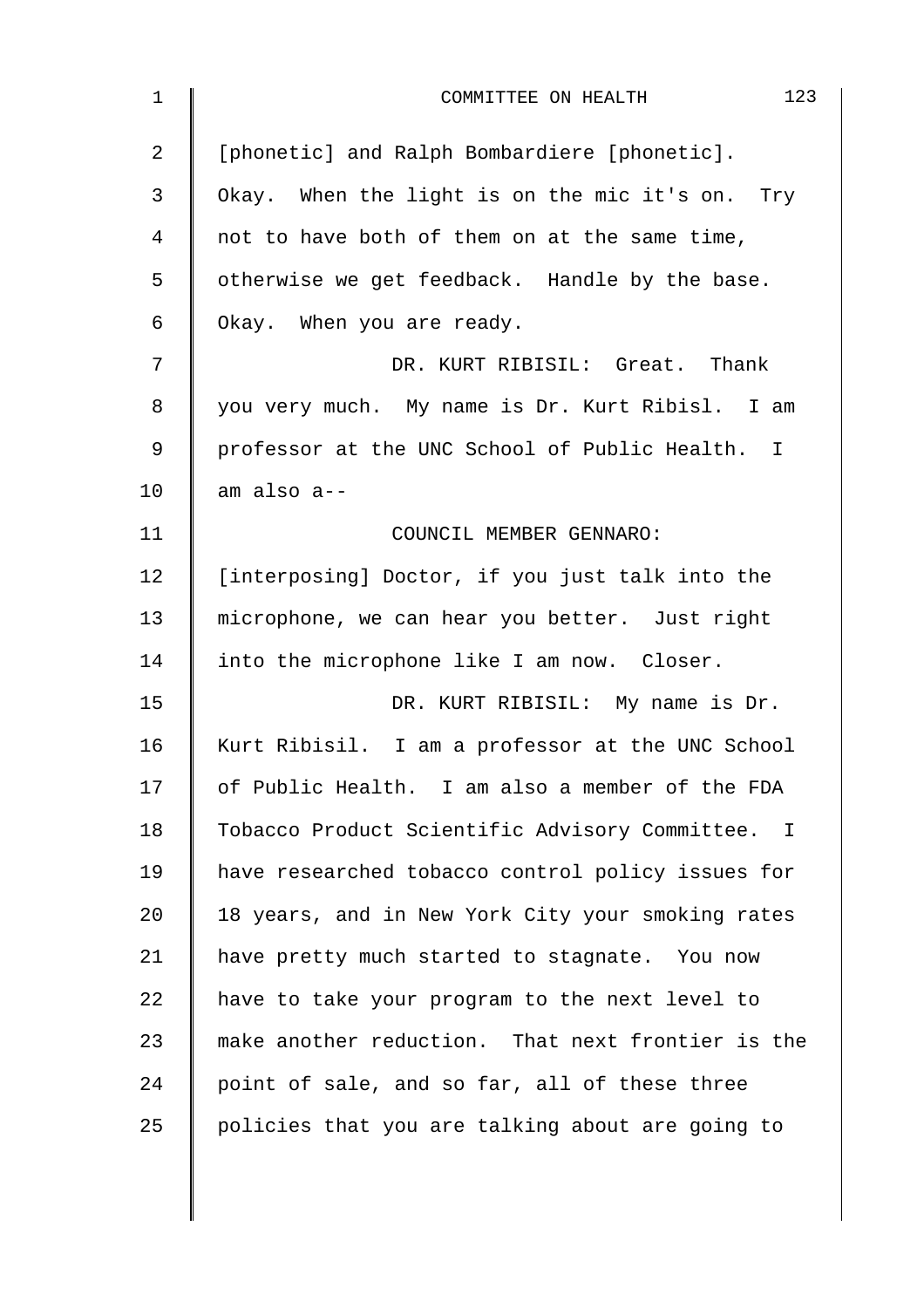[phonetic] and Ralph Bombardiere [phonetic]. Okay. When the light is on the mic it's on. Try not to have both of them on at the same time, otherwise we get feedback. Handle by the base. Okay. When you are ready.

DR. KURT RIBISIL: Great. Thank you very much. My name is Dr. Kurt Ribisl. I am professor at the UNC School of Public Health. I am also a--

COUNCIL MEMBER GENNARO: [interposing] Doctor, if you just talk into the microphone, we can hear you better. Just right into the microphone like I am now. Closer.

DR. KURT RIBISIL: My name is Dr. Kurt Ribisil. I am a professor at the UNC School of Public Health. I am also a member of the FDA Tobacco Product Scientific Advisory Committee. I have researched tobacco control policy issues for 18 years, and in New York City your smoking rates have pretty much started to stagnate. You now have to take your program to the next level to make another reduction. That next frontier is the point of sale, and so far, all of these three policies that you are talking about are going to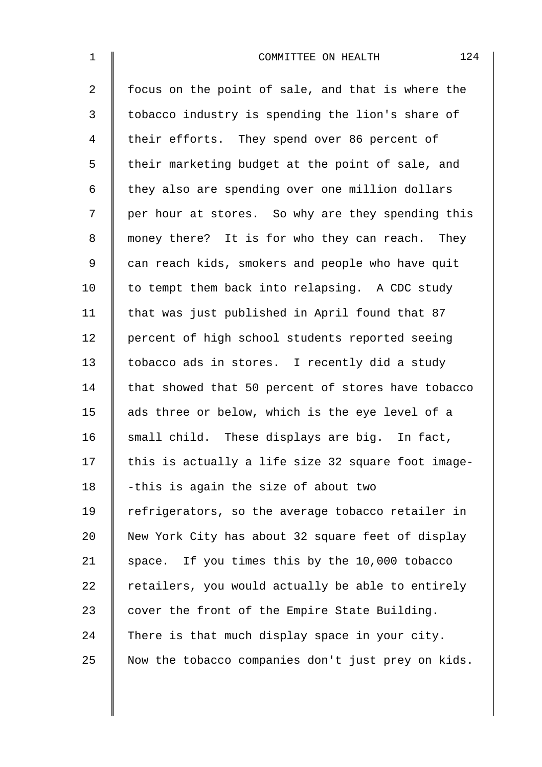focus on the point of sale, and that is where the tobacco industry is spending the lion's share of their efforts. They spend over 86 percent of their marketing budget at the point of sale, and they also are spending over one million dollars per hour at stores. So why are they spending this money there? It is for who they can reach. They can reach kids, smokers and people who have quit to tempt them back into relapsing. A CDC study that was just published in April found that 87 percent of high school students reported seeing tobacco ads in stores. I recently did a study that showed that 50 percent of stores have tobacco ads three or below, which is the eye level of a small child. These displays are big. In fact, this is actually a life size 32 square foot image--this is again the size of about two refrigerators, so the average tobacco retailer in New York City has about 32 square feet of display space. If you times this by the 10,000 tobacco retailers, you would actually be able to entirely cover the front of the Empire State Building. There is that much display space in your city. Now the tobacco companies don't just prey on kids.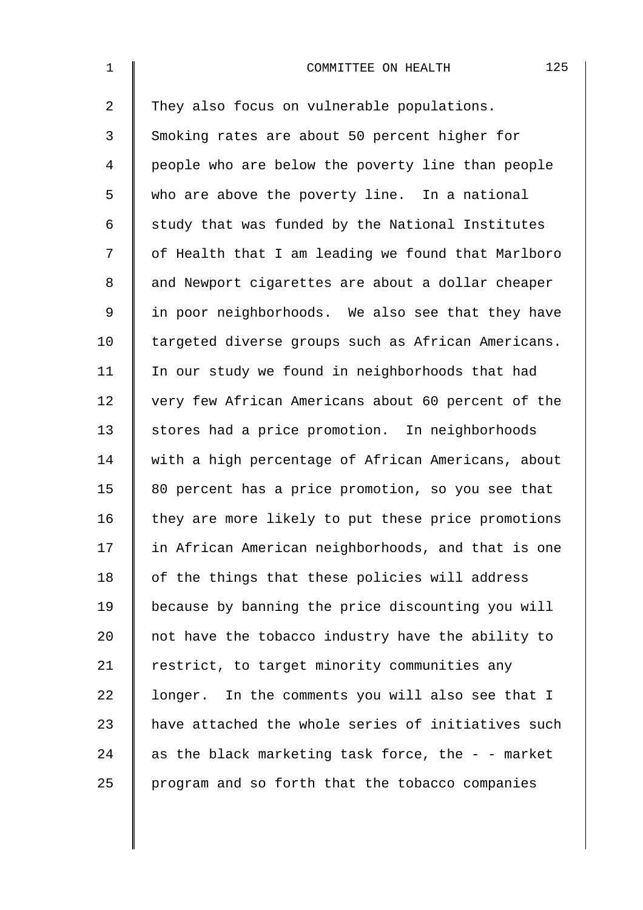They also focus on vulnerable populations. Smoking rates are about 50 percent higher for people who are below the poverty line than people who are above the poverty line. In a national study that was funded by the National Institutes of Health that I am leading we found that Marlboro and Newport cigarettes are about a dollar cheaper in poor neighborhoods. We also see that they have targeted diverse groups such as African Americans. In our study we found in neighborhoods that had very few African Americans about 60 percent of the stores had a price promotion. In neighborhoods with a high percentage of African Americans, about 80 percent has a price promotion, so you see that they are more likely to put these price promotions in African American neighborhoods, and that is one of the things that these policies will address because by banning the price discounting you will not have the tobacco industry have the ability to restrict, to target minority communities any longer. In the comments you will also see that I have attached the whole series of initiatives such as the black marketing task force, the - - market program and so forth that the tobacco companies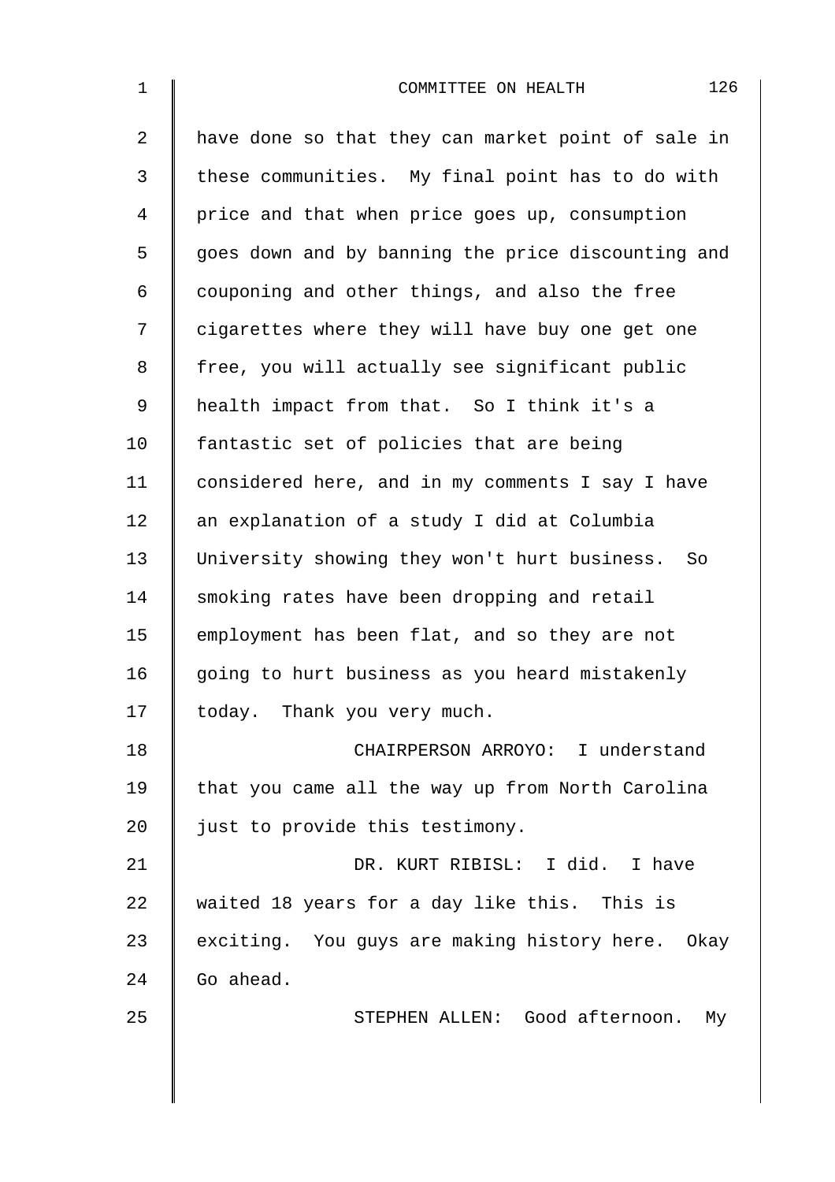have done so that they can market point of sale in these communities. My final point has to do with price and that when price goes up, consumption goes down and by banning the price discounting and couponing and other things, and also the free cigarettes where they will have buy one get one free, you will actually see significant public health impact from that. So I think it's a fantastic set of policies that are being considered here, and in my comments I say I have an explanation of a study I did at Columbia University showing they won't hurt business. So smoking rates have been dropping and retail employment has been flat, and so they are not going to hurt business as you heard mistakenly today. Thank you very much.

CHAIRPERSON ARROYO: I understand that you came all the way up from North Carolina just to provide this testimony.

DR. KURT RIBISL: I did. I have waited 18 years for a day like this. This is exciting. You guys are making history here. Okay Go ahead.

STEPHEN ALLEN: Good afternoon. My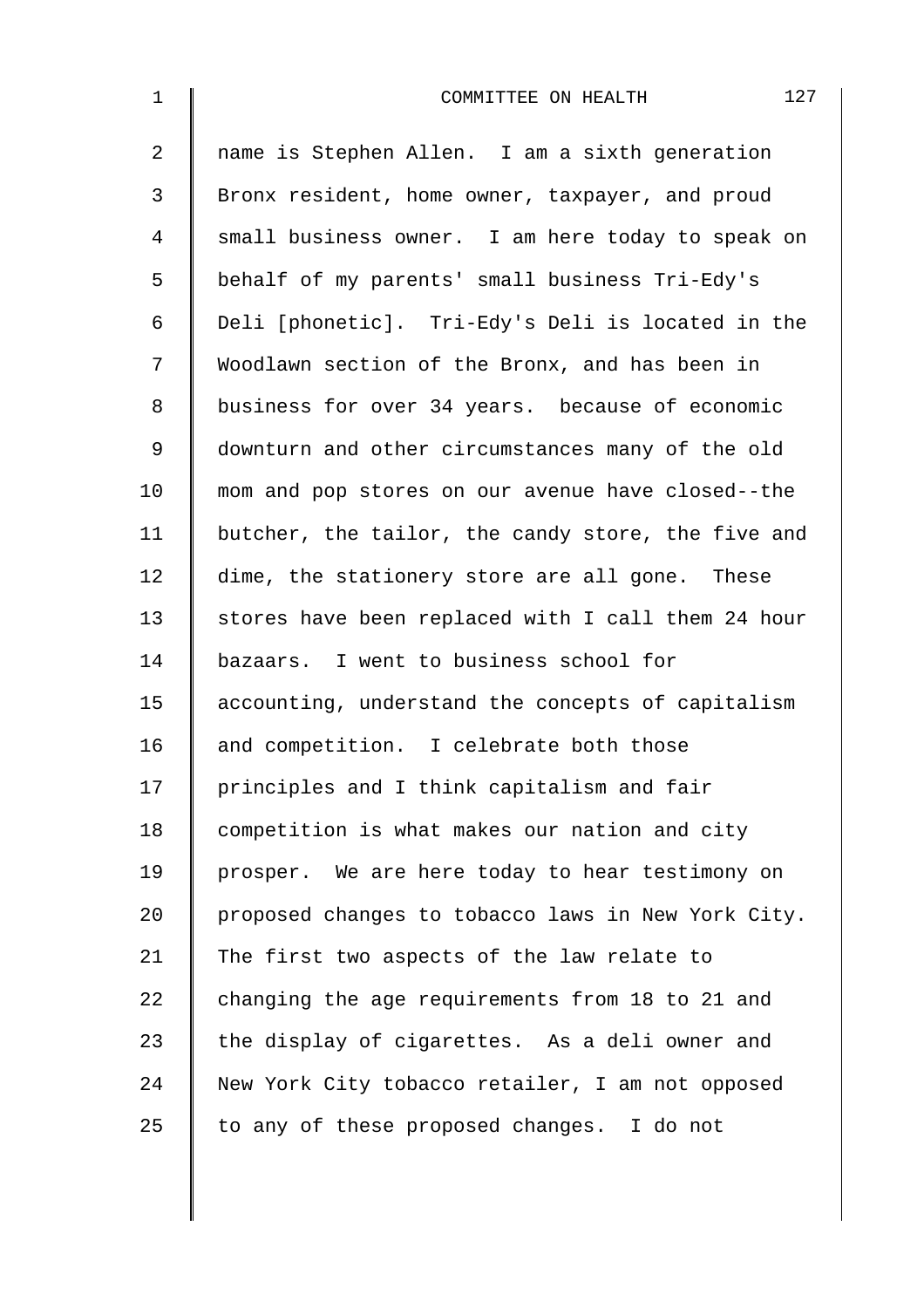name is Stephen Allen. I am a sixth generation Bronx resident, home owner, taxpayer, and proud small business owner. I am here today to speak on behalf of my parents' small business Tri-Edy's Deli [phonetic]. Tri-Edy's Deli is located in the Woodlawn section of the Bronx, and has been in business for over 34 years. because of economic downturn and other circumstances many of the old mom and pop stores on our avenue have closed--the butcher, the tailor, the candy store, the five and dime, the stationery store are all gone. These stores have been replaced with I call them 24 hour bazaars. I went to business school for accounting, understand the concepts of capitalism and competition. I celebrate both those principles and I think capitalism and fair competition is what makes our nation and city prosper. We are here today to hear testimony on proposed changes to tobacco laws in New York City. The first two aspects of the law relate to changing the age requirements from 18 to 21 and the display of cigarettes. As a deli owner and New York City tobacco retailer, I am not opposed to any of these proposed changes. I do not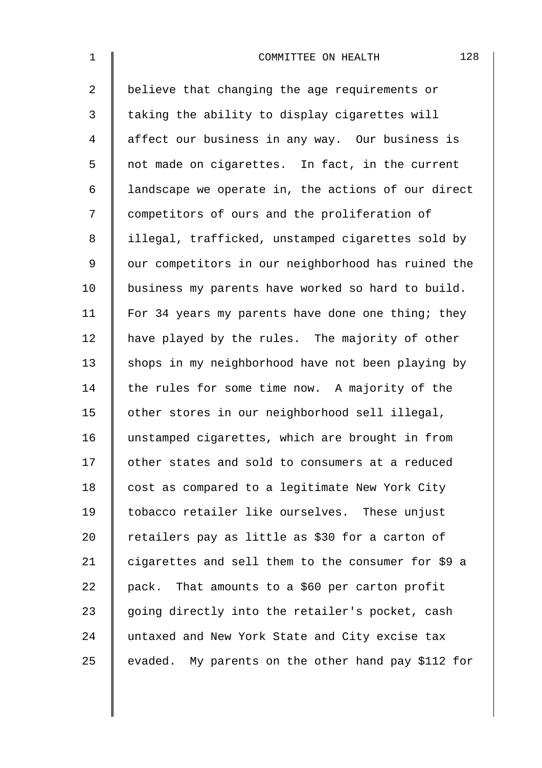believe that changing the age requirements or taking the ability to display cigarettes will affect our business in any way. Our business is not made on cigarettes. In fact, in the current landscape we operate in, the actions of our direct competitors of ours and the proliferation of illegal, trafficked, unstamped cigarettes sold by our competitors in our neighborhood has ruined the business my parents have worked so hard to build. For 34 years my parents have done one thing; they have played by the rules. The majority of other shops in my neighborhood have not been playing by the rules for some time now. A majority of the other stores in our neighborhood sell illegal, unstamped cigarettes, which are brought in from other states and sold to consumers at a reduced cost as compared to a legitimate New York City tobacco retailer like ourselves. These unjust retailers pay as little as $30 for a carton of cigarettes and sell them to the consumer for $9 a pack. That amounts to a $60 per carton profit going directly into the retailer's pocket, cash untaxed and New York State and City excise tax evaded. My parents on the other hand pay $112 for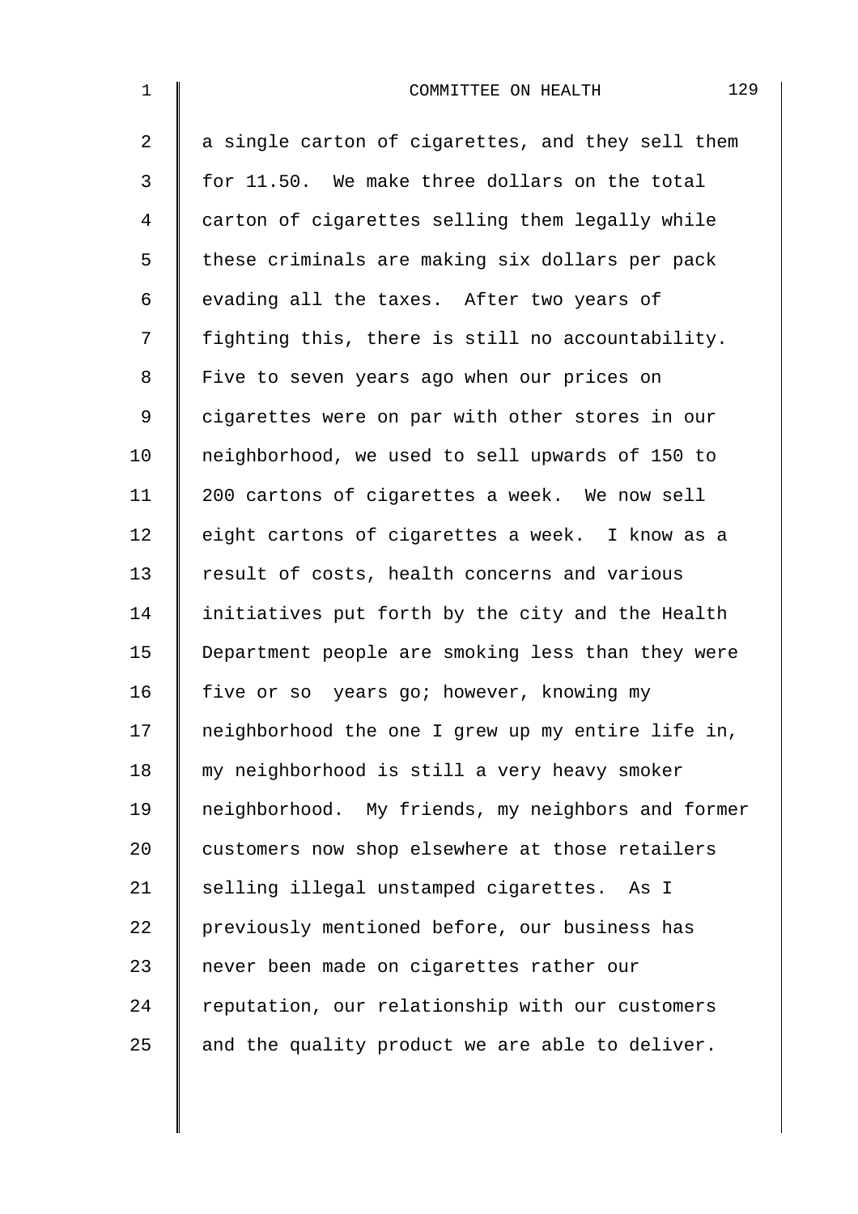a single carton of cigarettes, and they sell them for 11.50. We make three dollars on the total carton of cigarettes selling them legally while these criminals are making six dollars per pack evading all the taxes. After two years of fighting this, there is still no accountability. Five to seven years ago when our prices on cigarettes were on par with other stores in our neighborhood, we used to sell upwards of 150 to 200 cartons of cigarettes a week. We now sell eight cartons of cigarettes a week. I know as a result of costs, health concerns and various initiatives put forth by the city and the Health Department people are smoking less than they were five or so years go; however, knowing my neighborhood the one I grew up my entire life in, my neighborhood is still a very heavy smoker neighborhood. My friends, my neighbors and former customers now shop elsewhere at those retailers selling illegal unstamped cigarettes. As I previously mentioned before, our business has never been made on cigarettes rather our reputation, our relationship with our customers and the quality product we are able to deliver.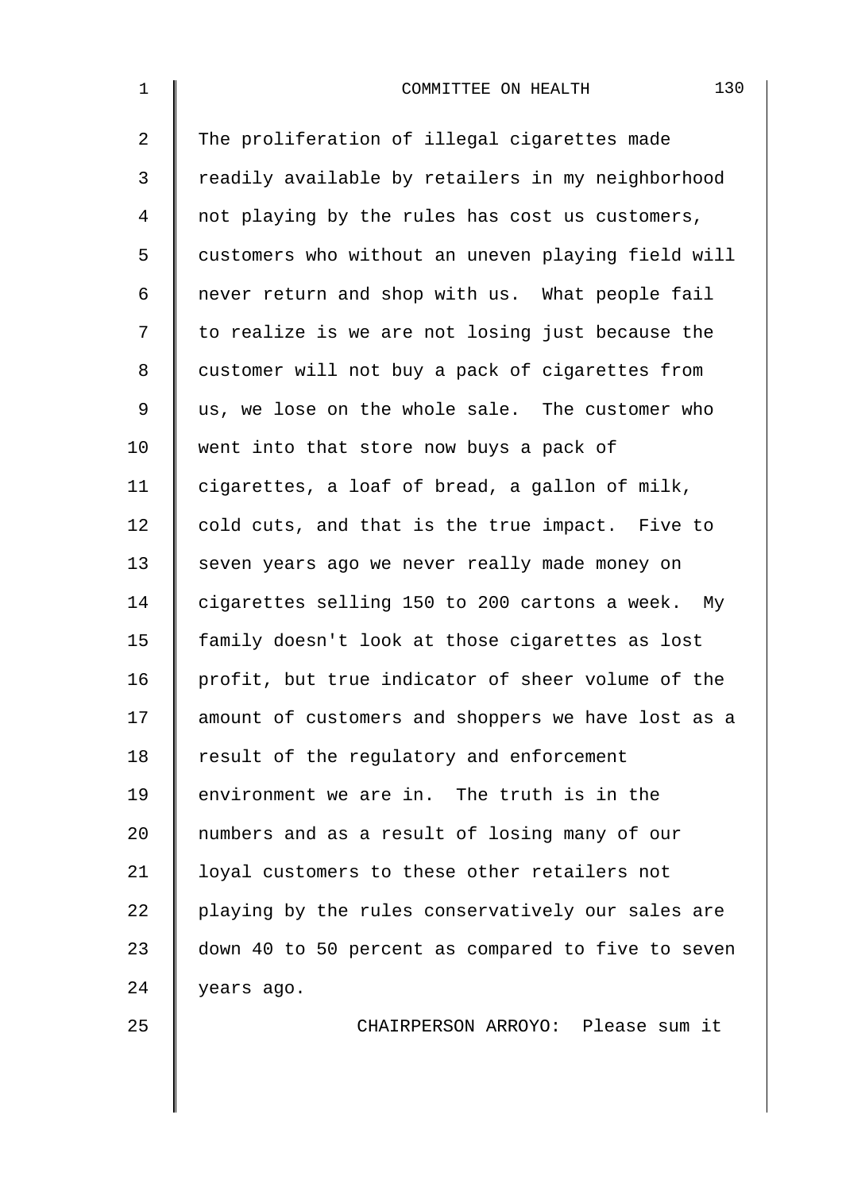The proliferation of illegal cigarettes made readily available by retailers in my neighborhood not playing by the rules has cost us customers, customers who without an uneven playing field will never return and shop with us. What people fail to realize is we are not losing just because the customer will not buy a pack of cigarettes from us, we lose on the whole sale. The customer who went into that store now buys a pack of cigarettes, a loaf of bread, a gallon of milk, cold cuts, and that is the true impact. Five to seven years ago we never really made money on cigarettes selling 150 to 200 cartons a week. My family doesn't look at those cigarettes as lost profit, but true indicator of sheer volume of the amount of customers and shoppers we have lost as a result of the regulatory and enforcement environment we are in. The truth is in the numbers and as a result of losing many of our loyal customers to these other retailers not playing by the rules conservatively our sales are down 40 to 50 percent as compared to five to seven years ago.

CHAIRPERSON ARROYO: Please sum it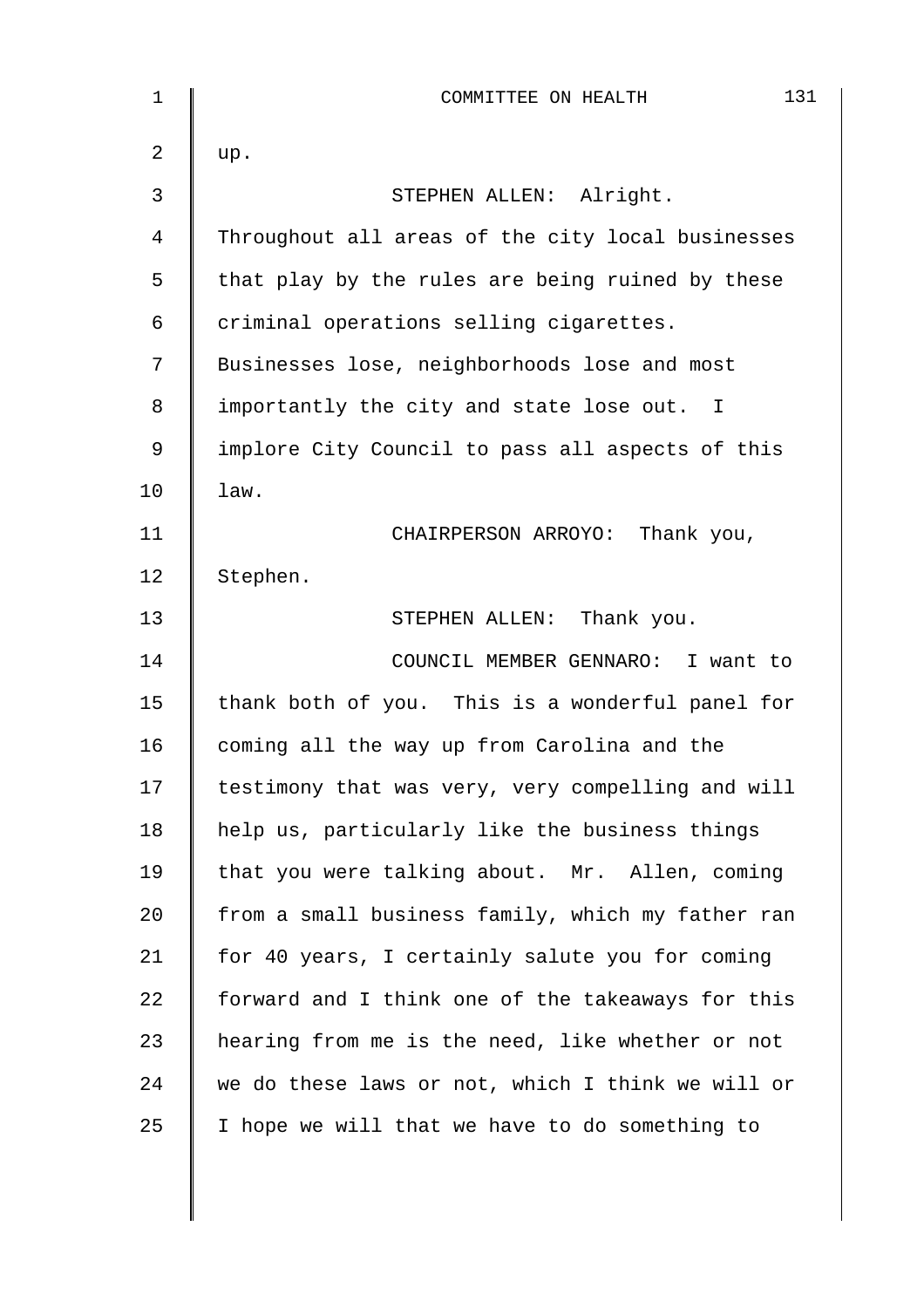up.

STEPHEN ALLEN: Alright. Throughout all areas of the city local businesses that play by the rules are being ruined by these criminal operations selling cigarettes. Businesses lose, neighborhoods lose and most importantly the city and state lose out. I implore City Council to pass all aspects of this law.

CHAIRPERSON ARROYO: Thank you, Stephen.

STEPHEN ALLEN: Thank you.

COUNCIL MEMBER GENNARO: I want to thank both of you. This is a wonderful panel for coming all the way up from Carolina and the testimony that was very, very compelling and will help us, particularly like the business things that you were talking about. Mr. Allen, coming from a small business family, which my father ran for 40 years, I certainly salute you for coming forward and I think one of the takeaways for this hearing from me is the need, like whether or not we do these laws or not, which I think we will or I hope we will that we have to do something to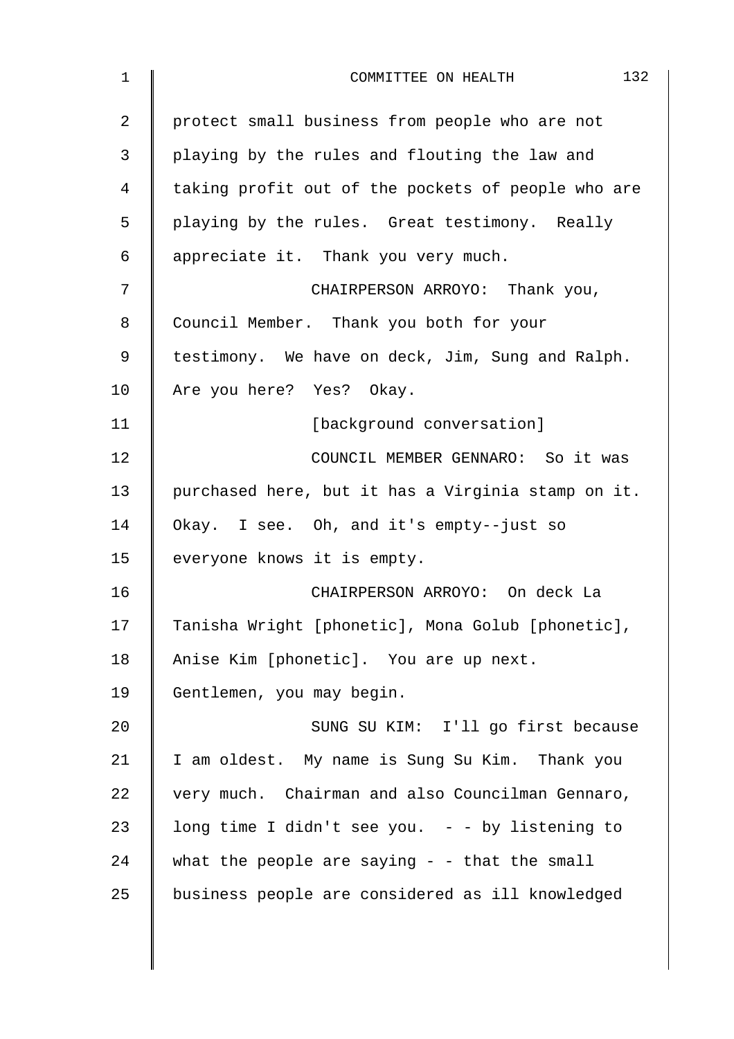protect small business from people who are not playing by the rules and flouting the law and taking profit out of the pockets of people who are playing by the rules. Great testimony. Really appreciate it. Thank you very much.

CHAIRPERSON ARROYO: Thank you, Council Member. Thank you both for your testimony. We have on deck, Jim, Sung and Ralph. Are you here? Yes? Okay.

[background conversation]

COUNCIL MEMBER GENNARO: So it was purchased here, but it has a Virginia stamp on it. Okay. I see. Oh, and it's empty--just so everyone knows it is empty.

CHAIRPERSON ARROYO: On deck La Tanisha Wright [phonetic], Mona Golub [phonetic], Anise Kim [phonetic]. You are up next. Gentlemen, you may begin.

SUNG SU KIM: I'll go first because I am oldest. My name is Sung Su Kim. Thank you very much. Chairman and also Councilman Gennaro, long time I didn't see you. - - by listening to what the people are saying - - that the small business people are considered as ill knowledged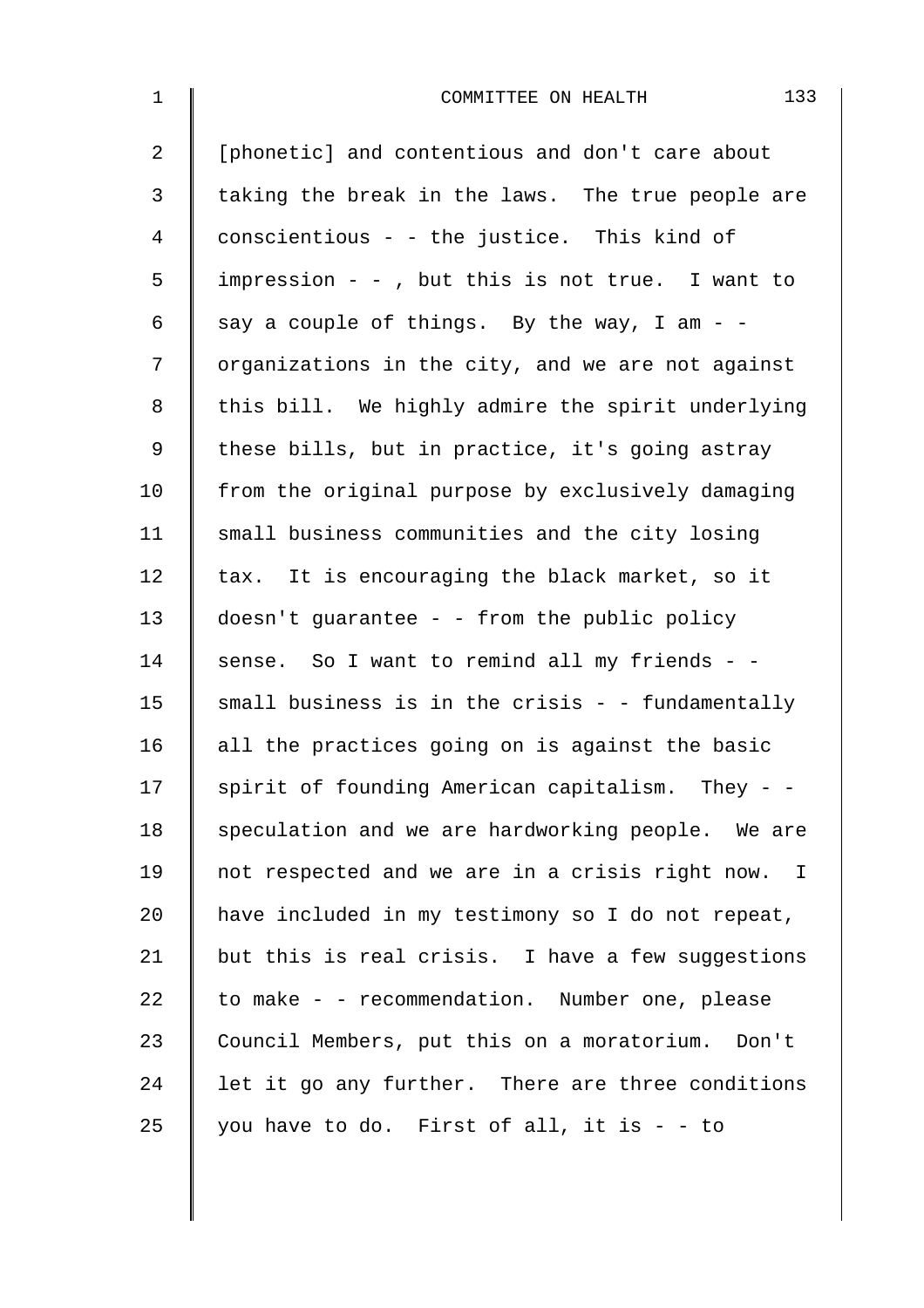[phonetic] and contentious and don't care about taking the break in the laws. The true people are conscientious - - the justice. This kind of impression - - , but this is not true. I want to say a couple of things. By the way, I am - - organizations in the city, and we are not against this bill. We highly admire the spirit underlying these bills, but in practice, it's going astray from the original purpose by exclusively damaging small business communities and the city losing tax. It is encouraging the black market, so it doesn't guarantee - - from the public policy sense. So I want to remind all my friends - - small business is in the crisis - - fundamentally all the practices going on is against the basic spirit of founding American capitalism. They - - speculation and we are hardworking people. We are not respected and we are in a crisis right now. I have included in my testimony so I do not repeat, but this is real crisis. I have a few suggestions to make - - recommendation. Number one, please Council Members, put this on a moratorium. Don't let it go any further. There are three conditions you have to do. First of all, it is - - to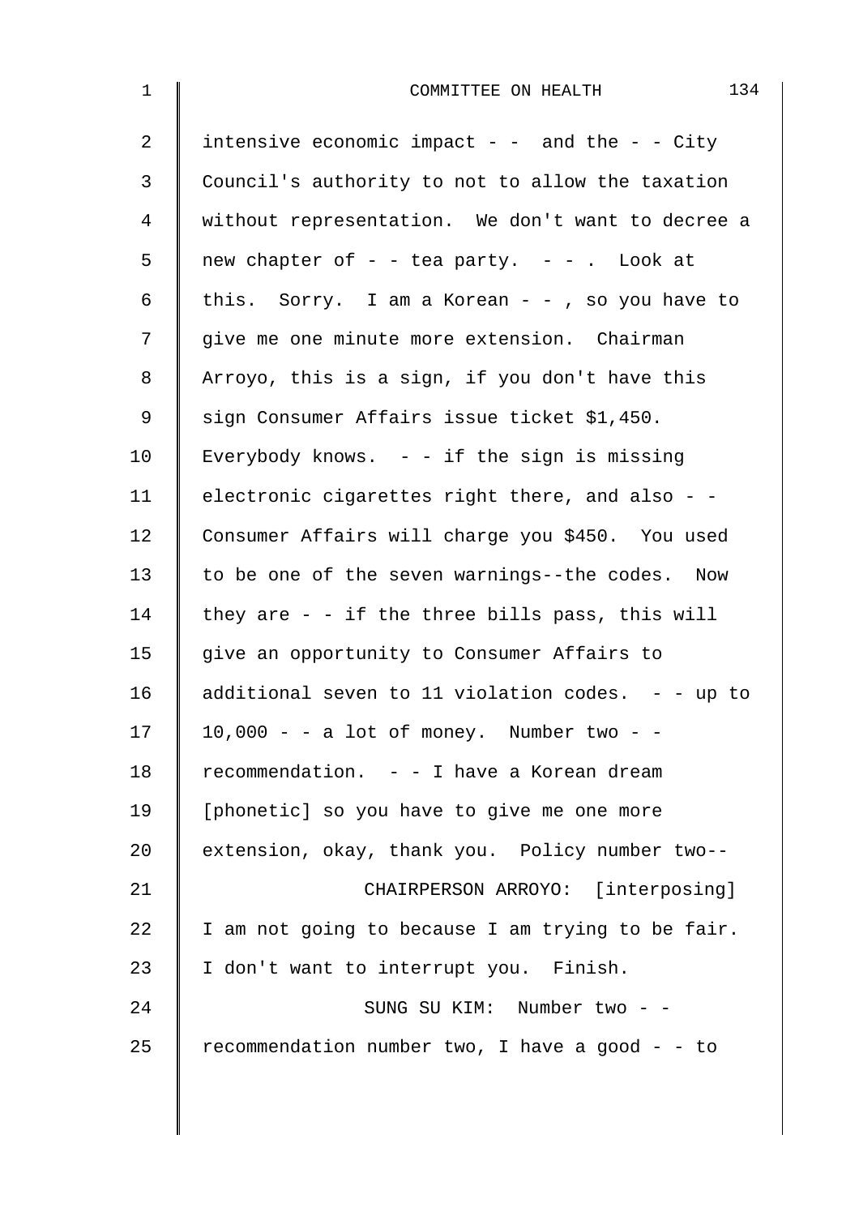intensive economic impact - - and the - - City Council's authority to not to allow the taxation without representation. We don't want to decree a new chapter of - - tea party. - - . Look at this. Sorry. I am a Korean - - , so you have to give me one minute more extension. Chairman Arroyo, this is a sign, if you don't have this sign Consumer Affairs issue ticket $1,450. Everybody knows. - - if the sign is missing electronic cigarettes right there, and also - - Consumer Affairs will charge you $450. You used to be one of the seven warnings--the codes. Now they are - - if the three bills pass, this will give an opportunity to Consumer Affairs to additional seven to 11 violation codes. - - up to 10,000 - - a lot of money. Number two - - recommendation. - - I have a Korean dream [phonetic] so you have to give me one more extension, okay, thank you. Policy number two--

CHAIRPERSON ARROYO: [interposing] I am not going to because I am trying to be fair. I don't want to interrupt you. Finish.

SUNG SU KIM: Number two - - recommendation number two, I have a good - - to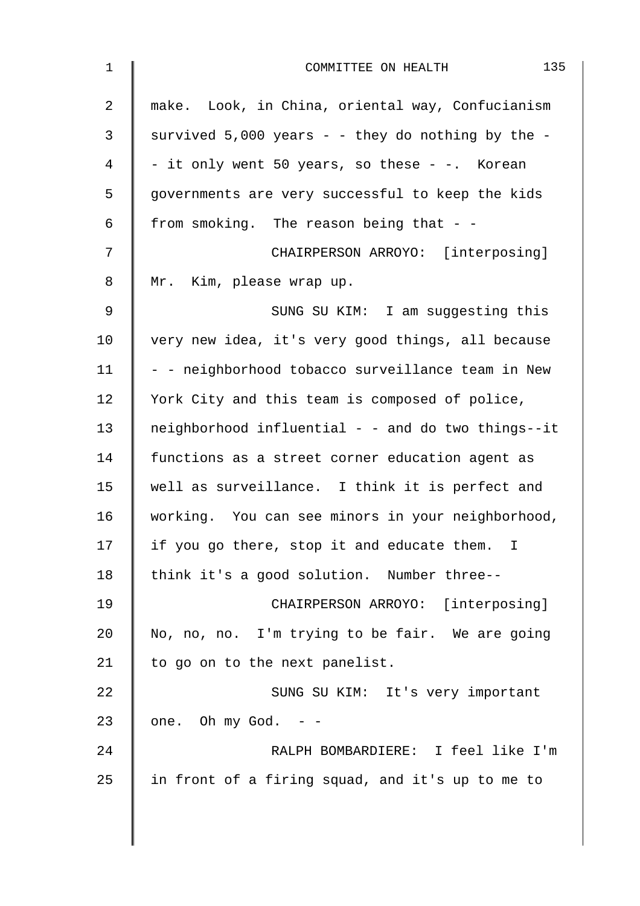make. Look, in China, oriental way, Confucianism survived 5,000 years - - they do nothing by the - - it only went 50 years, so these - -. Korean governments are very successful to keep the kids from smoking. The reason being that - -

CHAIRPERSON ARROYO: [interposing] Mr. Kim, please wrap up.

SUNG SU KIM: I am suggesting this very new idea, it's very good things, all because - - neighborhood tobacco surveillance team in New York City and this team is composed of police, neighborhood influential - - and do two things--it functions as a street corner education agent as well as surveillance. I think it is perfect and working. You can see minors in your neighborhood, if you go there, stop it and educate them. I think it's a good solution. Number three--

CHAIRPERSON ARROYO: [interposing] No, no, no. I'm trying to be fair. We are going to go on to the next panelist.

SUNG SU KIM: It's very important one. Oh my God. - -

RALPH BOMBARDIERE: I feel like I'm in front of a firing squad, and it's up to me to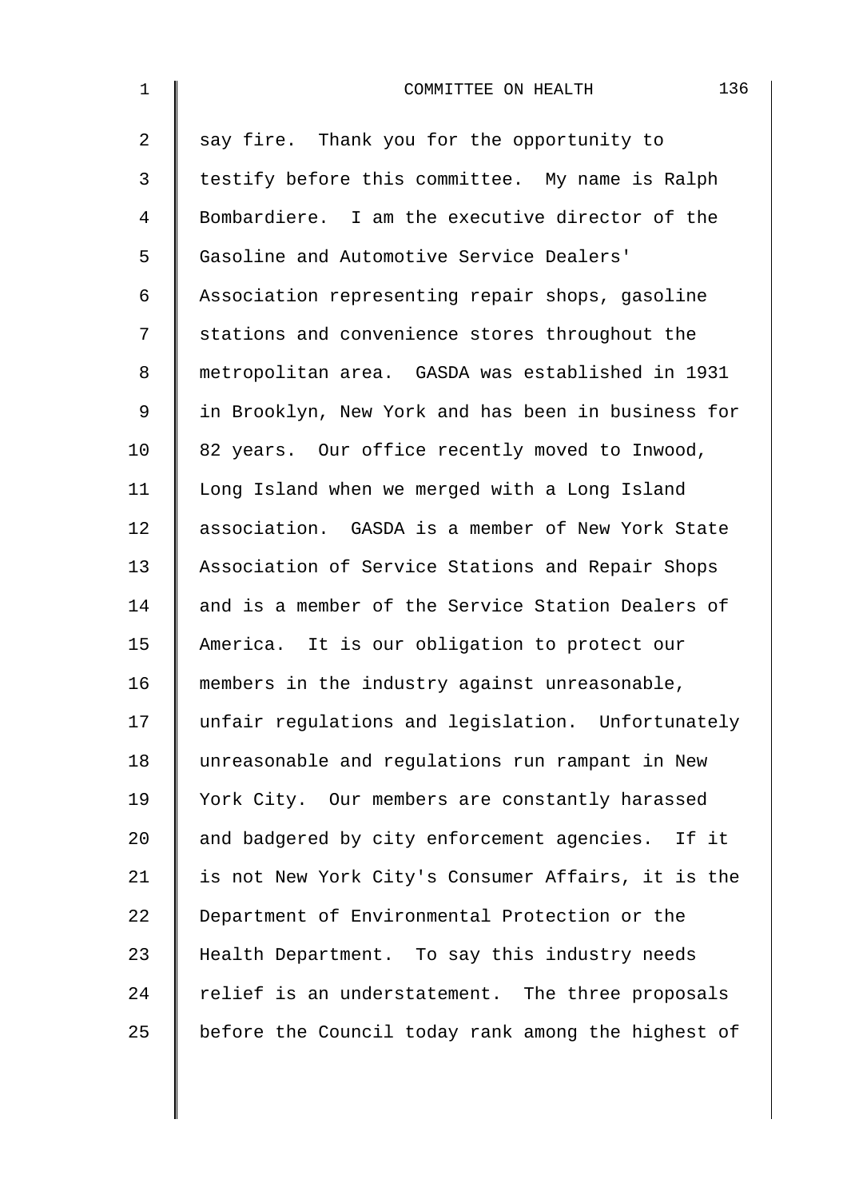say fire. Thank you for the opportunity to testify before this committee. My name is Ralph Bombardiere. I am the executive director of the Gasoline and Automotive Service Dealers' Association representing repair shops, gasoline stations and convenience stores throughout the metropolitan area. GASDA was established in 1931 in Brooklyn, New York and has been in business for 82 years. Our office recently moved to Inwood, Long Island when we merged with a Long Island association. GASDA is a member of New York State Association of Service Stations and Repair Shops and is a member of the Service Station Dealers of America. It is our obligation to protect our members in the industry against unreasonable, unfair regulations and legislation. Unfortunately unreasonable and regulations run rampant in New York City. Our members are constantly harassed and badgered by city enforcement agencies. If it is not New York City's Consumer Affairs, it is the Department of Environmental Protection or the Health Department. To say this industry needs relief is an understatement. The three proposals before the Council today rank among the highest of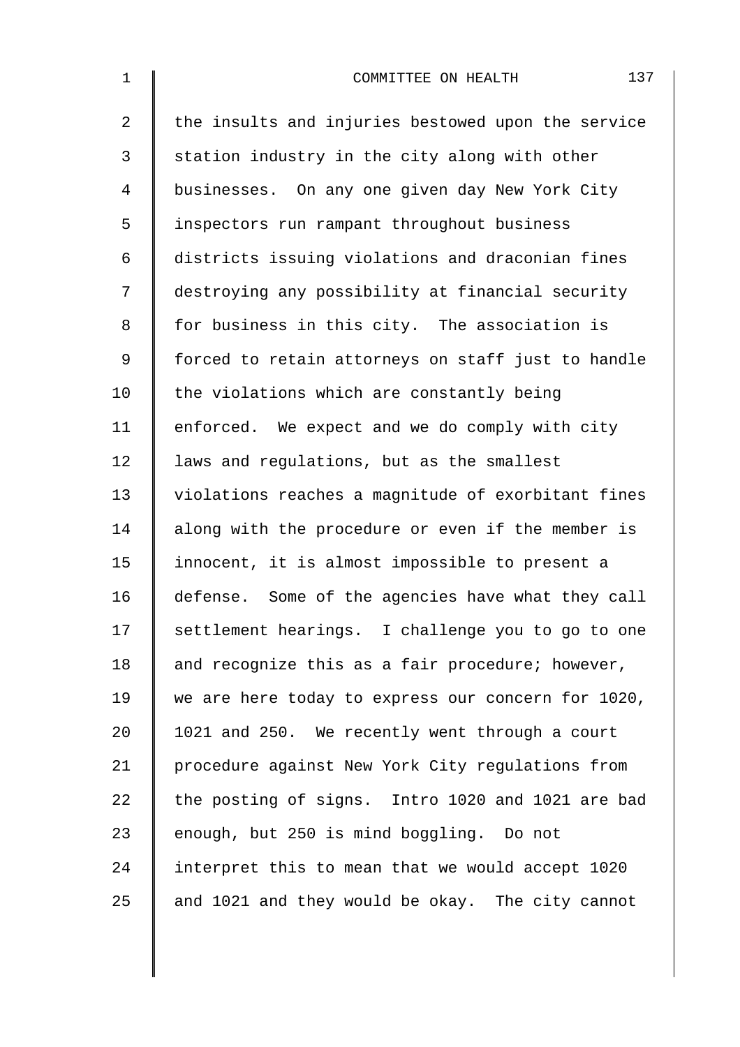the insults and injuries bestowed upon the service station industry in the city along with other businesses. On any one given day New York City inspectors run rampant throughout business districts issuing violations and draconian fines destroying any possibility at financial security for business in this city. The association is forced to retain attorneys on staff just to handle the violations which are constantly being enforced. We expect and we do comply with city laws and regulations, but as the smallest violations reaches a magnitude of exorbitant fines along with the procedure or even if the member is innocent, it is almost impossible to present a defense. Some of the agencies have what they call settlement hearings. I challenge you to go to one and recognize this as a fair procedure; however, we are here today to express our concern for 1020, 1021 and 250. We recently went through a court procedure against New York City regulations from the posting of signs. Intro 1020 and 1021 are bad enough, but 250 is mind boggling. Do not interpret this to mean that we would accept 1020 and 1021 and they would be okay. The city cannot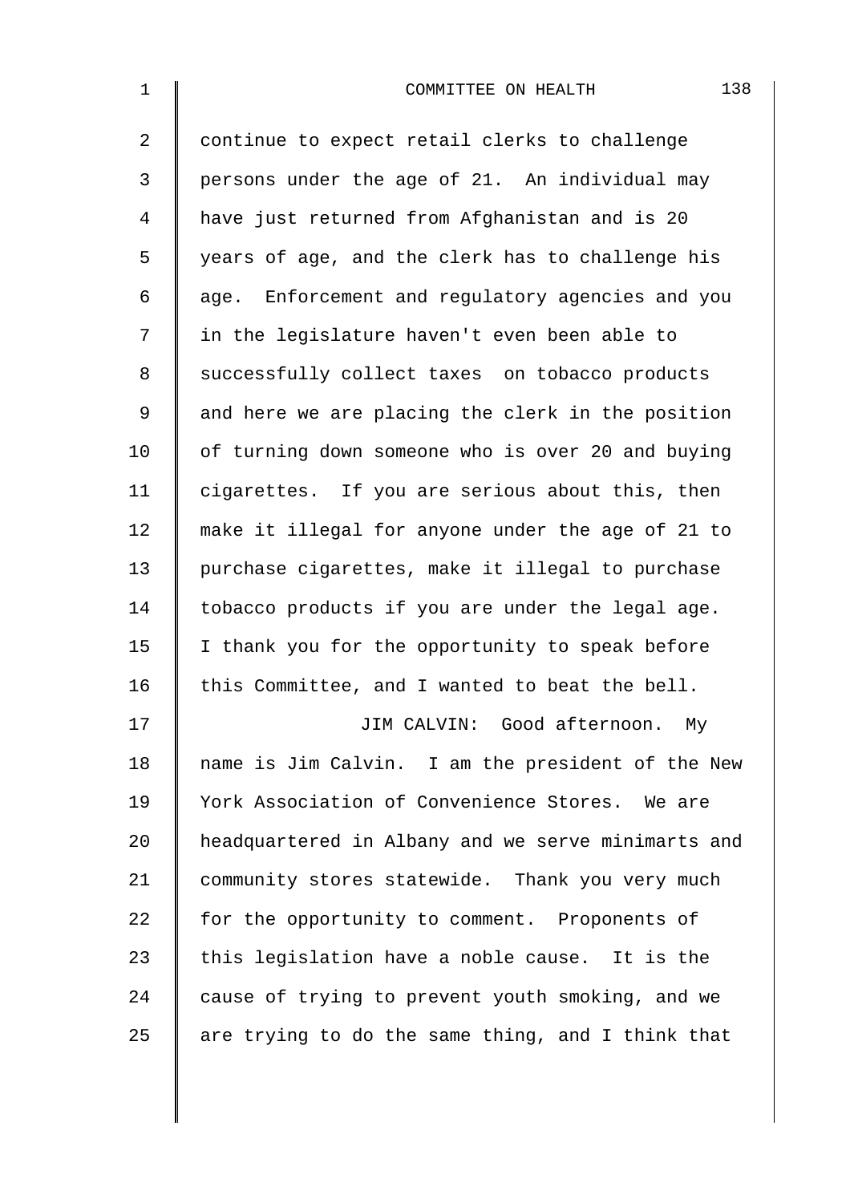continue to expect retail clerks to challenge persons under the age of 21. An individual may have just returned from Afghanistan and is 20 years of age, and the clerk has to challenge his age. Enforcement and regulatory agencies and you in the legislature haven't even been able to successfully collect taxes on tobacco products and here we are placing the clerk in the position of turning down someone who is over 20 and buying cigarettes. If you are serious about this, then make it illegal for anyone under the age of 21 to purchase cigarettes, make it illegal to purchase tobacco products if you are under the legal age. I thank you for the opportunity to speak before this Committee, and I wanted to beat the bell.

JIM CALVIN: Good afternoon. My name is Jim Calvin. I am the president of the New York Association of Convenience Stores. We are headquartered in Albany and we serve minimarts and community stores statewide. Thank you very much for the opportunity to comment. Proponents of this legislation have a noble cause. It is the cause of trying to prevent youth smoking, and we are trying to do the same thing, and I think that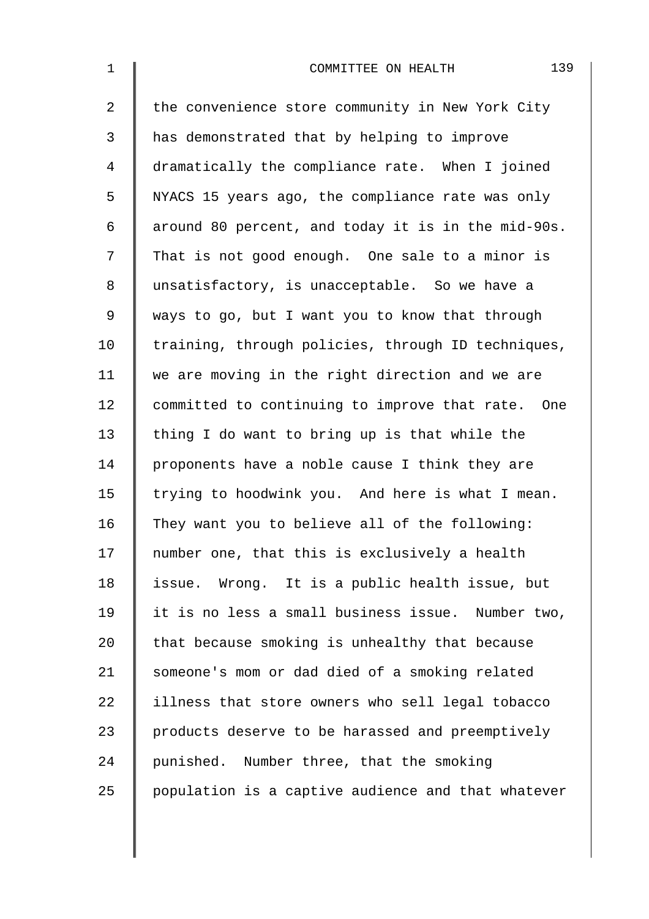the convenience store community in New York City has demonstrated that by helping to improve dramatically the compliance rate. When I joined NYACS 15 years ago, the compliance rate was only around 80 percent, and today it is in the mid-90s. That is not good enough. One sale to a minor is unsatisfactory, is unacceptable. So we have a ways to go, but I want you to know that through training, through policies, through ID techniques, we are moving in the right direction and we are committed to continuing to improve that rate. One thing I do want to bring up is that while the proponents have a noble cause I think they are trying to hoodwink you. And here is what I mean. They want you to believe all of the following: number one, that this is exclusively a health issue. Wrong. It is a public health issue, but it is no less a small business issue. Number two, that because smoking is unhealthy that because someone's mom or dad died of a smoking related illness that store owners who sell legal tobacco products deserve to be harassed and preemptively punished. Number three, that the smoking population is a captive audience and that whatever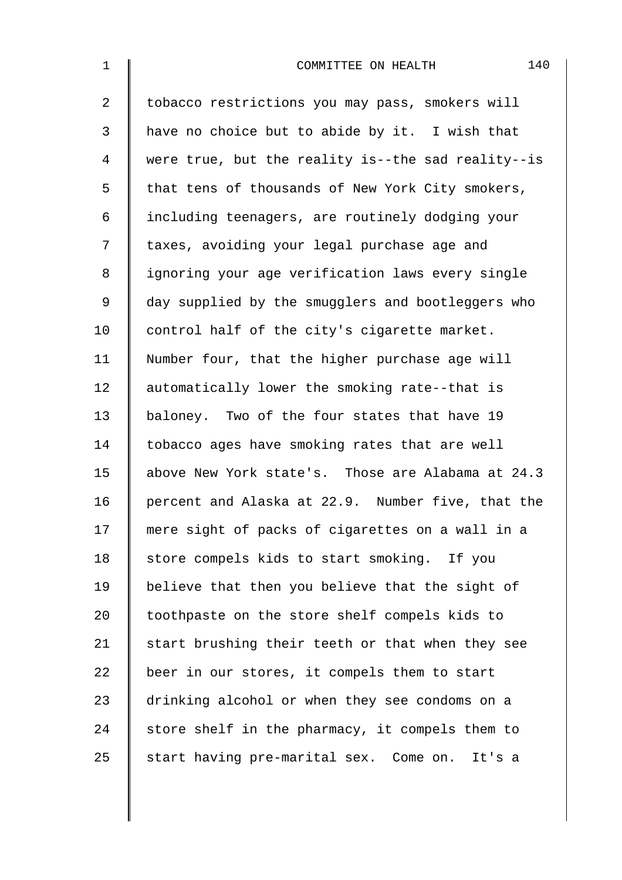tobacco restrictions you may pass, smokers will have no choice but to abide by it. I wish that were true, but the reality is--the sad reality--is that tens of thousands of New York City smokers, including teenagers, are routinely dodging your taxes, avoiding your legal purchase age and ignoring your age verification laws every single day supplied by the smugglers and bootleggers who control half of the city's cigarette market. Number four, that the higher purchase age will automatically lower the smoking rate--that is baloney. Two of the four states that have 19 tobacco ages have smoking rates that are well above New York state's. Those are Alabama at 24.3 percent and Alaska at 22.9. Number five, that the mere sight of packs of cigarettes on a wall in a store compels kids to start smoking. If you believe that then you believe that the sight of toothpaste on the store shelf compels kids to start brushing their teeth or that when they see beer in our stores, it compels them to start drinking alcohol or when they see condoms on a store shelf in the pharmacy, it compels them to start having pre-marital sex. Come on. It's a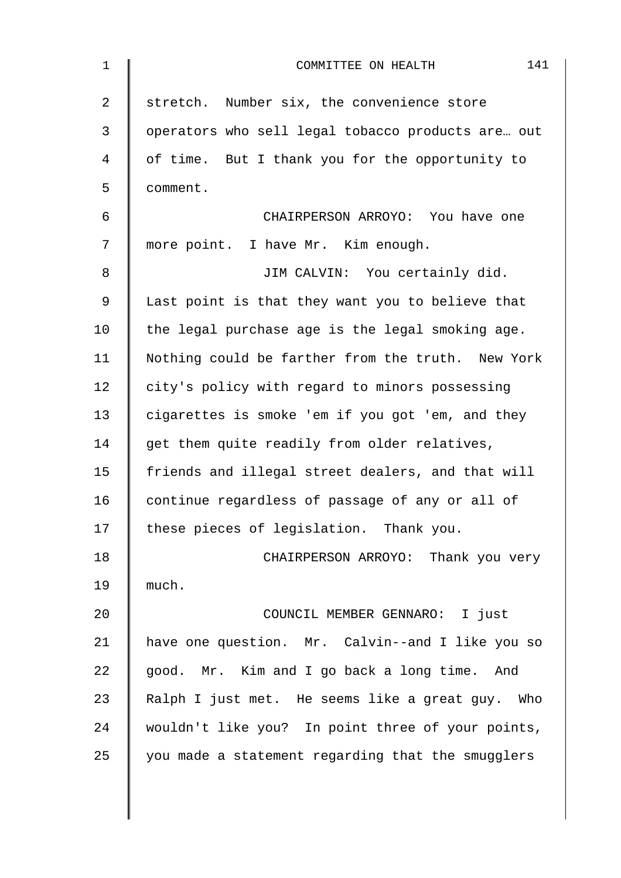stretch. Number six, the convenience store operators who sell legal tobacco products are… out of time. But I thank you for the opportunity to comment.

CHAIRPERSON ARROYO: You have one more point. I have Mr. Kim enough.

JIM CALVIN: You certainly did. Last point is that they want you to believe that the legal purchase age is the legal smoking age. Nothing could be farther from the truth. New York city's policy with regard to minors possessing cigarettes is smoke 'em if you got 'em, and they get them quite readily from older relatives, friends and illegal street dealers, and that will continue regardless of passage of any or all of these pieces of legislation. Thank you.

CHAIRPERSON ARROYO: Thank you very much.

COUNCIL MEMBER GENNARO: I just have one question. Mr. Calvin--and I like you so good. Mr. Kim and I go back a long time. And Ralph I just met. He seems like a great guy. Who wouldn't like you? In point three of your points, you made a statement regarding that the smugglers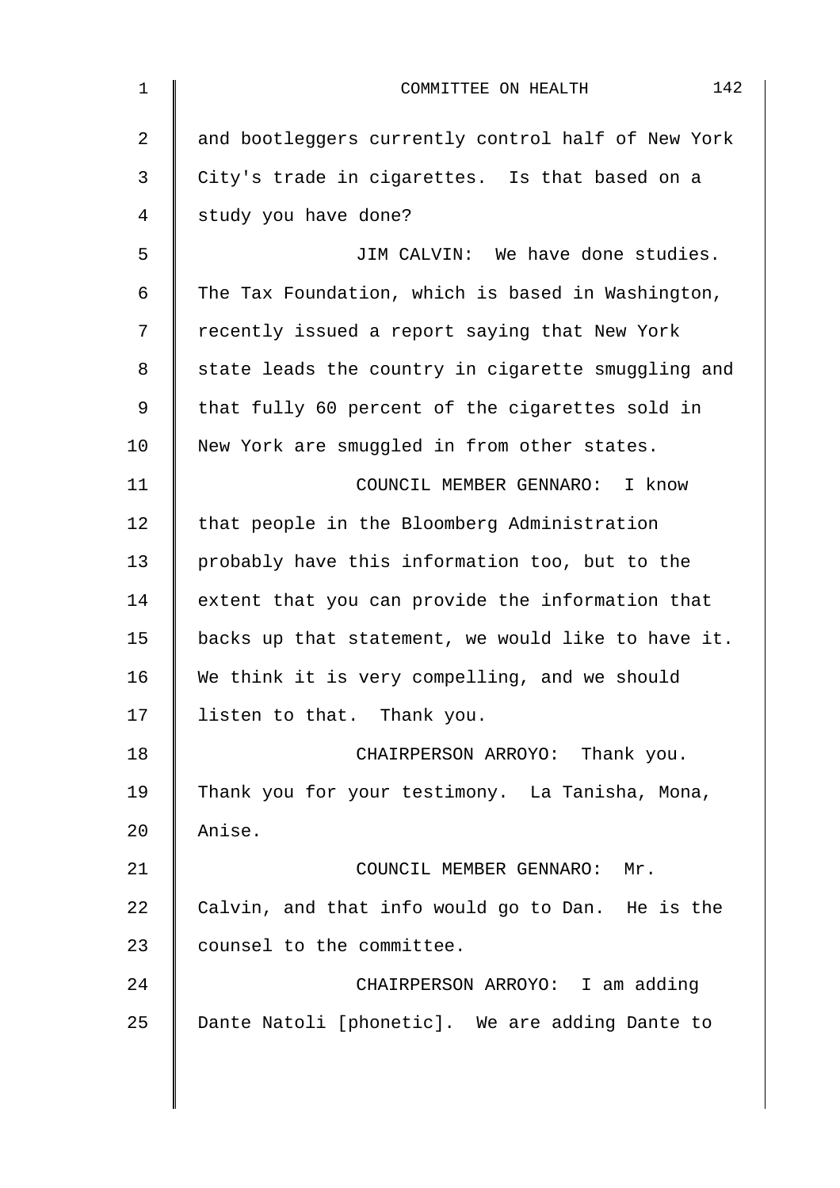and bootleggers currently control half of New York City's trade in cigarettes. Is that based on a study you have done?

JIM CALVIN: We have done studies. The Tax Foundation, which is based in Washington, recently issued a report saying that New York state leads the country in cigarette smuggling and that fully 60 percent of the cigarettes sold in New York are smuggled in from other states.

COUNCIL MEMBER GENNARO: I know that people in the Bloomberg Administration probably have this information too, but to the extent that you can provide the information that backs up that statement, we would like to have it. We think it is very compelling, and we should listen to that. Thank you.

CHAIRPERSON ARROYO: Thank you. Thank you for your testimony. La Tanisha, Mona, Anise.

COUNCIL MEMBER GENNARO: Mr. Calvin, and that info would go to Dan. He is the counsel to the committee.

CHAIRPERSON ARROYO: I am adding Dante Natoli [phonetic]. We are adding Dante to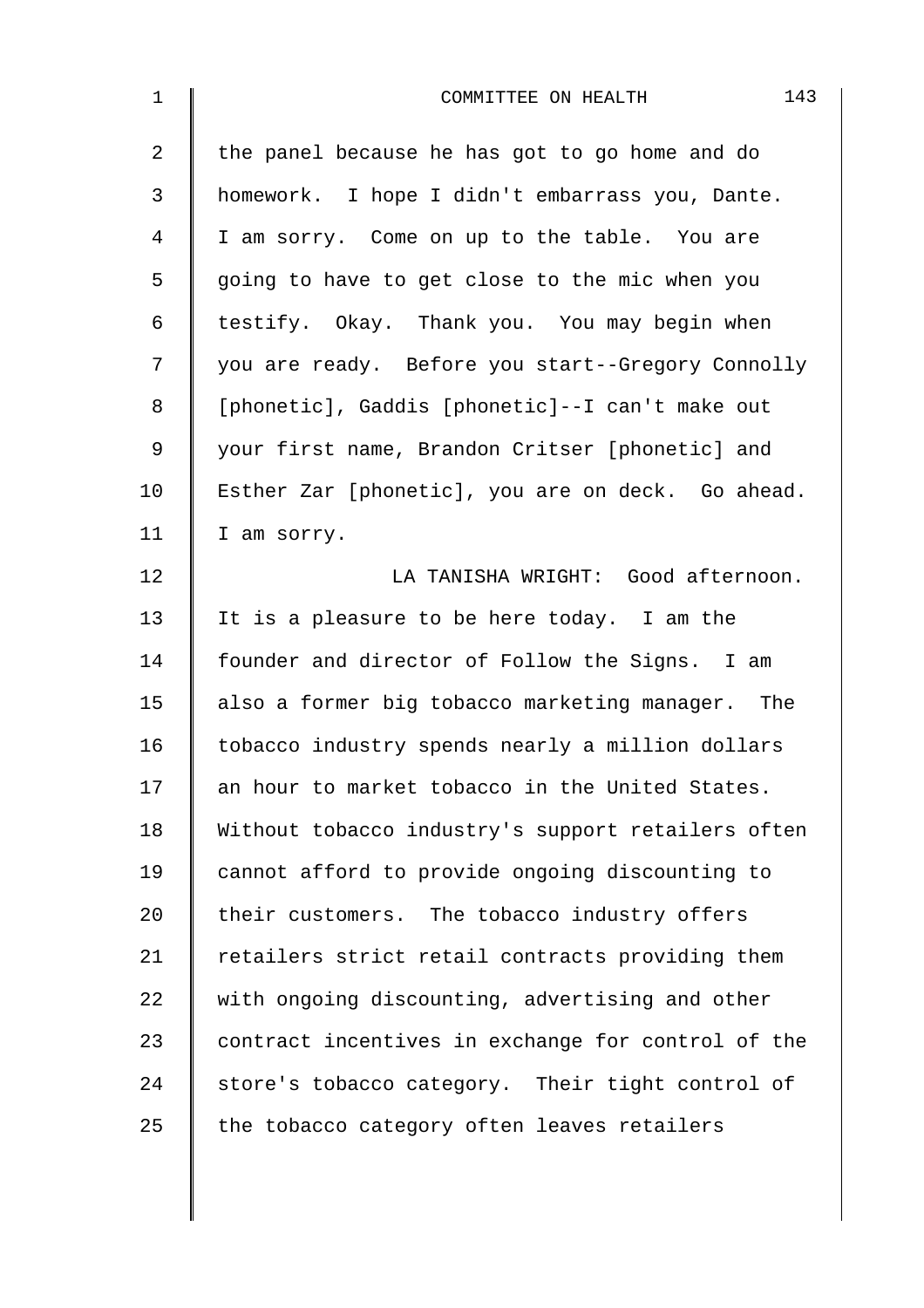the panel because he has got to go home and do homework. I hope I didn't embarrass you, Dante. I am sorry. Come on up to the table. You are going to have to get close to the mic when you testify. Okay. Thank you. You may begin when you are ready. Before you start--Gregory Connolly [phonetic], Gaddis [phonetic]--I can't make out your first name, Brandon Critser [phonetic] and Esther Zar [phonetic], you are on deck. Go ahead. I am sorry.

LA TANISHA WRIGHT: Good afternoon. It is a pleasure to be here today. I am the founder and director of Follow the Signs. I am also a former big tobacco marketing manager. The tobacco industry spends nearly a million dollars an hour to market tobacco in the United States. Without tobacco industry's support retailers often cannot afford to provide ongoing discounting to their customers. The tobacco industry offers retailers strict retail contracts providing them with ongoing discounting, advertising and other contract incentives in exchange for control of the store's tobacco category. Their tight control of the tobacco category often leaves retailers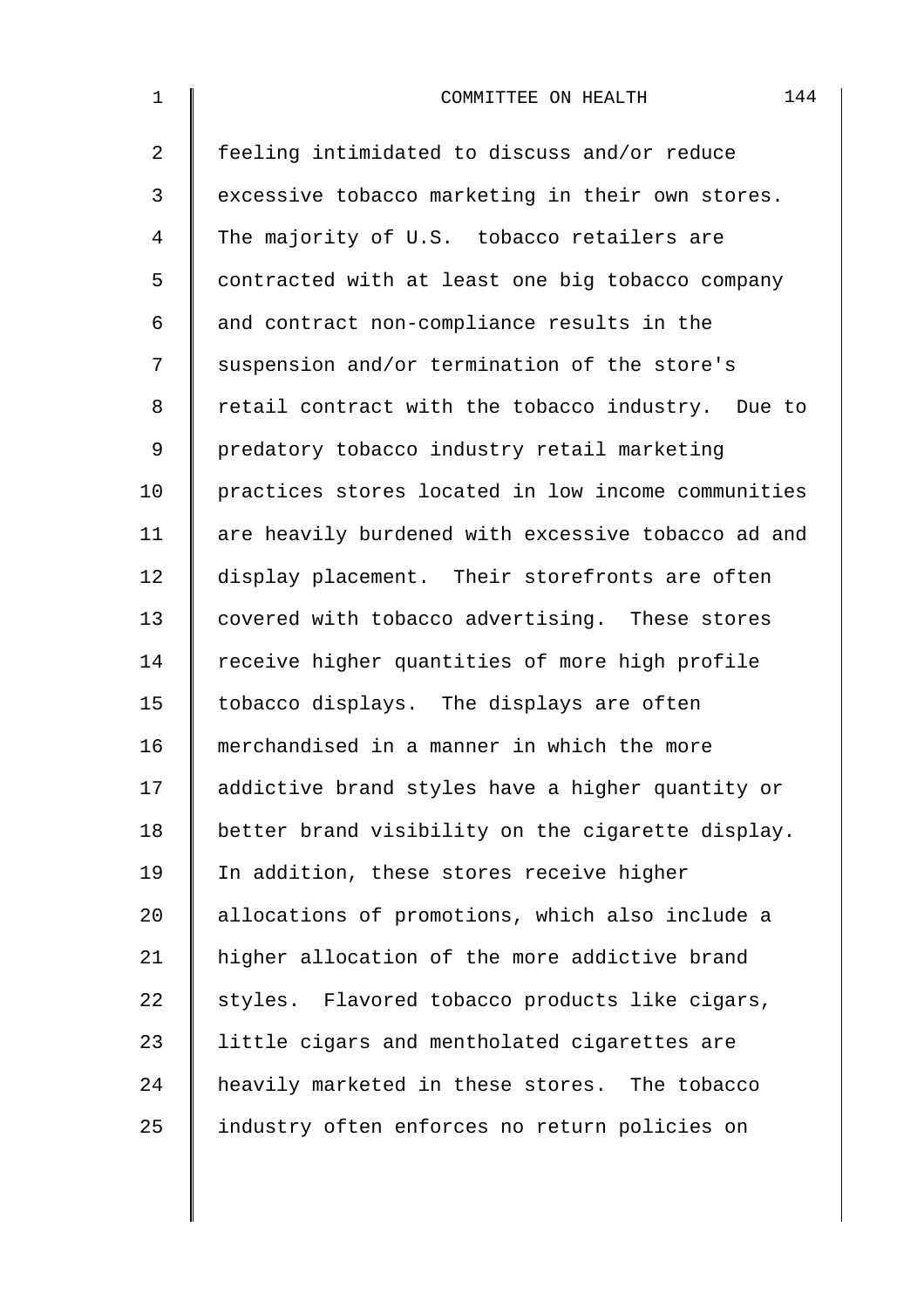feeling intimidated to discuss and/or reduce excessive tobacco marketing in their own stores. The majority of U.S. tobacco retailers are contracted with at least one big tobacco company and contract non-compliance results in the suspension and/or termination of the store's retail contract with the tobacco industry. Due to predatory tobacco industry retail marketing practices stores located in low income communities are heavily burdened with excessive tobacco ad and display placement. Their storefronts are often covered with tobacco advertising. These stores receive higher quantities of more high profile tobacco displays. The displays are often merchandised in a manner in which the more addictive brand styles have a higher quantity or better brand visibility on the cigarette display. In addition, these stores receive higher allocations of promotions, which also include a higher allocation of the more addictive brand styles. Flavored tobacco products like cigars, little cigars and mentholated cigarettes are heavily marketed in these stores. The tobacco industry often enforces no return policies on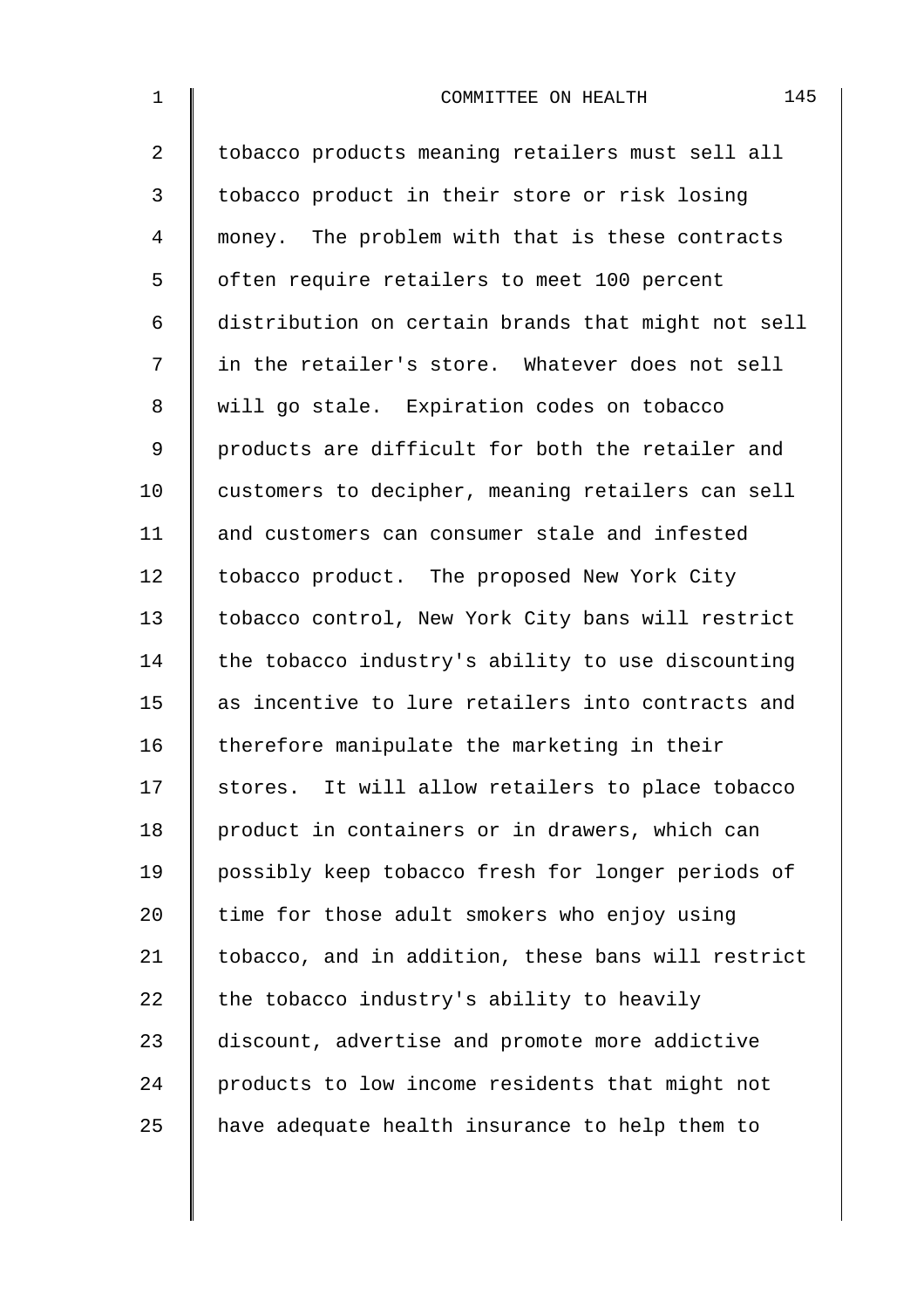tobacco products meaning retailers must sell all tobacco product in their store or risk losing money. The problem with that is these contracts often require retailers to meet 100 percent distribution on certain brands that might not sell in the retailer's store. Whatever does not sell will go stale. Expiration codes on tobacco products are difficult for both the retailer and customers to decipher, meaning retailers can sell and customers can consumer stale and infested tobacco product. The proposed New York City tobacco control, New York City bans will restrict the tobacco industry's ability to use discounting as incentive to lure retailers into contracts and therefore manipulate the marketing in their stores. It will allow retailers to place tobacco product in containers or in drawers, which can possibly keep tobacco fresh for longer periods of time for those adult smokers who enjoy using tobacco, and in addition, these bans will restrict the tobacco industry's ability to heavily discount, advertise and promote more addictive products to low income residents that might not have adequate health insurance to help them to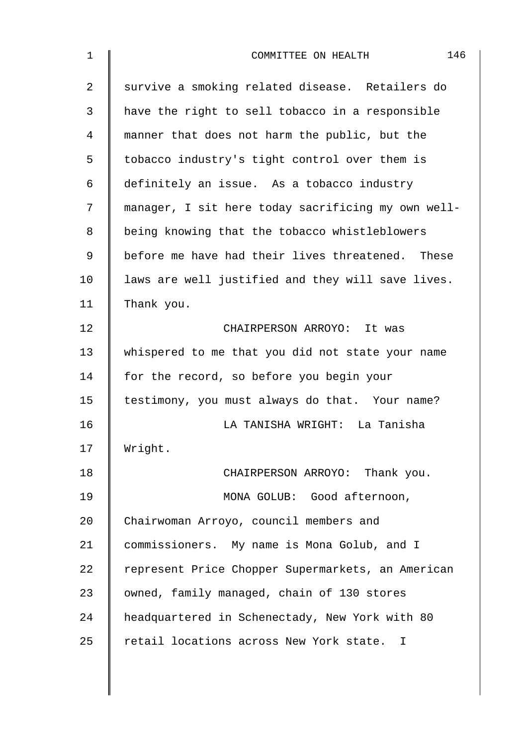survive a smoking related disease. Retailers do have the right to sell tobacco in a responsible manner that does not harm the public, but the tobacco industry's tight control over them is definitely an issue. As a tobacco industry manager, I sit here today sacrificing my own well-being knowing that the tobacco whistleblowers before me have had their lives threatened. These laws are well justified and they will save lives. Thank you.

CHAIRPERSON ARROYO: It was whispered to me that you did not state your name for the record, so before you begin your testimony, you must always do that. Your name?

LA TANISHA WRIGHT: La Tanisha Wright.

CHAIRPERSON ARROYO: Thank you.

MONA GOLUB: Good afternoon, Chairwoman Arroyo, council members and commissioners. My name is Mona Golub, and I represent Price Chopper Supermarkets, an American owned, family managed, chain of 130 stores headquartered in Schenectady, New York with 80 retail locations across New York state. I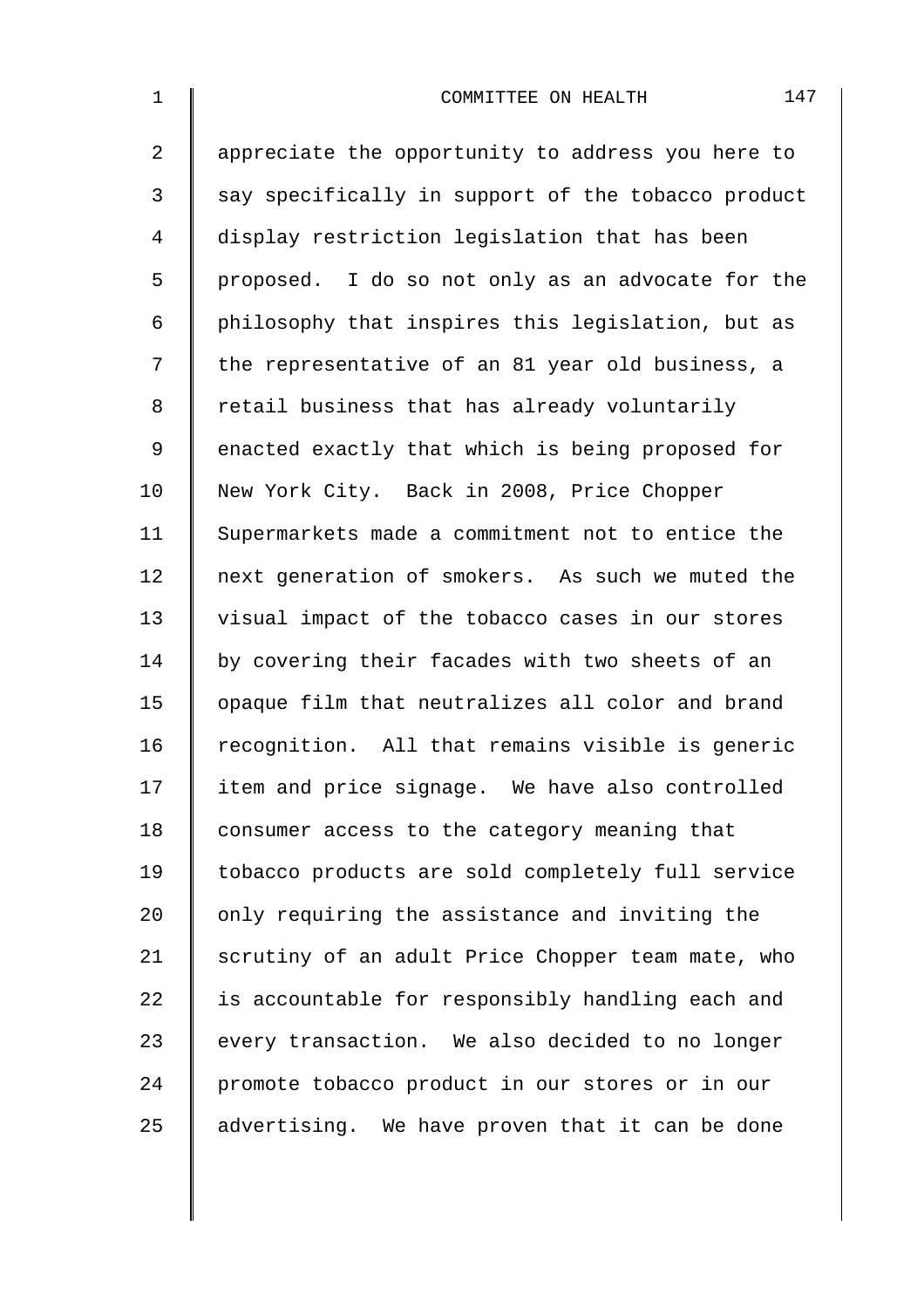appreciate the opportunity to address you here to say specifically in support of the tobacco product display restriction legislation that has been proposed. I do so not only as an advocate for the philosophy that inspires this legislation, but as the representative of an 81 year old business, a retail business that has already voluntarily enacted exactly that which is being proposed for New York City. Back in 2008, Price Chopper Supermarkets made a commitment not to entice the next generation of smokers. As such we muted the visual impact of the tobacco cases in our stores by covering their facades with two sheets of an opaque film that neutralizes all color and brand recognition. All that remains visible is generic item and price signage. We have also controlled consumer access to the category meaning that tobacco products are sold completely full service only requiring the assistance and inviting the scrutiny of an adult Price Chopper team mate, who is accountable for responsibly handling each and every transaction. We also decided to no longer promote tobacco product in our stores or in our advertising. We have proven that it can be done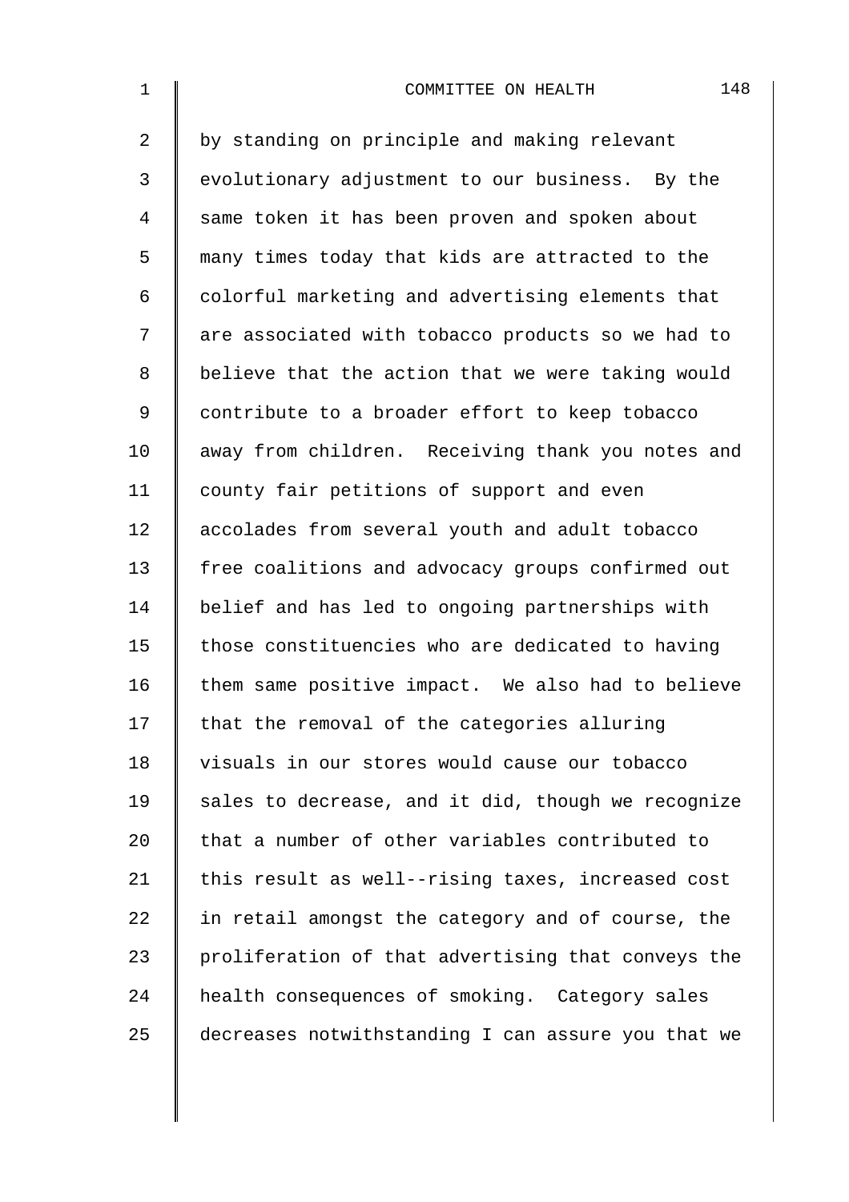by standing on principle and making relevant evolutionary adjustment to our business. By the same token it has been proven and spoken about many times today that kids are attracted to the colorful marketing and advertising elements that are associated with tobacco products so we had to believe that the action that we were taking would contribute to a broader effort to keep tobacco away from children. Receiving thank you notes and county fair petitions of support and even accolades from several youth and adult tobacco free coalitions and advocacy groups confirmed out belief and has led to ongoing partnerships with those constituencies who are dedicated to having them same positive impact. We also had to believe that the removal of the categories alluring visuals in our stores would cause our tobacco sales to decrease, and it did, though we recognize that a number of other variables contributed to this result as well--rising taxes, increased cost in retail amongst the category and of course, the proliferation of that advertising that conveys the health consequences of smoking. Category sales decreases notwithstanding I can assure you that we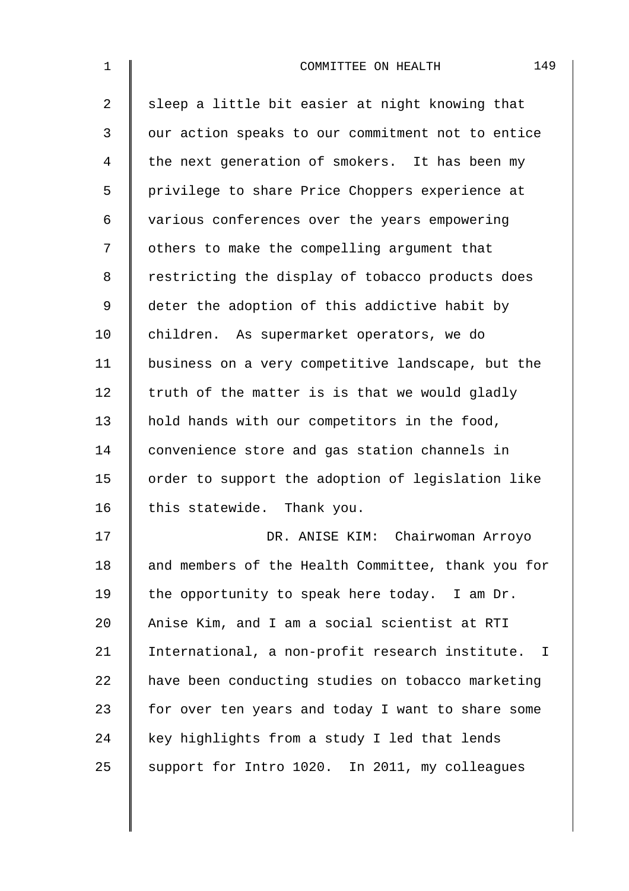sleep a little bit easier at night knowing that our action speaks to our commitment not to entice the next generation of smokers. It has been my privilege to share Price Choppers experience at various conferences over the years empowering others to make the compelling argument that restricting the display of tobacco products does deter the adoption of this addictive habit by children. As supermarket operators, we do business on a very competitive landscape, but the truth of the matter is is that we would gladly hold hands with our competitors in the food, convenience store and gas station channels in order to support the adoption of legislation like this statewide. Thank you.

DR. ANISE KIM: Chairwoman Arroyo and members of the Health Committee, thank you for the opportunity to speak here today. I am Dr. Anise Kim, and I am a social scientist at RTI International, a non-profit research institute. I have been conducting studies on tobacco marketing for over ten years and today I want to share some key highlights from a study I led that lends support for Intro 1020. In 2011, my colleagues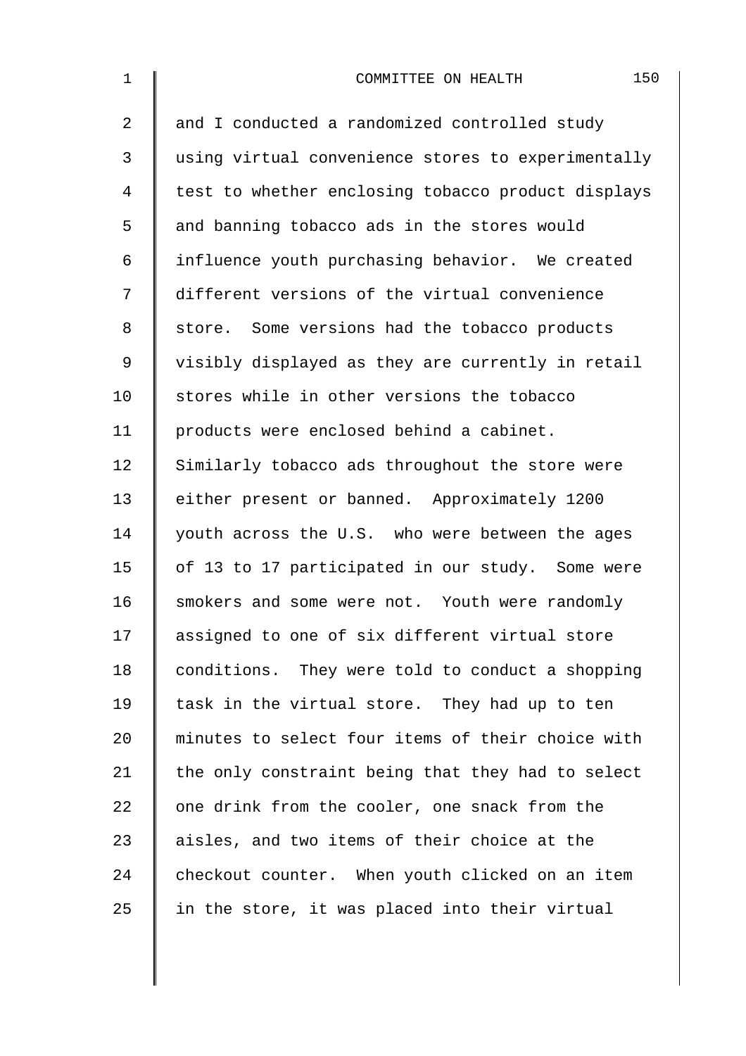and I conducted a randomized controlled study using virtual convenience stores to experimentally test to whether enclosing tobacco product displays and banning tobacco ads in the stores would influence youth purchasing behavior. We created different versions of the virtual convenience store. Some versions had the tobacco products visibly displayed as they are currently in retail stores while in other versions the tobacco products were enclosed behind a cabinet. Similarly tobacco ads throughout the store were either present or banned. Approximately 1200 youth across the U.S. who were between the ages of 13 to 17 participated in our study. Some were smokers and some were not. Youth were randomly assigned to one of six different virtual store conditions. They were told to conduct a shopping task in the virtual store. They had up to ten minutes to select four items of their choice with the only constraint being that they had to select one drink from the cooler, one snack from the aisles, and two items of their choice at the checkout counter. When youth clicked on an item in the store, it was placed into their virtual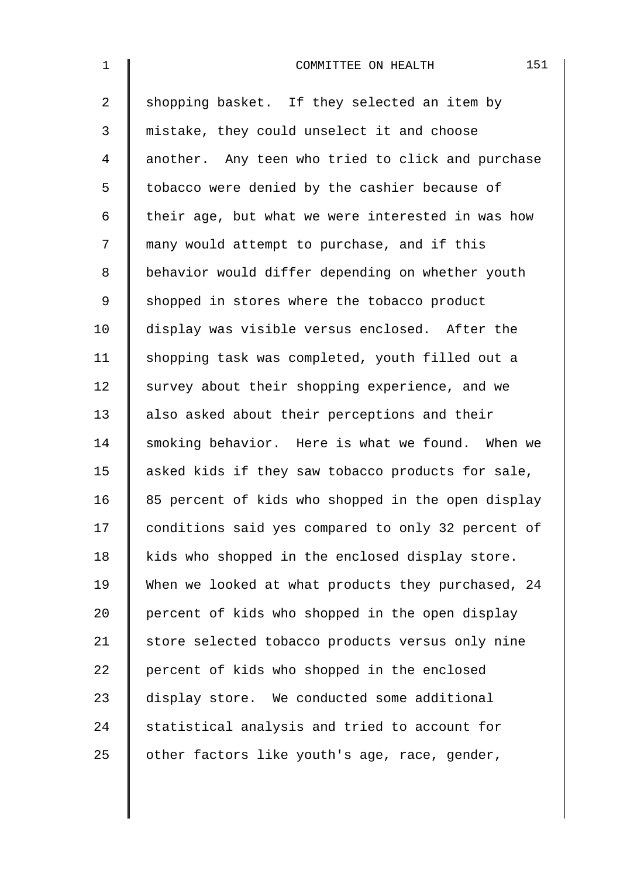shopping basket. If they selected an item by mistake, they could unselect it and choose another. Any teen who tried to click and purchase tobacco were denied by the cashier because of their age, but what we were interested in was how many would attempt to purchase, and if this behavior would differ depending on whether youth shopped in stores where the tobacco product display was visible versus enclosed. After the shopping task was completed, youth filled out a survey about their shopping experience, and we also asked about their perceptions and their smoking behavior. Here is what we found. When we asked kids if they saw tobacco products for sale, 85 percent of kids who shopped in the open display conditions said yes compared to only 32 percent of kids who shopped in the enclosed display store. When we looked at what products they purchased, 24 percent of kids who shopped in the open display store selected tobacco products versus only nine percent of kids who shopped in the enclosed display store. We conducted some additional statistical analysis and tried to account for other factors like youth's age, race, gender,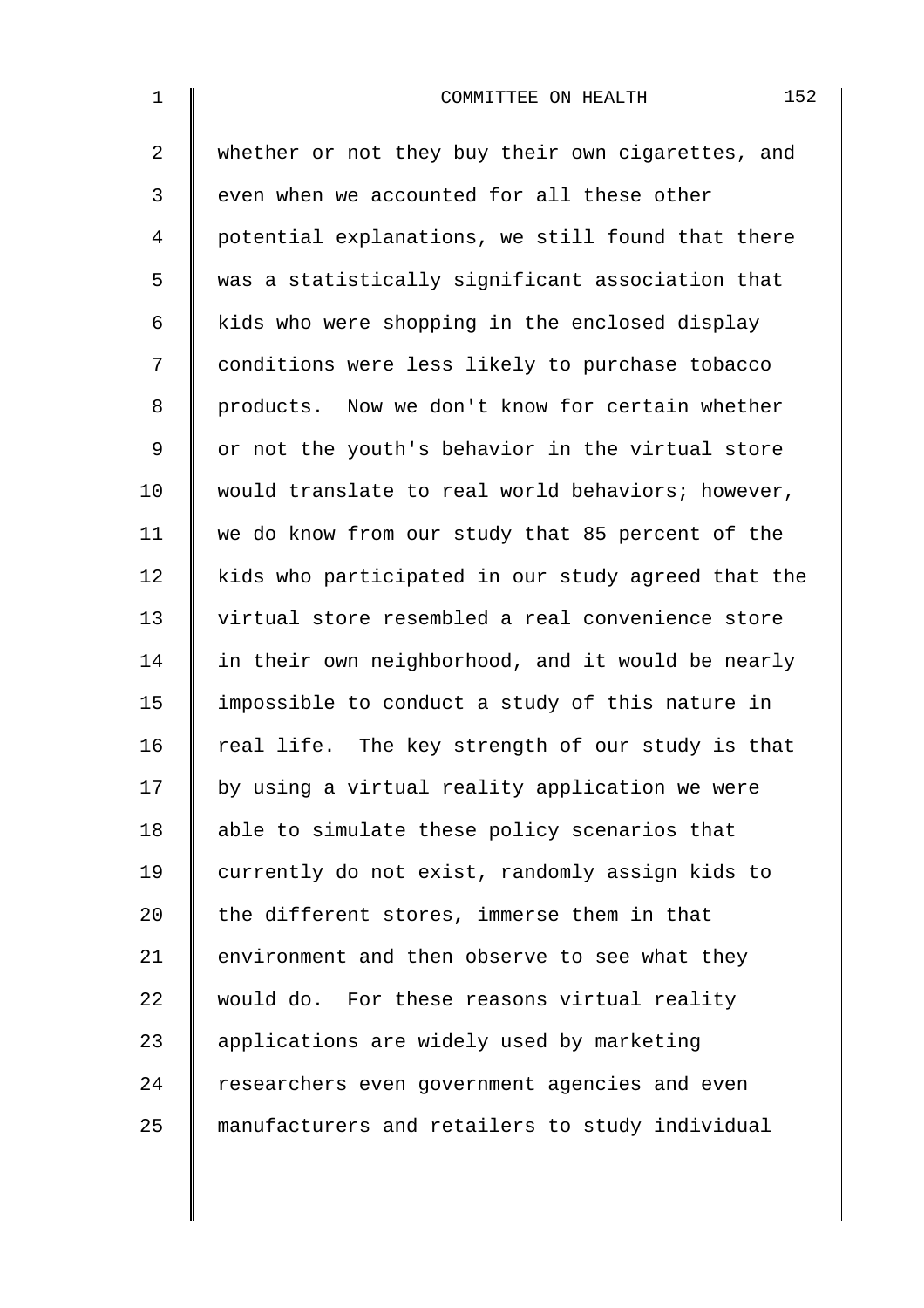whether or not they buy their own cigarettes, and even when we accounted for all these other potential explanations, we still found that there was a statistically significant association that kids who were shopping in the enclosed display conditions were less likely to purchase tobacco products. Now we don't know for certain whether or not the youth's behavior in the virtual store would translate to real world behaviors; however, we do know from our study that 85 percent of the kids who participated in our study agreed that the virtual store resembled a real convenience store in their own neighborhood, and it would be nearly impossible to conduct a study of this nature in real life. The key strength of our study is that by using a virtual reality application we were able to simulate these policy scenarios that currently do not exist, randomly assign kids to the different stores, immerse them in that environment and then observe to see what they would do. For these reasons virtual reality applications are widely used by marketing researchers even government agencies and even manufacturers and retailers to study individual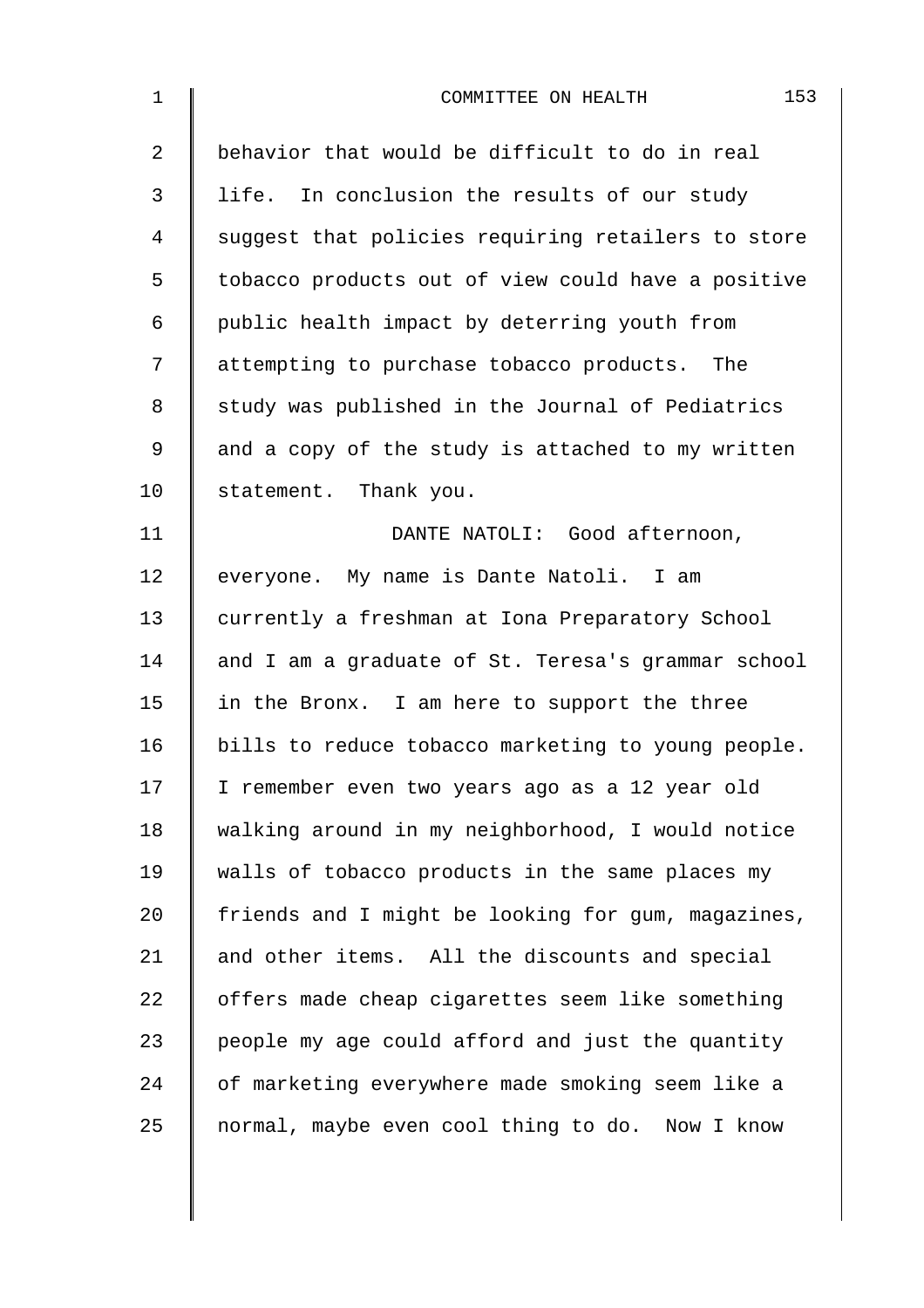behavior that would be difficult to do in real life. In conclusion the results of our study suggest that policies requiring retailers to store tobacco products out of view could have a positive public health impact by deterring youth from attempting to purchase tobacco products. The study was published in the Journal of Pediatrics and a copy of the study is attached to my written statement. Thank you.

DANTE NATOLI: Good afternoon, everyone. My name is Dante Natoli. I am currently a freshman at Iona Preparatory School and I am a graduate of St. Teresa's grammar school in the Bronx. I am here to support the three bills to reduce tobacco marketing to young people. I remember even two years ago as a 12 year old walking around in my neighborhood, I would notice walls of tobacco products in the same places my friends and I might be looking for gum, magazines, and other items. All the discounts and special offers made cheap cigarettes seem like something people my age could afford and just the quantity of marketing everywhere made smoking seem like a normal, maybe even cool thing to do. Now I know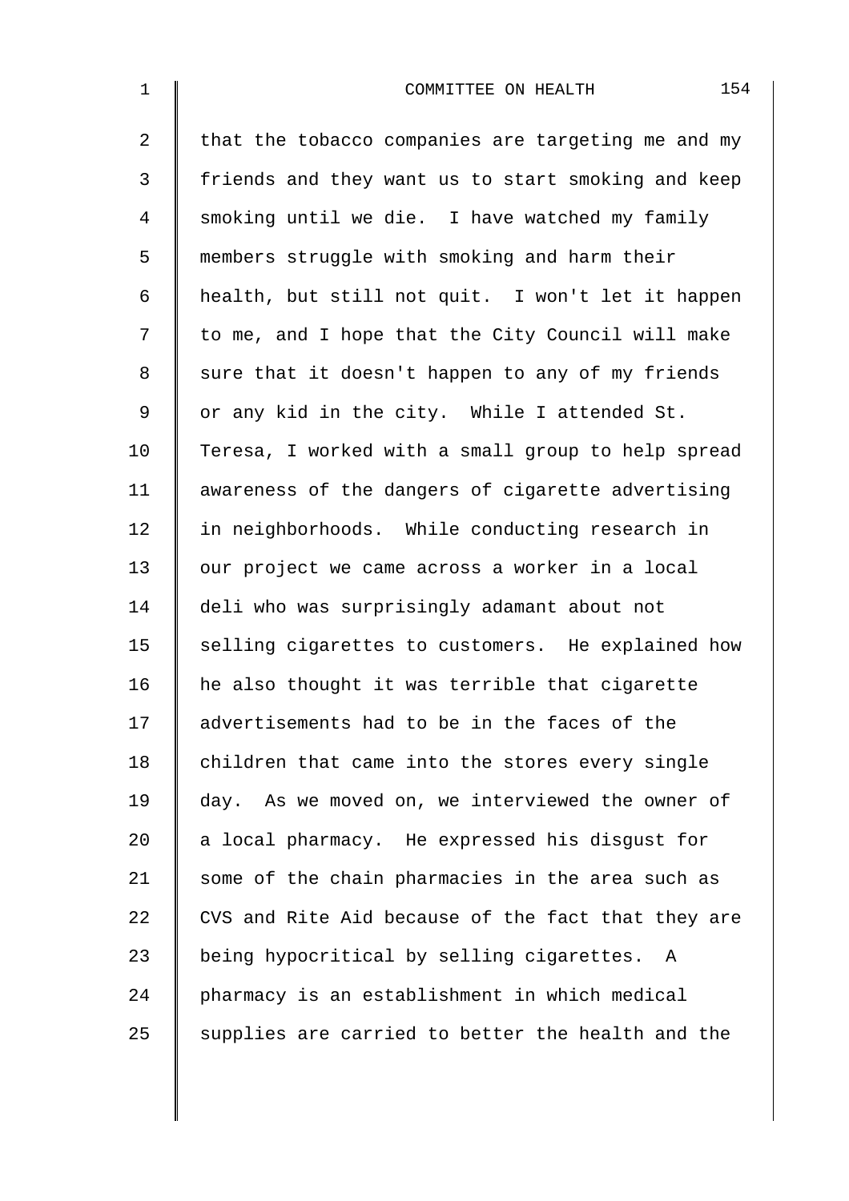that the tobacco companies are targeting me and my friends and they want us to start smoking and keep smoking until we die. I have watched my family members struggle with smoking and harm their health, but still not quit. I won't let it happen to me, and I hope that the City Council will make sure that it doesn't happen to any of my friends or any kid in the city. While I attended St. Teresa, I worked with a small group to help spread awareness of the dangers of cigarette advertising in neighborhoods. While conducting research in our project we came across a worker in a local deli who was surprisingly adamant about not selling cigarettes to customers. He explained how he also thought it was terrible that cigarette advertisements had to be in the faces of the children that came into the stores every single day. As we moved on, we interviewed the owner of a local pharmacy. He expressed his disgust for some of the chain pharmacies in the area such as CVS and Rite Aid because of the fact that they are being hypocritical by selling cigarettes. A pharmacy is an establishment in which medical supplies are carried to better the health and the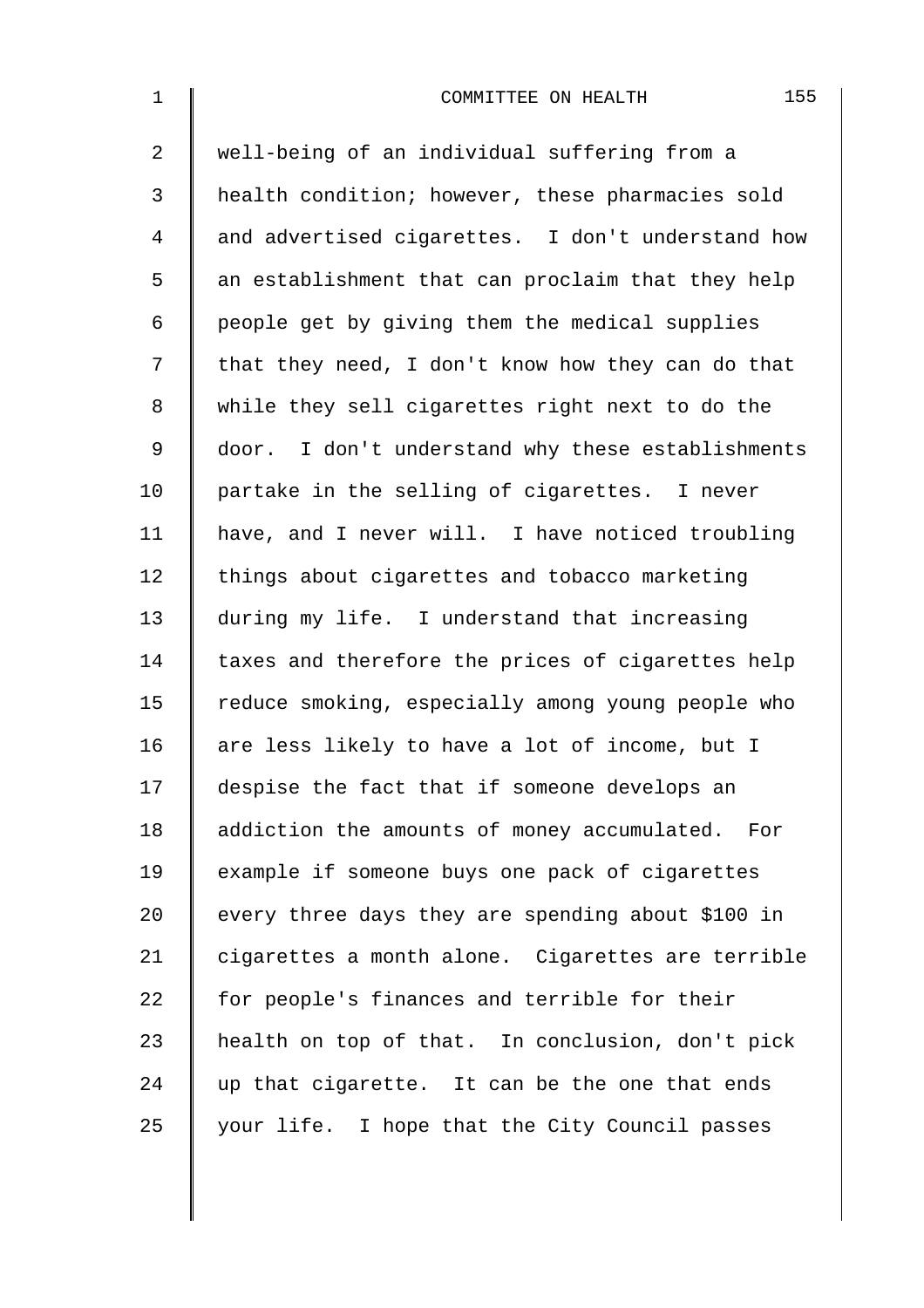well-being of an individual suffering from a health condition; however, these pharmacies sold and advertised cigarettes. I don't understand how an establishment that can proclaim that they help people get by giving them the medical supplies that they need, I don't know how they can do that while they sell cigarettes right next to do the door. I don't understand why these establishments partake in the selling of cigarettes. I never have, and I never will. I have noticed troubling things about cigarettes and tobacco marketing during my life. I understand that increasing taxes and therefore the prices of cigarettes help reduce smoking, especially among young people who are less likely to have a lot of income, but I despise the fact that if someone develops an addiction the amounts of money accumulated. For example if someone buys one pack of cigarettes every three days they are spending about $100 in cigarettes a month alone. Cigarettes are terrible for people's finances and terrible for their health on top of that. In conclusion, don't pick up that cigarette. It can be the one that ends your life. I hope that the City Council passes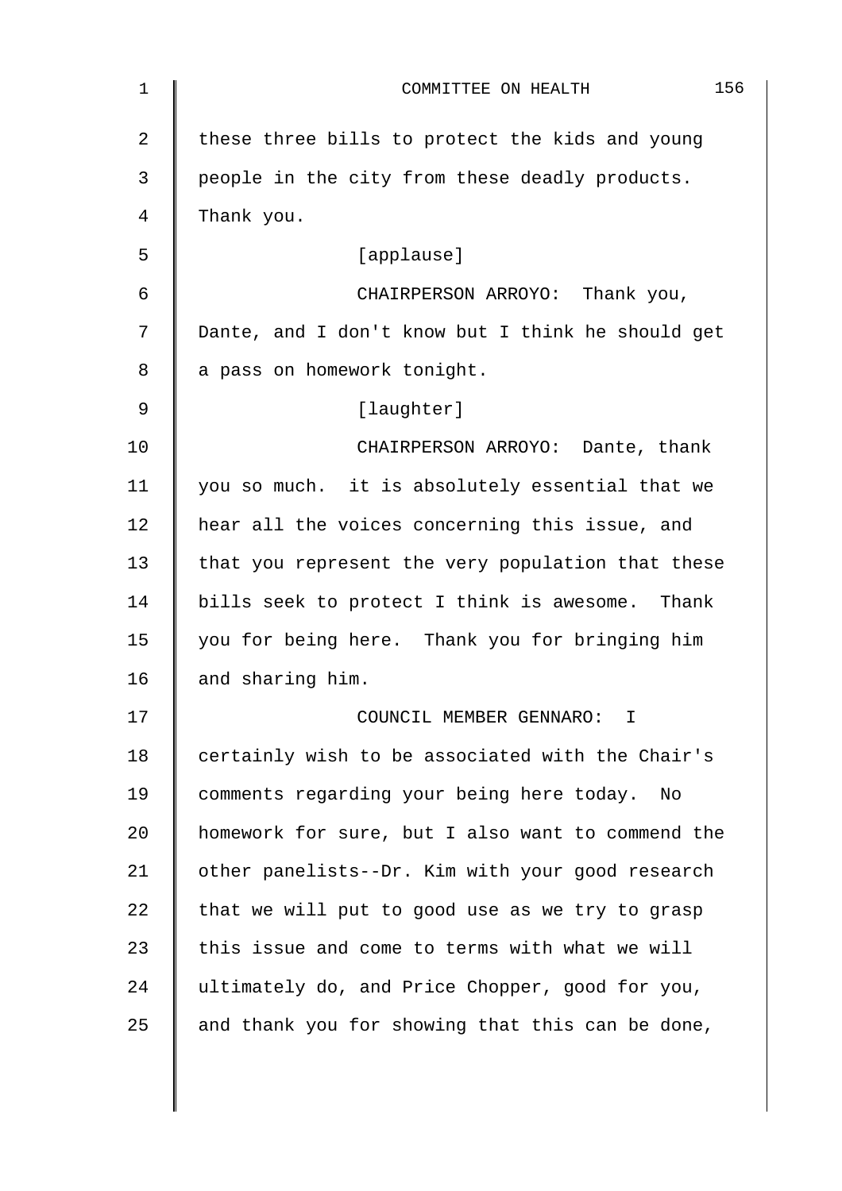these three bills to protect the kids and young people in the city from these deadly products. Thank you.

[applause]

CHAIRPERSON ARROYO: Thank you, Dante, and I don't know but I think he should get a pass on homework tonight.

[laughter]

CHAIRPERSON ARROYO: Dante, thank you so much. it is absolutely essential that we hear all the voices concerning this issue, and that you represent the very population that these bills seek to protect I think is awesome. Thank you for being here. Thank you for bringing him and sharing him.

COUNCIL MEMBER GENNARO: I certainly wish to be associated with the Chair's comments regarding your being here today. No homework for sure, but I also want to commend the other panelists--Dr. Kim with your good research that we will put to good use as we try to grasp this issue and come to terms with what we will ultimately do, and Price Chopper, good for you, and thank you for showing that this can be done,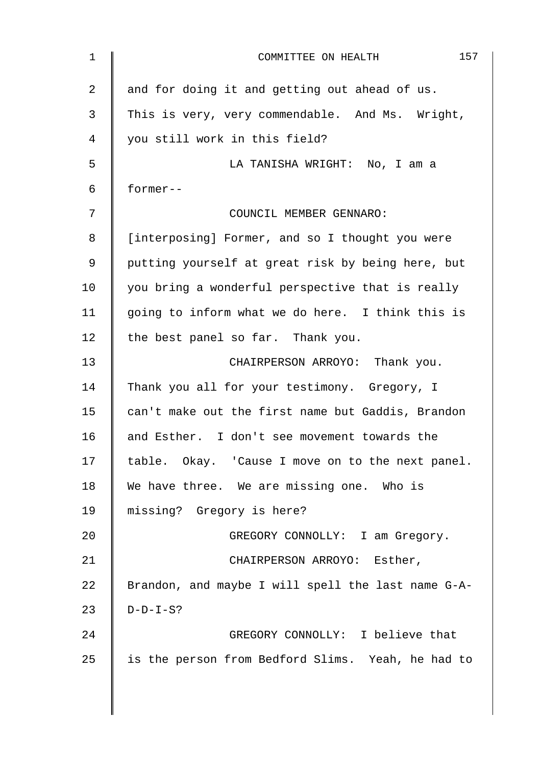and for doing it and getting out ahead of us. This is very, very commendable. And Ms. Wright, you still work in this field?

LA TANISHA WRIGHT: No, I am a former--

COUNCIL MEMBER GENNARO: [interposing] Former, and so I thought you were putting yourself at great risk by being here, but you bring a wonderful perspective that is really going to inform what we do here. I think this is the best panel so far. Thank you.

CHAIRPERSON ARROYO: Thank you. Thank you all for your testimony. Gregory, I can't make out the first name but Gaddis, Brandon and Esther. I don't see movement towards the table. Okay. 'Cause I move on to the next panel. We have three. We are missing one. Who is missing? Gregory is here?

GREGORY CONNOLLY: I am Gregory.

CHAIRPERSON ARROYO: Esther, Brandon, and maybe I will spell the last name G-A-D-D-I-S?

GREGORY CONNOLLY: I believe that is the person from Bedford Slims. Yeah, he had to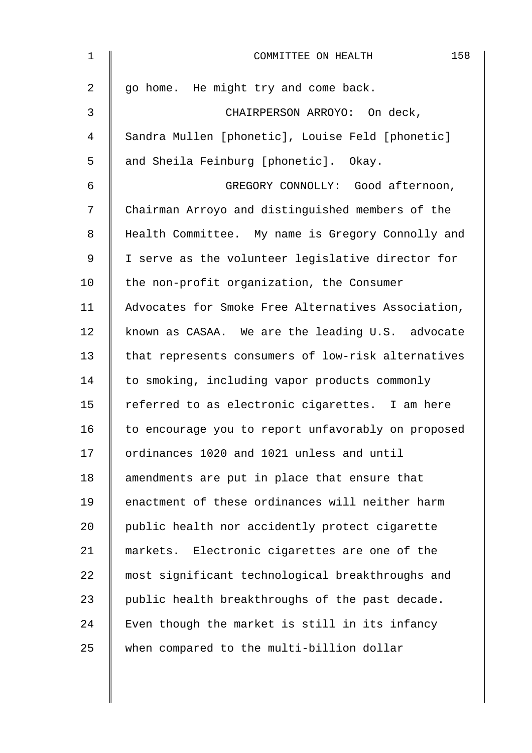go home. He might try and come back.

CHAIRPERSON ARROYO: On deck, Sandra Mullen [phonetic], Louise Feld [phonetic] and Sheila Feinburg [phonetic]. Okay.

GREGORY CONNOLLY: Good afternoon, Chairman Arroyo and distinguished members of the Health Committee. My name is Gregory Connolly and I serve as the volunteer legislative director for the non-profit organization, the Consumer Advocates for Smoke Free Alternatives Association, known as CASAA. We are the leading U.S. advocate that represents consumers of low-risk alternatives to smoking, including vapor products commonly referred to as electronic cigarettes. I am here to encourage you to report unfavorably on proposed ordinances 1020 and 1021 unless and until amendments are put in place that ensure that enactment of these ordinances will neither harm public health nor accidently protect cigarette markets. Electronic cigarettes are one of the most significant technological breakthroughs and public health breakthroughs of the past decade. Even though the market is still in its infancy when compared to the multi-billion dollar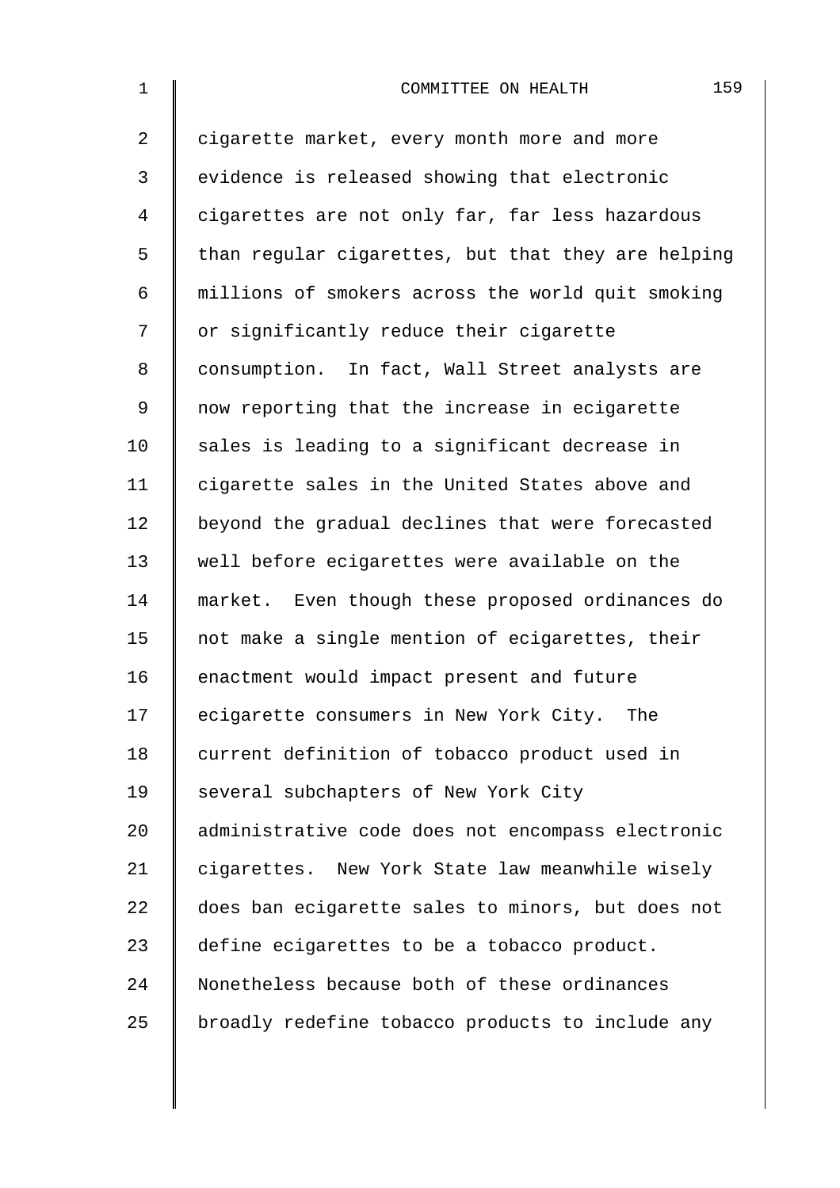cigarette market, every month more and more evidence is released showing that electronic cigarettes are not only far, far less hazardous than regular cigarettes, but that they are helping millions of smokers across the world quit smoking or significantly reduce their cigarette consumption. In fact, Wall Street analysts are now reporting that the increase in ecigarette sales is leading to a significant decrease in cigarette sales in the United States above and beyond the gradual declines that were forecasted well before ecigarettes were available on the market. Even though these proposed ordinances do not make a single mention of ecigarettes, their enactment would impact present and future ecigarette consumers in New York City. The current definition of tobacco product used in several subchapters of New York City administrative code does not encompass electronic cigarettes. New York State law meanwhile wisely does ban ecigarette sales to minors, but does not define ecigarettes to be a tobacco product. Nonetheless because both of these ordinances broadly redefine tobacco products to include any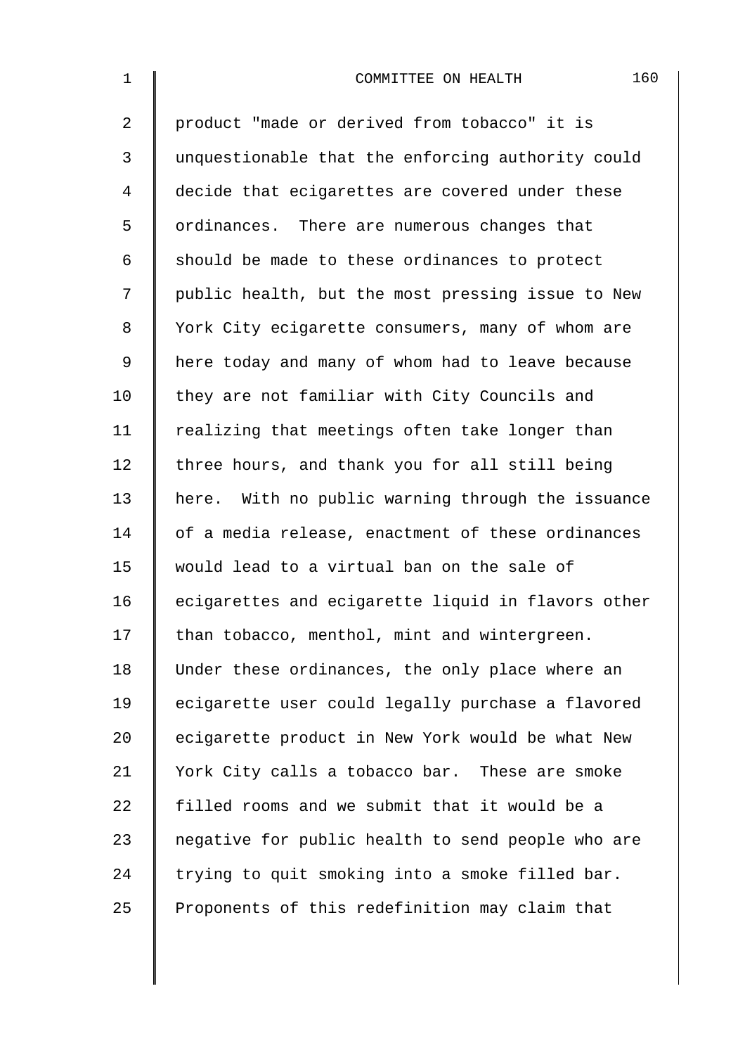product "made or derived from tobacco" it is unquestionable that the enforcing authority could decide that ecigarettes are covered under these ordinances. There are numerous changes that should be made to these ordinances to protect public health, but the most pressing issue to New York City ecigarette consumers, many of whom are here today and many of whom had to leave because they are not familiar with City Councils and realizing that meetings often take longer than three hours, and thank you for all still being here. With no public warning through the issuance of a media release, enactment of these ordinances would lead to a virtual ban on the sale of ecigarettes and ecigarette liquid in flavors other than tobacco, menthol, mint and wintergreen. Under these ordinances, the only place where an ecigarette user could legally purchase a flavored ecigarette product in New York would be what New York City calls a tobacco bar. These are smoke filled rooms and we submit that it would be a negative for public health to send people who are trying to quit smoking into a smoke filled bar. Proponents of this redefinition may claim that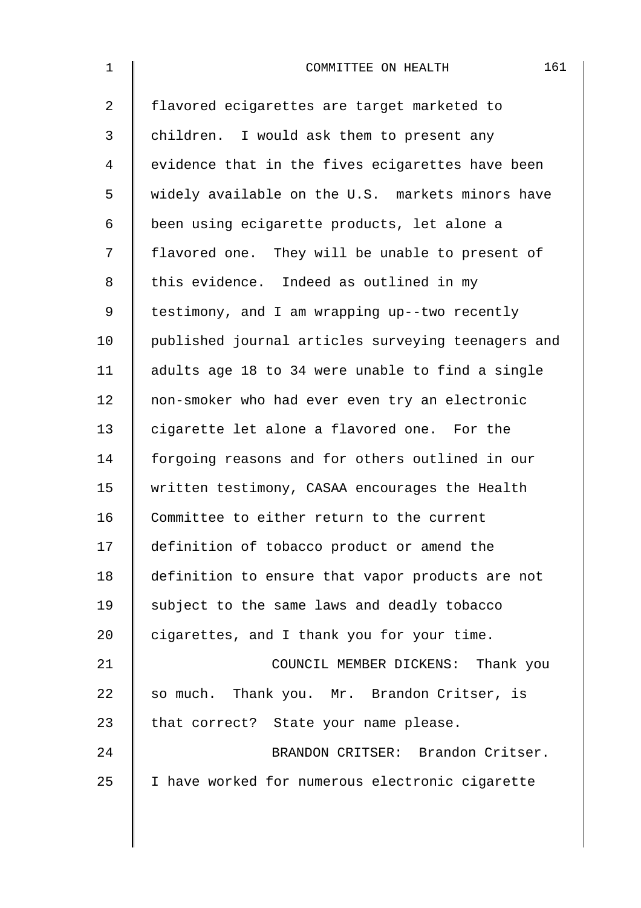flavored ecigarettes are target marketed to children. I would ask them to present any evidence that in the fives ecigarettes have been widely available on the U.S. markets minors have been using ecigarette products, let alone a flavored one. They will be unable to present of this evidence. Indeed as outlined in my testimony, and I am wrapping up--two recently published journal articles surveying teenagers and adults age 18 to 34 were unable to find a single non-smoker who had ever even try an electronic cigarette let alone a flavored one. For the forgoing reasons and for others outlined in our written testimony, CASAA encourages the Health Committee to either return to the current definition of tobacco product or amend the definition to ensure that vapor products are not subject to the same laws and deadly tobacco cigarettes, and I thank you for your time.

COUNCIL MEMBER DICKENS: Thank you so much. Thank you. Mr. Brandon Critser, is that correct? State your name please.

BRANDON CRITSER: Brandon Critser. I have worked for numerous electronic cigarette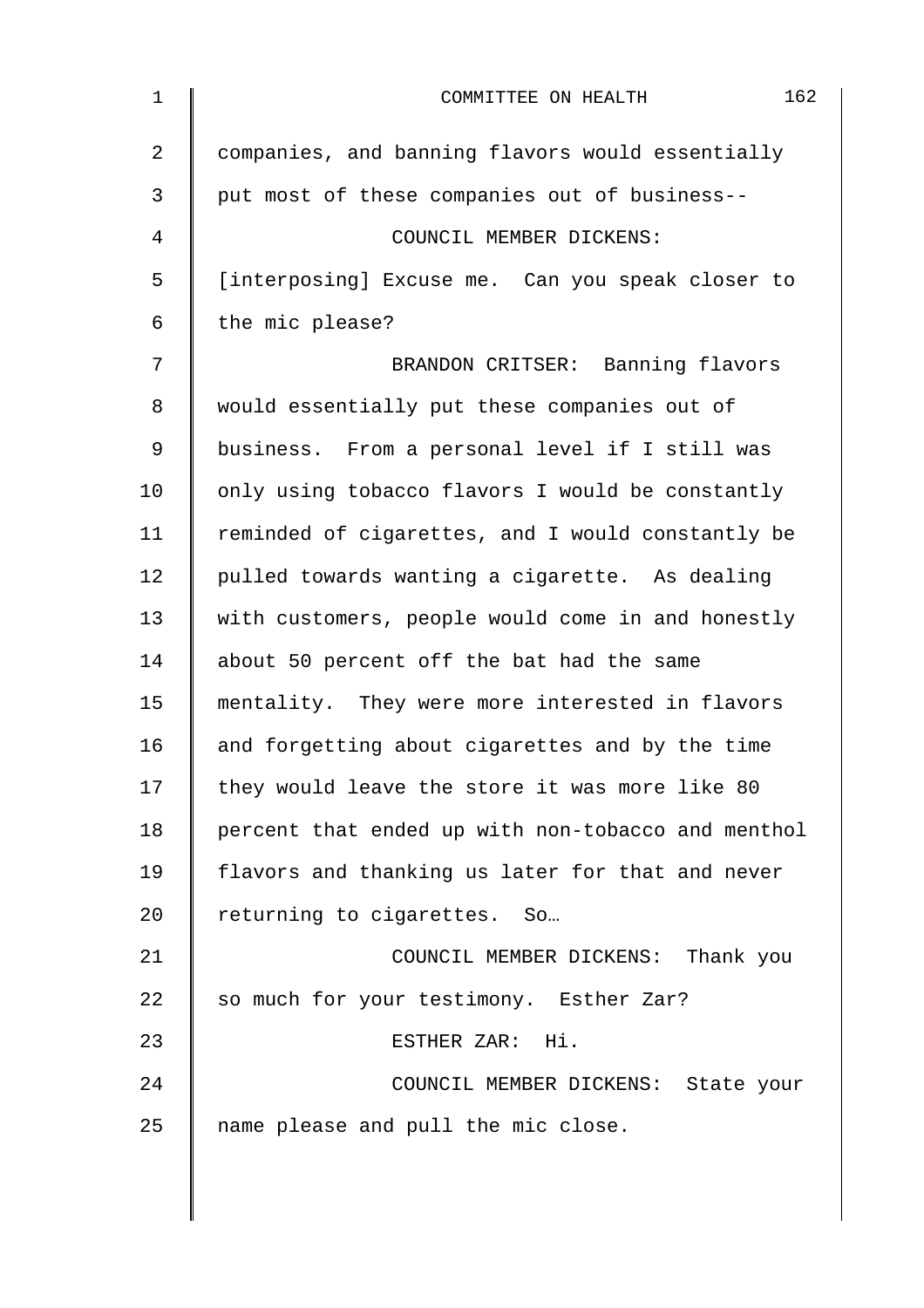companies, and banning flavors would essentially put most of these companies out of business--

COUNCIL MEMBER DICKENS: [interposing] Excuse me. Can you speak closer to the mic please?

BRANDON CRITSER: Banning flavors would essentially put these companies out of business. From a personal level if I still was only using tobacco flavors I would be constantly reminded of cigarettes, and I would constantly be pulled towards wanting a cigarette. As dealing with customers, people would come in and honestly about 50 percent off the bat had the same mentality. They were more interested in flavors and forgetting about cigarettes and by the time they would leave the store it was more like 80 percent that ended up with non-tobacco and menthol flavors and thanking us later for that and never returning to cigarettes. So…

COUNCIL MEMBER DICKENS: Thank you so much for your testimony. Esther Zar?

ESTHER ZAR: Hi.

COUNCIL MEMBER DICKENS: State your name please and pull the mic close.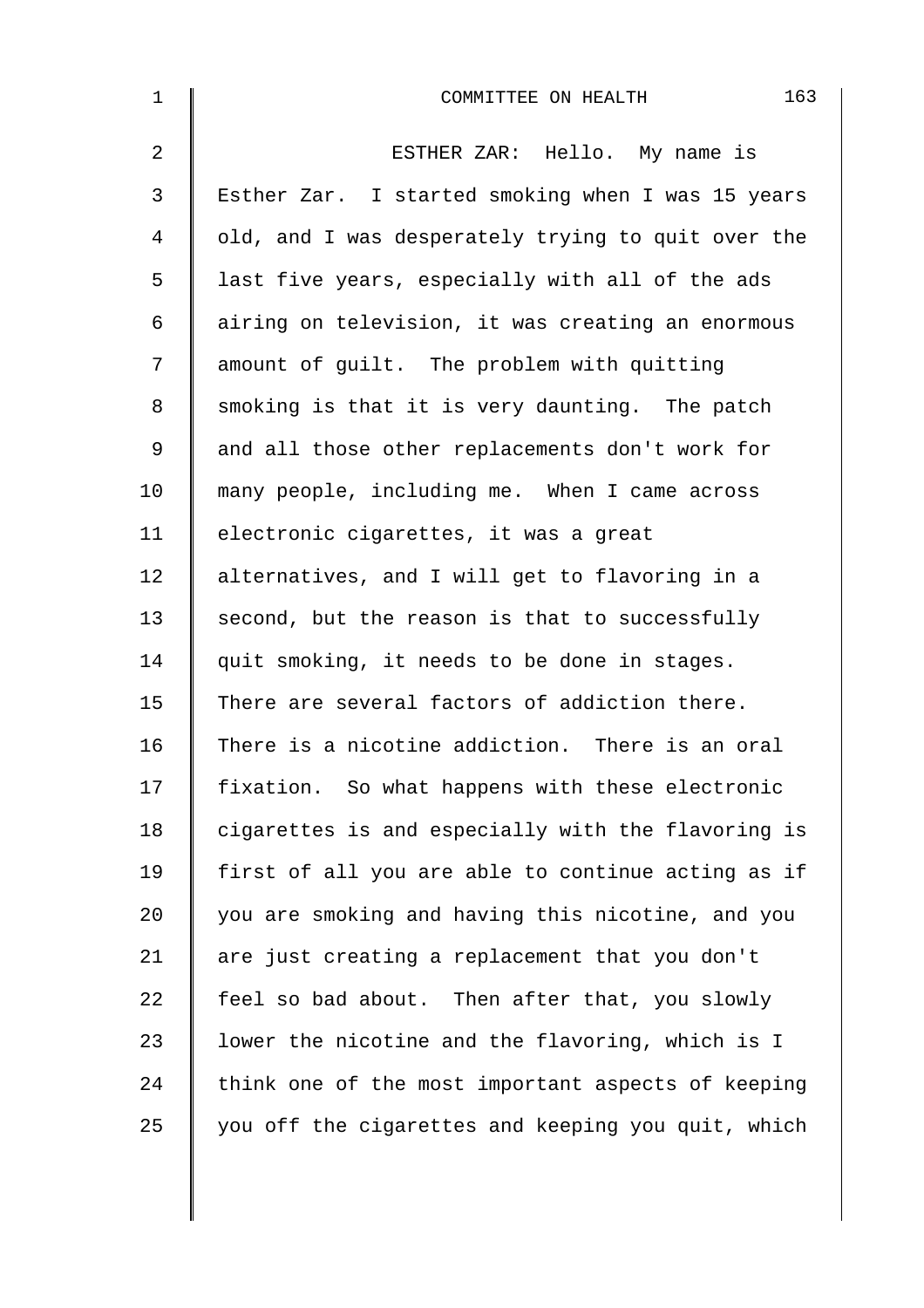ESTHER ZAR: Hello. My name is Esther Zar. I started smoking when I was 15 years old, and I was desperately trying to quit over the last five years, especially with all of the ads airing on television, it was creating an enormous amount of guilt. The problem with quitting smoking is that it is very daunting. The patch and all those other replacements don't work for many people, including me. When I came across electronic cigarettes, it was a great alternatives, and I will get to flavoring in a second, but the reason is that to successfully quit smoking, it needs to be done in stages. There are several factors of addiction there. There is a nicotine addiction. There is an oral fixation. So what happens with these electronic cigarettes is and especially with the flavoring is first of all you are able to continue acting as if you are smoking and having this nicotine, and you are just creating a replacement that you don't feel so bad about. Then after that, you slowly lower the nicotine and the flavoring, which is I think one of the most important aspects of keeping you off the cigarettes and keeping you quit, which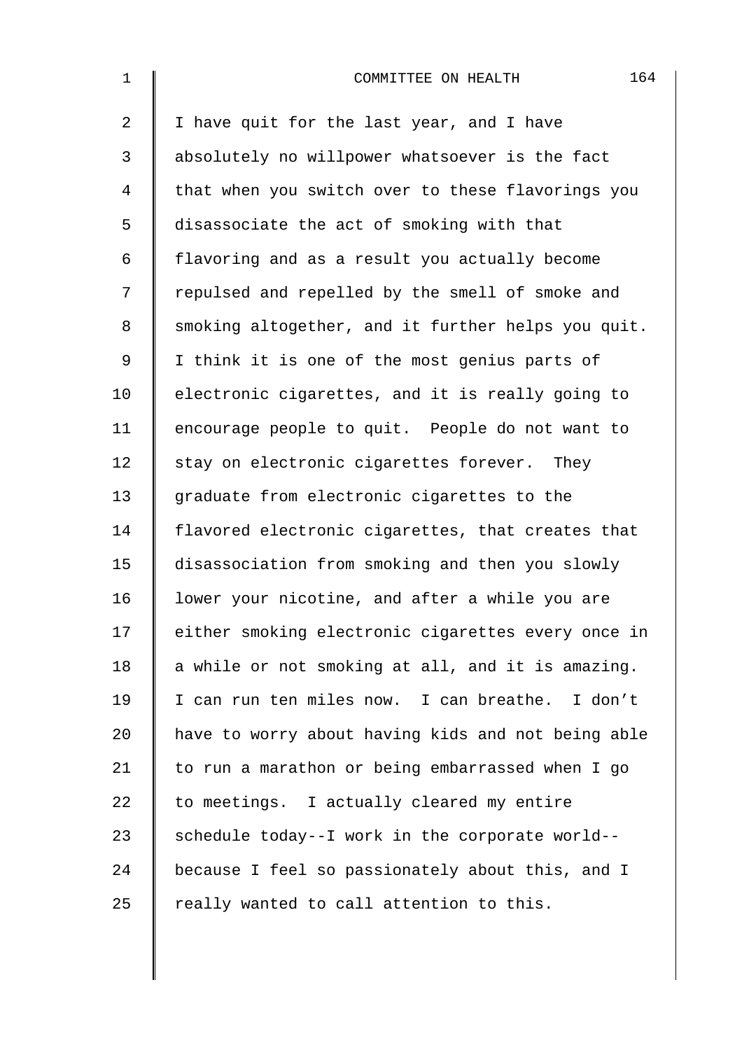I have quit for the last year, and I have absolutely no willpower whatsoever is the fact that when you switch over to these flavorings you disassociate the act of smoking with that flavoring and as a result you actually become repulsed and repelled by the smell of smoke and smoking altogether, and it further helps you quit. I think it is one of the most genius parts of electronic cigarettes, and it is really going to encourage people to quit. People do not want to stay on electronic cigarettes forever. They graduate from electronic cigarettes to the flavored electronic cigarettes, that creates that disassociation from smoking and then you slowly lower your nicotine, and after a while you are either smoking electronic cigarettes every once in a while or not smoking at all, and it is amazing. I can run ten miles now. I can breathe. I don't have to worry about having kids and not being able to run a marathon or being embarrassed when I go to meetings. I actually cleared my entire schedule today--I work in the corporate world--because I feel so passionately about this, and I really wanted to call attention to this.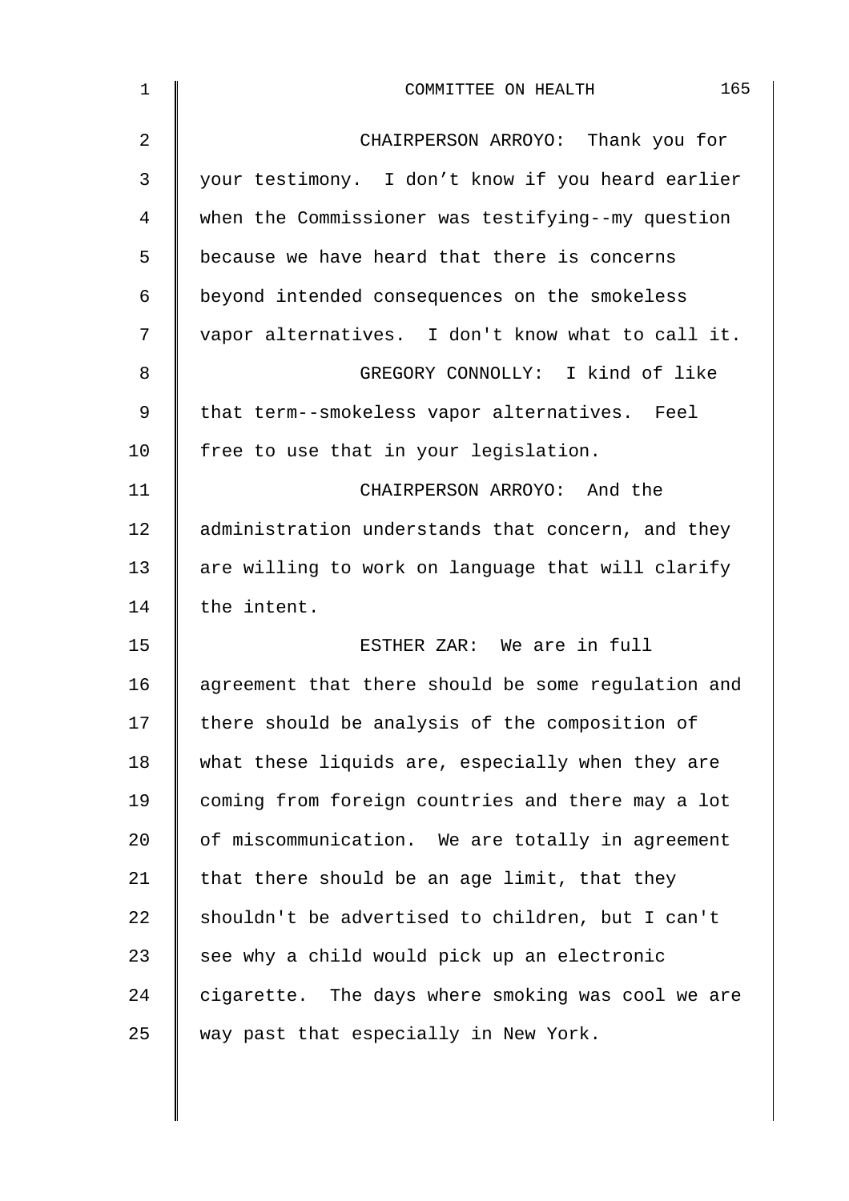CHAIRPERSON ARROYO: Thank you for your testimony. I don’t know if you heard earlier when the Commissioner was testifying--my question because we have heard that there is concerns beyond intended consequences on the smokeless vapor alternatives. I don't know what to call it.

GREGORY CONNOLLY: I kind of like that term--smokeless vapor alternatives. Feel free to use that in your legislation.

CHAIRPERSON ARROYO: And the administration understands that concern, and they are willing to work on language that will clarify the intent.

ESTHER ZAR: We are in full agreement that there should be some regulation and there should be analysis of the composition of what these liquids are, especially when they are coming from foreign countries and there may a lot of miscommunication. We are totally in agreement that there should be an age limit, that they shouldn't be advertised to children, but I can't see why a child would pick up an electronic cigarette. The days where smoking was cool we are way past that especially in New York.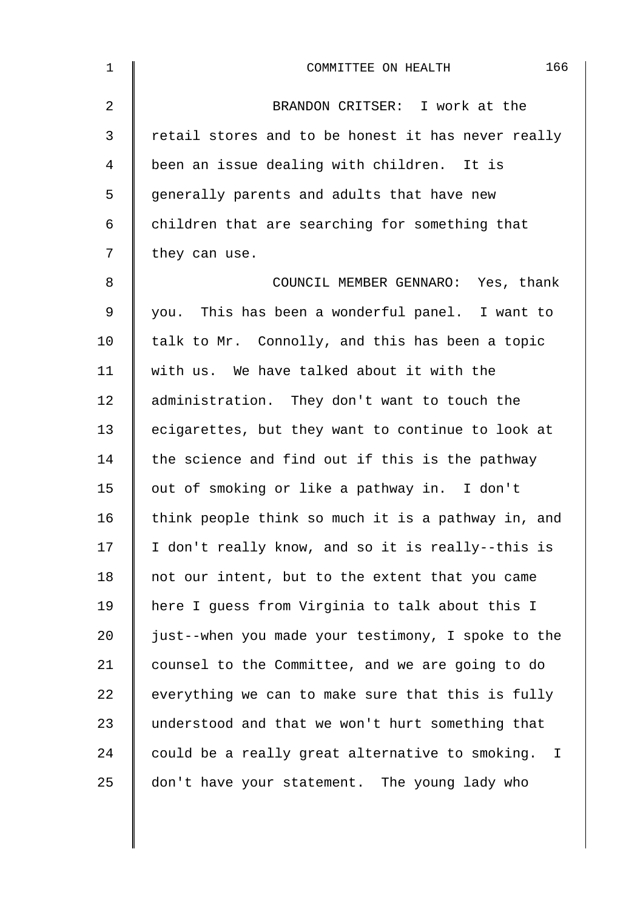BRANDON CRITSER: I work at the retail stores and to be honest it has never really been an issue dealing with children. It is generally parents and adults that have new children that are searching for something that they can use.

COUNCIL MEMBER GENNARO: Yes, thank you. This has been a wonderful panel. I want to talk to Mr. Connolly, and this has been a topic with us. We have talked about it with the administration. They don't want to touch the ecigarettes, but they want to continue to look at the science and find out if this is the pathway out of smoking or like a pathway in. I don't think people think so much it is a pathway in, and I don't really know, and so it is really--this is not our intent, but to the extent that you came here I guess from Virginia to talk about this I just--when you made your testimony, I spoke to the counsel to the Committee, and we are going to do everything we can to make sure that this is fully understood and that we won't hurt something that could be a really great alternative to smoking. I don't have your statement. The young lady who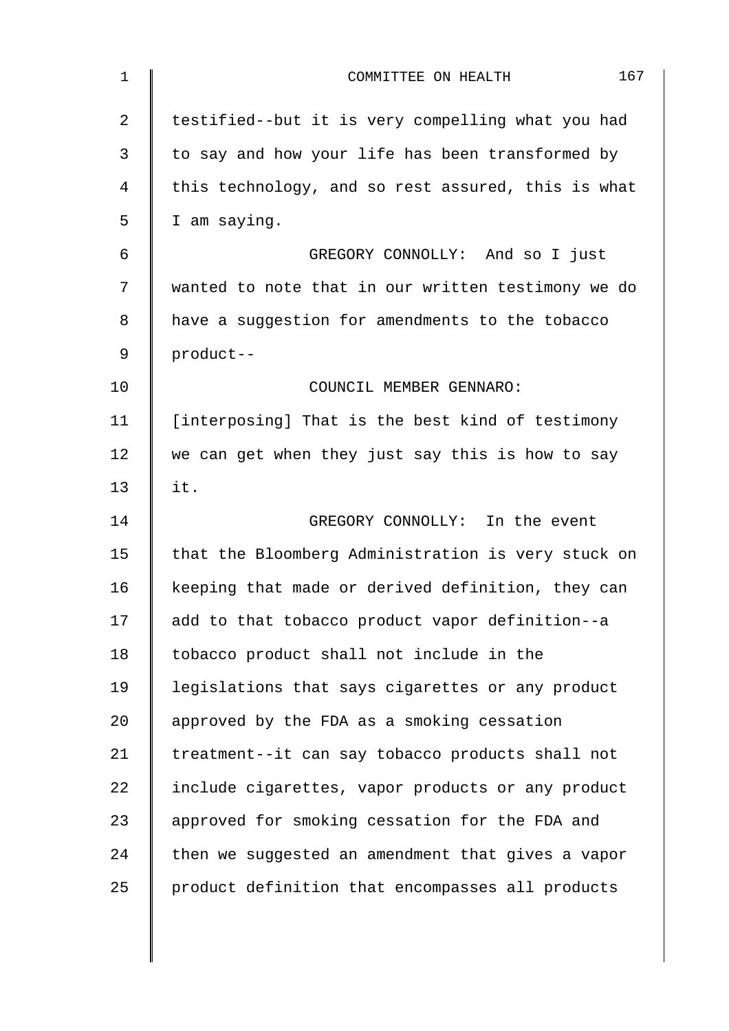testified--but it is very compelling what you had to say and how your life has been transformed by this technology, and so rest assured, this is what I am saying.

GREGORY CONNOLLY: And so I just wanted to note that in our written testimony we do have a suggestion for amendments to the tobacco product--

COUNCIL MEMBER GENNARO: [interposing] That is the best kind of testimony we can get when they just say this is how to say it.

GREGORY CONNOLLY: In the event that the Bloomberg Administration is very stuck on keeping that made or derived definition, they can add to that tobacco product vapor definition--a tobacco product shall not include in the legislations that says cigarettes or any product approved by the FDA as a smoking cessation treatment--it can say tobacco products shall not include cigarettes, vapor products or any product approved for smoking cessation for the FDA and then we suggested an amendment that gives a vapor product definition that encompasses all products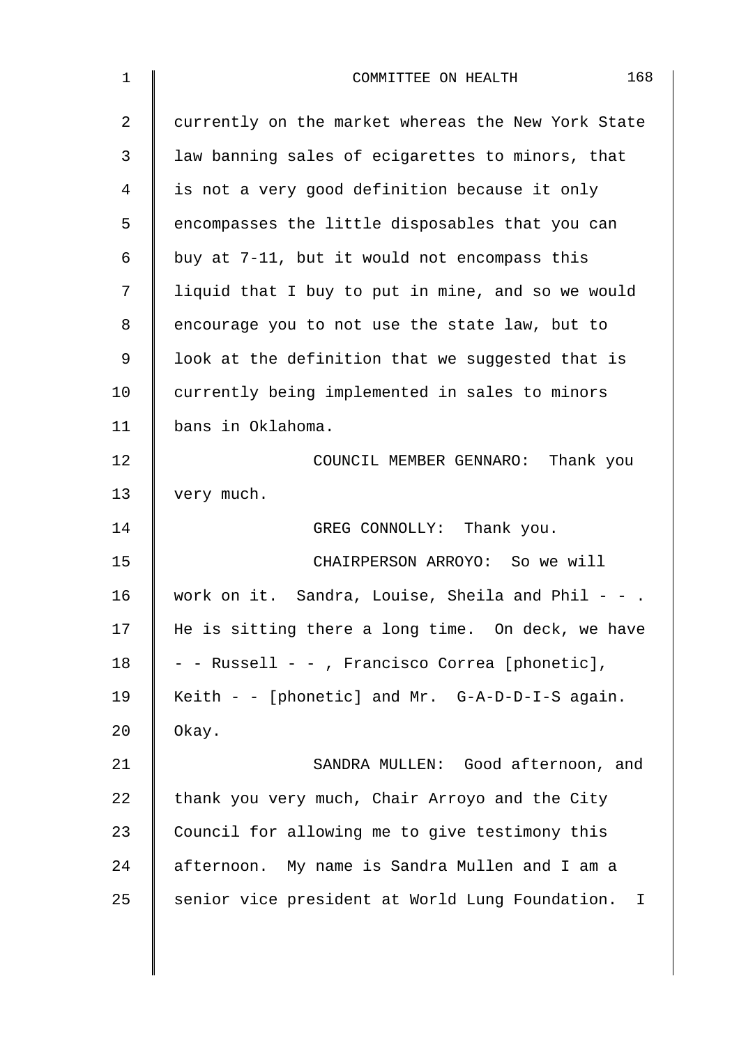currently on the market whereas the New York State law banning sales of ecigarettes to minors, that is not a very good definition because it only encompasses the little disposables that you can buy at 7-11, but it would not encompass this liquid that I buy to put in mine, and so we would encourage you to not use the state law, but to look at the definition that we suggested that is currently being implemented in sales to minors bans in Oklahoma.

COUNCIL MEMBER GENNARO: Thank you very much.

GREG CONNOLLY: Thank you.

CHAIRPERSON ARROYO: So we will work on it. Sandra, Louise, Sheila and Phil - - . He is sitting there a long time. On deck, we have - - Russell - - , Francisco Correa [phonetic], Keith - - [phonetic] and Mr. G-A-D-D-I-S again. Okay.

SANDRA MULLEN: Good afternoon, and thank you very much, Chair Arroyo and the City Council for allowing me to give testimony this afternoon. My name is Sandra Mullen and I am a senior vice president at World Lung Foundation. I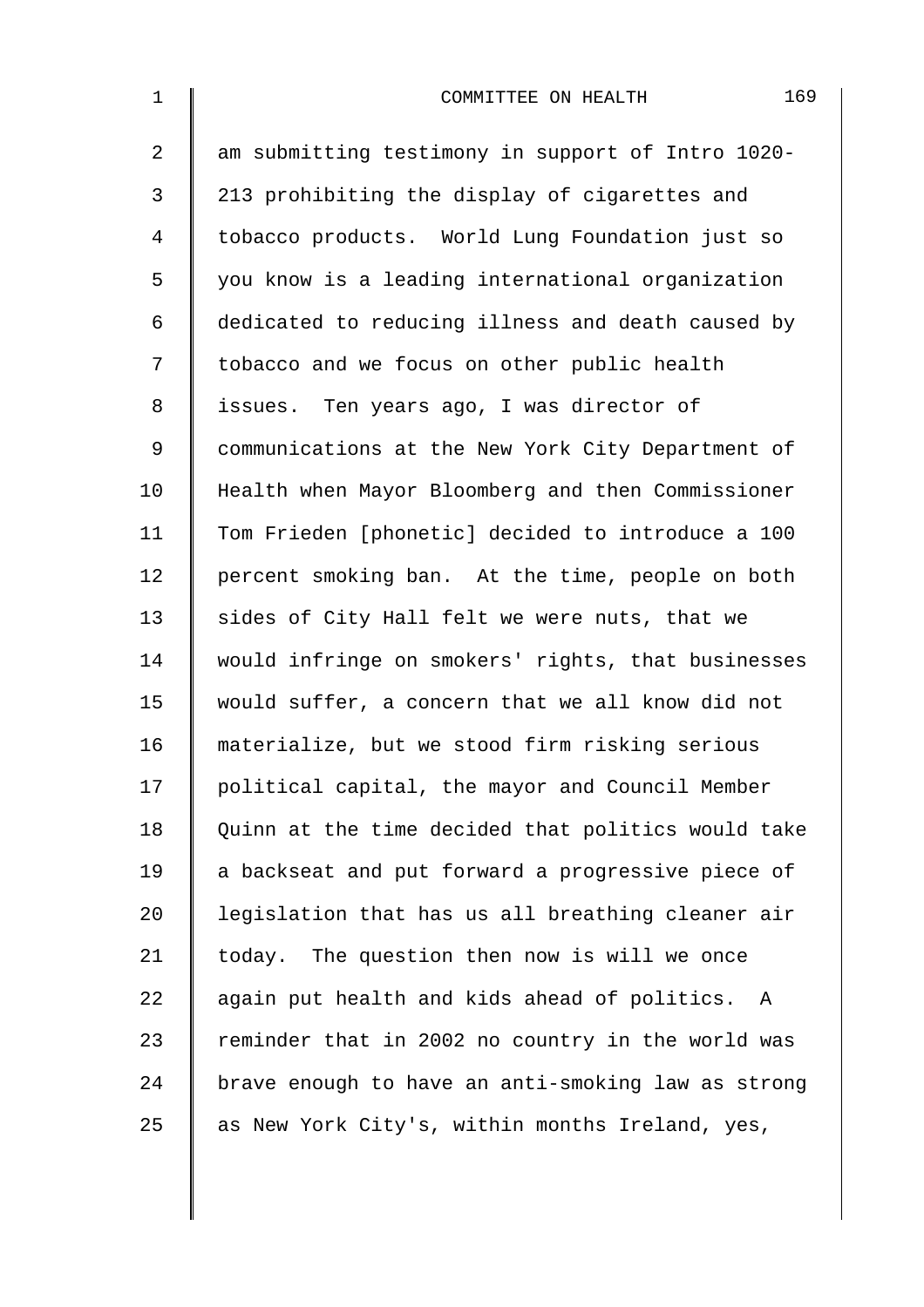am submitting testimony in support of Intro 1020-213 prohibiting the display of cigarettes and tobacco products. World Lung Foundation just so you know is a leading international organization dedicated to reducing illness and death caused by tobacco and we focus on other public health issues. Ten years ago, I was director of communications at the New York City Department of Health when Mayor Bloomberg and then Commissioner Tom Frieden [phonetic] decided to introduce a 100 percent smoking ban. At the time, people on both sides of City Hall felt we were nuts, that we would infringe on smokers' rights, that businesses would suffer, a concern that we all know did not materialize, but we stood firm risking serious political capital, the mayor and Council Member Quinn at the time decided that politics would take a backseat and put forward a progressive piece of legislation that has us all breathing cleaner air today. The question then now is will we once again put health and kids ahead of politics. A reminder that in 2002 no country in the world was brave enough to have an anti-smoking law as strong as New York City's, within months Ireland, yes,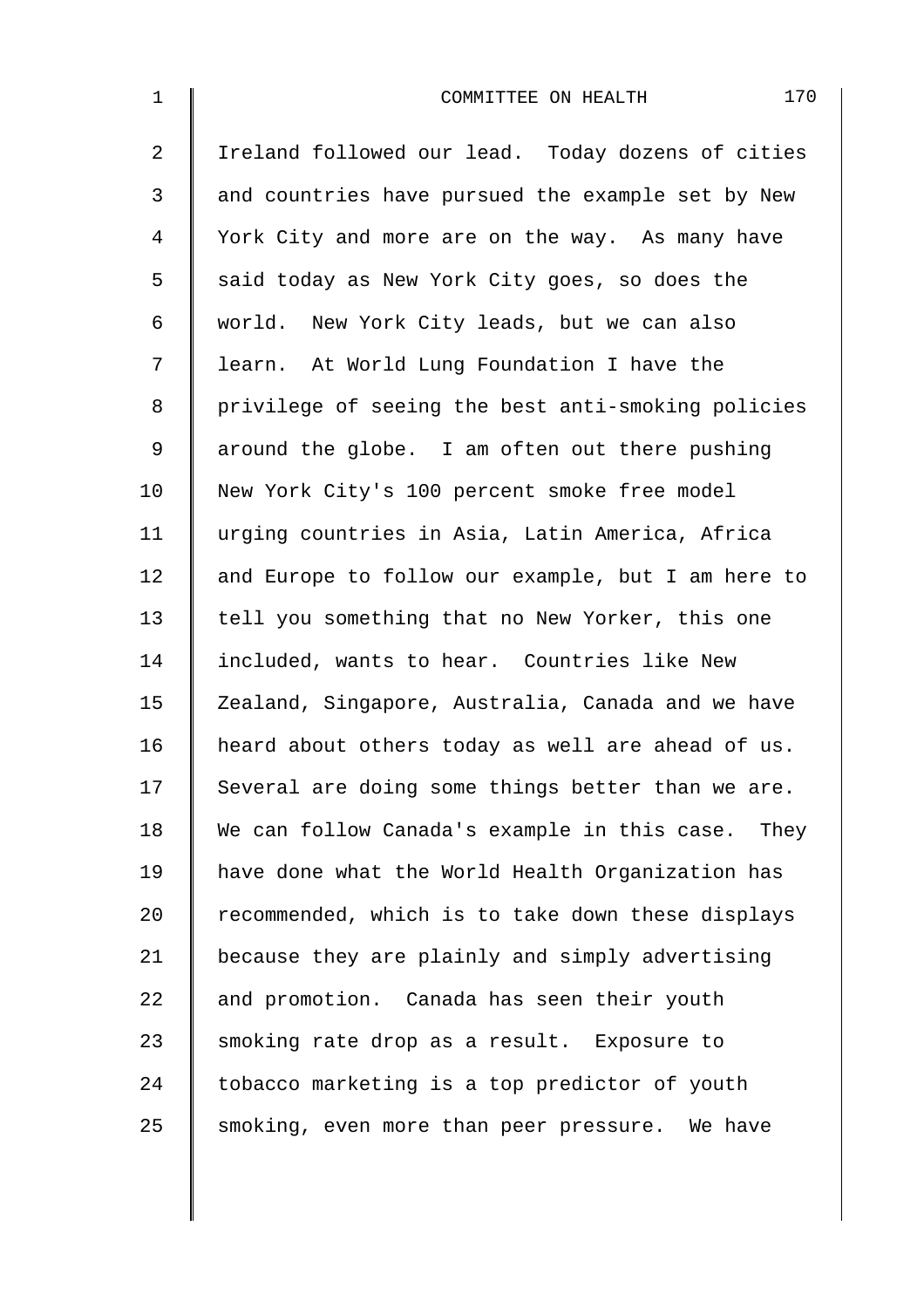Ireland followed our lead. Today dozens of cities and countries have pursued the example set by New York City and more are on the way. As many have said today as New York City goes, so does the world. New York City leads, but we can also learn. At World Lung Foundation I have the privilege of seeing the best anti-smoking policies around the globe. I am often out there pushing New York City's 100 percent smoke free model urging countries in Asia, Latin America, Africa and Europe to follow our example, but I am here to tell you something that no New Yorker, this one included, wants to hear. Countries like New Zealand, Singapore, Australia, Canada and we have heard about others today as well are ahead of us. Several are doing some things better than we are. We can follow Canada's example in this case. They have done what the World Health Organization has recommended, which is to take down these displays because they are plainly and simply advertising and promotion. Canada has seen their youth smoking rate drop as a result. Exposure to tobacco marketing is a top predictor of youth smoking, even more than peer pressure. We have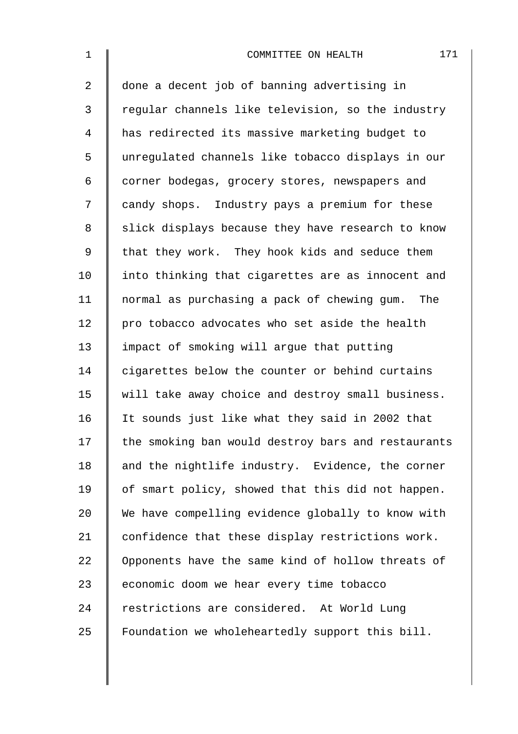done a decent job of banning advertising in regular channels like television, so the industry has redirected its massive marketing budget to unregulated channels like tobacco displays in our corner bodegas, grocery stores, newspapers and candy shops. Industry pays a premium for these slick displays because they have research to know that they work. They hook kids and seduce them into thinking that cigarettes are as innocent and normal as purchasing a pack of chewing gum. The pro tobacco advocates who set aside the health impact of smoking will argue that putting cigarettes below the counter or behind curtains will take away choice and destroy small business. It sounds just like what they said in 2002 that the smoking ban would destroy bars and restaurants and the nightlife industry. Evidence, the corner of smart policy, showed that this did not happen. We have compelling evidence globally to know with confidence that these display restrictions work. Opponents have the same kind of hollow threats of economic doom we hear every time tobacco restrictions are considered. At World Lung Foundation we wholeheartedly support this bill.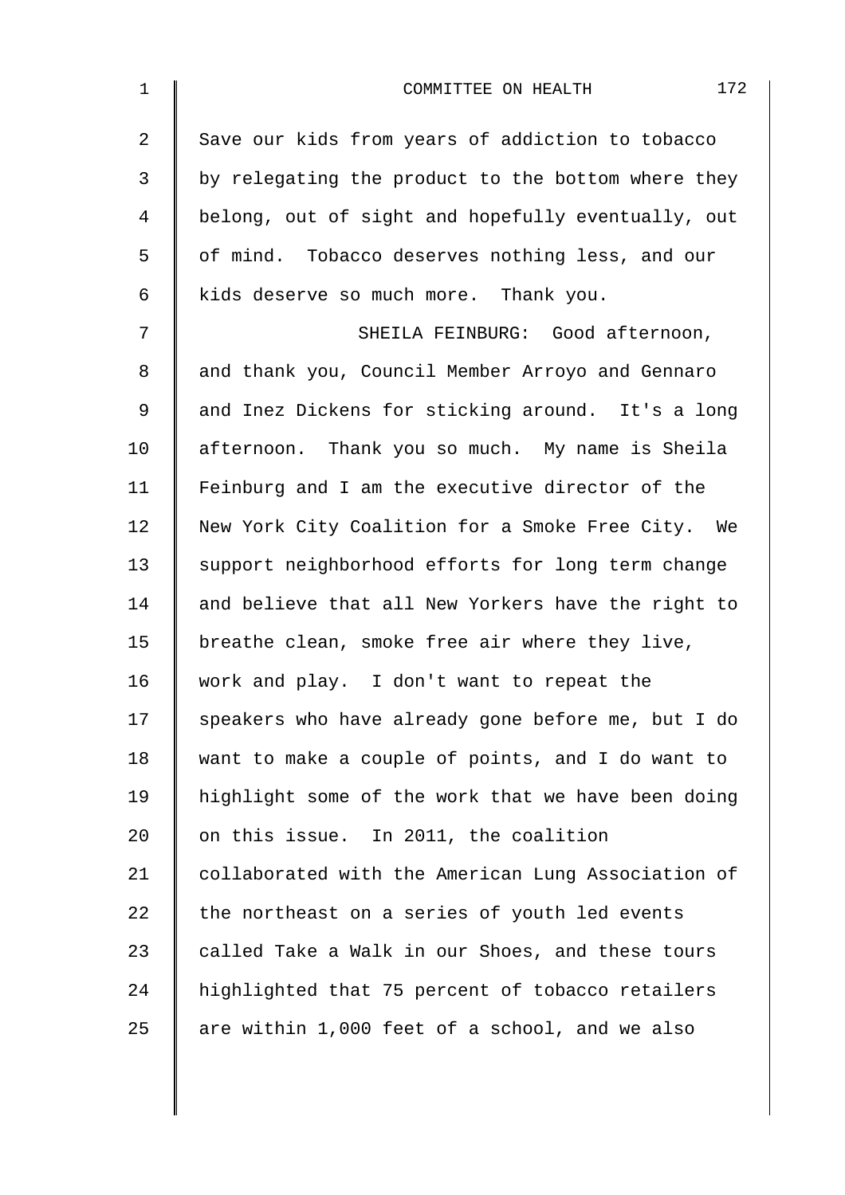Save our kids from years of addiction to tobacco by relegating the product to the bottom where they belong, out of sight and hopefully eventually, out of mind. Tobacco deserves nothing less, and our kids deserve so much more. Thank you.

SHEILA FEINBURG: Good afternoon, and thank you, Council Member Arroyo and Gennaro and Inez Dickens for sticking around. It's a long afternoon. Thank you so much. My name is Sheila Feinburg and I am the executive director of the New York City Coalition for a Smoke Free City. We support neighborhood efforts for long term change and believe that all New Yorkers have the right to breathe clean, smoke free air where they live, work and play. I don't want to repeat the speakers who have already gone before me, but I do want to make a couple of points, and I do want to highlight some of the work that we have been doing on this issue. In 2011, the coalition collaborated with the American Lung Association of the northeast on a series of youth led events called Take a Walk in our Shoes, and these tours highlighted that 75 percent of tobacco retailers are within 1,000 feet of a school, and we also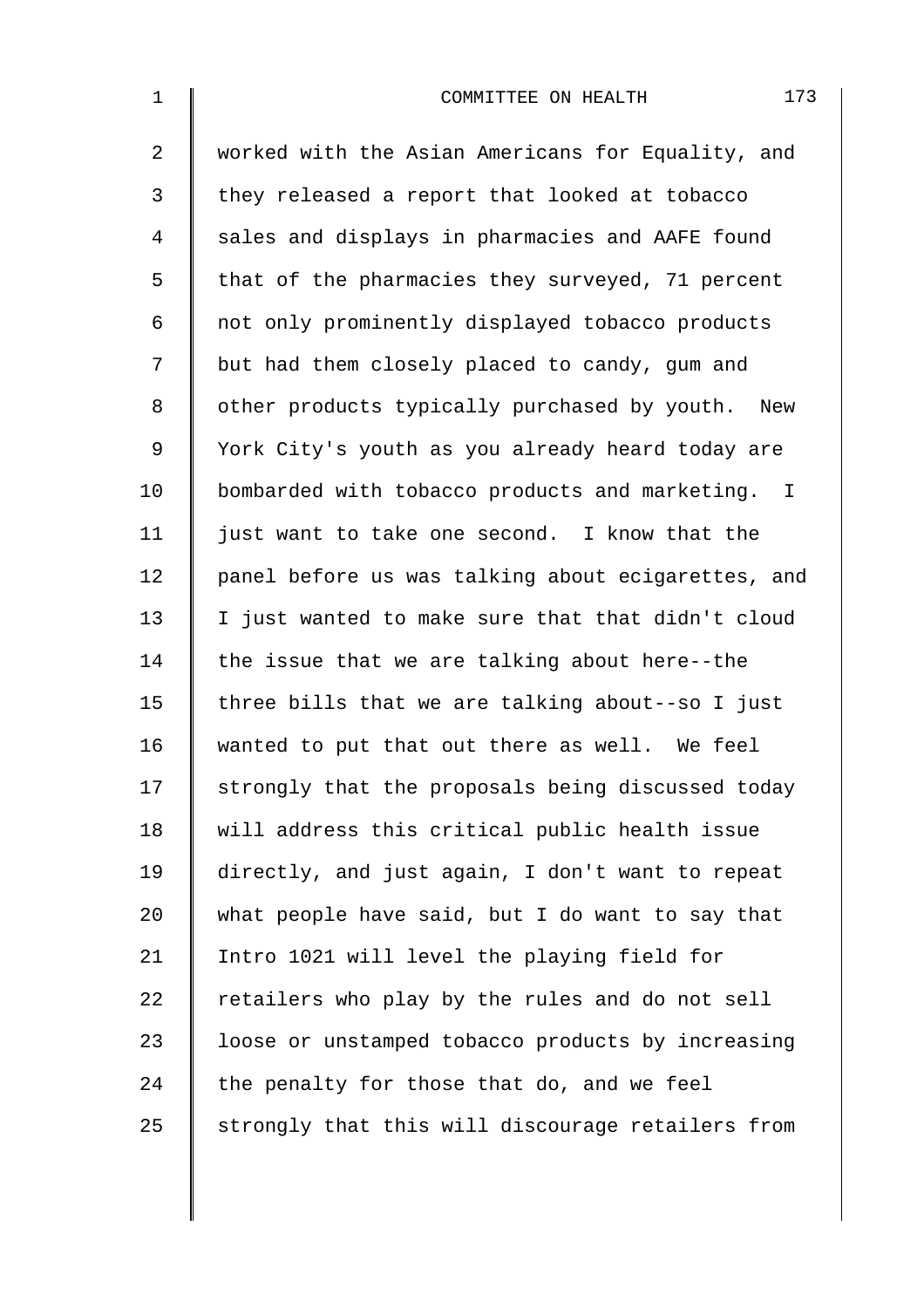worked with the Asian Americans for Equality, and they released a report that looked at tobacco sales and displays in pharmacies and AAFE found that of the pharmacies they surveyed, 71 percent not only prominently displayed tobacco products but had them closely placed to candy, gum and other products typically purchased by youth. New York City's youth as you already heard today are bombarded with tobacco products and marketing. I just want to take one second. I know that the panel before us was talking about ecigarettes, and I just wanted to make sure that that didn't cloud the issue that we are talking about here--the three bills that we are talking about--so I just wanted to put that out there as well. We feel strongly that the proposals being discussed today will address this critical public health issue directly, and just again, I don't want to repeat what people have said, but I do want to say that Intro 1021 will level the playing field for retailers who play by the rules and do not sell loose or unstamped tobacco products by increasing the penalty for those that do, and we feel strongly that this will discourage retailers from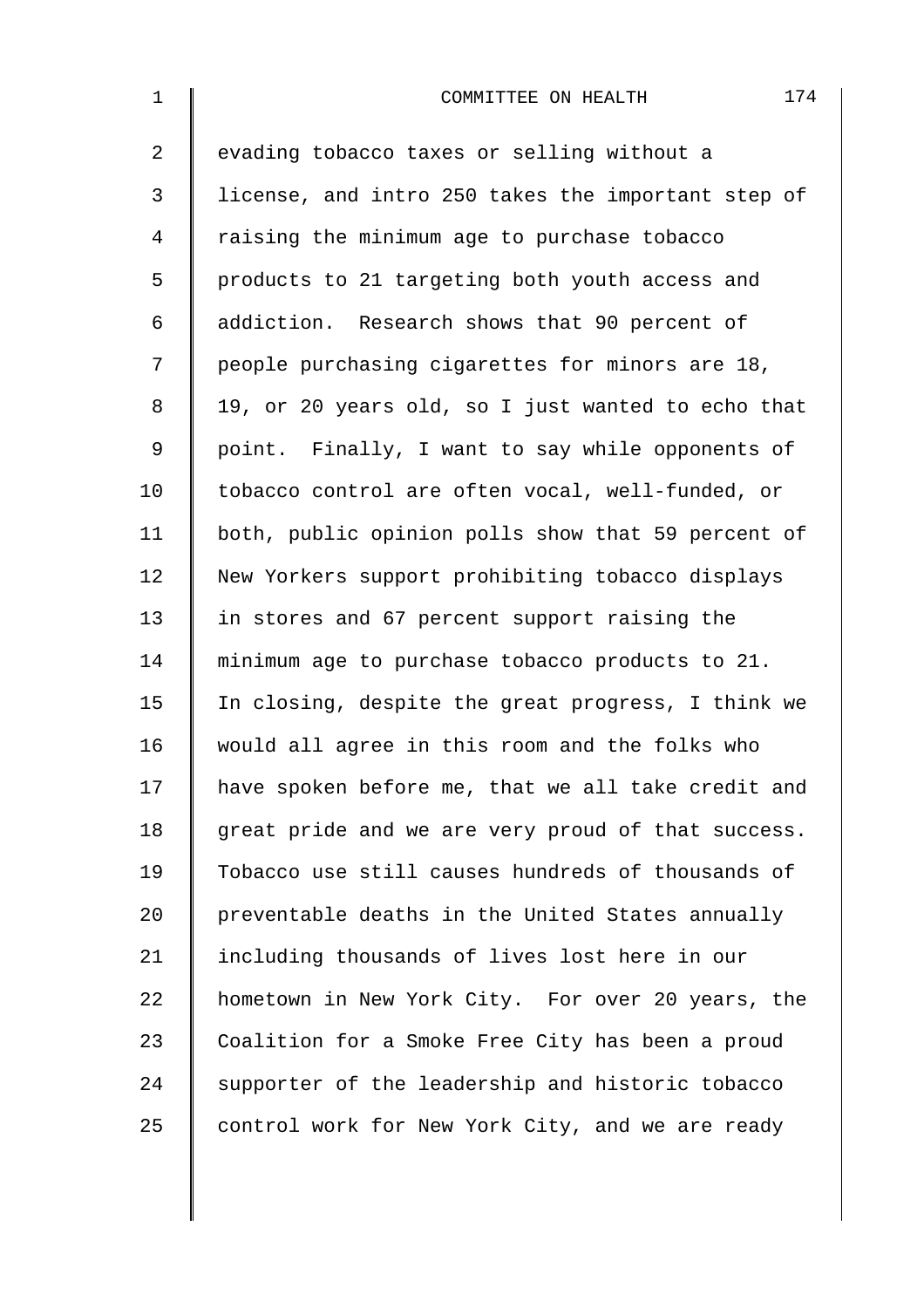evading tobacco taxes or selling without a license, and intro 250 takes the important step of raising the minimum age to purchase tobacco products to 21 targeting both youth access and addiction. Research shows that 90 percent of people purchasing cigarettes for minors are 18, 19, or 20 years old, so I just wanted to echo that point. Finally, I want to say while opponents of tobacco control are often vocal, well-funded, or both, public opinion polls show that 59 percent of New Yorkers support prohibiting tobacco displays in stores and 67 percent support raising the minimum age to purchase tobacco products to 21. In closing, despite the great progress, I think we would all agree in this room and the folks who have spoken before me, that we all take credit and great pride and we are very proud of that success. Tobacco use still causes hundreds of thousands of preventable deaths in the United States annually including thousands of lives lost here in our hometown in New York City. For over 20 years, the Coalition for a Smoke Free City has been a proud supporter of the leadership and historic tobacco control work for New York City, and we are ready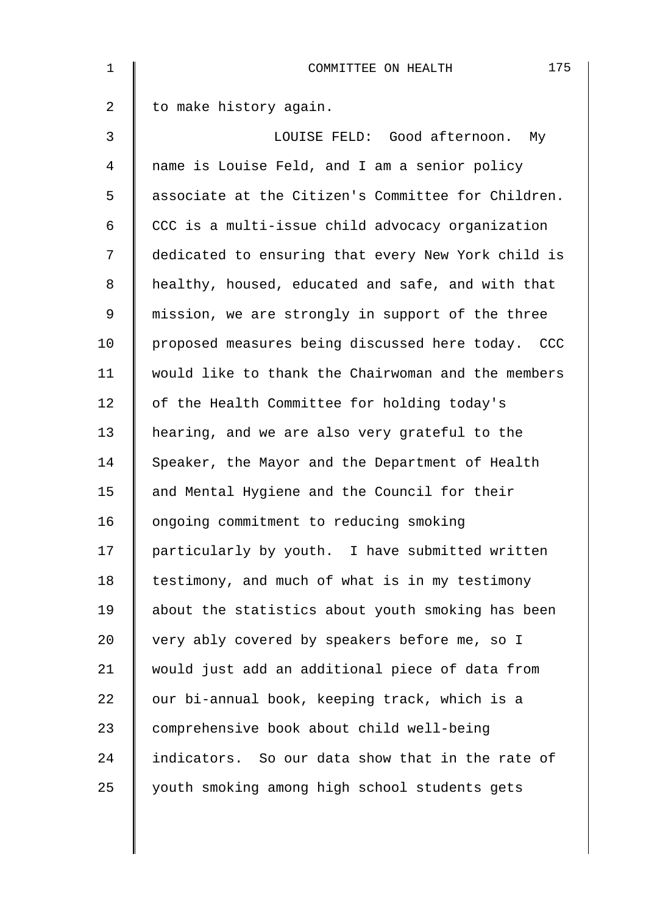to make history again.

LOUISE FELD: Good afternoon. My name is Louise Feld, and I am a senior policy associate at the Citizen's Committee for Children. CCC is a multi-issue child advocacy organization dedicated to ensuring that every New York child is healthy, housed, educated and safe, and with that mission, we are strongly in support of the three proposed measures being discussed here today. CCC would like to thank the Chairwoman and the members of the Health Committee for holding today's hearing, and we are also very grateful to the Speaker, the Mayor and the Department of Health and Mental Hygiene and the Council for their ongoing commitment to reducing smoking particularly by youth. I have submitted written testimony, and much of what is in my testimony about the statistics about youth smoking has been very ably covered by speakers before me, so I would just add an additional piece of data from our bi-annual book, keeping track, which is a comprehensive book about child well-being indicators. So our data show that in the rate of youth smoking among high school students gets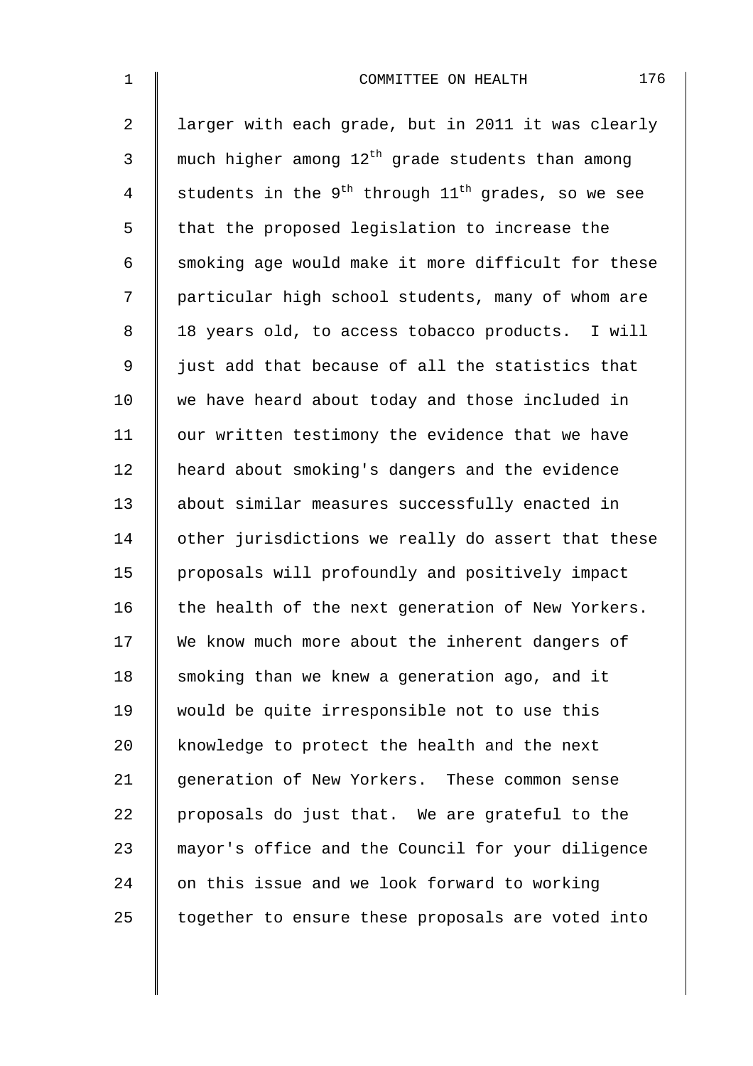larger with each grade, but in 2011 it was clearly much higher among $12^{th}$ grade students than among students in the $9^{th}$ through $11^{th}$ grades, so we see that the proposed legislation to increase the smoking age would make it more difficult for these particular high school students, many of whom are 18 years old, to access tobacco products. I will just add that because of all the statistics that we have heard about today and those included in our written testimony the evidence that we have heard about smoking's dangers and the evidence about similar measures successfully enacted in other jurisdictions we really do assert that these proposals will profoundly and positively impact the health of the next generation of New Yorkers. We know much more about the inherent dangers of smoking than we knew a generation ago, and it would be quite irresponsible not to use this knowledge to protect the health and the next generation of New Yorkers. These common sense proposals do just that. We are grateful to the mayor's office and the Council for your diligence on this issue and we look forward to working together to ensure these proposals are voted into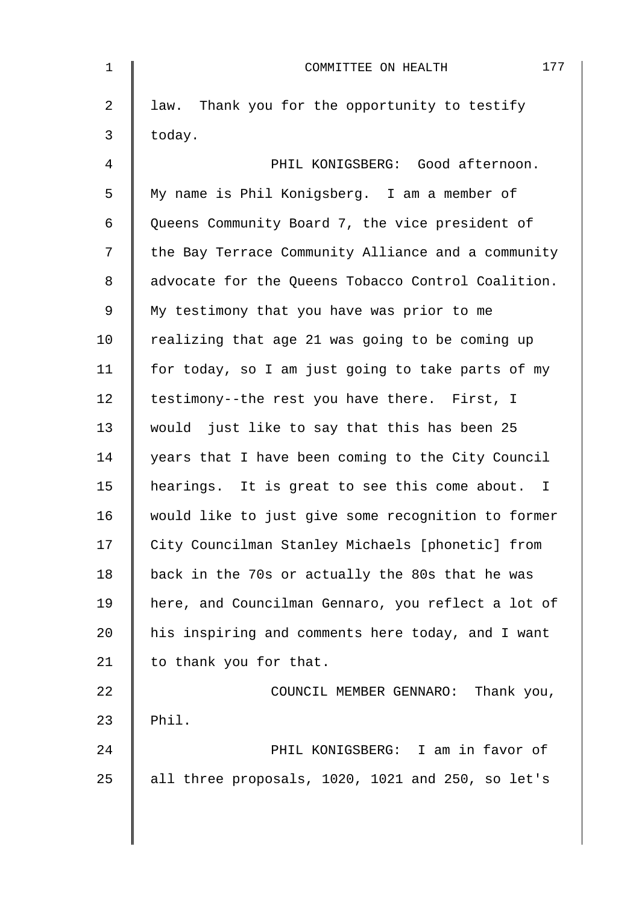law. Thank you for the opportunity to testify today.

PHIL KONIGSBERG: Good afternoon. My name is Phil Konigsberg. I am a member of Queens Community Board 7, the vice president of the Bay Terrace Community Alliance and a community advocate for the Queens Tobacco Control Coalition. My testimony that you have was prior to me realizing that age 21 was going to be coming up for today, so I am just going to take parts of my testimony--the rest you have there. First, I would just like to say that this has been 25 years that I have been coming to the City Council hearings. It is great to see this come about. I would like to just give some recognition to former City Councilman Stanley Michaels [phonetic] from back in the 70s or actually the 80s that he was here, and Councilman Gennaro, you reflect a lot of his inspiring and comments here today, and I want to thank you for that.

COUNCIL MEMBER GENNARO: Thank you, Phil.

PHIL KONIGSBERG: I am in favor of all three proposals, 1020, 1021 and 250, so let's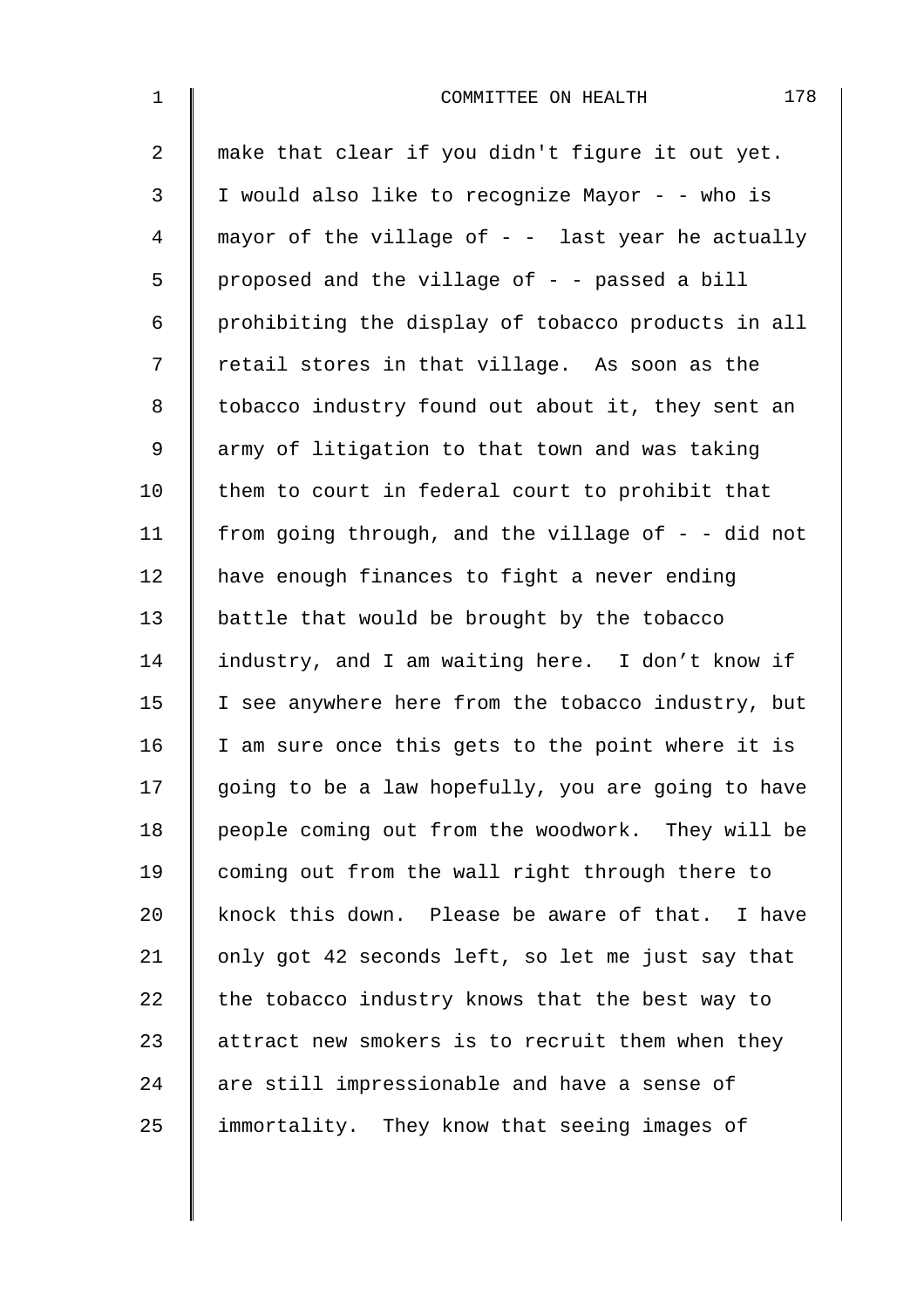make that clear if you didn't figure it out yet. I would also like to recognize Mayor - - who is mayor of the village of - - last year he actually proposed and the village of - - passed a bill prohibiting the display of tobacco products in all retail stores in that village. As soon as the tobacco industry found out about it, they sent an army of litigation to that town and was taking them to court in federal court to prohibit that from going through, and the village of - - did not have enough finances to fight a never ending battle that would be brought by the tobacco industry, and I am waiting here. I don't know if I see anywhere here from the tobacco industry, but I am sure once this gets to the point where it is going to be a law hopefully, you are going to have people coming out from the woodwork. They will be coming out from the wall right through there to knock this down. Please be aware of that. I have only got 42 seconds left, so let me just say that the tobacco industry knows that the best way to attract new smokers is to recruit them when they are still impressionable and have a sense of immortality. They know that seeing images of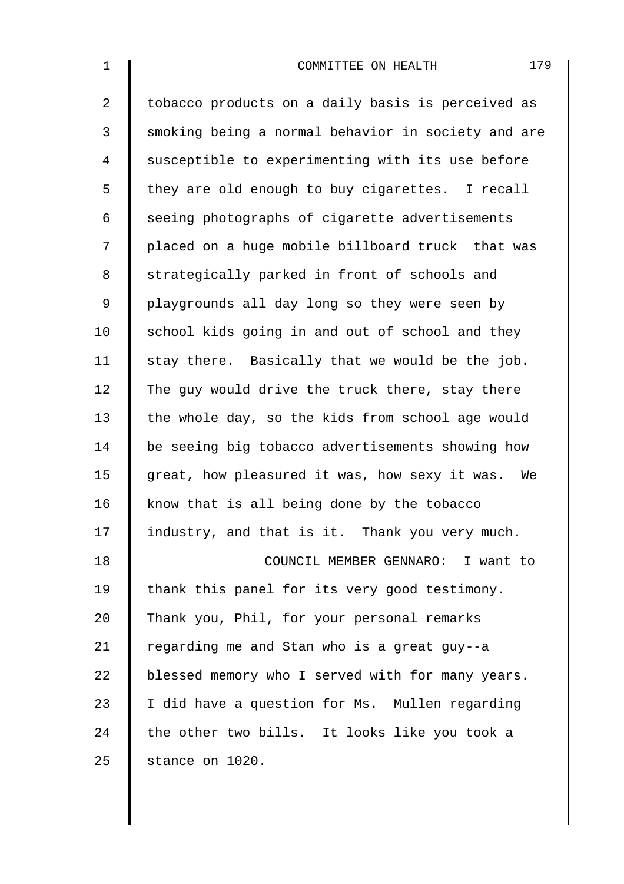tobacco products on a daily basis is perceived as smoking being a normal behavior in society and are susceptible to experimenting with its use before they are old enough to buy cigarettes. I recall seeing photographs of cigarette advertisements placed on a huge mobile billboard truck that was strategically parked in front of schools and playgrounds all day long so they were seen by school kids going in and out of school and they stay there. Basically that we would be the job. The guy would drive the truck there, stay there the whole day, so the kids from school age would be seeing big tobacco advertisements showing how great, how pleasured it was, how sexy it was. We know that is all being done by the tobacco industry, and that is it. Thank you very much.

COUNCIL MEMBER GENNARO: I want to thank this panel for its very good testimony. Thank you, Phil, for your personal remarks regarding me and Stan who is a great guy--a blessed memory who I served with for many years. I did have a question for Ms. Mullen regarding the other two bills. It looks like you took a stance on 1020.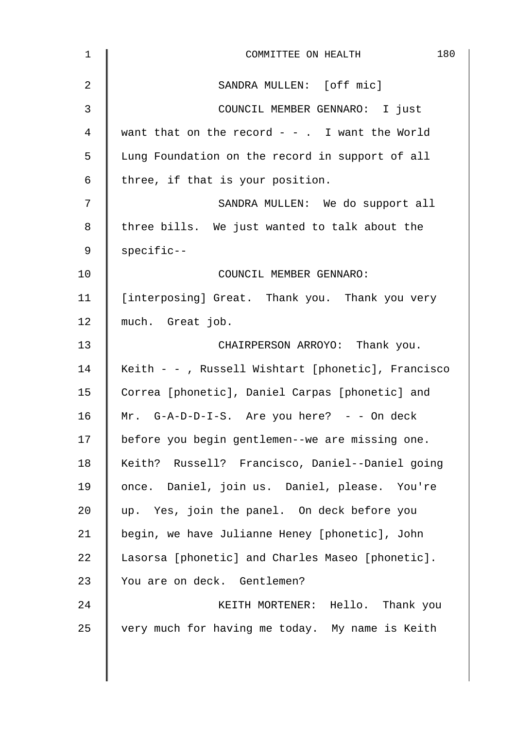SANDRA MULLEN: [off mic]

COUNCIL MEMBER GENNARO: I just want that on the record - - . I want the World Lung Foundation on the record in support of all three, if that is your position.

SANDRA MULLEN: We do support all three bills. We just wanted to talk about the specific--

COUNCIL MEMBER GENNARO: [interposing] Great. Thank you. Thank you very much. Great job.

CHAIRPERSON ARROYO: Thank you. Keith - - , Russell Wishtart [phonetic], Francisco Correa [phonetic], Daniel Carpas [phonetic] and Mr. G-A-D-D-I-S. Are you here? - - On deck before you begin gentlemen--we are missing one. Keith? Russell? Francisco, Daniel--Daniel going once. Daniel, join us. Daniel, please. You're up. Yes, join the panel. On deck before you begin, we have Julianne Heney [phonetic], John Lasorsa [phonetic] and Charles Maseo [phonetic]. You are on deck. Gentlemen?

KEITH MORTENER: Hello. Thank you very much for having me today. My name is Keith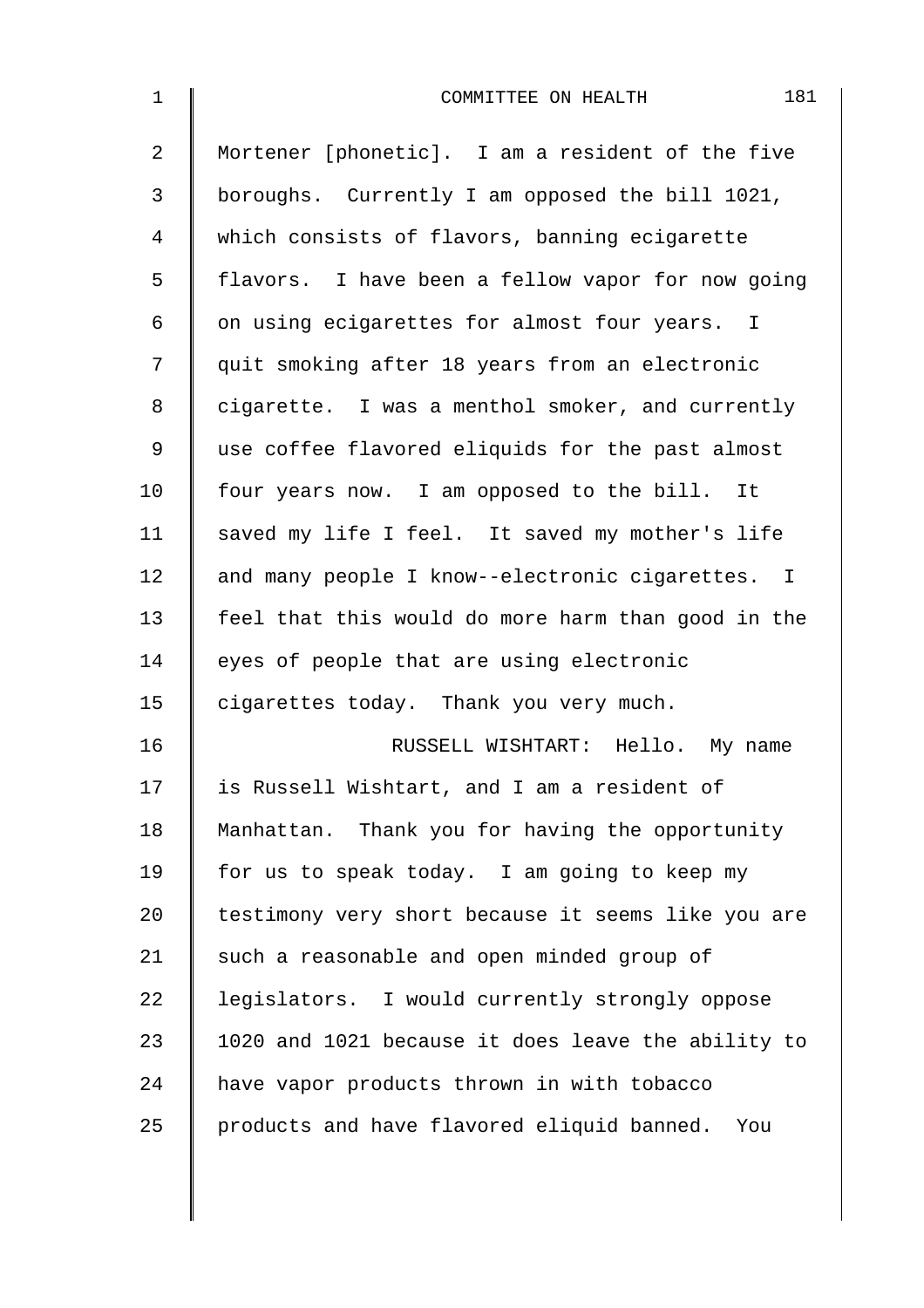Mortener [phonetic]. I am a resident of the five boroughs. Currently I am opposed the bill 1021, which consists of flavors, banning ecigarette flavors. I have been a fellow vapor for now going on using ecigarettes for almost four years. I quit smoking after 18 years from an electronic cigarette. I was a menthol smoker, and currently use coffee flavored eliquids for the past almost four years now. I am opposed to the bill. It saved my life I feel. It saved my mother's life and many people I know--electronic cigarettes. I feel that this would do more harm than good in the eyes of people that are using electronic cigarettes today. Thank you very much.

RUSSELL WISHTART: Hello. My name is Russell Wishtart, and I am a resident of Manhattan. Thank you for having the opportunity for us to speak today. I am going to keep my testimony very short because it seems like you are such a reasonable and open minded group of legislators. I would currently strongly oppose 1020 and 1021 because it does leave the ability to have vapor products thrown in with tobacco products and have flavored eliquid banned. You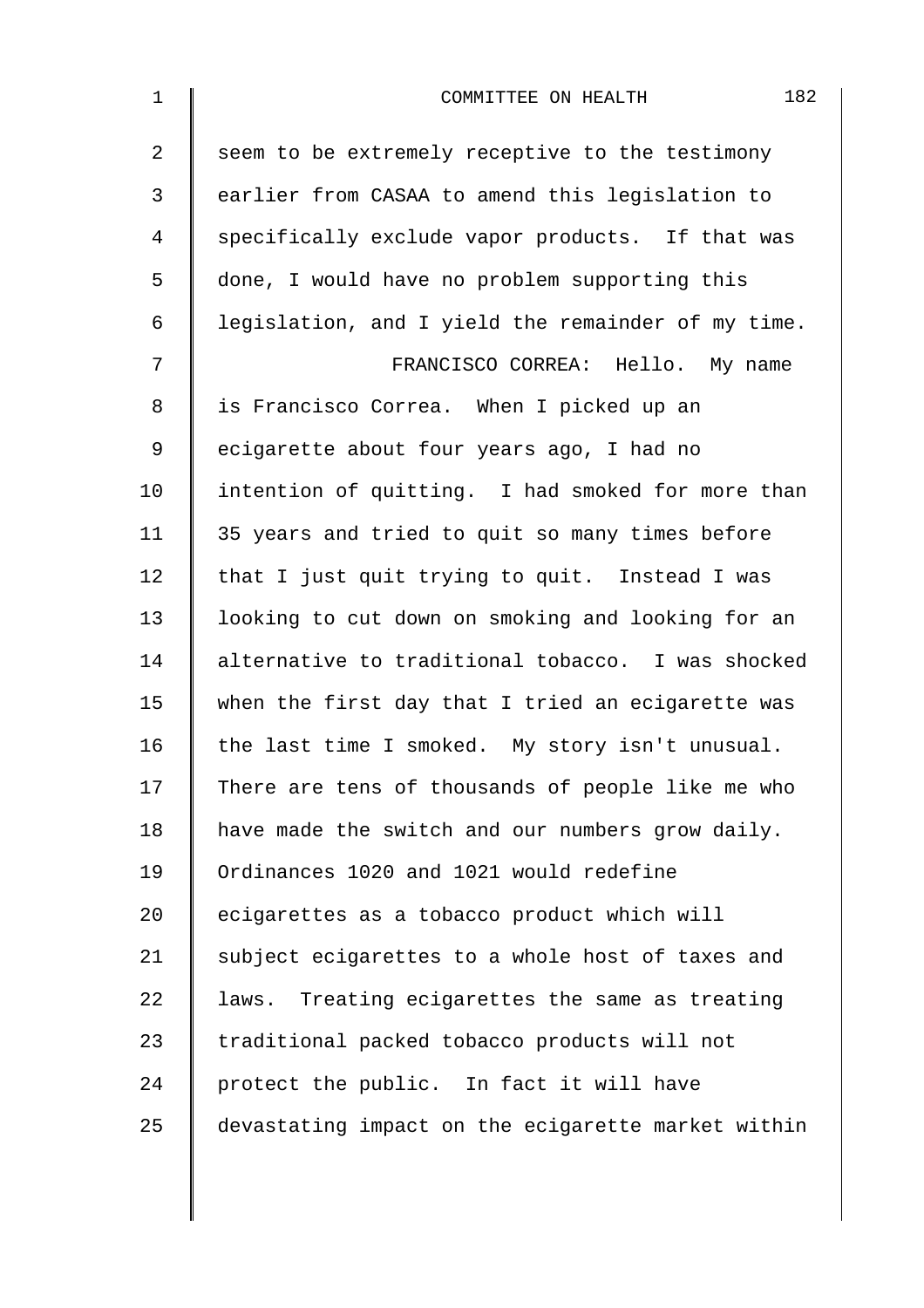seem to be extremely receptive to the testimony earlier from CASAA to amend this legislation to specifically exclude vapor products. If that was done, I would have no problem supporting this legislation, and I yield the remainder of my time.

FRANCISCO CORREA: Hello. My name is Francisco Correa. When I picked up an ecigarette about four years ago, I had no intention of quitting. I had smoked for more than 35 years and tried to quit so many times before that I just quit trying to quit. Instead I was looking to cut down on smoking and looking for an alternative to traditional tobacco. I was shocked when the first day that I tried an ecigarette was the last time I smoked. My story isn't unusual. There are tens of thousands of people like me who have made the switch and our numbers grow daily. Ordinances 1020 and 1021 would redefine ecigarettes as a tobacco product which will subject ecigarettes to a whole host of taxes and laws. Treating ecigarettes the same as treating traditional packed tobacco products will not protect the public. In fact it will have devastating impact on the ecigarette market within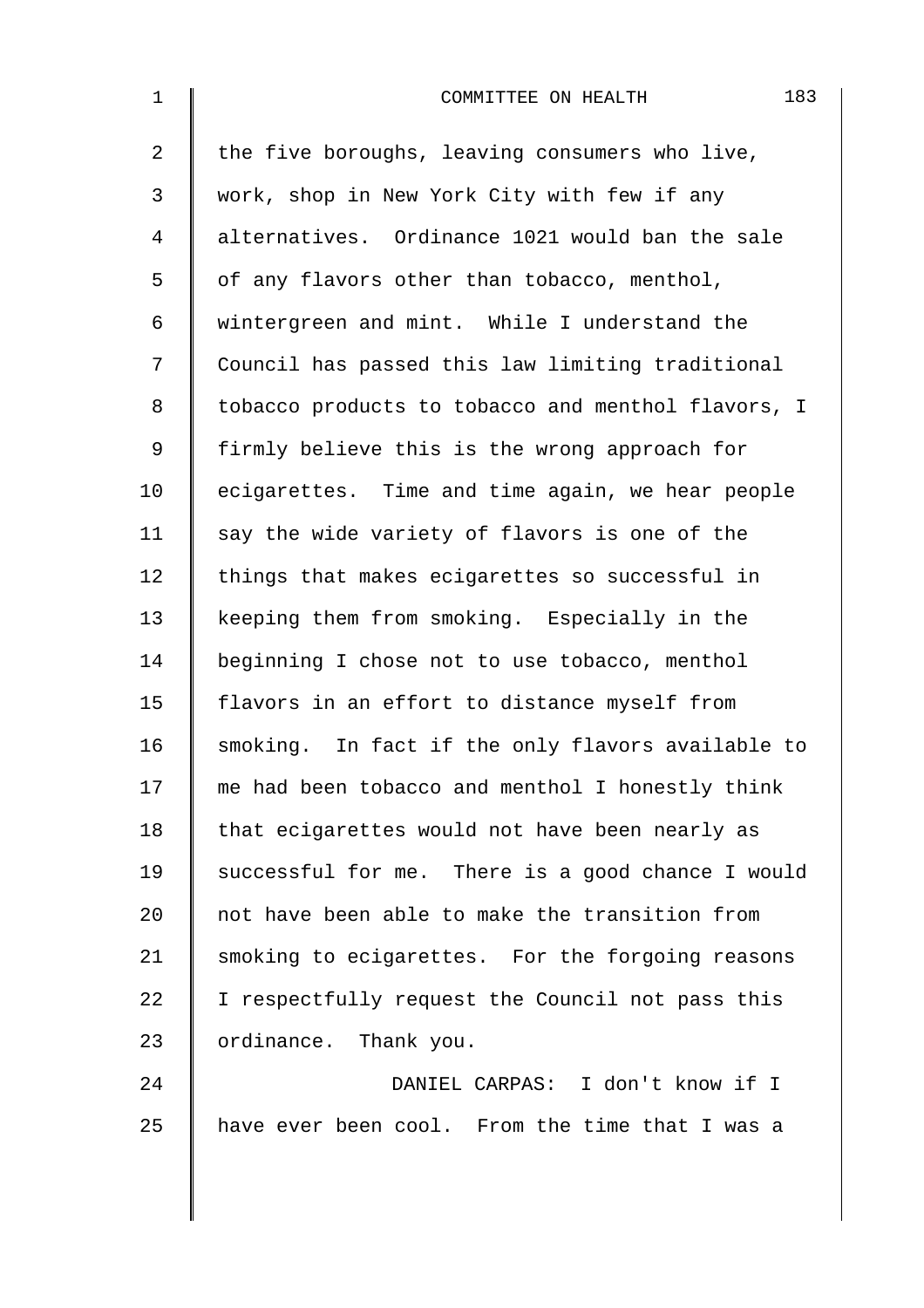the five boroughs, leaving consumers who live, work, shop in New York City with few if any alternatives. Ordinance 1021 would ban the sale of any flavors other than tobacco, menthol, wintergreen and mint. While I understand the Council has passed this law limiting traditional tobacco products to tobacco and menthol flavors, I firmly believe this is the wrong approach for ecigarettes. Time and time again, we hear people say the wide variety of flavors is one of the things that makes ecigarettes so successful in keeping them from smoking. Especially in the beginning I chose not to use tobacco, menthol flavors in an effort to distance myself from smoking. In fact if the only flavors available to me had been tobacco and menthol I honestly think that ecigarettes would not have been nearly as successful for me. There is a good chance I would not have been able to make the transition from smoking to ecigarettes. For the forgoing reasons I respectfully request the Council not pass this ordinance. Thank you.

DANIEL CARPAS: I don't know if I have ever been cool. From the time that I was a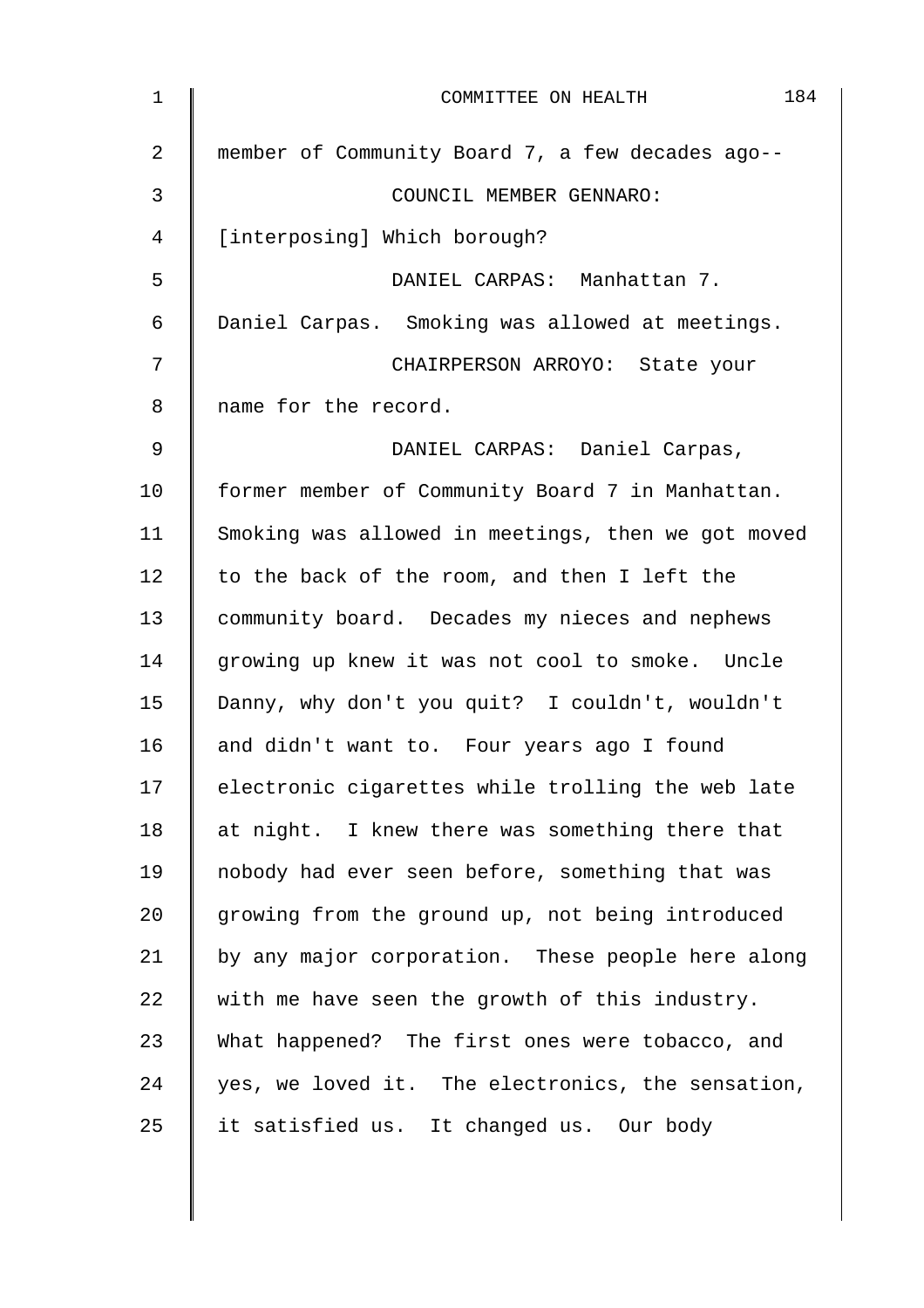member of Community Board 7, a few decades ago--

COUNCIL MEMBER GENNARO: [interposing] Which borough?

DANIEL CARPAS: Manhattan 7. Daniel Carpas. Smoking was allowed at meetings.

CHAIRPERSON ARROYO: State your name for the record.

DANIEL CARPAS: Daniel Carpas, former member of Community Board 7 in Manhattan. Smoking was allowed in meetings, then we got moved to the back of the room, and then I left the community board. Decades my nieces and nephews growing up knew it was not cool to smoke. Uncle Danny, why don't you quit? I couldn't, wouldn't and didn't want to. Four years ago I found electronic cigarettes while trolling the web late at night. I knew there was something there that nobody had ever seen before, something that was growing from the ground up, not being introduced by any major corporation. These people here along with me have seen the growth of this industry. What happened? The first ones were tobacco, and yes, we loved it. The electronics, the sensation, it satisfied us. It changed us. Our body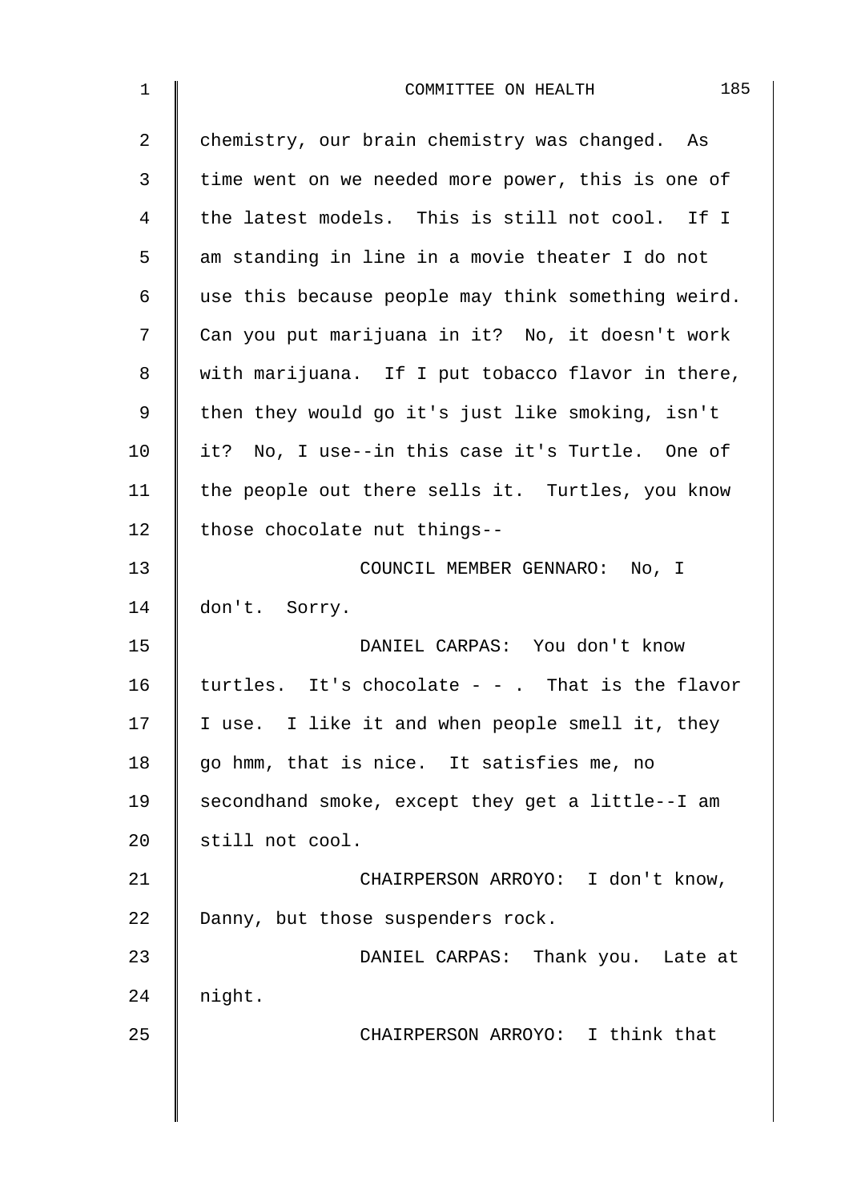chemistry, our brain chemistry was changed. As time went on we needed more power, this is one of the latest models. This is still not cool. If I am standing in line in a movie theater I do not use this because people may think something weird. Can you put marijuana in it? No, it doesn't work with marijuana. If I put tobacco flavor in there, then they would go it's just like smoking, isn't it? No, I use--in this case it's Turtle. One of the people out there sells it. Turtles, you know those chocolate nut things--

COUNCIL MEMBER GENNARO: No, I don't. Sorry.

DANIEL CARPAS: You don't know turtles. It's chocolate - - . That is the flavor I use. I like it and when people smell it, they go hmm, that is nice. It satisfies me, no secondhand smoke, except they get a little--I am still not cool.

CHAIRPERSON ARROYO: I don't know, Danny, but those suspenders rock.

DANIEL CARPAS: Thank you. Late at night.

CHAIRPERSON ARROYO: I think that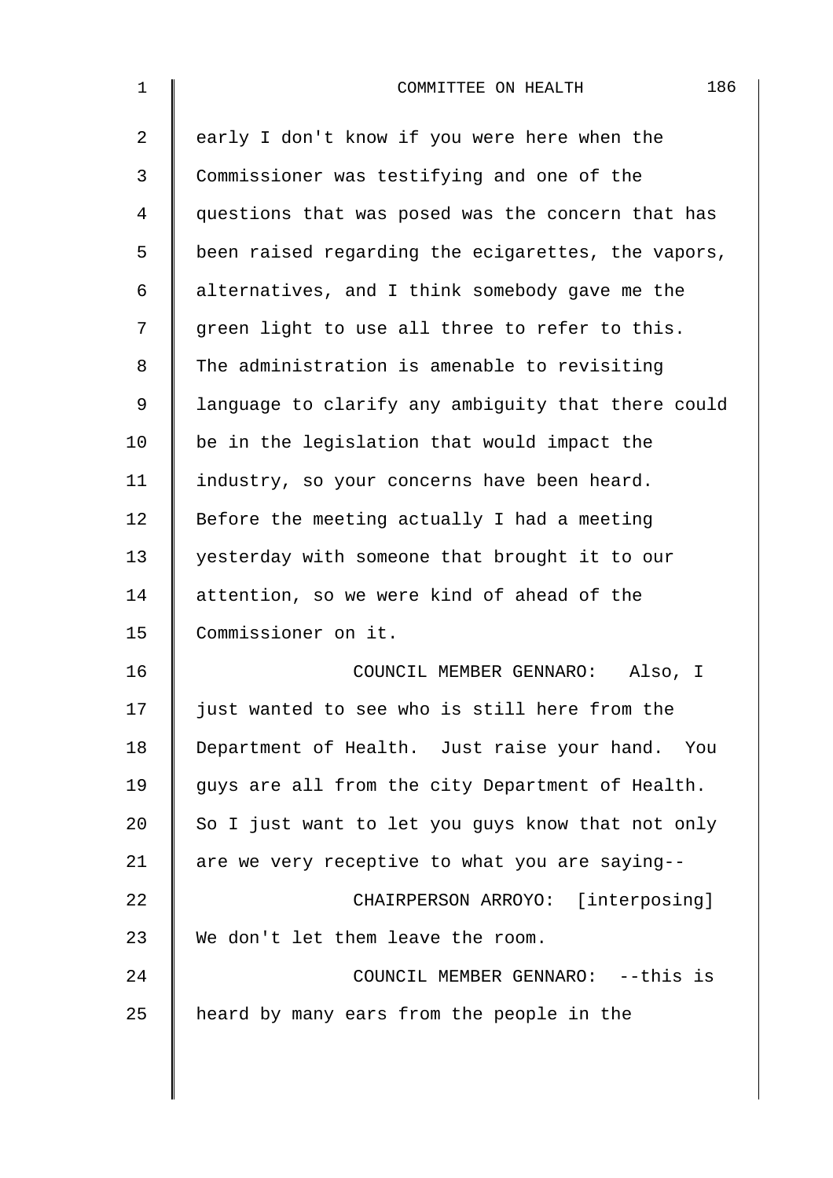early I don't know if you were here when the Commissioner was testifying and one of the questions that was posed was the concern that has been raised regarding the ecigarettes, the vapors, alternatives, and I think somebody gave me the green light to use all three to refer to this. The administration is amenable to revisiting language to clarify any ambiguity that there could be in the legislation that would impact the industry, so your concerns have been heard. Before the meeting actually I had a meeting yesterday with someone that brought it to our attention, so we were kind of ahead of the Commissioner on it.

COUNCIL MEMBER GENNARO: Also, I just wanted to see who is still here from the Department of Health. Just raise your hand. You guys are all from the city Department of Health. So I just want to let you guys know that not only are we very receptive to what you are saying--

CHAIRPERSON ARROYO: [interposing] We don't let them leave the room.

COUNCIL MEMBER GENNARO: --this is heard by many ears from the people in the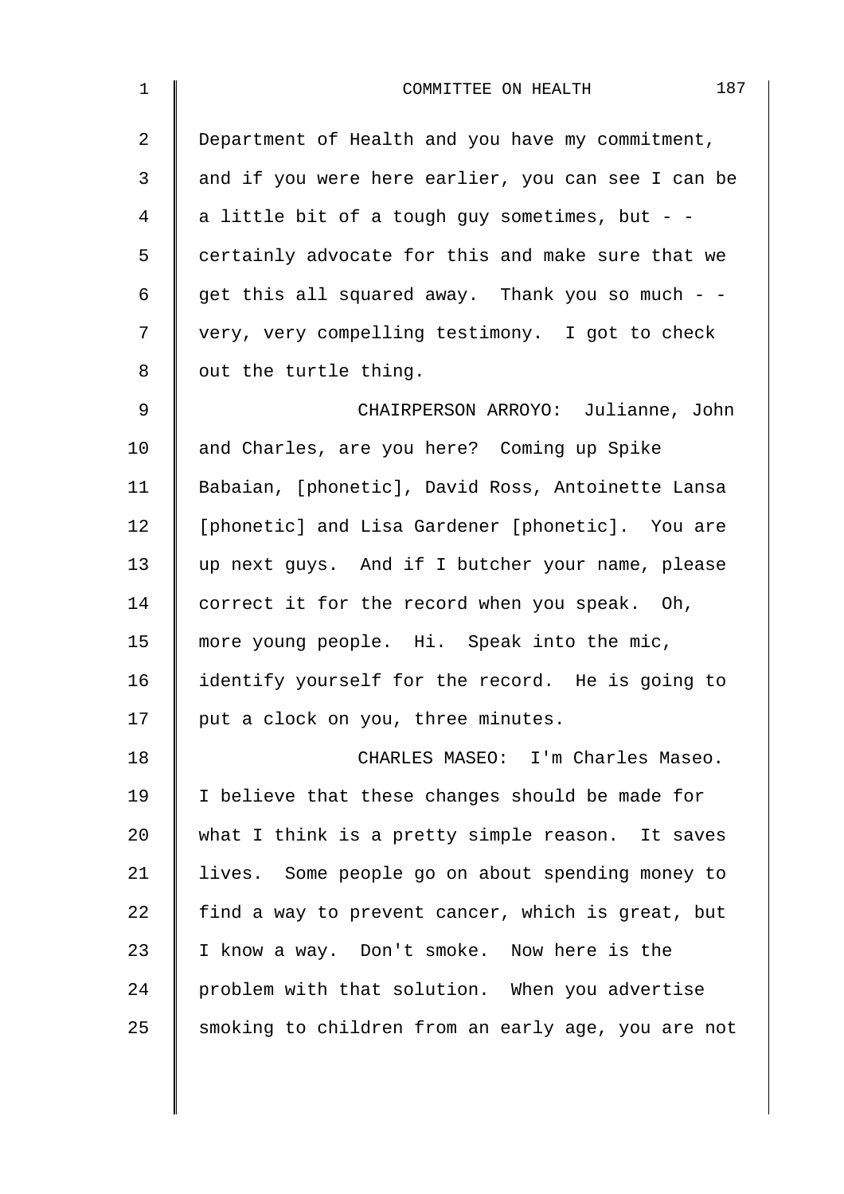Department of Health and you have my commitment, and if you were here earlier, you can see I can be a little bit of a tough guy sometimes, but - - certainly advocate for this and make sure that we get this all squared away. Thank you so much - - very, very compelling testimony. I got to check out the turtle thing.

CHAIRPERSON ARROYO: Julianne, John and Charles, are you here? Coming up Spike Babaian, [phonetic], David Ross, Antoinette Lansa [phonetic] and Lisa Gardener [phonetic]. You are up next guys. And if I butcher your name, please correct it for the record when you speak. Oh, more young people. Hi. Speak into the mic, identify yourself for the record. He is going to put a clock on you, three minutes.

CHARLES MASEO: I'm Charles Maseo. I believe that these changes should be made for what I think is a pretty simple reason. It saves lives. Some people go on about spending money to find a way to prevent cancer, which is great, but I know a way. Don't smoke. Now here is the problem with that solution. When you advertise smoking to children from an early age, you are not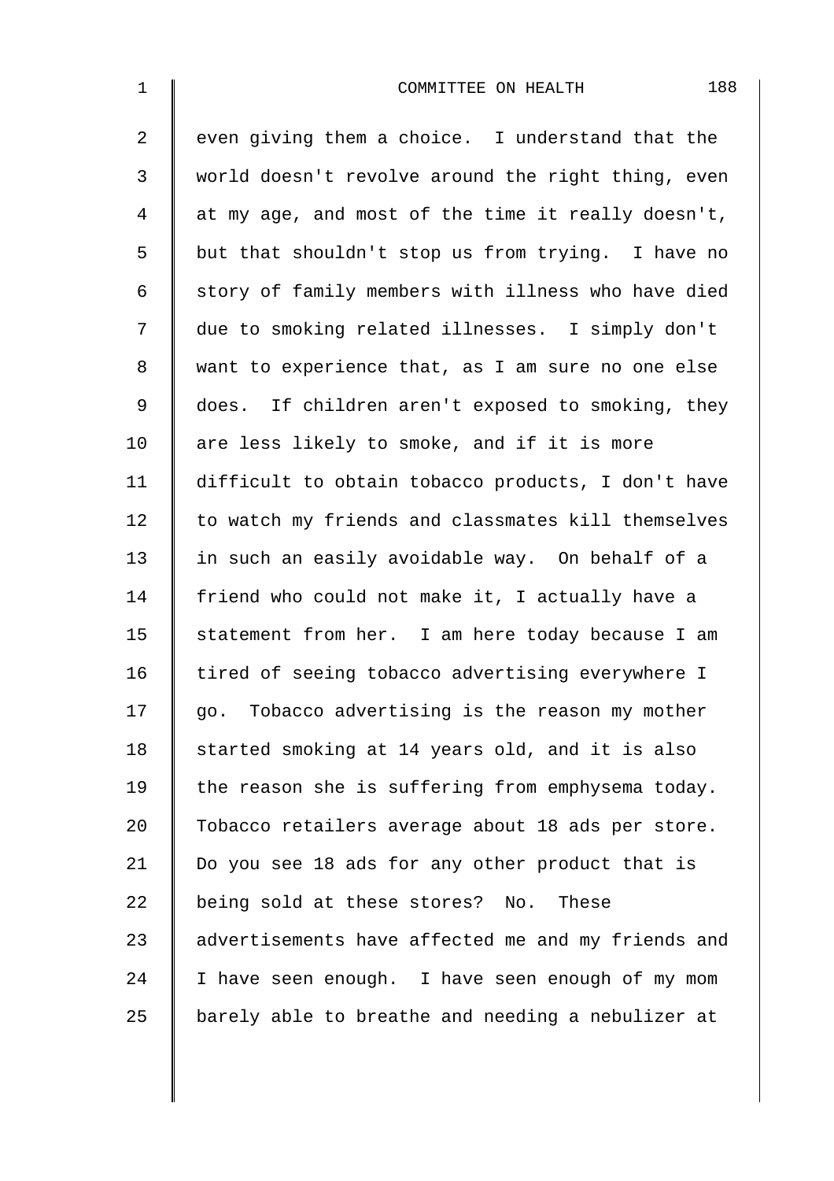even giving them a choice. I understand that the world doesn't revolve around the right thing, even at my age, and most of the time it really doesn't, but that shouldn't stop us from trying. I have no story of family members with illness who have died due to smoking related illnesses. I simply don't want to experience that, as I am sure no one else does. If children aren't exposed to smoking, they are less likely to smoke, and if it is more difficult to obtain tobacco products, I don't have to watch my friends and classmates kill themselves in such an easily avoidable way. On behalf of a friend who could not make it, I actually have a statement from her. I am here today because I am tired of seeing tobacco advertising everywhere I go. Tobacco advertising is the reason my mother started smoking at 14 years old, and it is also the reason she is suffering from emphysema today. Tobacco retailers average about 18 ads per store. Do you see 18 ads for any other product that is being sold at these stores? No. These advertisements have affected me and my friends and I have seen enough. I have seen enough of my mom barely able to breathe and needing a nebulizer at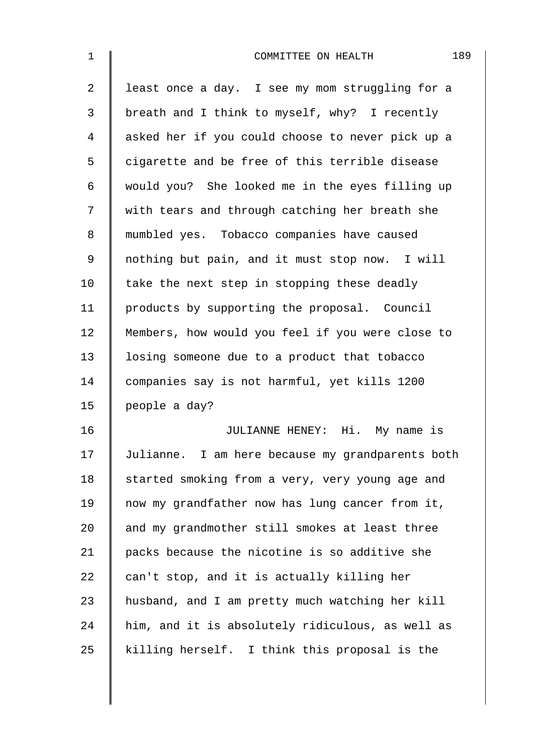least once a day. I see my mom struggling for a breath and I think to myself, why? I recently asked her if you could choose to never pick up a cigarette and be free of this terrible disease would you? She looked me in the eyes filling up with tears and through catching her breath she mumbled yes. Tobacco companies have caused nothing but pain, and it must stop now. I will take the next step in stopping these deadly products by supporting the proposal. Council Members, how would you feel if you were close to losing someone due to a product that tobacco companies say is not harmful, yet kills 1200 people a day?

JULIANNE HENEY: Hi. My name is Julianne. I am here because my grandparents both started smoking from a very, very young age and now my grandfather now has lung cancer from it, and my grandmother still smokes at least three packs because the nicotine is so additive she can't stop, and it is actually killing her husband, and I am pretty much watching her kill him, and it is absolutely ridiculous, as well as killing herself. I think this proposal is the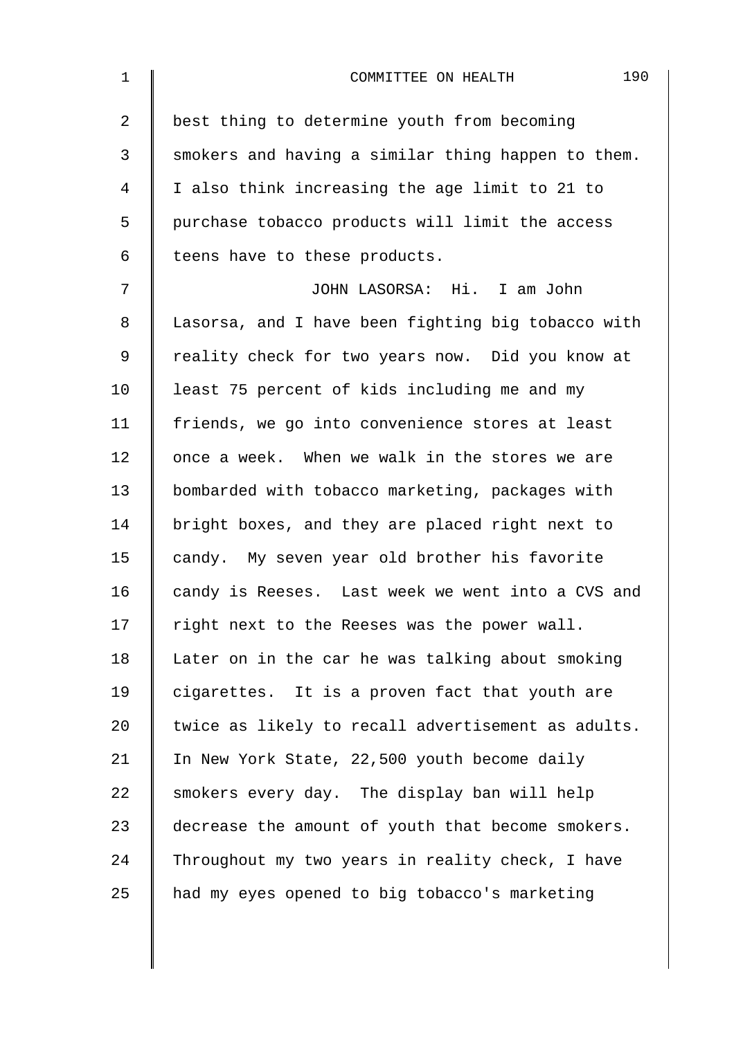best thing to determine youth from becoming smokers and having a similar thing happen to them. I also think increasing the age limit to 21 to purchase tobacco products will limit the access teens have to these products.

JOHN LASORSA: Hi. I am John Lasorsa, and I have been fighting big tobacco with reality check for two years now. Did you know at least 75 percent of kids including me and my friends, we go into convenience stores at least once a week. When we walk in the stores we are bombarded with tobacco marketing, packages with bright boxes, and they are placed right next to candy. My seven year old brother his favorite candy is Reeses. Last week we went into a CVS and right next to the Reeses was the power wall. Later on in the car he was talking about smoking cigarettes. It is a proven fact that youth are twice as likely to recall advertisement as adults. In New York State, 22,500 youth become daily smokers every day. The display ban will help decrease the amount of youth that become smokers. Throughout my two years in reality check, I have had my eyes opened to big tobacco's marketing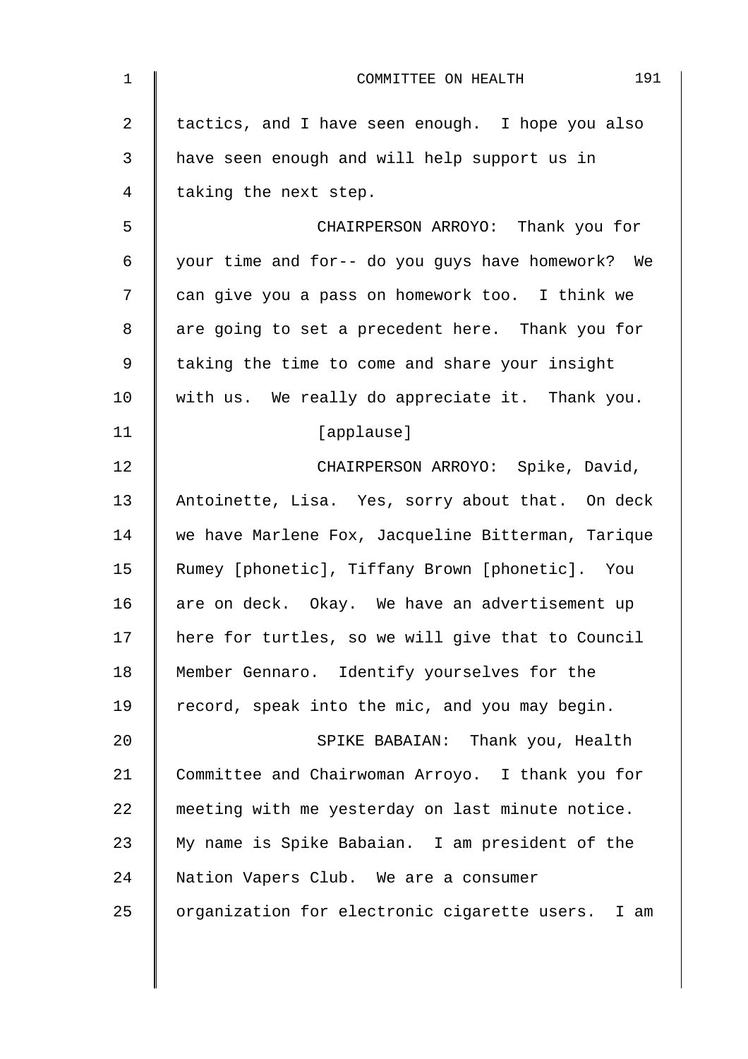tactics, and I have seen enough. I hope you also have seen enough and will help support us in taking the next step.

CHAIRPERSON ARROYO: Thank you for your time and for-- do you guys have homework? We can give you a pass on homework too. I think we are going to set a precedent here. Thank you for taking the time to come and share your insight with us. We really do appreciate it. Thank you.

[applause]

CHAIRPERSON ARROYO: Spike, David, Antoinette, Lisa. Yes, sorry about that. On deck we have Marlene Fox, Jacqueline Bitterman, Tarique Rumey [phonetic], Tiffany Brown [phonetic]. You are on deck. Okay. We have an advertisement up here for turtles, so we will give that to Council Member Gennaro. Identify yourselves for the record, speak into the mic, and you may begin.

SPIKE BABAIAN: Thank you, Health Committee and Chairwoman Arroyo. I thank you for meeting with me yesterday on last minute notice. My name is Spike Babaian. I am president of the Nation Vapers Club. We are a consumer organization for electronic cigarette users. I am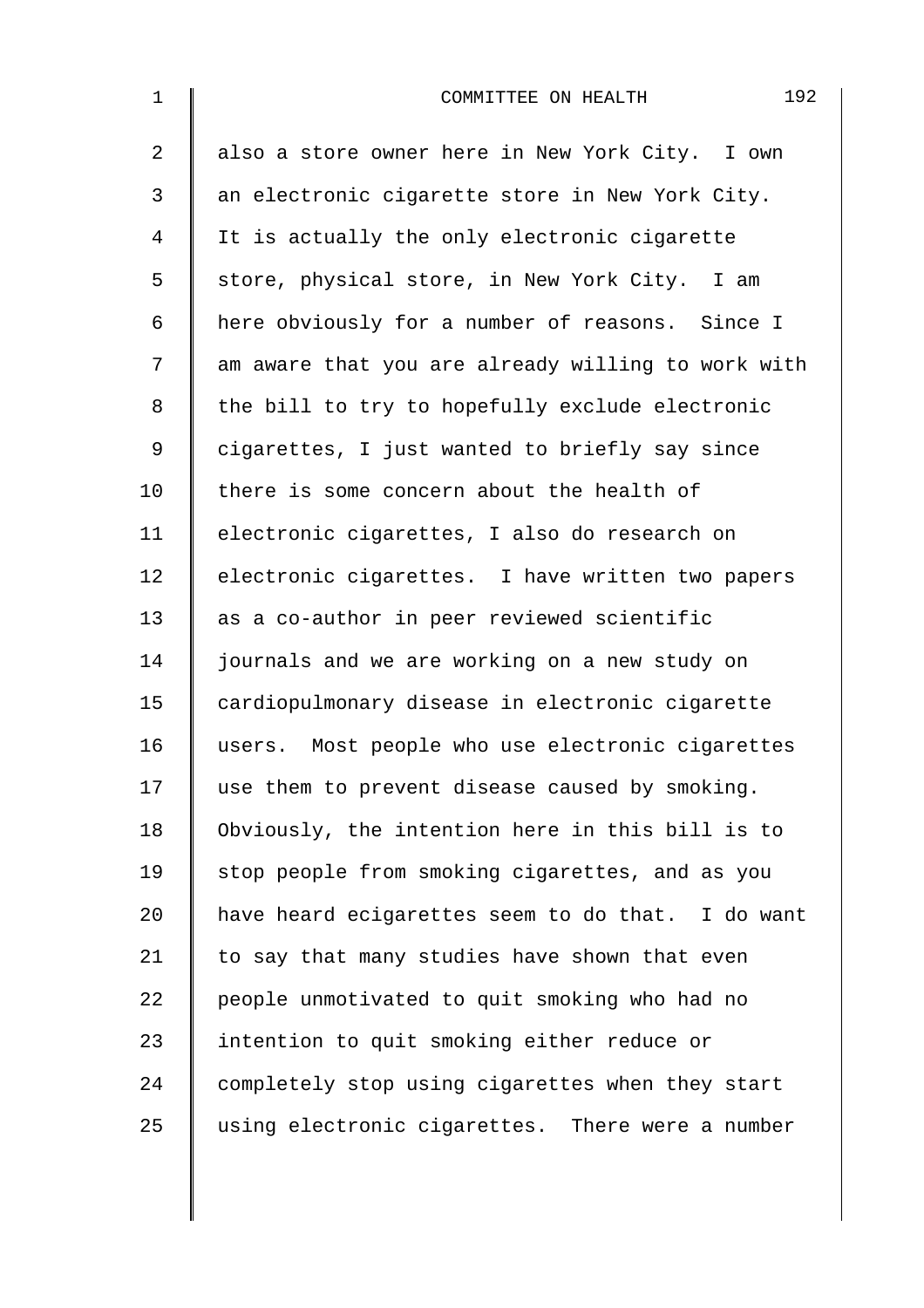also a store owner here in New York City. I own an electronic cigarette store in New York City. It is actually the only electronic cigarette store, physical store, in New York City. I am here obviously for a number of reasons. Since I am aware that you are already willing to work with the bill to try to hopefully exclude electronic cigarettes, I just wanted to briefly say since there is some concern about the health of electronic cigarettes, I also do research on electronic cigarettes. I have written two papers as a co-author in peer reviewed scientific journals and we are working on a new study on cardiopulmonary disease in electronic cigarette users. Most people who use electronic cigarettes use them to prevent disease caused by smoking. Obviously, the intention here in this bill is to stop people from smoking cigarettes, and as you have heard ecigarettes seem to do that. I do want to say that many studies have shown that even people unmotivated to quit smoking who had no intention to quit smoking either reduce or completely stop using cigarettes when they start using electronic cigarettes. There were a number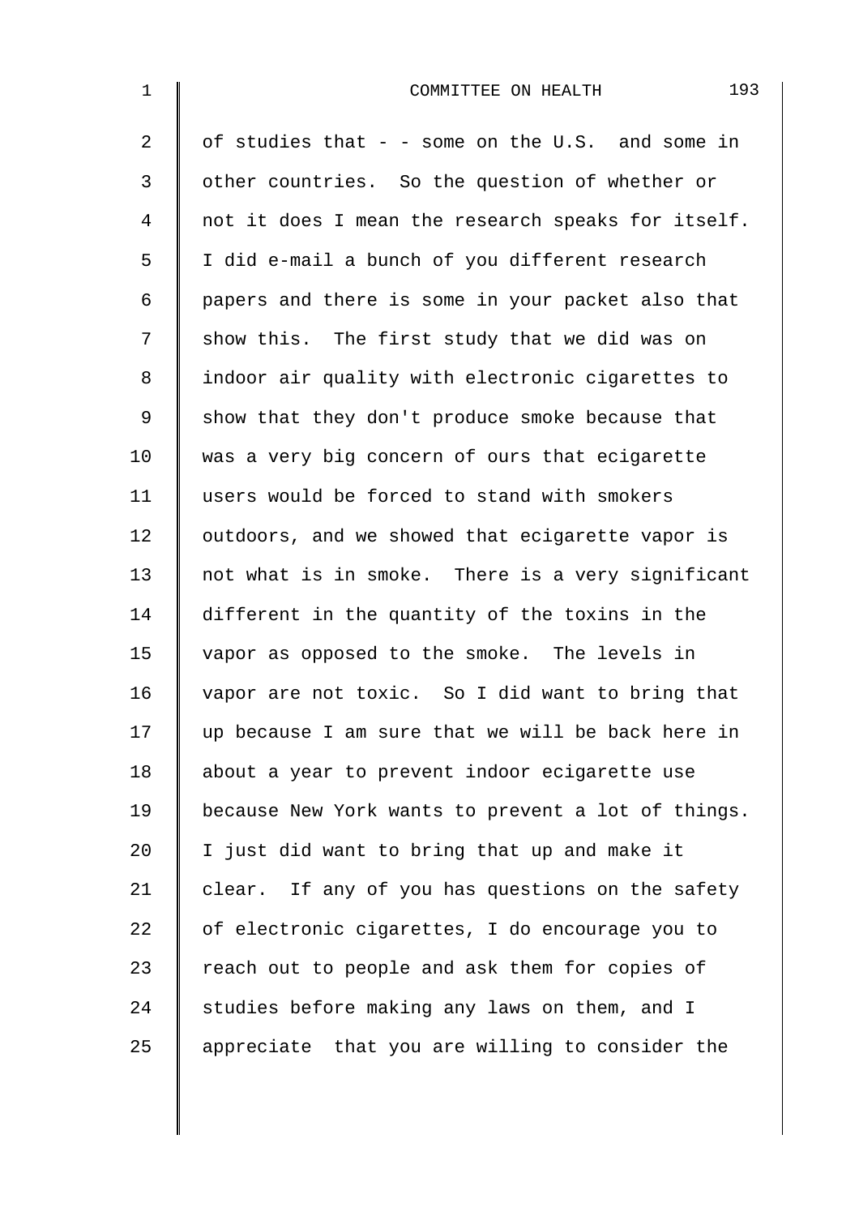of studies that - - some on the U.S. and some in other countries. So the question of whether or not it does I mean the research speaks for itself. I did e-mail a bunch of you different research papers and there is some in your packet also that show this. The first study that we did was on indoor air quality with electronic cigarettes to show that they don't produce smoke because that was a very big concern of ours that ecigarette users would be forced to stand with smokers outdoors, and we showed that ecigarette vapor is not what is in smoke. There is a very significant different in the quantity of the toxins in the vapor as opposed to the smoke. The levels in vapor are not toxic. So I did want to bring that up because I am sure that we will be back here in about a year to prevent indoor ecigarette use because New York wants to prevent a lot of things. I just did want to bring that up and make it clear. If any of you has questions on the safety of electronic cigarettes, I do encourage you to reach out to people and ask them for copies of studies before making any laws on them, and I appreciate that you are willing to consider the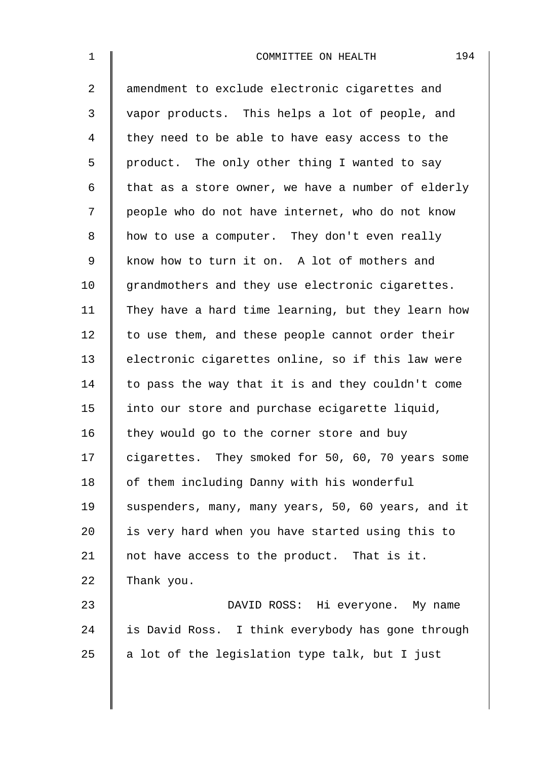amendment to exclude electronic cigarettes and vapor products. This helps a lot of people, and they need to be able to have easy access to the product. The only other thing I wanted to say that as a store owner, we have a number of elderly people who do not have internet, who do not know how to use a computer. They don't even really know how to turn it on. A lot of mothers and grandmothers and they use electronic cigarettes. They have a hard time learning, but they learn how to use them, and these people cannot order their electronic cigarettes online, so if this law were to pass the way that it is and they couldn't come into our store and purchase ecigarette liquid, they would go to the corner store and buy cigarettes. They smoked for 50, 60, 70 years some of them including Danny with his wonderful suspenders, many, many years, 50, 60 years, and it is very hard when you have started using this to not have access to the product. That is it. Thank you.

DAVID ROSS: Hi everyone. My name is David Ross. I think everybody has gone through a lot of the legislation type talk, but I just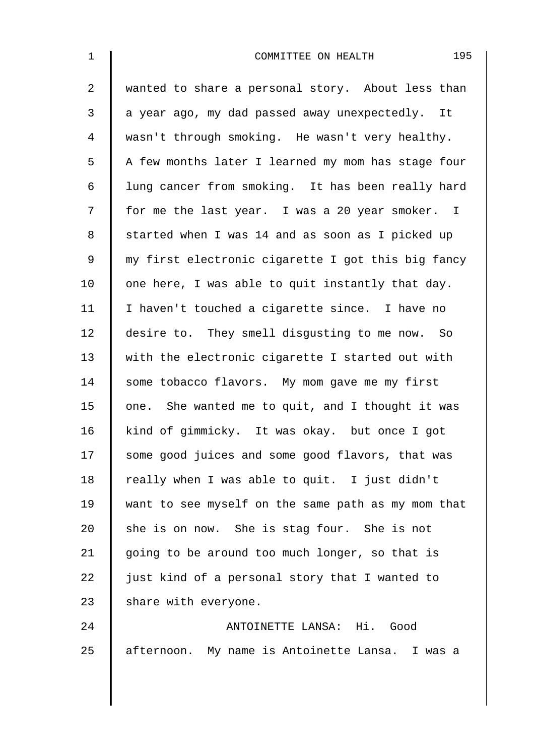wanted to share a personal story. About less than a year ago, my dad passed away unexpectedly. It wasn't through smoking. He wasn't very healthy. A few months later I learned my mom has stage four lung cancer from smoking. It has been really hard for me the last year. I was a 20 year smoker. I started when I was 14 and as soon as I picked up my first electronic cigarette I got this big fancy one here, I was able to quit instantly that day. I haven't touched a cigarette since. I have no desire to. They smell disgusting to me now. So with the electronic cigarette I started out with some tobacco flavors. My mom gave me my first one. She wanted me to quit, and I thought it was kind of gimmicky. It was okay. but once I got some good juices and some good flavors, that was really when I was able to quit. I just didn't want to see myself on the same path as my mom that she is on now. She is stag four. She is not going to be around too much longer, so that is just kind of a personal story that I wanted to share with everyone.

ANTOINETTE LANSA: Hi. Good afternoon. My name is Antoinette Lansa. I was a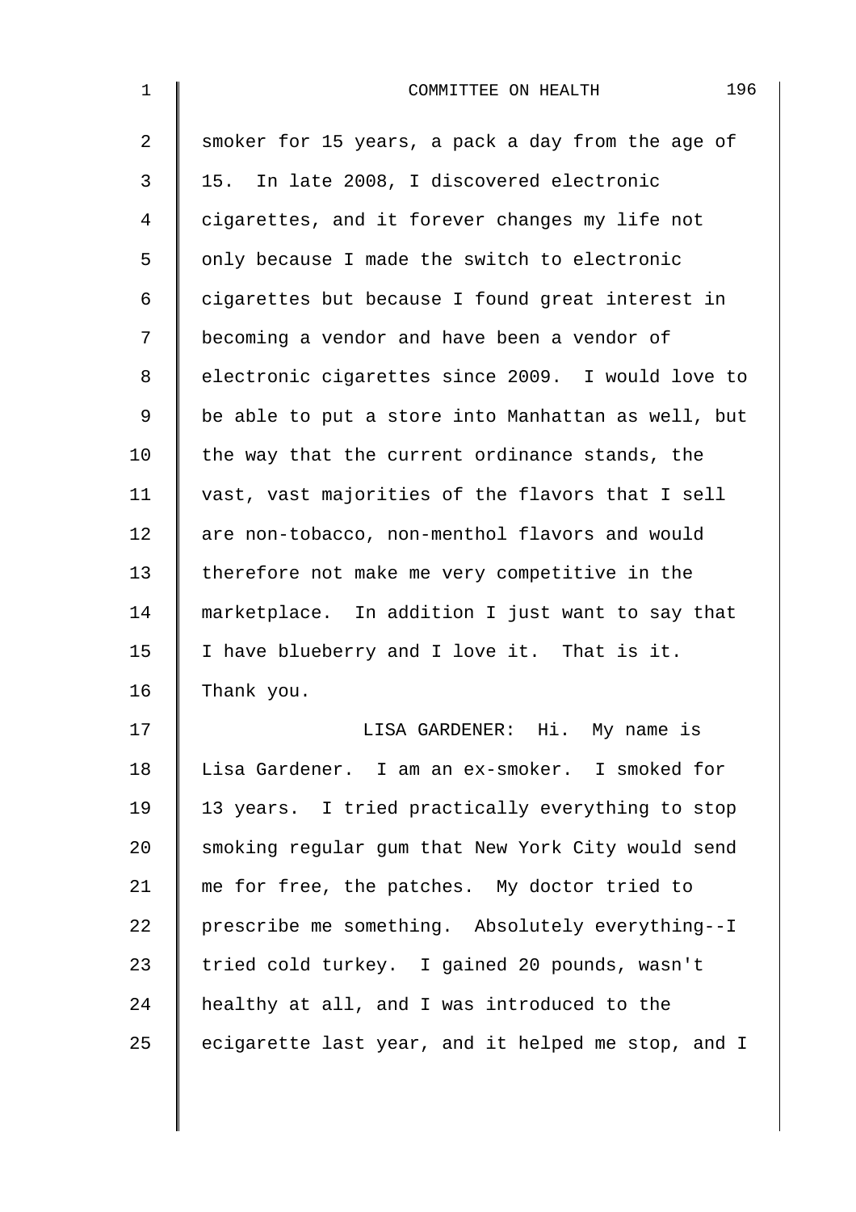smoker for 15 years, a pack a day from the age of 15. In late 2008, I discovered electronic cigarettes, and it forever changes my life not only because I made the switch to electronic cigarettes but because I found great interest in becoming a vendor and have been a vendor of electronic cigarettes since 2009. I would love to be able to put a store into Manhattan as well, but the way that the current ordinance stands, the vast, vast majorities of the flavors that I sell are non-tobacco, non-menthol flavors and would therefore not make me very competitive in the marketplace. In addition I just want to say that I have blueberry and I love it. That is it. Thank you.

LISA GARDENER: Hi. My name is Lisa Gardener. I am an ex-smoker. I smoked for 13 years. I tried practically everything to stop smoking regular gum that New York City would send me for free, the patches. My doctor tried to prescribe me something. Absolutely everything--I tried cold turkey. I gained 20 pounds, wasn't healthy at all, and I was introduced to the ecigarette last year, and it helped me stop, and I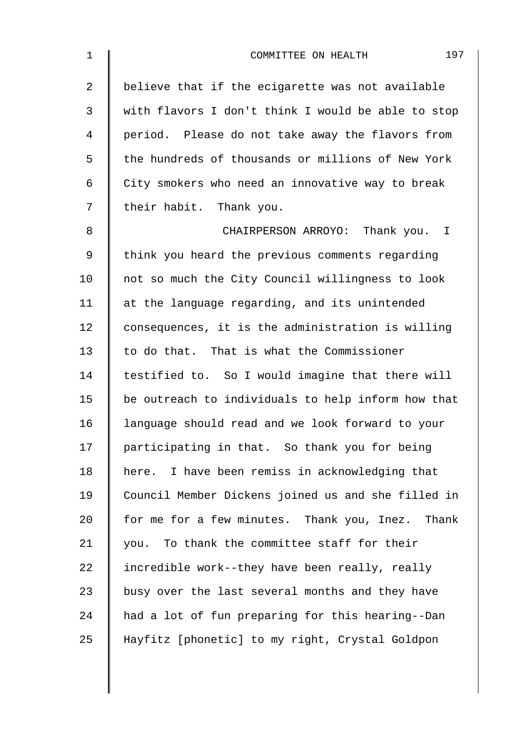believe that if the ecigarette was not available with flavors I don't think I would be able to stop period. Please do not take away the flavors from the hundreds of thousands or millions of New York City smokers who need an innovative way to break their habit. Thank you.

CHAIRPERSON ARROYO: Thank you. I think you heard the previous comments regarding not so much the City Council willingness to look at the language regarding, and its unintended consequences, it is the administration is willing to do that. That is what the Commissioner testified to. So I would imagine that there will be outreach to individuals to help inform how that language should read and we look forward to your participating in that. So thank you for being here. I have been remiss in acknowledging that Council Member Dickens joined us and she filled in for me for a few minutes. Thank you, Inez. Thank you. To thank the committee staff for their incredible work--they have been really, really busy over the last several months and they have had a lot of fun preparing for this hearing--Dan Hayfitz [phonetic] to my right, Crystal Goldpon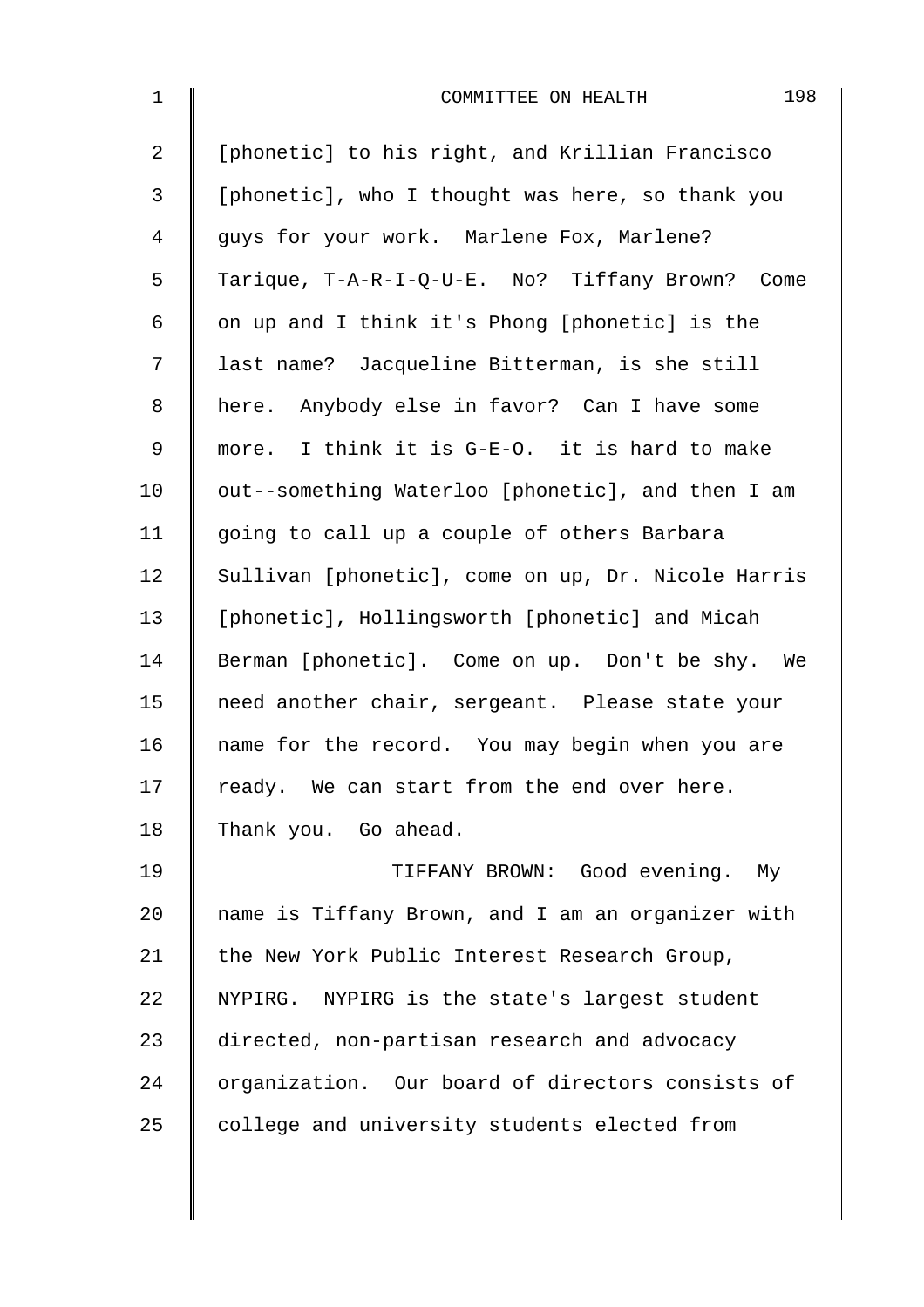[phonetic] to his right, and Krillian Francisco [phonetic], who I thought was here, so thank you guys for your work. Marlene Fox, Marlene? Tarique, T-A-R-I-Q-U-E. No? Tiffany Brown? Come on up and I think it's Phong [phonetic] is the last name? Jacqueline Bitterman, is she still here. Anybody else in favor? Can I have some more. I think it is G-E-O. it is hard to make out--something Waterloo [phonetic], and then I am going to call up a couple of others Barbara Sullivan [phonetic], come on up, Dr. Nicole Harris [phonetic], Hollingsworth [phonetic] and Micah Berman [phonetic]. Come on up. Don't be shy. We need another chair, sergeant. Please state your name for the record. You may begin when you are ready. We can start from the end over here. Thank you. Go ahead.

TIFFANY BROWN: Good evening. My name is Tiffany Brown, and I am an organizer with the New York Public Interest Research Group, NYPIRG. NYPIRG is the state's largest student directed, non-partisan research and advocacy organization. Our board of directors consists of college and university students elected from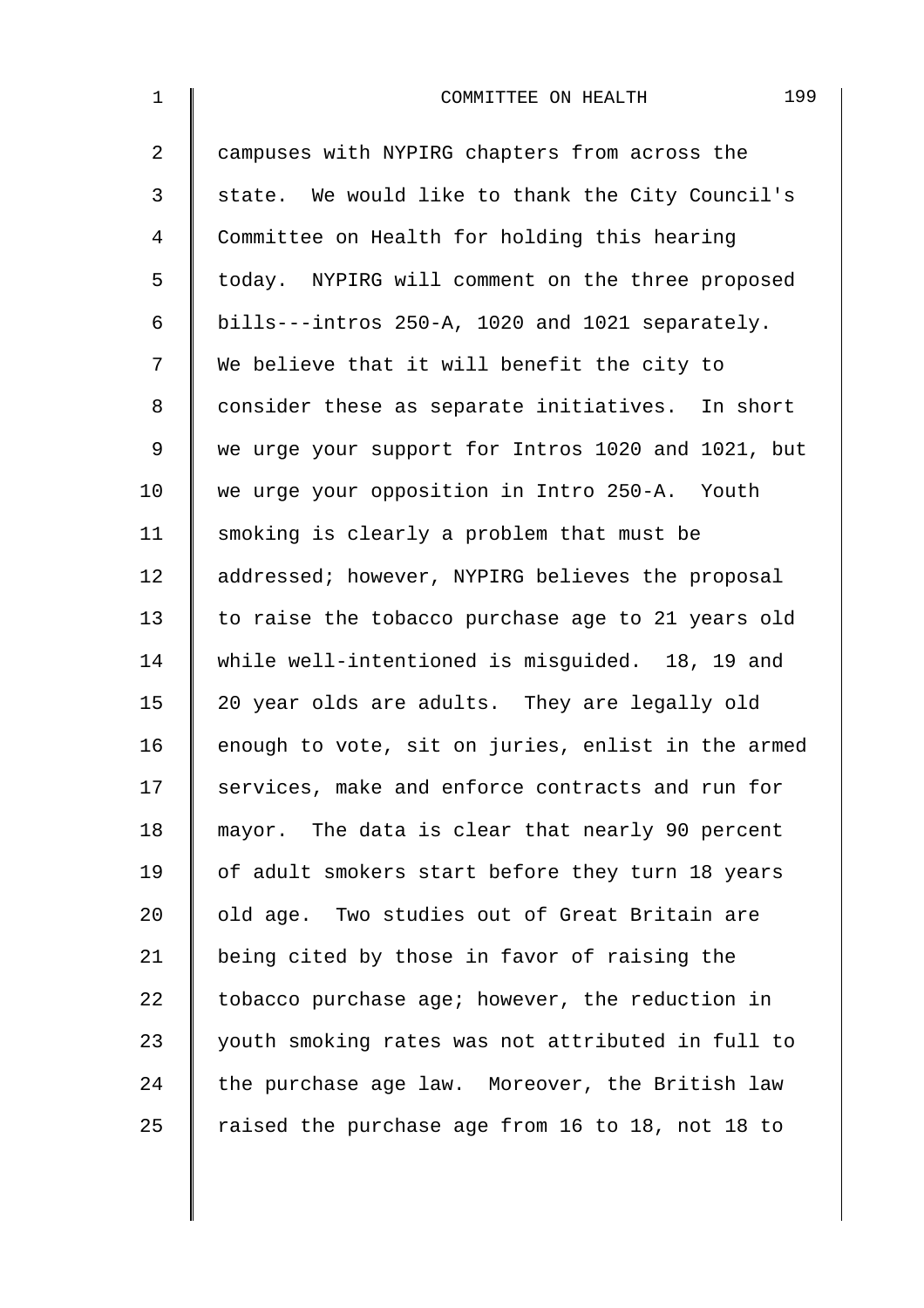campuses with NYPIRG chapters from across the state. We would like to thank the City Council's Committee on Health for holding this hearing today. NYPIRG will comment on the three proposed bills---intros 250-A, 1020 and 1021 separately. We believe that it will benefit the city to consider these as separate initiatives. In short we urge your support for Intros 1020 and 1021, but we urge your opposition in Intro 250-A. Youth smoking is clearly a problem that must be addressed; however, NYPIRG believes the proposal to raise the tobacco purchase age to 21 years old while well-intentioned is misguided. 18, 19 and 20 year olds are adults. They are legally old enough to vote, sit on juries, enlist in the armed services, make and enforce contracts and run for mayor. The data is clear that nearly 90 percent of adult smokers start before they turn 18 years old age. Two studies out of Great Britain are being cited by those in favor of raising the tobacco purchase age; however, the reduction in youth smoking rates was not attributed in full to the purchase age law. Moreover, the British law raised the purchase age from 16 to 18, not 18 to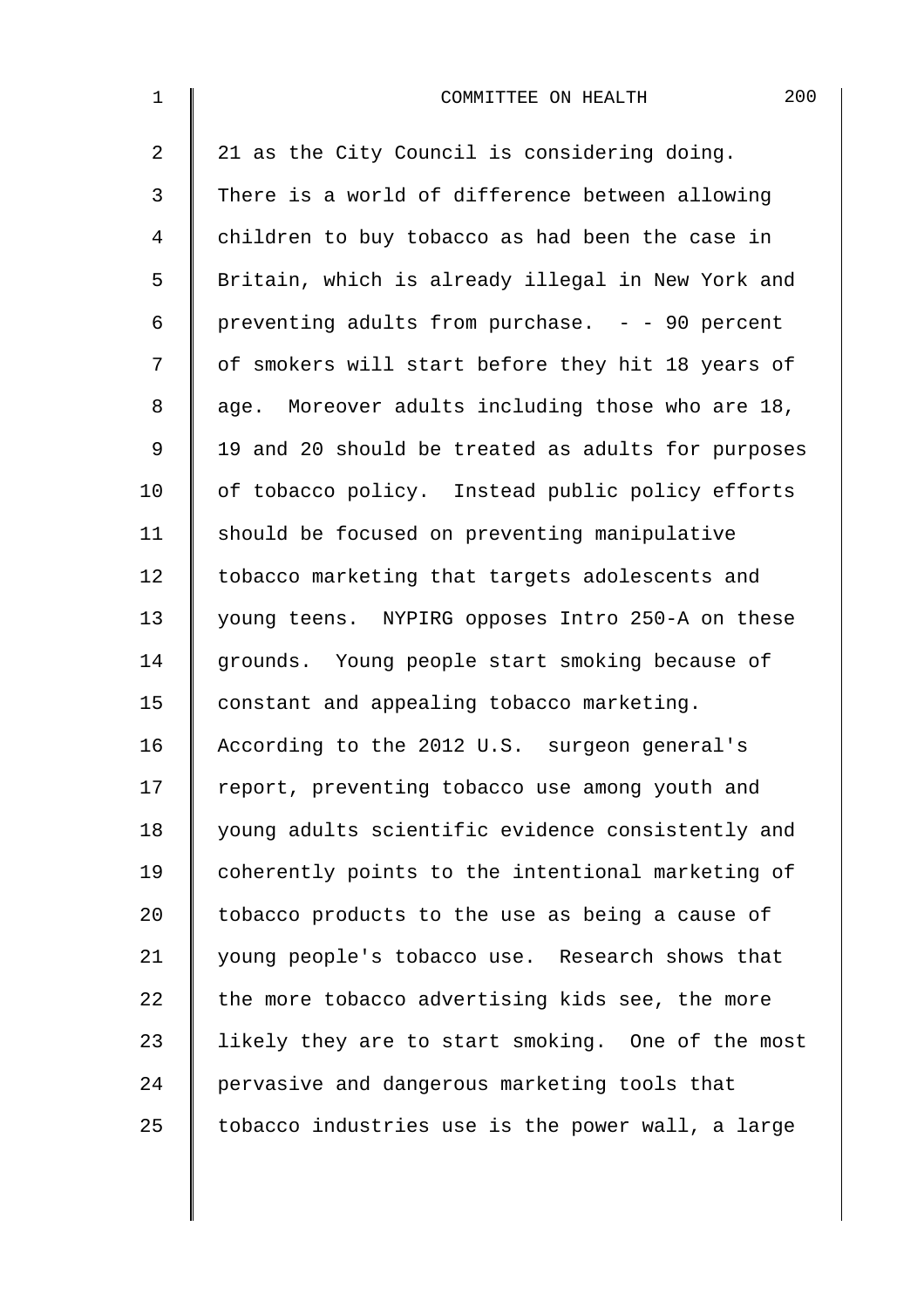21 as the City Council is considering doing. There is a world of difference between allowing children to buy tobacco as had been the case in Britain, which is already illegal in New York and preventing adults from purchase. - - 90 percent of smokers will start before they hit 18 years of age. Moreover adults including those who are 18, 19 and 20 should be treated as adults for purposes of tobacco policy. Instead public policy efforts should be focused on preventing manipulative tobacco marketing that targets adolescents and young teens. NYPIRG opposes Intro 250-A on these grounds. Young people start smoking because of constant and appealing tobacco marketing. According to the 2012 U.S. surgeon general's report, preventing tobacco use among youth and young adults scientific evidence consistently and coherently points to the intentional marketing of tobacco products to the use as being a cause of young people's tobacco use. Research shows that the more tobacco advertising kids see, the more likely they are to start smoking. One of the most pervasive and dangerous marketing tools that tobacco industries use is the power wall, a large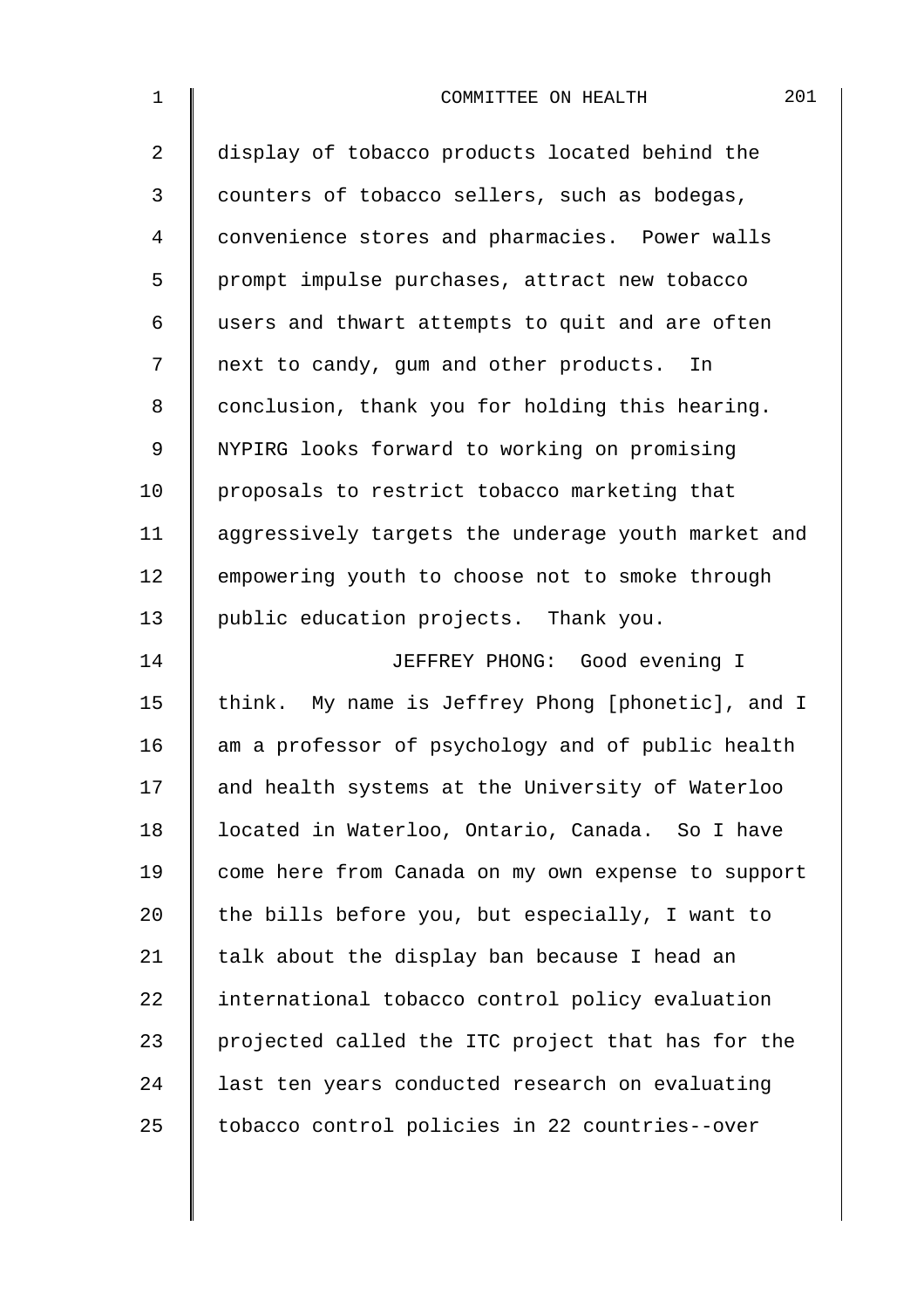display of tobacco products located behind the counters of tobacco sellers, such as bodegas, convenience stores and pharmacies. Power walls prompt impulse purchases, attract new tobacco users and thwart attempts to quit and are often next to candy, gum and other products. In conclusion, thank you for holding this hearing. NYPIRG looks forward to working on promising proposals to restrict tobacco marketing that aggressively targets the underage youth market and empowering youth to choose not to smoke through public education projects. Thank you.

JEFFREY PHONG: Good evening I think. My name is Jeffrey Phong [phonetic], and I am a professor of psychology and of public health and health systems at the University of Waterloo located in Waterloo, Ontario, Canada. So I have come here from Canada on my own expense to support the bills before you, but especially, I want to talk about the display ban because I head an international tobacco control policy evaluation projected called the ITC project that has for the last ten years conducted research on evaluating tobacco control policies in 22 countries--over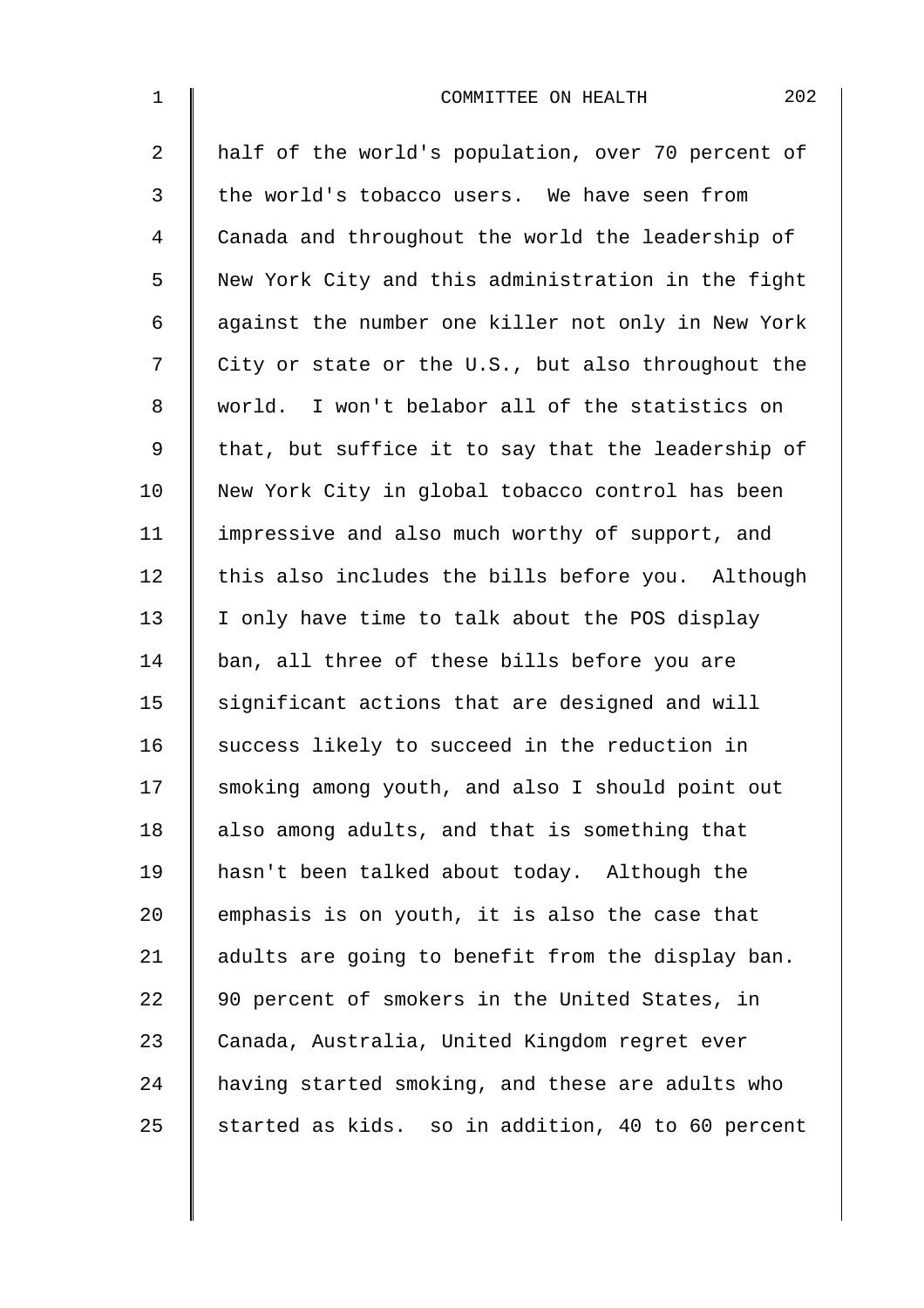half of the world's population, over 70 percent of the world's tobacco users. We have seen from Canada and throughout the world the leadership of New York City and this administration in the fight against the number one killer not only in New York City or state or the U.S., but also throughout the world. I won't belabor all of the statistics on that, but suffice it to say that the leadership of New York City in global tobacco control has been impressive and also much worthy of support, and this also includes the bills before you. Although I only have time to talk about the POS display ban, all three of these bills before you are significant actions that are designed and will success likely to succeed in the reduction in smoking among youth, and also I should point out also among adults, and that is something that hasn't been talked about today. Although the emphasis is on youth, it is also the case that adults are going to benefit from the display ban. 90 percent of smokers in the United States, in Canada, Australia, United Kingdom regret ever having started smoking, and these are adults who started as kids. so in addition, 40 to 60 percent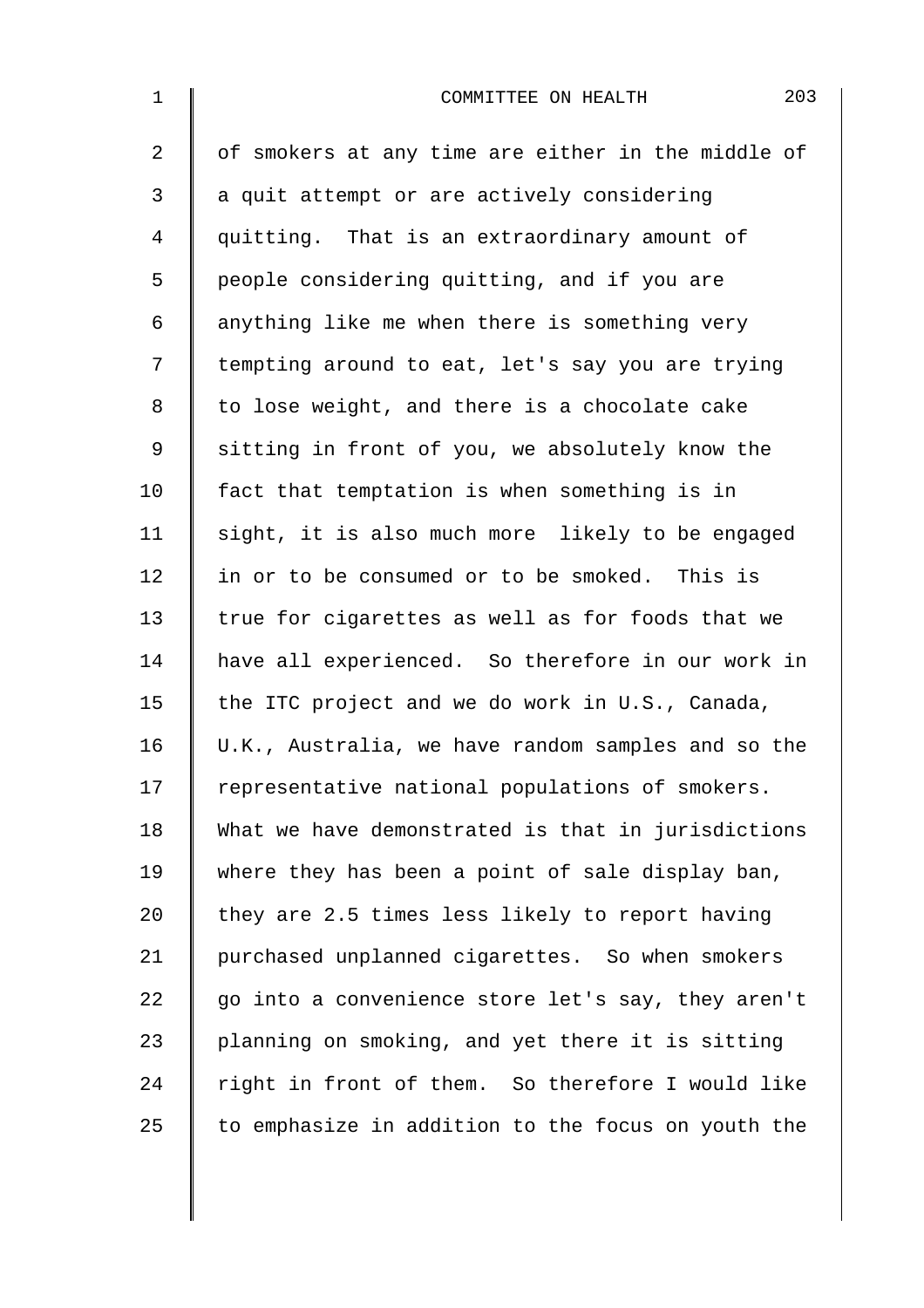of smokers at any time are either in the middle of a quit attempt or are actively considering quitting. That is an extraordinary amount of people considering quitting, and if you are anything like me when there is something very tempting around to eat, let's say you are trying to lose weight, and there is a chocolate cake sitting in front of you, we absolutely know the fact that temptation is when something is in sight, it is also much more likely to be engaged in or to be consumed or to be smoked. This is true for cigarettes as well as for foods that we have all experienced. So therefore in our work in the ITC project and we do work in U.S., Canada, U.K., Australia, we have random samples and so the representative national populations of smokers. What we have demonstrated is that in jurisdictions where they has been a point of sale display ban, they are 2.5 times less likely to report having purchased unplanned cigarettes. So when smokers go into a convenience store let's say, they aren't planning on smoking, and yet there it is sitting right in front of them. So therefore I would like to emphasize in addition to the focus on youth the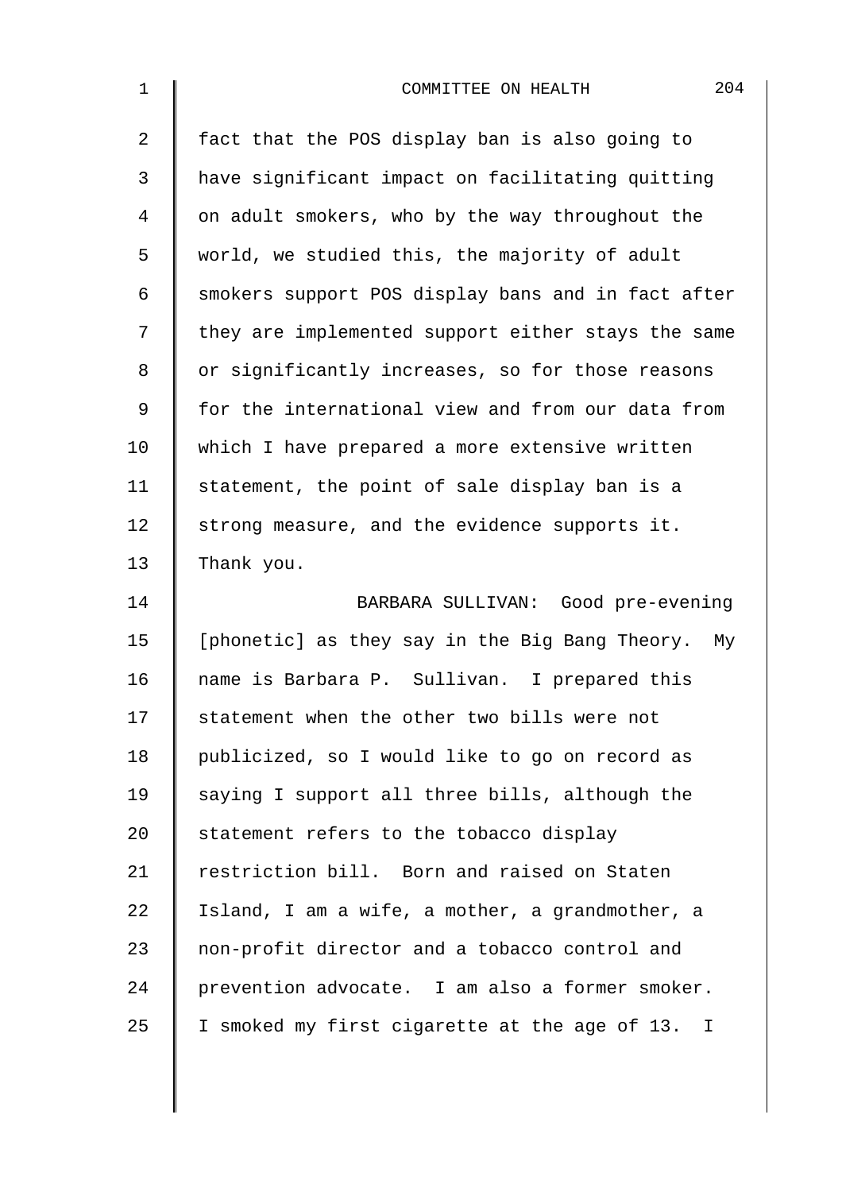fact that the POS display ban is also going to have significant impact on facilitating quitting on adult smokers, who by the way throughout the world, we studied this, the majority of adult smokers support POS display bans and in fact after they are implemented support either stays the same or significantly increases, so for those reasons for the international view and from our data from which I have prepared a more extensive written statement, the point of sale display ban is a strong measure, and the evidence supports it. Thank you.

BARBARA SULLIVAN: Good pre-evening [phonetic] as they say in the Big Bang Theory. My name is Barbara P. Sullivan. I prepared this statement when the other two bills were not publicized, so I would like to go on record as saying I support all three bills, although the statement refers to the tobacco display restriction bill. Born and raised on Staten Island, I am a wife, a mother, a grandmother, a non-profit director and a tobacco control and prevention advocate. I am also a former smoker. I smoked my first cigarette at the age of 13. I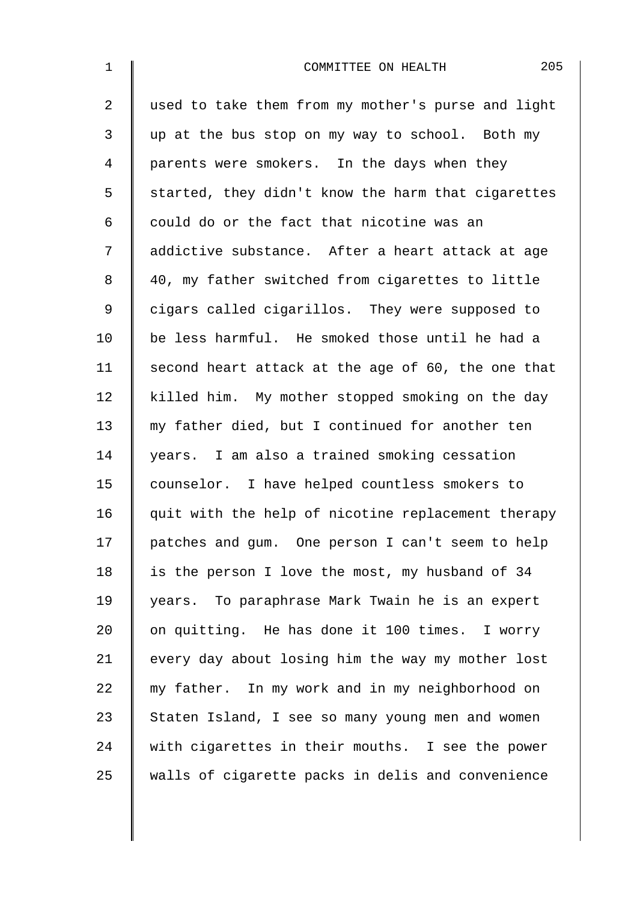used to take them from my mother's purse and light up at the bus stop on my way to school. Both my parents were smokers. In the days when they started, they didn't know the harm that cigarettes could do or the fact that nicotine was an addictive substance. After a heart attack at age 40, my father switched from cigarettes to little cigars called cigarillos. They were supposed to be less harmful. He smoked those until he had a second heart attack at the age of 60, the one that killed him. My mother stopped smoking on the day my father died, but I continued for another ten years. I am also a trained smoking cessation counselor. I have helped countless smokers to quit with the help of nicotine replacement therapy patches and gum. One person I can't seem to help is the person I love the most, my husband of 34 years. To paraphrase Mark Twain he is an expert on quitting. He has done it 100 times. I worry every day about losing him the way my mother lost my father. In my work and in my neighborhood on Staten Island, I see so many young men and women with cigarettes in their mouths. I see the power walls of cigarette packs in delis and convenience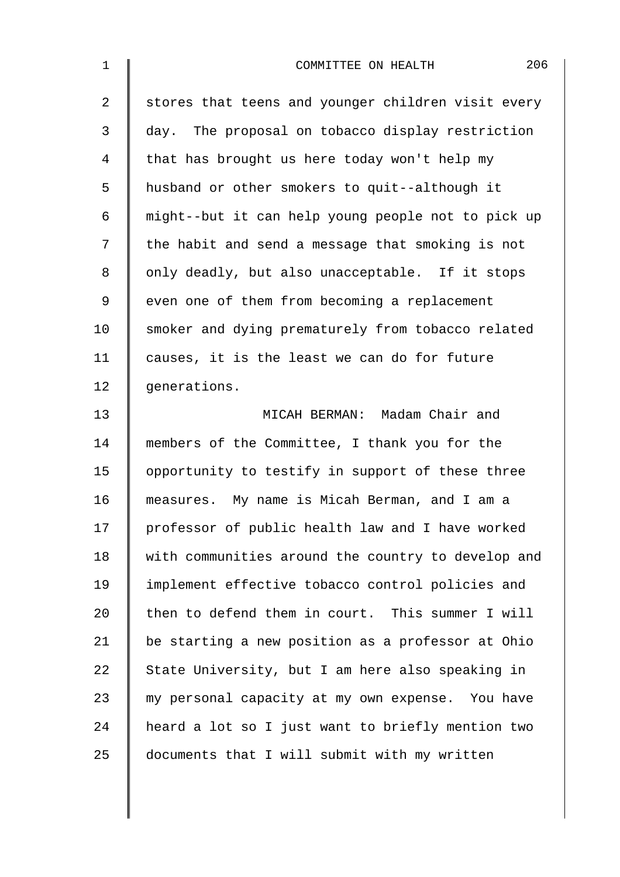stores that teens and younger children visit every day. The proposal on tobacco display restriction that has brought us here today won't help my husband or other smokers to quit--although it might--but it can help young people not to pick up the habit and send a message that smoking is not only deadly, but also unacceptable. If it stops even one of them from becoming a replacement smoker and dying prematurely from tobacco related causes, it is the least we can do for future generations.

MICAH BERMAN: Madam Chair and members of the Committee, I thank you for the opportunity to testify in support of these three measures. My name is Micah Berman, and I am a professor of public health law and I have worked with communities around the country to develop and implement effective tobacco control policies and then to defend them in court. This summer I will be starting a new position as a professor at Ohio State University, but I am here also speaking in my personal capacity at my own expense. You have heard a lot so I just want to briefly mention two documents that I will submit with my written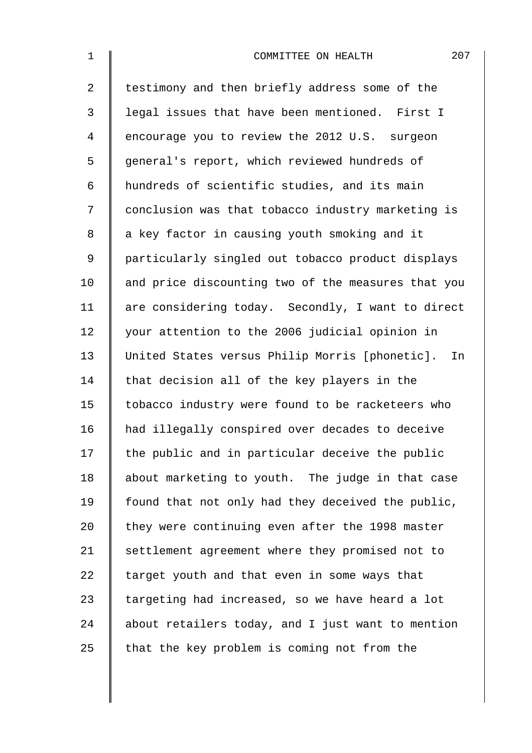testimony and then briefly address some of the legal issues that have been mentioned. First I encourage you to review the 2012 U.S. surgeon general's report, which reviewed hundreds of hundreds of scientific studies, and its main conclusion was that tobacco industry marketing is a key factor in causing youth smoking and it particularly singled out tobacco product displays and price discounting two of the measures that you are considering today. Secondly, I want to direct your attention to the 2006 judicial opinion in United States versus Philip Morris [phonetic]. In that decision all of the key players in the tobacco industry were found to be racketeers who had illegally conspired over decades to deceive the public and in particular deceive the public about marketing to youth. The judge in that case found that not only had they deceived the public, they were continuing even after the 1998 master settlement agreement where they promised not to target youth and that even in some ways that targeting had increased, so we have heard a lot about retailers today, and I just want to mention that the key problem is coming not from the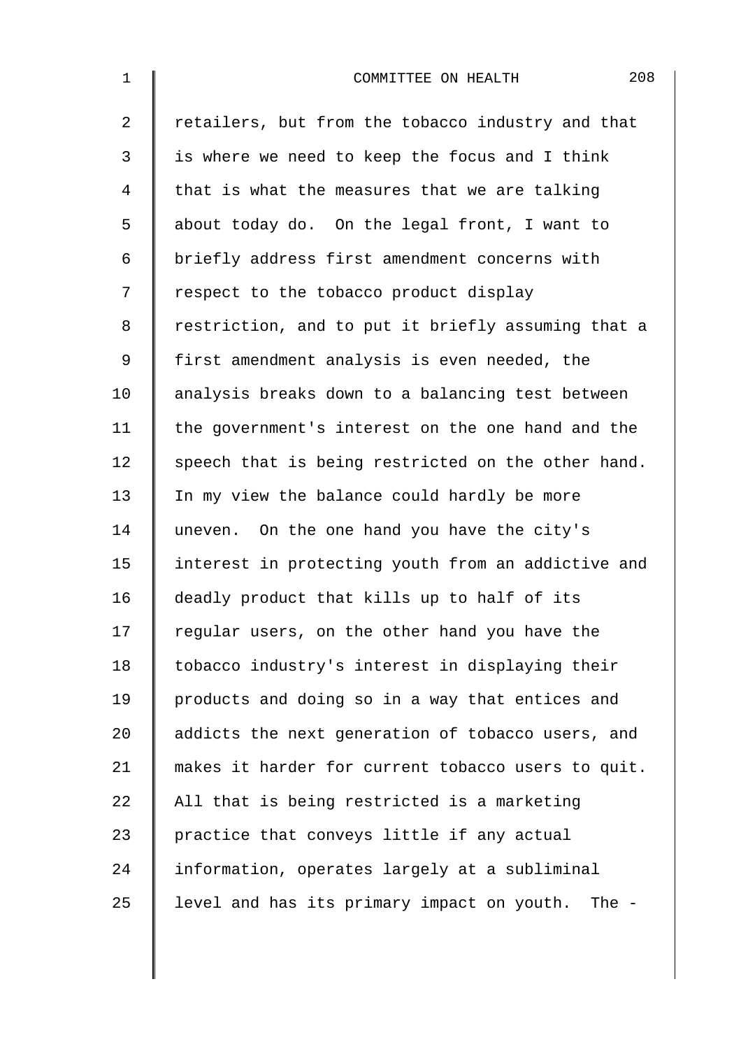retailers, but from the tobacco industry and that is where we need to keep the focus and I think that is what the measures that we are talking about today do. On the legal front, I want to briefly address first amendment concerns with respect to the tobacco product display restriction, and to put it briefly assuming that a first amendment analysis is even needed, the analysis breaks down to a balancing test between the government's interest on the one hand and the speech that is being restricted on the other hand. In my view the balance could hardly be more uneven. On the one hand you have the city's interest in protecting youth from an addictive and deadly product that kills up to half of its regular users, on the other hand you have the tobacco industry's interest in displaying their products and doing so in a way that entices and addicts the next generation of tobacco users, and makes it harder for current tobacco users to quit. All that is being restricted is a marketing practice that conveys little if any actual information, operates largely at a subliminal level and has its primary impact on youth. The -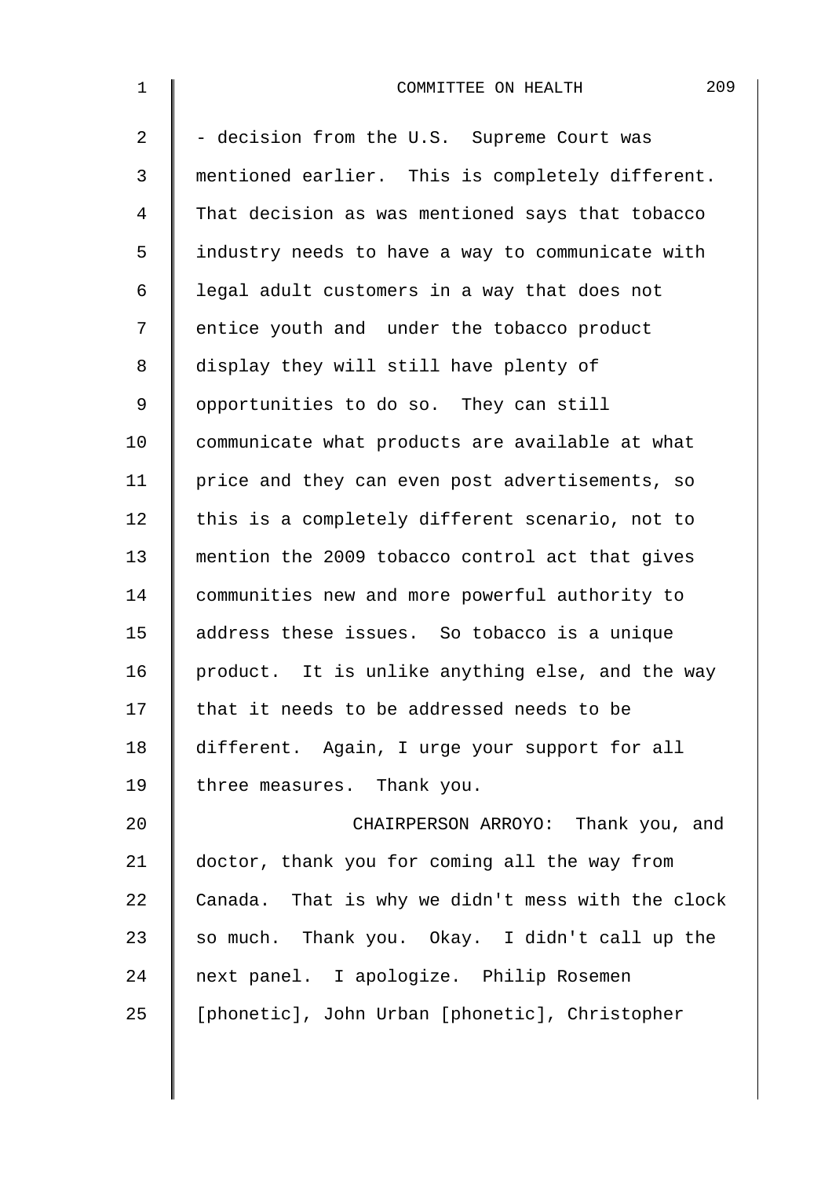- decision from the U.S. Supreme Court was mentioned earlier. This is completely different. That decision as was mentioned says that tobacco industry needs to have a way to communicate with legal adult customers in a way that does not entice youth and under the tobacco product display they will still have plenty of opportunities to do so. They can still communicate what products are available at what price and they can even post advertisements, so this is a completely different scenario, not to mention the 2009 tobacco control act that gives communities new and more powerful authority to address these issues. So tobacco is a unique product. It is unlike anything else, and the way that it needs to be addressed needs to be different. Again, I urge your support for all three measures. Thank you.

CHAIRPERSON ARROYO: Thank you, and doctor, thank you for coming all the way from Canada. That is why we didn't mess with the clock so much. Thank you. Okay. I didn't call up the next panel. I apologize. Philip Rosemen [phonetic], John Urban [phonetic], Christopher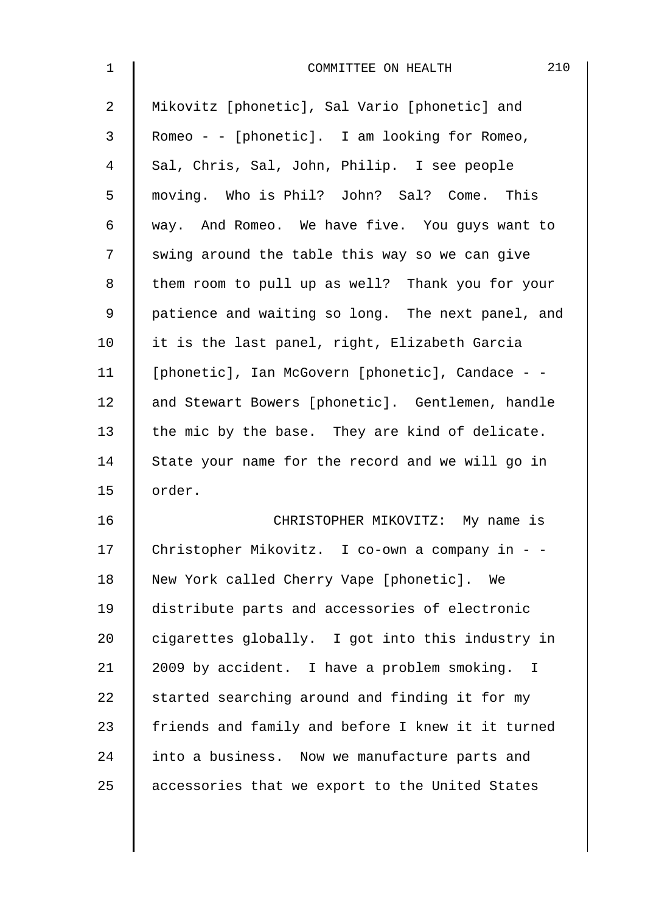Mikovitz [phonetic], Sal Vario [phonetic] and Romeo - - [phonetic]. I am looking for Romeo, Sal, Chris, Sal, John, Philip. I see people moving. Who is Phil? John? Sal? Come. This way. And Romeo. We have five. You guys want to swing around the table this way so we can give them room to pull up as well? Thank you for your patience and waiting so long. The next panel, and it is the last panel, right, Elizabeth Garcia [phonetic], Ian McGovern [phonetic], Candace - - and Stewart Bowers [phonetic]. Gentlemen, handle the mic by the base. They are kind of delicate. State your name for the record and we will go in order.

CHRISTOPHER MIKOVITZ: My name is Christopher Mikovitz. I co-own a company in - - New York called Cherry Vape [phonetic]. We distribute parts and accessories of electronic cigarettes globally. I got into this industry in 2009 by accident. I have a problem smoking. I started searching around and finding it for my friends and family and before I knew it it turned into a business. Now we manufacture parts and accessories that we export to the United States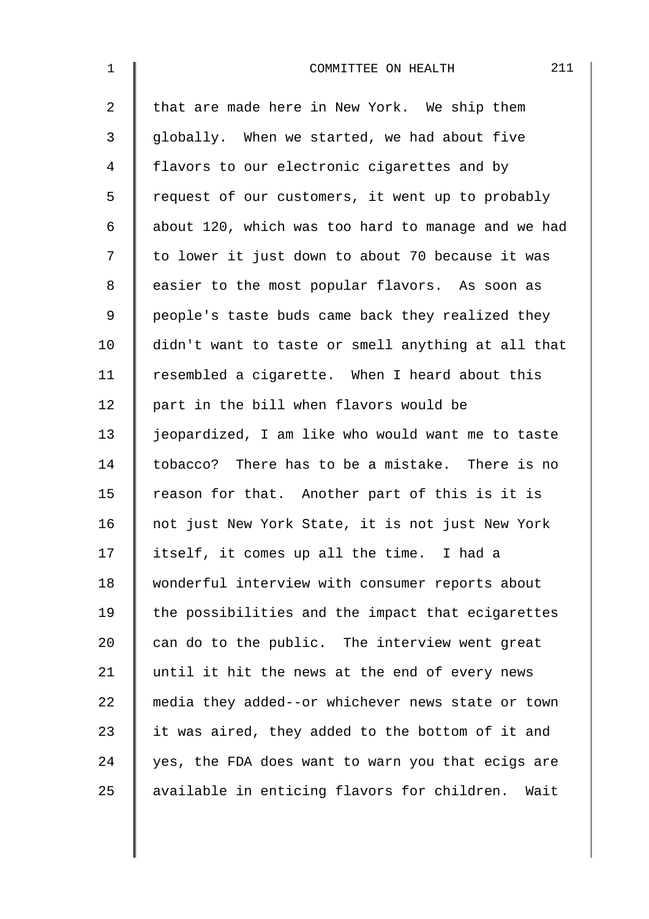that are made here in New York. We ship them globally. When we started, we had about five flavors to our electronic cigarettes and by request of our customers, it went up to probably about 120, which was too hard to manage and we had to lower it just down to about 70 because it was easier to the most popular flavors. As soon as people's taste buds came back they realized they didn't want to taste or smell anything at all that resembled a cigarette. When I heard about this part in the bill when flavors would be jeopardized, I am like who would want me to taste tobacco? There has to be a mistake. There is no reason for that. Another part of this is it is not just New York State, it is not just New York itself, it comes up all the time. I had a wonderful interview with consumer reports about the possibilities and the impact that ecigarettes can do to the public. The interview went great until it hit the news at the end of every news media they added--or whichever news state or town it was aired, they added to the bottom of it and yes, the FDA does want to warn you that ecigs are available in enticing flavors for children. Wait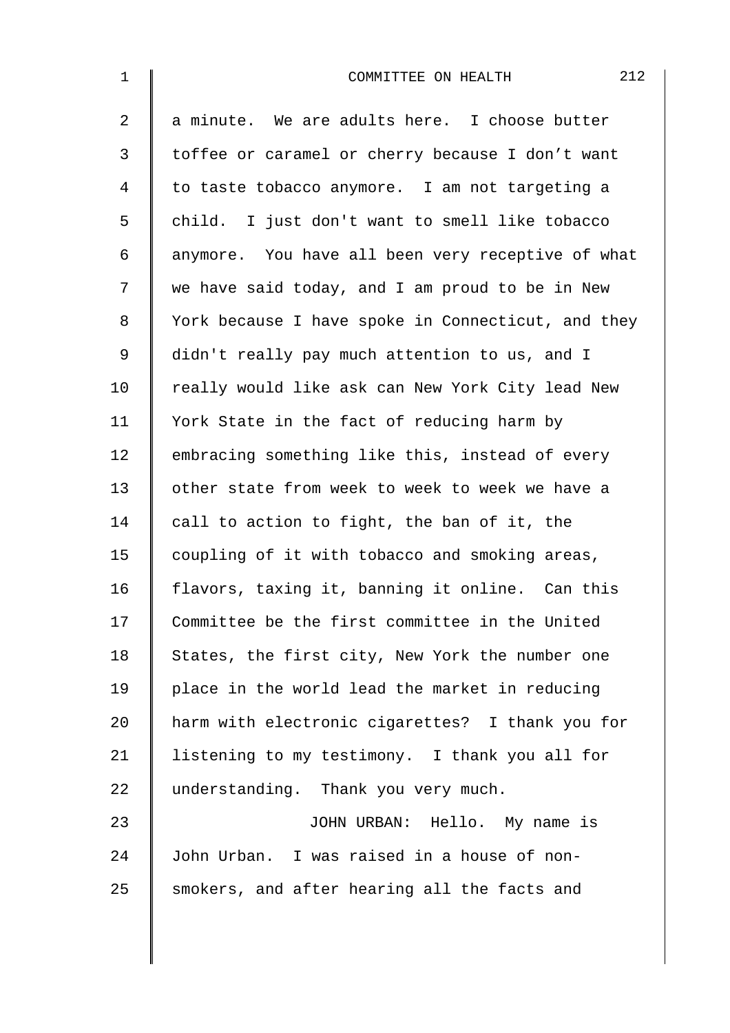a minute. We are adults here. I choose butter toffee or caramel or cherry because I don't want to taste tobacco anymore. I am not targeting a child. I just don't want to smell like tobacco anymore. You have all been very receptive of what we have said today, and I am proud to be in New York because I have spoke in Connecticut, and they didn't really pay much attention to us, and I really would like ask can New York City lead New York State in the fact of reducing harm by embracing something like this, instead of every other state from week to week to week we have a call to action to fight, the ban of it, the coupling of it with tobacco and smoking areas, flavors, taxing it, banning it online. Can this Committee be the first committee in the United States, the first city, New York the number one place in the world lead the market in reducing harm with electronic cigarettes? I thank you for listening to my testimony. I thank you all for understanding. Thank you very much.

JOHN URBAN: Hello. My name is John Urban. I was raised in a house of non-smokers, and after hearing all the facts and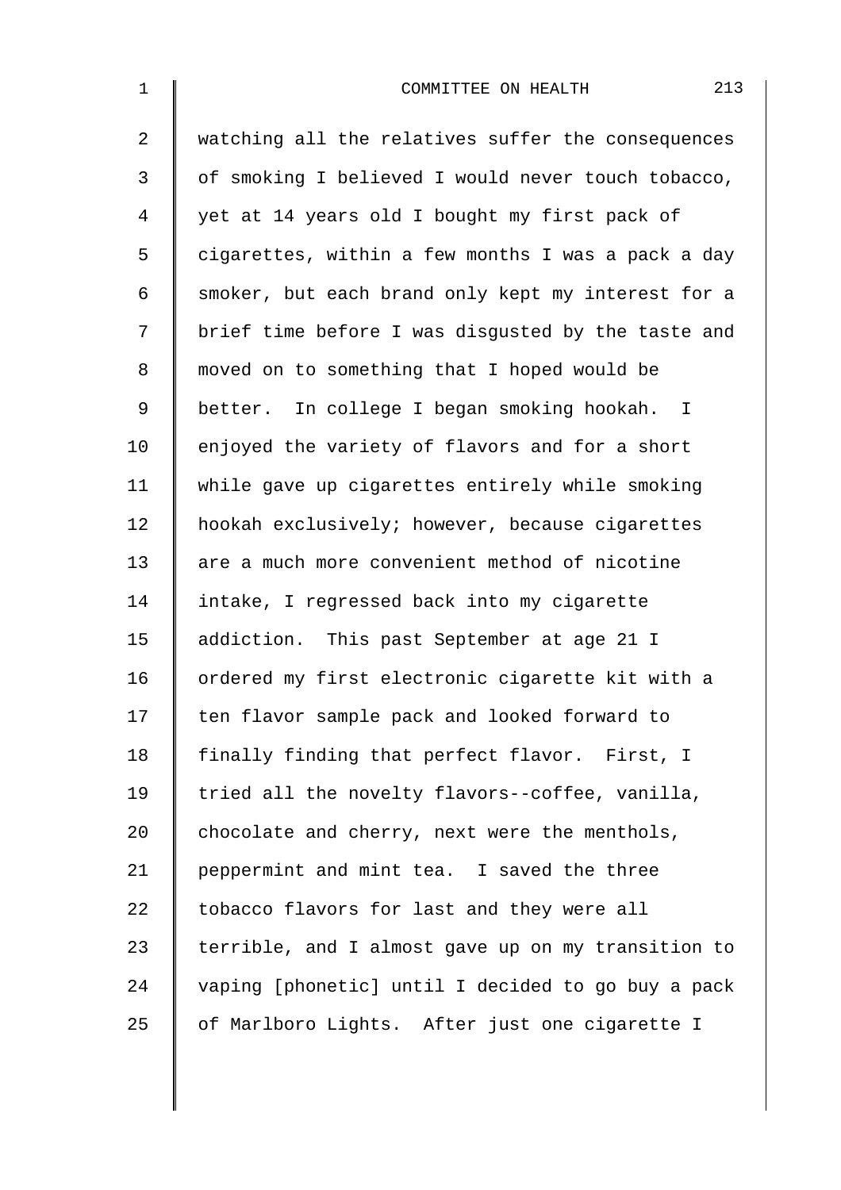watching all the relatives suffer the consequences of smoking I believed I would never touch tobacco, yet at 14 years old I bought my first pack of cigarettes, within a few months I was a pack a day smoker, but each brand only kept my interest for a brief time before I was disgusted by the taste and moved on to something that I hoped would be better. In college I began smoking hookah. I enjoyed the variety of flavors and for a short while gave up cigarettes entirely while smoking hookah exclusively; however, because cigarettes are a much more convenient method of nicotine intake, I regressed back into my cigarette addiction. This past September at age 21 I ordered my first electronic cigarette kit with a ten flavor sample pack and looked forward to finally finding that perfect flavor. First, I tried all the novelty flavors--coffee, vanilla, chocolate and cherry, next were the menthols, peppermint and mint tea. I saved the three tobacco flavors for last and they were all terrible, and I almost gave up on my transition to vaping [phonetic] until I decided to go buy a pack of Marlboro Lights. After just one cigarette I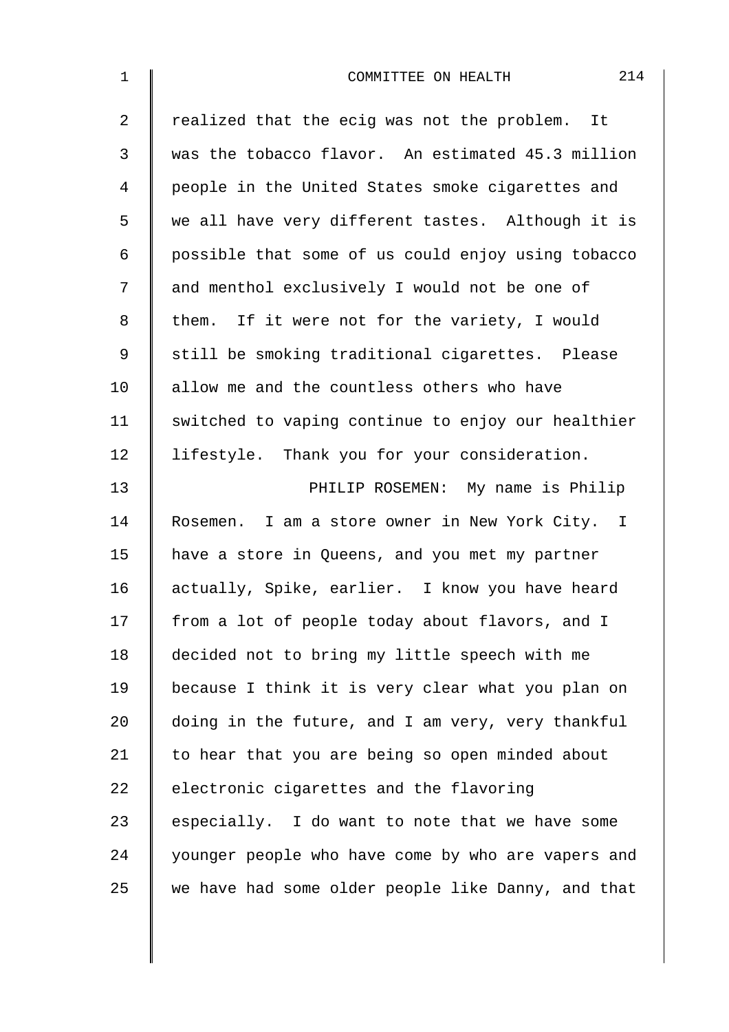realized that the ecig was not the problem. It was the tobacco flavor. An estimated 45.3 million people in the United States smoke cigarettes and we all have very different tastes. Although it is possible that some of us could enjoy using tobacco and menthol exclusively I would not be one of them. If it were not for the variety, I would still be smoking traditional cigarettes. Please allow me and the countless others who have switched to vaping continue to enjoy our healthier lifestyle. Thank you for your consideration.

PHILIP ROSEMEN: My name is Philip Rosemen. I am a store owner in New York City. I have a store in Queens, and you met my partner actually, Spike, earlier. I know you have heard from a lot of people today about flavors, and I decided not to bring my little speech with me because I think it is very clear what you plan on doing in the future, and I am very, very thankful to hear that you are being so open minded about electronic cigarettes and the flavoring especially. I do want to note that we have some younger people who have come by who are vapers and we have had some older people like Danny, and that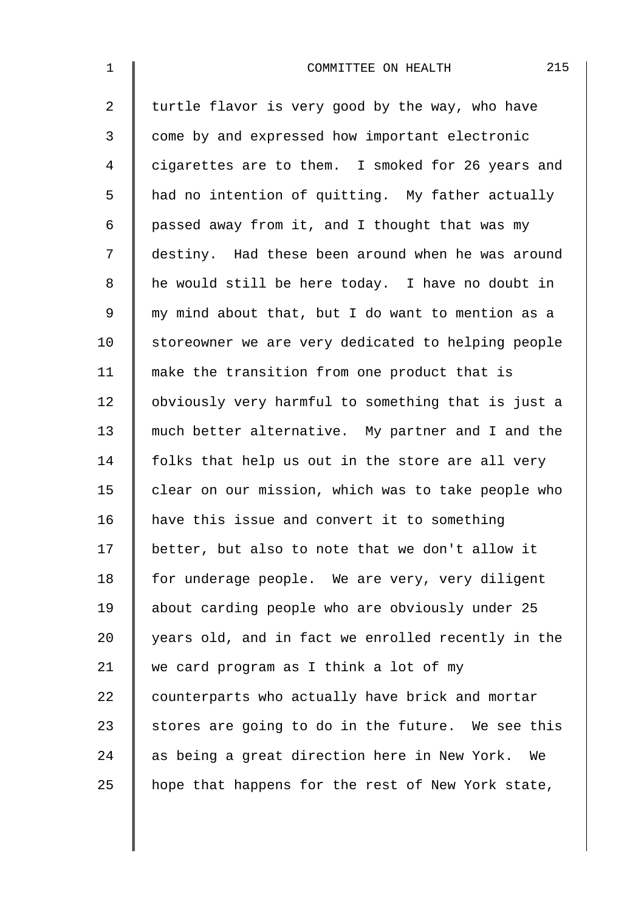turtle flavor is very good by the way, who have come by and expressed how important electronic cigarettes are to them. I smoked for 26 years and had no intention of quitting. My father actually passed away from it, and I thought that was my destiny. Had these been around when he was around he would still be here today. I have no doubt in my mind about that, but I do want to mention as a storeowner we are very dedicated to helping people make the transition from one product that is obviously very harmful to something that is just a much better alternative. My partner and I and the folks that help us out in the store are all very clear on our mission, which was to take people who have this issue and convert it to something better, but also to note that we don't allow it for underage people. We are very, very diligent about carding people who are obviously under 25 years old, and in fact we enrolled recently in the we card program as I think a lot of my counterparts who actually have brick and mortar stores are going to do in the future. We see this as being a great direction here in New York. We hope that happens for the rest of New York state,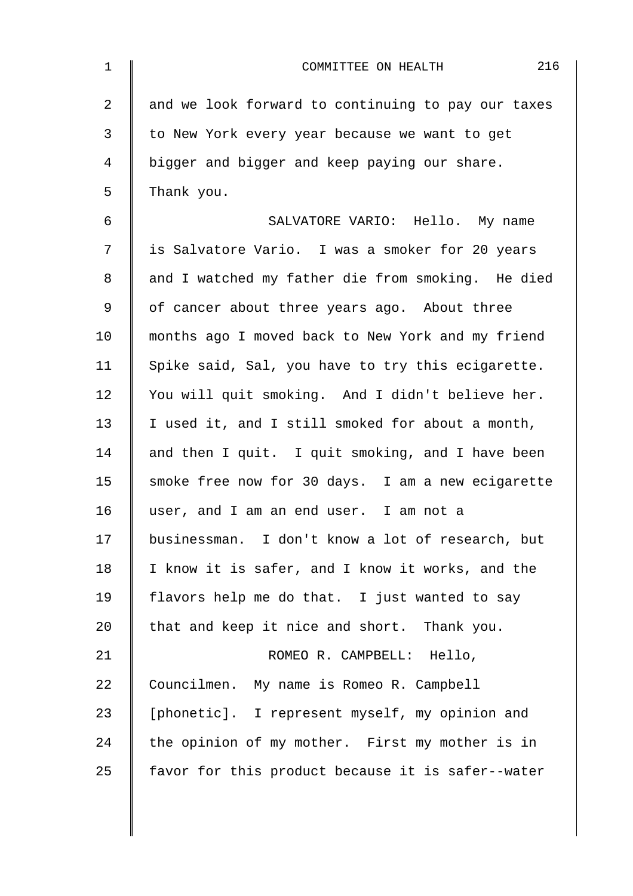and we look forward to continuing to pay our taxes to New York every year because we want to get bigger and bigger and keep paying our share. Thank you.

SALVATORE VARIO: Hello. My name is Salvatore Vario. I was a smoker for 20 years and I watched my father die from smoking. He died of cancer about three years ago. About three months ago I moved back to New York and my friend Spike said, Sal, you have to try this ecigarette. You will quit smoking. And I didn't believe her. I used it, and I still smoked for about a month, and then I quit. I quit smoking, and I have been smoke free now for 30 days. I am a new ecigarette user, and I am an end user. I am not a businessman. I don't know a lot of research, but I know it is safer, and I know it works, and the flavors help me do that. I just wanted to say that and keep it nice and short. Thank you.

ROMEO R. CAMPBELL: Hello, Councilmen. My name is Romeo R. Campbell [phonetic]. I represent myself, my opinion and the opinion of my mother. First my mother is in favor for this product because it is safer--water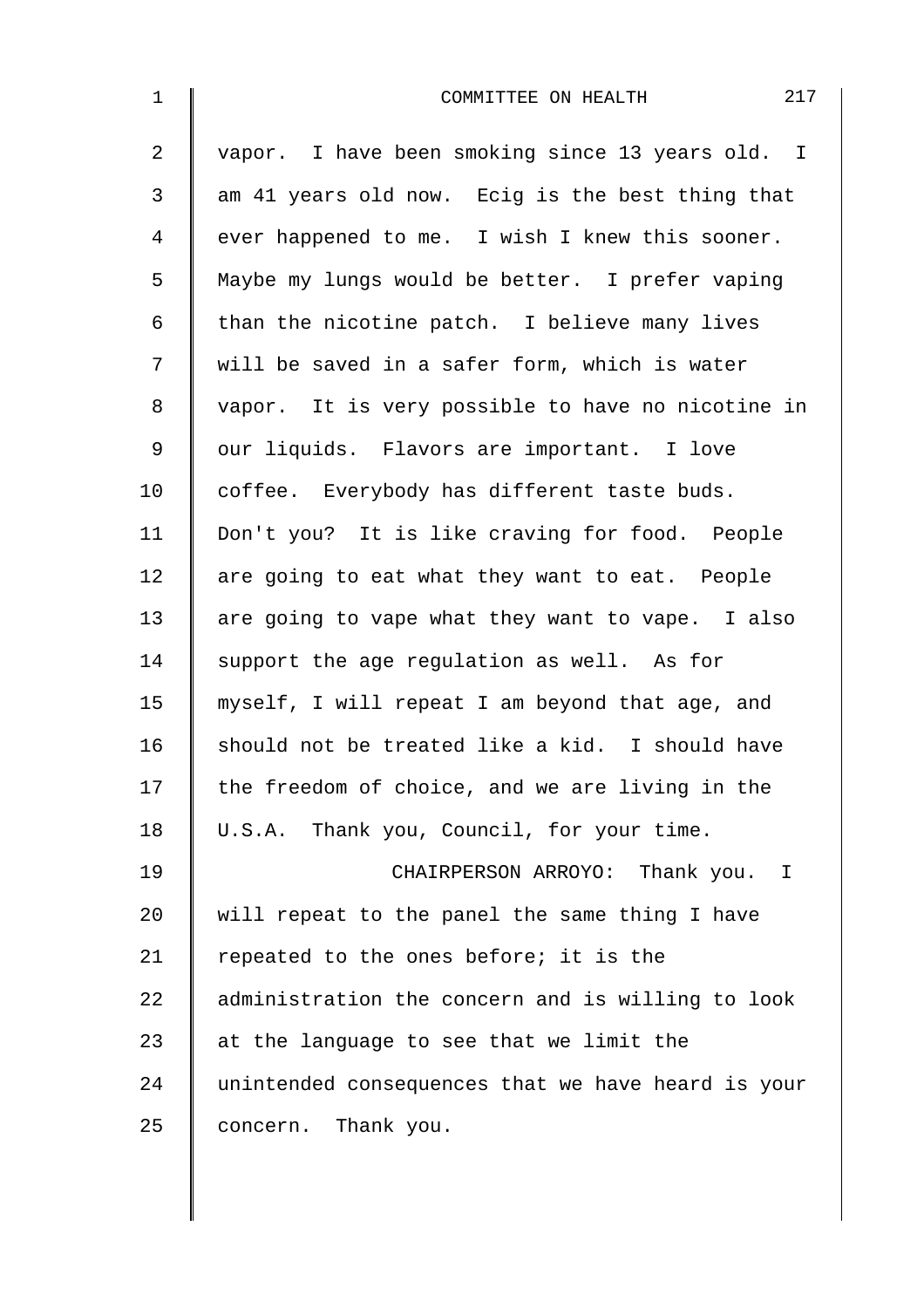vapor. I have been smoking since 13 years old. I am 41 years old now. Ecig is the best thing that ever happened to me. I wish I knew this sooner. Maybe my lungs would be better. I prefer vaping than the nicotine patch. I believe many lives will be saved in a safer form, which is water vapor. It is very possible to have no nicotine in our liquids. Flavors are important. I love coffee. Everybody has different taste buds. Don't you? It is like craving for food. People are going to eat what they want to eat. People are going to vape what they want to vape. I also support the age regulation as well. As for myself, I will repeat I am beyond that age, and should not be treated like a kid. I should have the freedom of choice, and we are living in the U.S.A. Thank you, Council, for your time.

CHAIRPERSON ARROYO: Thank you. I will repeat to the panel the same thing I have repeated to the ones before; it is the administration the concern and is willing to look at the language to see that we limit the unintended consequences that we have heard is your concern. Thank you.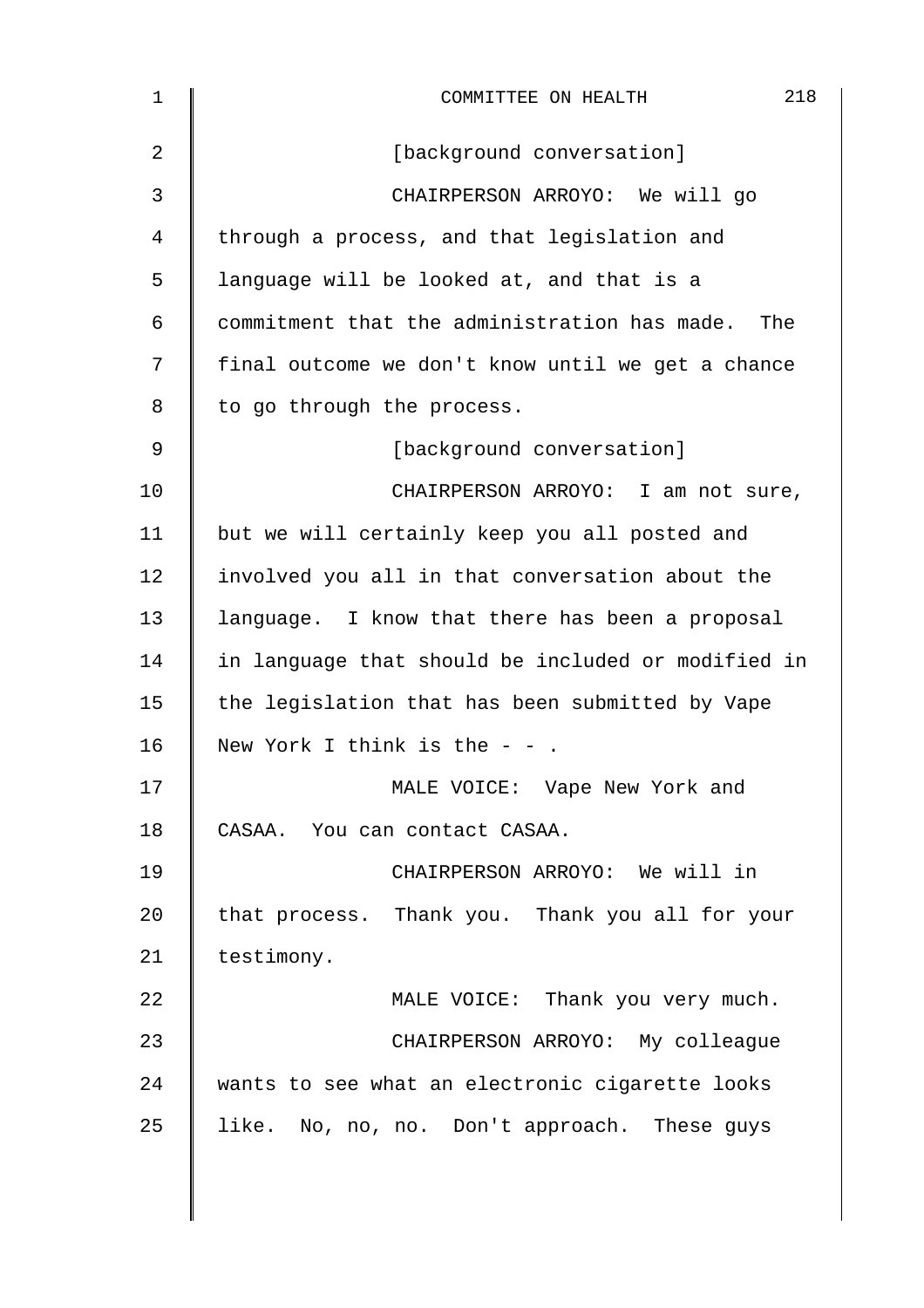[background conversation]

CHAIRPERSON ARROYO: We will go through a process, and that legislation and language will be looked at, and that is a commitment that the administration has made. The final outcome we don't know until we get a chance to go through the process.

[background conversation]

CHAIRPERSON ARROYO: I am not sure, but we will certainly keep you all posted and involved you all in that conversation about the language. I know that there has been a proposal in language that should be included or modified in the legislation that has been submitted by Vape New York I think is the - - .

MALE VOICE: Vape New York and CASAA. You can contact CASAA.

CHAIRPERSON ARROYO: We will in that process. Thank you. Thank you all for your testimony.

MALE VOICE: Thank you very much.

CHAIRPERSON ARROYO: My colleague wants to see what an electronic cigarette looks like. No, no, no. Don't approach. These guys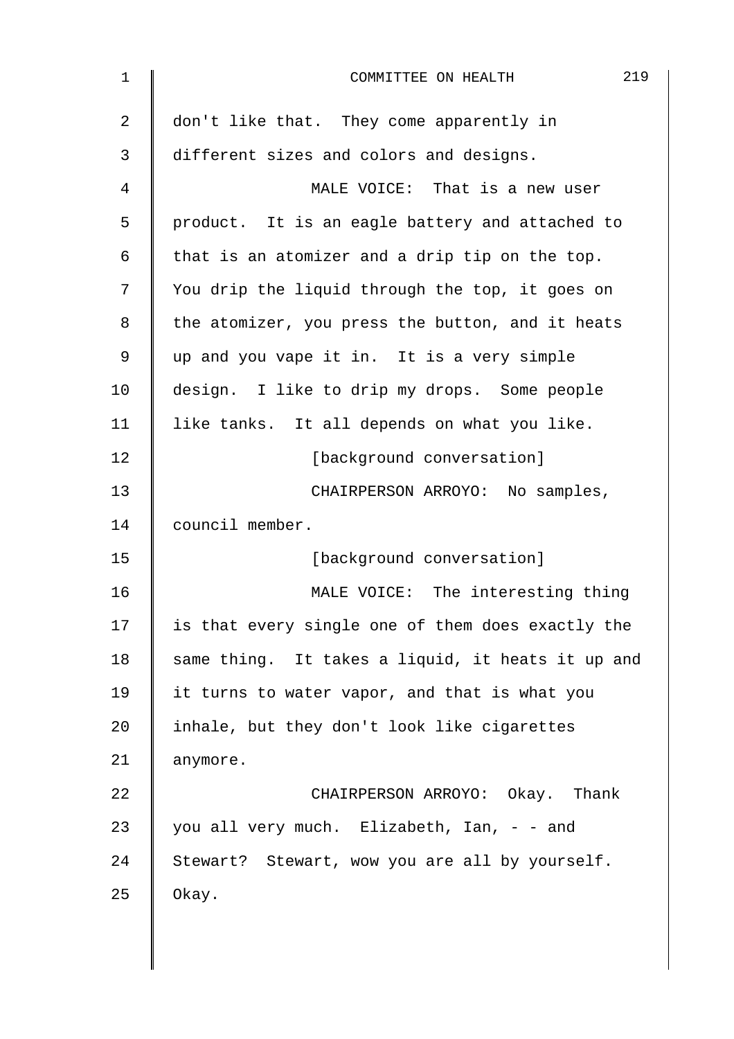don't like that. They come apparently in different sizes and colors and designs.

MALE VOICE: That is a new user product. It is an eagle battery and attached to that is an atomizer and a drip tip on the top. You drip the liquid through the top, it goes on the atomizer, you press the button, and it heats up and you vape it in. It is a very simple design. I like to drip my drops. Some people like tanks. It all depends on what you like.

[background conversation]

CHAIRPERSON ARROYO: No samples, council member.

[background conversation]

MALE VOICE: The interesting thing is that every single one of them does exactly the same thing. It takes a liquid, it heats it up and it turns to water vapor, and that is what you inhale, but they don't look like cigarettes anymore.

CHAIRPERSON ARROYO: Okay. Thank you all very much. Elizabeth, Ian, - - and Stewart? Stewart, wow you are all by yourself. Okay.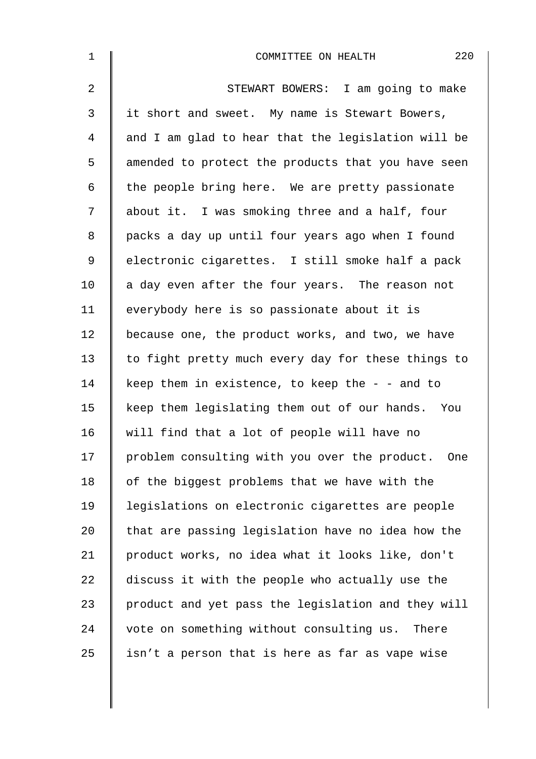STEWART BOWERS: I am going to make it short and sweet. My name is Stewart Bowers, and I am glad to hear that the legislation will be amended to protect the products that you have seen the people bring here. We are pretty passionate about it. I was smoking three and a half, four packs a day up until four years ago when I found electronic cigarettes. I still smoke half a pack a day even after the four years. The reason not everybody here is so passionate about it is because one, the product works, and two, we have to fight pretty much every day for these things to keep them in existence, to keep the - - and to keep them legislating them out of our hands. You will find that a lot of people will have no problem consulting with you over the product. One of the biggest problems that we have with the legislations on electronic cigarettes are people that are passing legislation have no idea how the product works, no idea what it looks like, don't discuss it with the people who actually use the product and yet pass the legislation and they will vote on something without consulting us. There isn't a person that is here as far as vape wise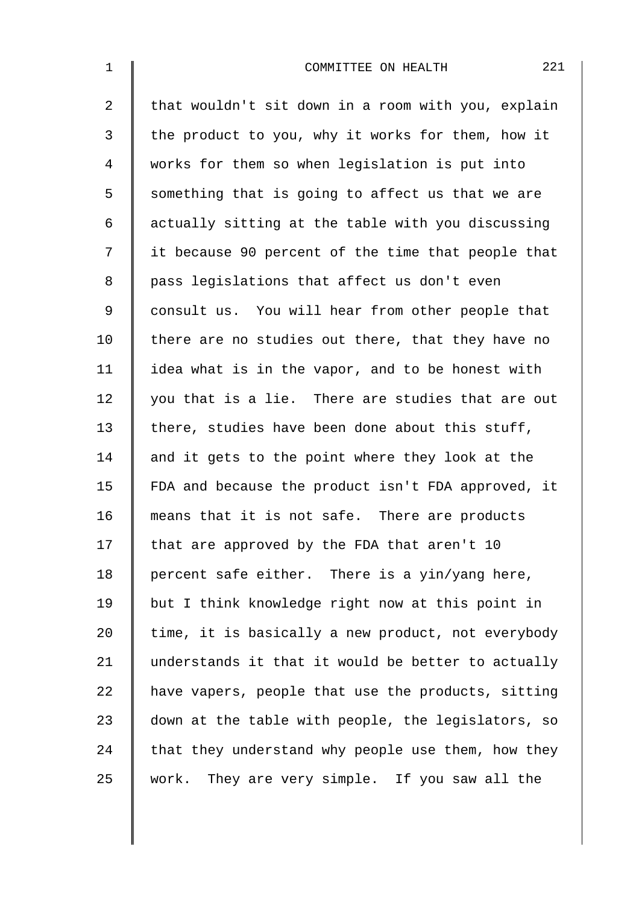that wouldn't sit down in a room with you, explain the product to you, why it works for them, how it works for them so when legislation is put into something that is going to affect us that we are actually sitting at the table with you discussing it because 90 percent of the time that people that pass legislations that affect us don't even consult us. You will hear from other people that there are no studies out there, that they have no idea what is in the vapor, and to be honest with you that is a lie. There are studies that are out there, studies have been done about this stuff, and it gets to the point where they look at the FDA and because the product isn't FDA approved, it means that it is not safe. There are products that are approved by the FDA that aren't 10 percent safe either. There is a yin/yang here, but I think knowledge right now at this point in time, it is basically a new product, not everybody understands it that it would be better to actually have vapers, people that use the products, sitting down at the table with people, the legislators, so that they understand why people use them, how they work. They are very simple. If you saw all the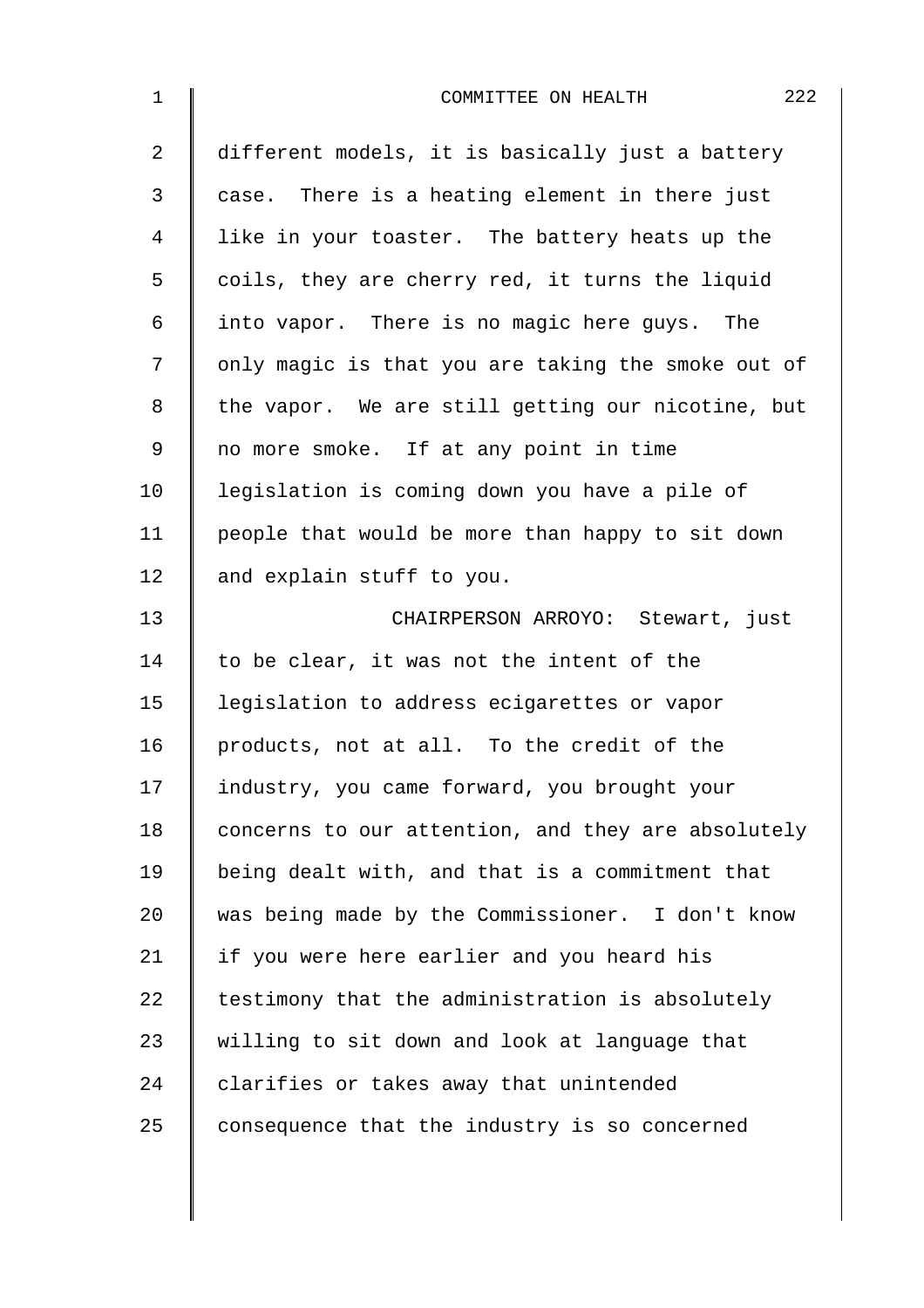different models, it is basically just a battery case. There is a heating element in there just like in your toaster. The battery heats up the coils, they are cherry red, it turns the liquid into vapor. There is no magic here guys. The only magic is that you are taking the smoke out of the vapor. We are still getting our nicotine, but no more smoke. If at any point in time legislation is coming down you have a pile of people that would be more than happy to sit down and explain stuff to you.

CHAIRPERSON ARROYO: Stewart, just to be clear, it was not the intent of the legislation to address ecigarettes or vapor products, not at all. To the credit of the industry, you came forward, you brought your concerns to our attention, and they are absolutely being dealt with, and that is a commitment that was being made by the Commissioner. I don't know if you were here earlier and you heard his testimony that the administration is absolutely willing to sit down and look at language that clarifies or takes away that unintended consequence that the industry is so concerned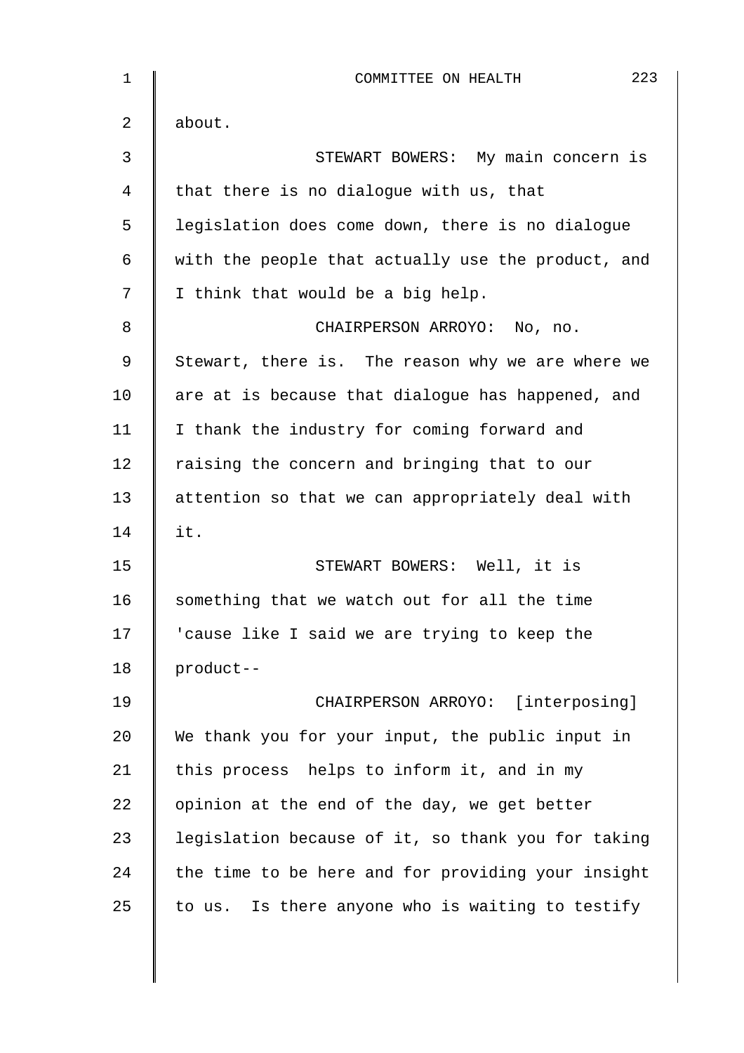about.

STEWART BOWERS: My main concern is that there is no dialogue with us, that legislation does come down, there is no dialogue with the people that actually use the product, and I think that would be a big help.

CHAIRPERSON ARROYO: No, no. Stewart, there is. The reason why we are where we are at is because that dialogue has happened, and I thank the industry for coming forward and raising the concern and bringing that to our attention so that we can appropriately deal with it.

STEWART BOWERS: Well, it is something that we watch out for all the time 'cause like I said we are trying to keep the product--

CHAIRPERSON ARROYO: [interposing] We thank you for your input, the public input in this process helps to inform it, and in my opinion at the end of the day, we get better legislation because of it, so thank you for taking the time to be here and for providing your insight to us. Is there anyone who is waiting to testify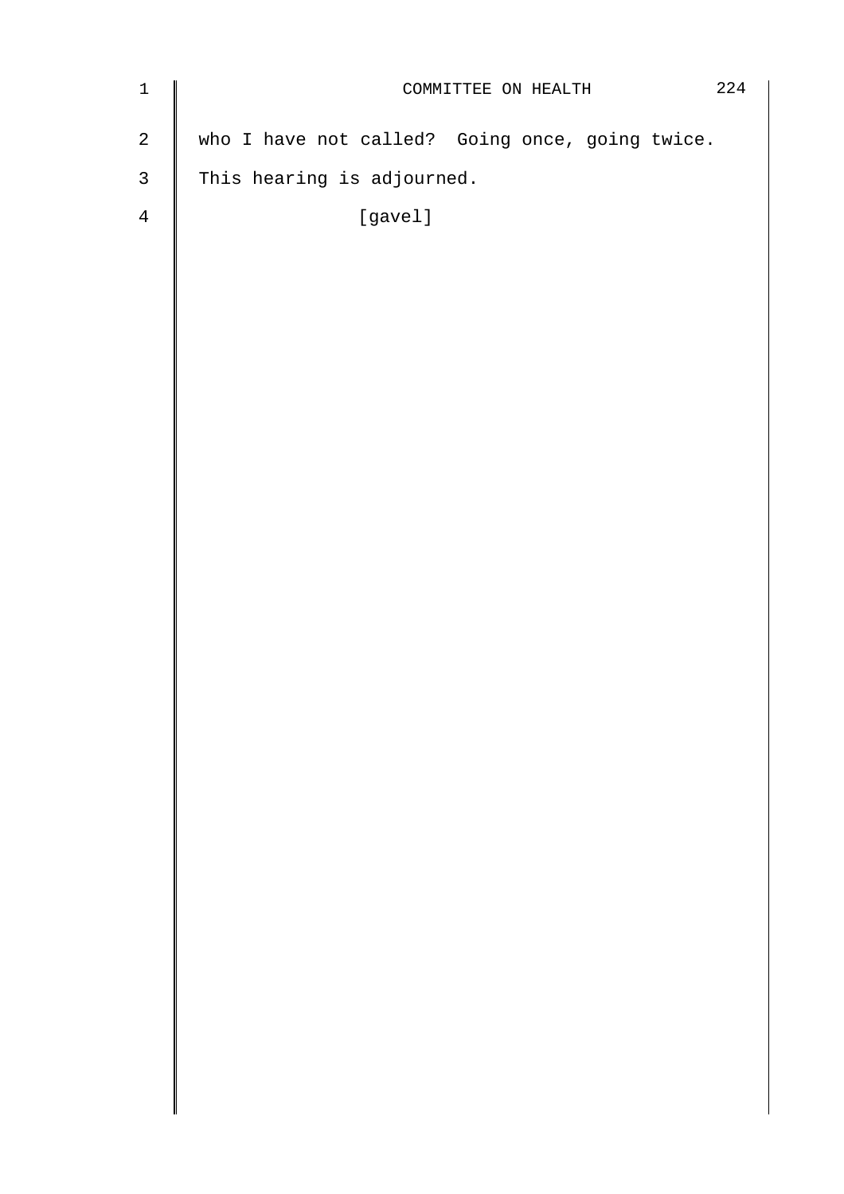who I have not called? Going once, going twice.

This hearing is adjourned.

[gavel]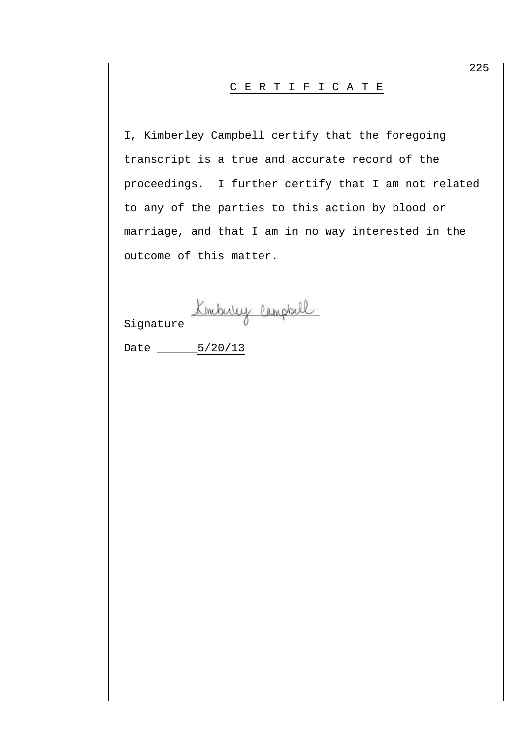# C E R T I F I C A T E

I, Kimberley Campbell certify that the foregoing transcript is a true and accurate record of the proceedings. I further certify that I am not related to any of the parties to this action by blood or marriage, and that I am in no way interested in the outcome of this matter.

Signature Kimberley Campbell

Date ______5/20/13